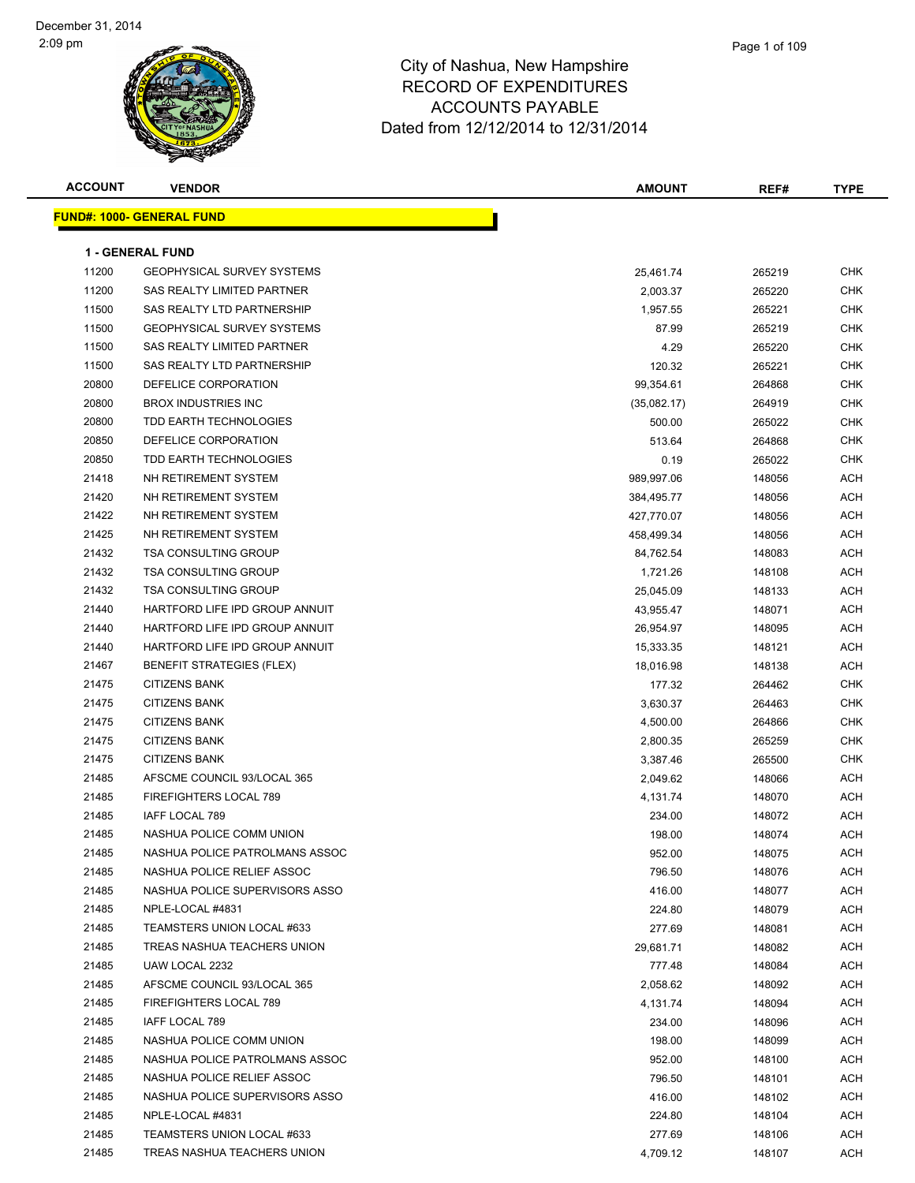# City of Nashua, New Hampshire
## RECORD OF EXPENDITURES
## ACCOUNTS PAYABLE
## Dated from 12/12/2014 to 12/31/2014

December 31, 2014
2:09 pm

| ACCOUNT | VENDOR | AMOUNT | REF# | TYPE |
|---|---|---|---|---|
| **FUND#: 1000- GENERAL FUND** | | | | |
| **1 - GENERAL FUND** | | | | |
| 11200 | GEOPHYSICAL SURVEY SYSTEMS | 25,461.74 | 265219 | CHK |
| 11200 | SAS REALTY LIMITED PARTNER | 2,003.37 | 265220 | CHK |
| 11500 | SAS REALTY LTD PARTNERSHIP | 1,957.55 | 265221 | CHK |
| 11500 | GEOPHYSICAL SURVEY SYSTEMS | 87.99 | 265219 | CHK |
| 11500 | SAS REALTY LIMITED PARTNER | 4.29 | 265220 | CHK |
| 11500 | SAS REALTY LTD PARTNERSHIP | 120.32 | 265221 | CHK |
| 20800 | DEFELICE CORPORATION | 99,354.61 | 264868 | CHK |
| 20800 | BROX INDUSTRIES INC | (35,082.17) | 264919 | CHK |
| 20800 | TDD EARTH TECHNOLOGIES | 500.00 | 265022 | CHK |
| 20850 | DEFELICE CORPORATION | 513.64 | 264868 | CHK |
| 20850 | TDD EARTH TECHNOLOGIES | 0.19 | 265022 | CHK |
| 21418 | NH RETIREMENT SYSTEM | 989,997.06 | 148056 | ACH |
| 21420 | NH RETIREMENT SYSTEM | 384,495.77 | 148056 | ACH |
| 21422 | NH RETIREMENT SYSTEM | 427,770.07 | 148056 | ACH |
| 21425 | NH RETIREMENT SYSTEM | 458,499.34 | 148056 | ACH |
| 21432 | TSA CONSULTING GROUP | 84,762.54 | 148083 | ACH |
| 21432 | TSA CONSULTING GROUP | 1,721.26 | 148108 | ACH |
| 21432 | TSA CONSULTING GROUP | 25,045.09 | 148133 | ACH |
| 21440 | HARTFORD LIFE IPD GROUP ANNUIT | 43,955.47 | 148071 | ACH |
| 21440 | HARTFORD LIFE IPD GROUP ANNUIT | 26,954.97 | 148095 | ACH |
| 21440 | HARTFORD LIFE IPD GROUP ANNUIT | 15,333.35 | 148121 | ACH |
| 21467 | BENEFIT STRATEGIES (FLEX) | 18,016.98 | 148138 | ACH |
| 21475 | CITIZENS BANK | 177.32 | 264462 | CHK |
| 21475 | CITIZENS BANK | 3,630.37 | 264463 | CHK |
| 21475 | CITIZENS BANK | 4,500.00 | 264866 | CHK |
| 21475 | CITIZENS BANK | 2,800.35 | 265259 | CHK |
| 21475 | CITIZENS BANK | 3,387.46 | 265500 | CHK |
| 21485 | AFSCME COUNCIL 93/LOCAL 365 | 2,049.62 | 148066 | ACH |
| 21485 | FIREFIGHTERS LOCAL 789 | 4,131.74 | 148070 | ACH |
| 21485 | IAFF LOCAL 789 | 234.00 | 148072 | ACH |
| 21485 | NASHUA POLICE COMM UNION | 198.00 | 148074 | ACH |
| 21485 | NASHUA POLICE PATROLMANS ASSOC | 952.00 | 148075 | ACH |
| 21485 | NASHUA POLICE RELIEF ASSOC | 796.50 | 148076 | ACH |
| 21485 | NASHUA POLICE SUPERVISORS ASSO | 416.00 | 148077 | ACH |
| 21485 | NPLE-LOCAL #4831 | 224.80 | 148079 | ACH |
| 21485 | TEAMSTERS UNION LOCAL #633 | 277.69 | 148081 | ACH |
| 21485 | TREAS NASHUA TEACHERS UNION | 29,681.71 | 148082 | ACH |
| 21485 | UAW LOCAL 2232 | 777.48 | 148084 | ACH |
| 21485 | AFSCME COUNCIL 93/LOCAL 365 | 2,058.62 | 148092 | ACH |
| 21485 | FIREFIGHTERS LOCAL 789 | 4,131.74 | 148094 | ACH |
| 21485 | IAFF LOCAL 789 | 234.00 | 148096 | ACH |
| 21485 | NASHUA POLICE COMM UNION | 198.00 | 148099 | ACH |
| 21485 | NASHUA POLICE PATROLMANS ASSOC | 952.00 | 148100 | ACH |
| 21485 | NASHUA POLICE RELIEF ASSOC | 796.50 | 148101 | ACH |
| 21485 | NASHUA POLICE SUPERVISORS ASSO | 416.00 | 148102 | ACH |
| 21485 | NPLE-LOCAL #4831 | 224.80 | 148104 | ACH |
| 21485 | TEAMSTERS UNION LOCAL #633 | 277.69 | 148106 | ACH |
| 21485 | TREAS NASHUA TEACHERS UNION | 4,709.12 | 148107 | ACH |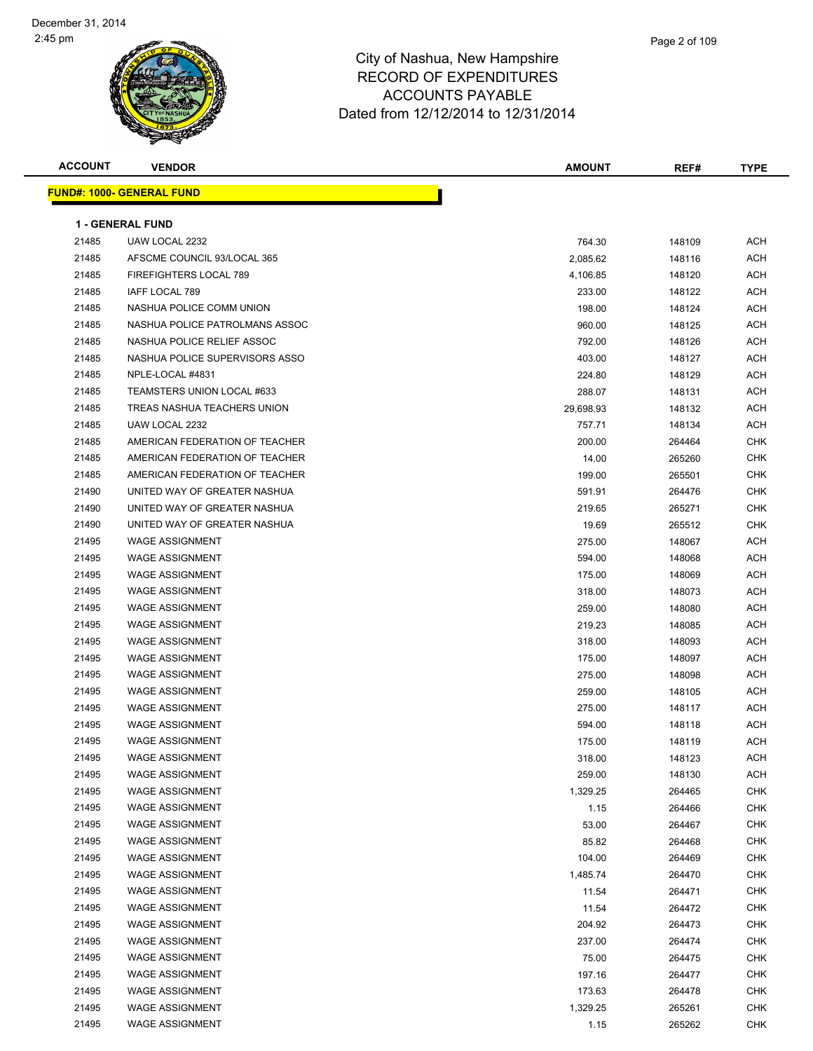City of Nashua, New Hampshire
RECORD OF EXPENDITURES
ACCOUNTS PAYABLE
Dated from 12/12/2014 to 12/31/2014

December 31, 2014
2:45 pm

**FUND#: 1000- GENERAL FUND**

**1 - GENERAL FUND**

| ACCOUNT | VENDOR | AMOUNT | REF# | TYPE |
|---|---|---|---|---|
| 21485 | UAW LOCAL 2232 | 764.30 | 148109 | ACH |
| 21485 | AFSCME COUNCIL 93/LOCAL 365 | 2,085.62 | 148116 | ACH |
| 21485 | FIREFIGHTERS LOCAL 789 | 4,106.85 | 148120 | ACH |
| 21485 | IAFF LOCAL 789 | 233.00 | 148122 | ACH |
| 21485 | NASHUA POLICE COMM UNION | 198.00 | 148124 | ACH |
| 21485 | NASHUA POLICE PATROLMANS ASSOC | 960.00 | 148125 | ACH |
| 21485 | NASHUA POLICE RELIEF ASSOC | 792.00 | 148126 | ACH |
| 21485 | NASHUA POLICE SUPERVISORS ASSO | 403.00 | 148127 | ACH |
| 21485 | NPLE-LOCAL #4831 | 224.80 | 148129 | ACH |
| 21485 | TEAMSTERS UNION LOCAL #633 | 288.07 | 148131 | ACH |
| 21485 | TREAS NASHUA TEACHERS UNION | 29,698.93 | 148132 | ACH |
| 21485 | UAW LOCAL 2232 | 757.71 | 148134 | ACH |
| 21485 | AMERICAN FEDERATION OF TEACHER | 200.00 | 264464 | CHK |
| 21485 | AMERICAN FEDERATION OF TEACHER | 14.00 | 265260 | CHK |
| 21485 | AMERICAN FEDERATION OF TEACHER | 199.00 | 265501 | CHK |
| 21490 | UNITED WAY OF GREATER NASHUA | 591.91 | 264476 | CHK |
| 21490 | UNITED WAY OF GREATER NASHUA | 219.65 | 265271 | CHK |
| 21490 | UNITED WAY OF GREATER NASHUA | 19.69 | 265512 | CHK |
| 21495 | WAGE ASSIGNMENT | 275.00 | 148067 | ACH |
| 21495 | WAGE ASSIGNMENT | 594.00 | 148068 | ACH |
| 21495 | WAGE ASSIGNMENT | 175.00 | 148069 | ACH |
| 21495 | WAGE ASSIGNMENT | 318.00 | 148073 | ACH |
| 21495 | WAGE ASSIGNMENT | 259.00 | 148080 | ACH |
| 21495 | WAGE ASSIGNMENT | 219.23 | 148085 | ACH |
| 21495 | WAGE ASSIGNMENT | 318.00 | 148093 | ACH |
| 21495 | WAGE ASSIGNMENT | 175.00 | 148097 | ACH |
| 21495 | WAGE ASSIGNMENT | 275.00 | 148098 | ACH |
| 21495 | WAGE ASSIGNMENT | 259.00 | 148105 | ACH |
| 21495 | WAGE ASSIGNMENT | 275.00 | 148117 | ACH |
| 21495 | WAGE ASSIGNMENT | 594.00 | 148118 | ACH |
| 21495 | WAGE ASSIGNMENT | 175.00 | 148119 | ACH |
| 21495 | WAGE ASSIGNMENT | 318.00 | 148123 | ACH |
| 21495 | WAGE ASSIGNMENT | 259.00 | 148130 | ACH |
| 21495 | WAGE ASSIGNMENT | 1,329.25 | 264465 | CHK |
| 21495 | WAGE ASSIGNMENT | 1.15 | 264466 | CHK |
| 21495 | WAGE ASSIGNMENT | 53.00 | 264467 | CHK |
| 21495 | WAGE ASSIGNMENT | 85.82 | 264468 | CHK |
| 21495 | WAGE ASSIGNMENT | 104.00 | 264469 | CHK |
| 21495 | WAGE ASSIGNMENT | 1,485.74 | 264470 | CHK |
| 21495 | WAGE ASSIGNMENT | 11.54 | 264471 | CHK |
| 21495 | WAGE ASSIGNMENT | 11.54 | 264472 | CHK |
| 21495 | WAGE ASSIGNMENT | 204.92 | 264473 | CHK |
| 21495 | WAGE ASSIGNMENT | 237.00 | 264474 | CHK |
| 21495 | WAGE ASSIGNMENT | 75.00 | 264475 | CHK |
| 21495 | WAGE ASSIGNMENT | 197.16 | 264477 | CHK |
| 21495 | WAGE ASSIGNMENT | 173.63 | 264478 | CHK |
| 21495 | WAGE ASSIGNMENT | 1,329.25 | 265261 | CHK |
| 21495 | WAGE ASSIGNMENT | 1.15 | 265262 | CHK |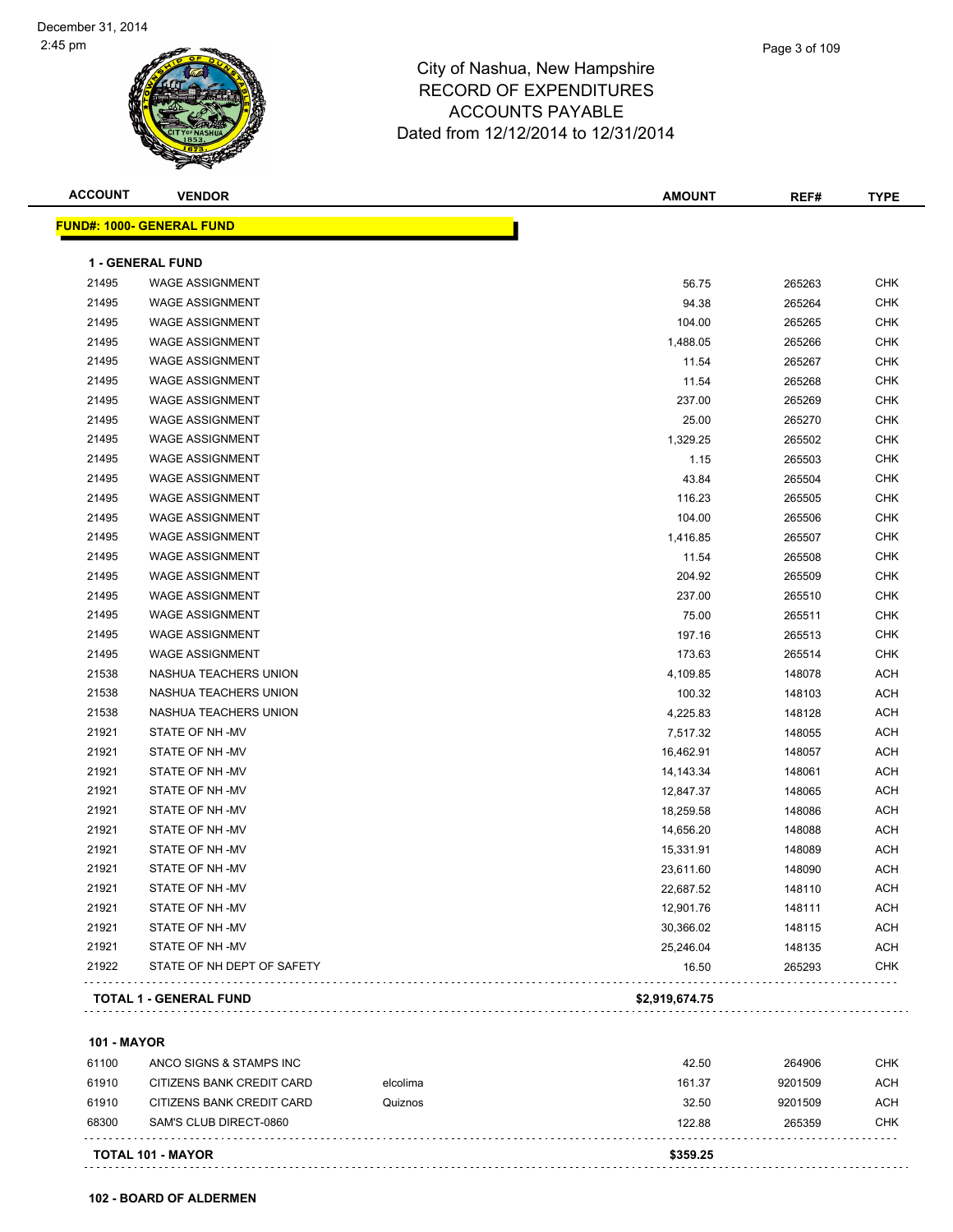December 31, 2014
2:45 pm

City of Nashua, New Hampshire
RECORD OF EXPENDITURES
ACCOUNTS PAYABLE
Dated from 12/12/2014 to 12/31/2014

| ACCOUNT | VENDOR | | AMOUNT | REF# | TYPE |
|---|---|---|---|---|---|
| **FUND#: 1000- GENERAL FUND** | | | | | |
| **1 - GENERAL FUND** | | | | | |
| 21495 | WAGE ASSIGNMENT | | 56.75 | 265263 | CHK |
| 21495 | WAGE ASSIGNMENT | | 94.38 | 265264 | CHK |
| 21495 | WAGE ASSIGNMENT | | 104.00 | 265265 | CHK |
| 21495 | WAGE ASSIGNMENT | | 1,488.05 | 265266 | CHK |
| 21495 | WAGE ASSIGNMENT | | 11.54 | 265267 | CHK |
| 21495 | WAGE ASSIGNMENT | | 11.54 | 265268 | CHK |
| 21495 | WAGE ASSIGNMENT | | 237.00 | 265269 | CHK |
| 21495 | WAGE ASSIGNMENT | | 25.00 | 265270 | CHK |
| 21495 | WAGE ASSIGNMENT | | 1,329.25 | 265502 | CHK |
| 21495 | WAGE ASSIGNMENT | | 1.15 | 265503 | CHK |
| 21495 | WAGE ASSIGNMENT | | 43.84 | 265504 | CHK |
| 21495 | WAGE ASSIGNMENT | | 116.23 | 265505 | CHK |
| 21495 | WAGE ASSIGNMENT | | 104.00 | 265506 | CHK |
| 21495 | WAGE ASSIGNMENT | | 1,416.85 | 265507 | CHK |
| 21495 | WAGE ASSIGNMENT | | 11.54 | 265508 | CHK |
| 21495 | WAGE ASSIGNMENT | | 204.92 | 265509 | CHK |
| 21495 | WAGE ASSIGNMENT | | 237.00 | 265510 | CHK |
| 21495 | WAGE ASSIGNMENT | | 75.00 | 265511 | CHK |
| 21495 | WAGE ASSIGNMENT | | 197.16 | 265513 | CHK |
| 21495 | WAGE ASSIGNMENT | | 173.63 | 265514 | CHK |
| 21538 | NASHUA TEACHERS UNION | | 4,109.85 | 148078 | ACH |
| 21538 | NASHUA TEACHERS UNION | | 100.32 | 148103 | ACH |
| 21538 | NASHUA TEACHERS UNION | | 4,225.83 | 148128 | ACH |
| 21921 | STATE OF NH -MV | | 7,517.32 | 148055 | ACH |
| 21921 | STATE OF NH -MV | | 16,462.91 | 148057 | ACH |
| 21921 | STATE OF NH -MV | | 14,143.34 | 148061 | ACH |
| 21921 | STATE OF NH -MV | | 12,847.37 | 148065 | ACH |
| 21921 | STATE OF NH -MV | | 18,259.58 | 148086 | ACH |
| 21921 | STATE OF NH -MV | | 14,656.20 | 148088 | ACH |
| 21921 | STATE OF NH -MV | | 15,331.91 | 148089 | ACH |
| 21921 | STATE OF NH -MV | | 23,611.60 | 148090 | ACH |
| 21921 | STATE OF NH -MV | | 22,687.52 | 148110 | ACH |
| 21921 | STATE OF NH -MV | | 12,901.76 | 148111 | ACH |
| 21921 | STATE OF NH -MV | | 30,366.02 | 148115 | ACH |
| 21921 | STATE OF NH -MV | | 25,246.04 | 148135 | ACH |
| 21922 | STATE OF NH DEPT OF SAFETY | | 16.50 | 265293 | CHK |
| **TOTAL 1 - GENERAL FUND** | | | **$2,919,674.75** | | |
| **101 - MAYOR** | | | | | |
| 61100 | ANCO SIGNS & STAMPS INC | | 42.50 | 264906 | CHK |
| 61910 | CITIZENS BANK CREDIT CARD | elcolima | 161.37 | 9201509 | ACH |
| 61910 | CITIZENS BANK CREDIT CARD | Quiznos | 32.50 | 9201509 | ACH |
| 68300 | SAM'S CLUB DIRECT-0860 | | 122.88 | 265359 | CHK |
| **TOTAL 101 - MAYOR** | | | **$359.25** | | |

**102 - BOARD OF ALDERMEN**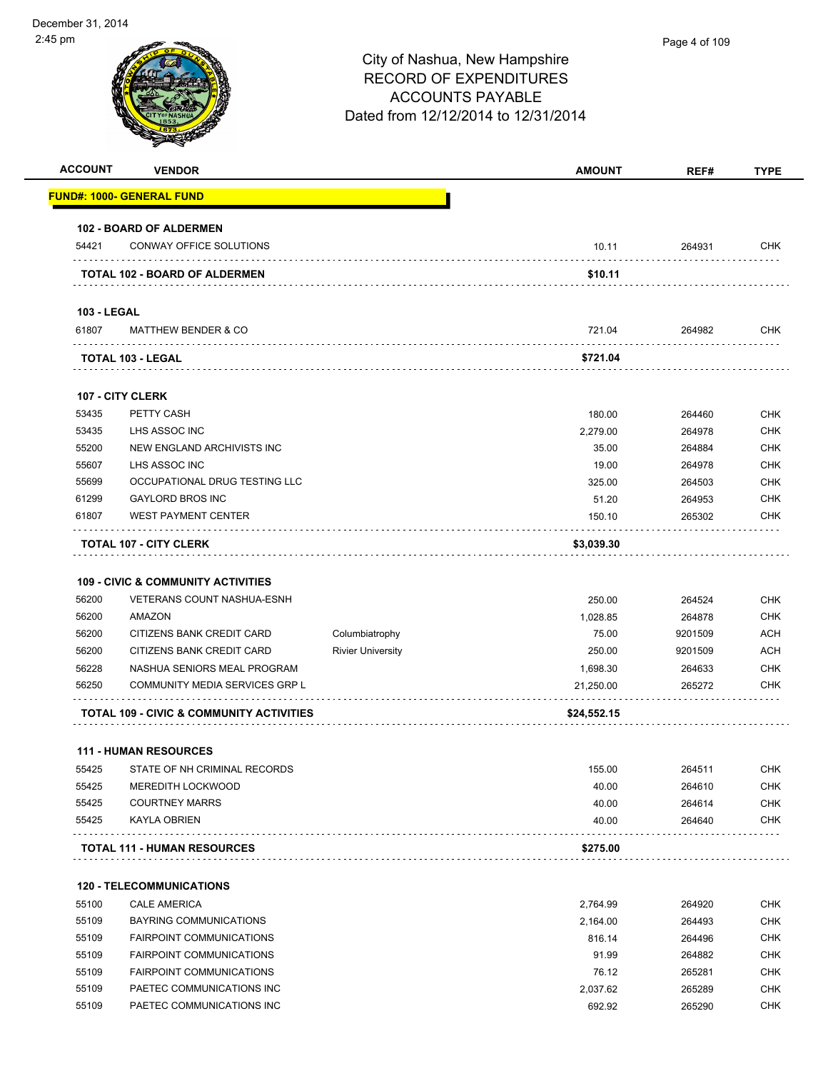City of Nashua, New Hampshire
RECORD OF EXPENDITURES
ACCOUNTS PAYABLE
Dated from 12/12/2014 to 12/31/2014

December 31, 2014
2:45 pm

| ACCOUNT | VENDOR | | AMOUNT | REF# | TYPE |
|---|---|---|---|---|---|
| **FUND#: 1000- GENERAL FUND** | | | | | |
| **102 - BOARD OF ALDERMEN** | | | | | |
| 54421 | CONWAY OFFICE SOLUTIONS | | 10.11 | 264931 | CHK |
| | **TOTAL 102 - BOARD OF ALDERMEN** | | **$10.11** | | |
| **103 - LEGAL** | | | | | |
| 61807 | MATTHEW BENDER & CO | | 721.04 | 264982 | CHK |
| | **TOTAL 103 - LEGAL** | | **$721.04** | | |
| **107 - CITY CLERK** | | | | | |
| 53435 | PETTY CASH | | 180.00 | 264460 | CHK |
| 53435 | LHS ASSOC INC | | 2,279.00 | 264978 | CHK |
| 55200 | NEW ENGLAND ARCHIVISTS INC | | 35.00 | 264884 | CHK |
| 55607 | LHS ASSOC INC | | 19.00 | 264978 | CHK |
| 55699 | OCCUPATIONAL DRUG TESTING LLC | | 325.00 | 264503 | CHK |
| 61299 | GAYLORD BROS INC | | 51.20 | 264953 | CHK |
| 61807 | WEST PAYMENT CENTER | | 150.10 | 265302 | CHK |
| | **TOTAL 107 - CITY CLERK** | | **$3,039.30** | | |
| **109 - CIVIC & COMMUNITY ACTIVITIES** | | | | | |
| 56200 | VETERANS COUNT NASHUA-ESNH | | 250.00 | 264524 | CHK |
| 56200 | AMAZON | | 1,028.85 | 264878 | CHK |
| 56200 | CITIZENS BANK CREDIT CARD | Columbiatrophy | 75.00 | 9201509 | ACH |
| 56200 | CITIZENS BANK CREDIT CARD | Rivier University | 250.00 | 9201509 | ACH |
| 56228 | NASHUA SENIORS MEAL PROGRAM | | 1,698.30 | 264633 | CHK |
| 56250 | COMMUNITY MEDIA SERVICES GRP L | | 21,250.00 | 265272 | CHK |
| | **TOTAL 109 - CIVIC & COMMUNITY ACTIVITIES** | | **$24,552.15** | | |
| **111 - HUMAN RESOURCES** | | | | | |
| 55425 | STATE OF NH CRIMINAL RECORDS | | 155.00 | 264511 | CHK |
| 55425 | MEREDITH LOCKWOOD | | 40.00 | 264610 | CHK |
| 55425 | COURTNEY MARRS | | 40.00 | 264614 | CHK |
| 55425 | KAYLA OBRIEN | | 40.00 | 264640 | CHK |
| | **TOTAL 111 - HUMAN RESOURCES** | | **$275.00** | | |
| **120 - TELECOMMUNICATIONS** | | | | | |
| 55100 | CALE AMERICA | | 2,764.99 | 264920 | CHK |
| 55109 | BAYRING COMMUNICATIONS | | 2,164.00 | 264493 | CHK |
| 55109 | FAIRPOINT COMMUNICATIONS | | 816.14 | 264496 | CHK |
| 55109 | FAIRPOINT COMMUNICATIONS | | 91.99 | 264882 | CHK |
| 55109 | FAIRPOINT COMMUNICATIONS | | 76.12 | 265281 | CHK |
| 55109 | PAETEC COMMUNICATIONS INC | | 2,037.62 | 265289 | CHK |
| 55109 | PAETEC COMMUNICATIONS INC | | 692.92 | 265290 | CHK |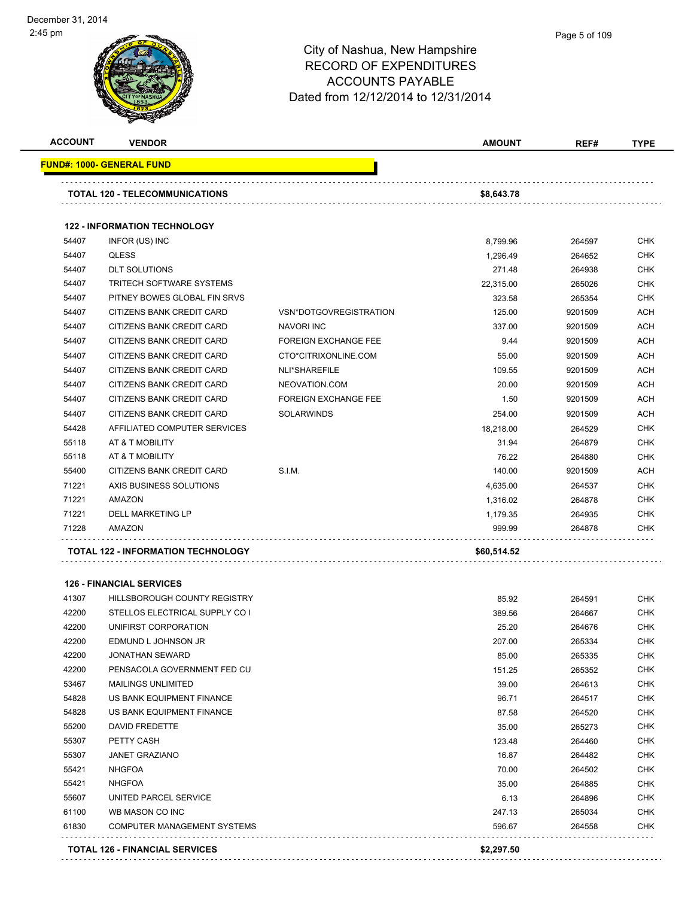City of Nashua, New Hampshire
RECORD OF EXPENDITURES
ACCOUNTS PAYABLE
Dated from 12/12/2014 to 12/31/2014

| ACCOUNT | VENDOR | | AMOUNT | REF# | TYPE |
|---|---|---|---|---|---|
| **FUND#: 1000- GENERAL FUND** | | | | | |
| **TOTAL 120 - TELECOMMUNICATIONS** | | | **$8,643.78** | | |
| **122 - INFORMATION TECHNOLOGY** | | | | | |
| 54407 | INFOR (US) INC | | 8,799.96 | 264597 | CHK |
| 54407 | QLESS | | 1,296.49 | 264652 | CHK |
| 54407 | DLT SOLUTIONS | | 271.48 | 264938 | CHK |
| 54407 | TRITECH SOFTWARE SYSTEMS | | 22,315.00 | 265026 | CHK |
| 54407 | PITNEY BOWES GLOBAL FIN SRVS | | 323.58 | 265354 | CHK |
| 54407 | CITIZENS BANK CREDIT CARD | VSN*DOTGOVREGISTRATION | 125.00 | 9201509 | ACH |
| 54407 | CITIZENS BANK CREDIT CARD | NAVORI INC | 337.00 | 9201509 | ACH |
| 54407 | CITIZENS BANK CREDIT CARD | FOREIGN EXCHANGE FEE | 9.44 | 9201509 | ACH |
| 54407 | CITIZENS BANK CREDIT CARD | CTO*CITRIXONLINE.COM | 55.00 | 9201509 | ACH |
| 54407 | CITIZENS BANK CREDIT CARD | NLI*SHAREFILE | 109.55 | 9201509 | ACH |
| 54407 | CITIZENS BANK CREDIT CARD | NEOVATION.COM | 20.00 | 9201509 | ACH |
| 54407 | CITIZENS BANK CREDIT CARD | FOREIGN EXCHANGE FEE | 1.50 | 9201509 | ACH |
| 54407 | CITIZENS BANK CREDIT CARD | SOLARWINDS | 254.00 | 9201509 | ACH |
| 54428 | AFFILIATED COMPUTER SERVICES | | 18,218.00 | 264529 | CHK |
| 55118 | AT & T MOBILITY | | 31.94 | 264879 | CHK |
| 55118 | AT & T MOBILITY | | 76.22 | 264880 | CHK |
| 55400 | CITIZENS BANK CREDIT CARD | S.I.M. | 140.00 | 9201509 | ACH |
| 71221 | AXIS BUSINESS SOLUTIONS | | 4,635.00 | 264537 | CHK |
| 71221 | AMAZON | | 1,316.02 | 264878 | CHK |
| 71221 | DELL MARKETING LP | | 1,179.35 | 264935 | CHK |
| 71228 | AMAZON | | 999.99 | 264878 | CHK |
| **TOTAL 122 - INFORMATION TECHNOLOGY** | | | **$60,514.52** | | |
| **126 - FINANCIAL SERVICES** | | | | | |
| 41307 | HILLSBOROUGH COUNTY REGISTRY | | 85.92 | 264591 | CHK |
| 42200 | STELLOS ELECTRICAL SUPPLY CO I | | 389.56 | 264667 | CHK |
| 42200 | UNIFIRST CORPORATION | | 25.20 | 264676 | CHK |
| 42200 | EDMUND L JOHNSON JR | | 207.00 | 265334 | CHK |
| 42200 | JONATHAN SEWARD | | 85.00 | 265335 | CHK |
| 42200 | PENSACOLA GOVERNMENT FED CU | | 151.25 | 265352 | CHK |
| 53467 | MAILINGS UNLIMITED | | 39.00 | 264613 | CHK |
| 54828 | US BANK EQUIPMENT FINANCE | | 96.71 | 264517 | CHK |
| 54828 | US BANK EQUIPMENT FINANCE | | 87.58 | 264520 | CHK |
| 55200 | DAVID FREDETTE | | 35.00 | 265273 | CHK |
| 55307 | PETTY CASH | | 123.48 | 264460 | CHK |
| 55307 | JANET GRAZIANO | | 16.87 | 264482 | CHK |
| 55421 | NHGFOA | | 70.00 | 264502 | CHK |
| 55421 | NHGFOA | | 35.00 | 264885 | CHK |
| 55607 | UNITED PARCEL SERVICE | | 6.13 | 264896 | CHK |
| 61100 | WB MASON CO INC | | 247.13 | 265034 | CHK |
| 61830 | COMPUTER MANAGEMENT SYSTEMS | | 596.67 | 264558 | CHK |
| **TOTAL 126 - FINANCIAL SERVICES** | | | **$2,297.50** | | |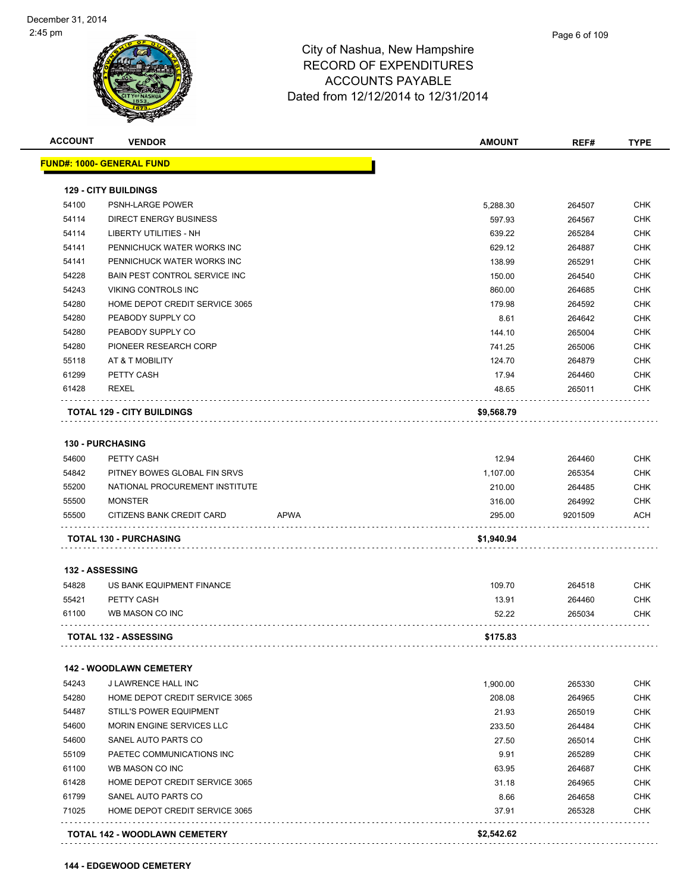City of Nashua, New Hampshire
RECORD OF EXPENDITURES
ACCOUNTS PAYABLE
Dated from 12/12/2014 to 12/31/2014

| ACCOUNT | VENDOR | | AMOUNT | REF# | TYPE |
|---|---|---|---|---|---|
| **FUND#: 1000- GENERAL FUND** | | | | | |
| **129 - CITY BUILDINGS** | | | | | |
| 54100 | PSNH-LARGE POWER | | 5,288.30 | 264507 | CHK |
| 54114 | DIRECT ENERGY BUSINESS | | 597.93 | 264567 | CHK |
| 54114 | LIBERTY UTILITIES - NH | | 639.22 | 265284 | CHK |
| 54141 | PENNICHUCK WATER WORKS INC | | 629.12 | 264887 | CHK |
| 54141 | PENNICHUCK WATER WORKS INC | | 138.99 | 265291 | CHK |
| 54228 | BAIN PEST CONTROL SERVICE INC | | 150.00 | 264540 | CHK |
| 54243 | VIKING CONTROLS INC | | 860.00 | 264685 | CHK |
| 54280 | HOME DEPOT CREDIT SERVICE 3065 | | 179.98 | 264592 | CHK |
| 54280 | PEABODY SUPPLY CO | | 8.61 | 264642 | CHK |
| 54280 | PEABODY SUPPLY CO | | 144.10 | 265004 | CHK |
| 54280 | PIONEER RESEARCH CORP | | 741.25 | 265006 | CHK |
| 55118 | AT & T MOBILITY | | 124.70 | 264879 | CHK |
| 61299 | PETTY CASH | | 17.94 | 264460 | CHK |
| 61428 | REXEL | | 48.65 | 265011 | CHK |
| **TOTAL 129 - CITY BUILDINGS** | | | **$9,568.79** | | |
| **130 - PURCHASING** | | | | | |
| 54600 | PETTY CASH | | 12.94 | 264460 | CHK |
| 54842 | PITNEY BOWES GLOBAL FIN SRVS | | 1,107.00 | 265354 | CHK |
| 55200 | NATIONAL PROCUREMENT INSTITUTE | | 210.00 | 264485 | CHK |
| 55500 | MONSTER | | 316.00 | 264992 | CHK |
| 55500 | CITIZENS BANK CREDIT CARD | APWA | 295.00 | 9201509 | ACH |
| **TOTAL 130 - PURCHASING** | | | **$1,940.94** | | |
| **132 - ASSESSING** | | | | | |
| 54828 | US BANK EQUIPMENT FINANCE | | 109.70 | 264518 | CHK |
| 55421 | PETTY CASH | | 13.91 | 264460 | CHK |
| 61100 | WB MASON CO INC | | 52.22 | 265034 | CHK |
| **TOTAL 132 - ASSESSING** | | | **$175.83** | | |
| **142 - WOODLAWN CEMETERY** | | | | | |
| 54243 | J LAWRENCE HALL INC | | 1,900.00 | 265330 | CHK |
| 54280 | HOME DEPOT CREDIT SERVICE 3065 | | 208.08 | 264965 | CHK |
| 54487 | STILL'S POWER EQUIPMENT | | 21.93 | 265019 | CHK |
| 54600 | MORIN ENGINE SERVICES LLC | | 233.50 | 264484 | CHK |
| 54600 | SANEL AUTO PARTS CO | | 27.50 | 265014 | CHK |
| 55109 | PAETEC COMMUNICATIONS INC | | 9.91 | 265289 | CHK |
| 61100 | WB MASON CO INC | | 63.95 | 264687 | CHK |
| 61428 | HOME DEPOT CREDIT SERVICE 3065 | | 31.18 | 264965 | CHK |
| 61799 | SANEL AUTO PARTS CO | | 8.66 | 264658 | CHK |
| 71025 | HOME DEPOT CREDIT SERVICE 3065 | | 37.91 | 265328 | CHK |
| **TOTAL 142 - WOODLAWN CEMETERY** | | | **$2,542.62** | | |

**144 - EDGEWOOD CEMETERY**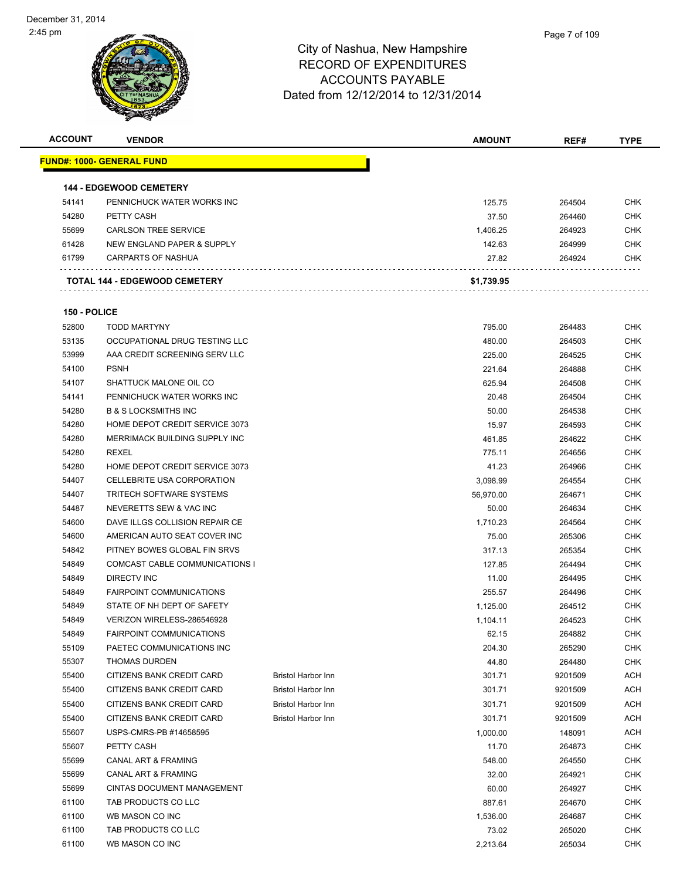December 31, 2014
2:45 pm

# City of Nashua, New Hampshire
# RECORD OF EXPENDITURES
# ACCOUNTS PAYABLE
# Dated from 12/12/2014 to 12/31/2014

| ACCOUNT | VENDOR | | AMOUNT | REF# | TYPE |
|---|---|---|---|---|---|
| **FUND#: 1000- GENERAL FUND** | | | | | |
| **144 - EDGEWOOD CEMETERY** | | | | | |
| 54141 | PENNICHUCK WATER WORKS INC | | 125.75 | 264504 | CHK |
| 54280 | PETTY CASH | | 37.50 | 264460 | CHK |
| 55699 | CARLSON TREE SERVICE | | 1,406.25 | 264923 | CHK |
| 61428 | NEW ENGLAND PAPER & SUPPLY | | 142.63 | 264999 | CHK |
| 61799 | CARPARTS OF NASHUA | | 27.82 | 264924 | CHK |
| **TOTAL 144 - EDGEWOOD CEMETERY** | | | **$1,739.95** | | |
| **150 - POLICE** | | | | | |
| 52800 | TODD MARTYNY | | 795.00 | 264483 | CHK |
| 53135 | OCCUPATIONAL DRUG TESTING LLC | | 480.00 | 264503 | CHK |
| 53999 | AAA CREDIT SCREENING SERV LLC | | 225.00 | 264525 | CHK |
| 54100 | PSNH | | 221.64 | 264888 | CHK |
| 54107 | SHATTUCK MALONE OIL CO | | 625.94 | 264508 | CHK |
| 54141 | PENNICHUCK WATER WORKS INC | | 20.48 | 264504 | CHK |
| 54280 | B & S LOCKSMITHS INC | | 50.00 | 264538 | CHK |
| 54280 | HOME DEPOT CREDIT SERVICE 3073 | | 15.97 | 264593 | CHK |
| 54280 | MERRIMACK BUILDING SUPPLY INC | | 461.85 | 264622 | CHK |
| 54280 | REXEL | | 775.11 | 264656 | CHK |
| 54280 | HOME DEPOT CREDIT SERVICE 3073 | | 41.23 | 264966 | CHK |
| 54407 | CELLEBRITE USA CORPORATION | | 3,098.99 | 264554 | CHK |
| 54407 | TRITECH SOFTWARE SYSTEMS | | 56,970.00 | 264671 | CHK |
| 54487 | NEVERETTS SEW & VAC INC | | 50.00 | 264634 | CHK |
| 54600 | DAVE ILLGS COLLISION REPAIR CE | | 1,710.23 | 264564 | CHK |
| 54600 | AMERICAN AUTO SEAT COVER INC | | 75.00 | 265306 | CHK |
| 54842 | PITNEY BOWES GLOBAL FIN SRVS | | 317.13 | 265354 | CHK |
| 54849 | COMCAST CABLE COMMUNICATIONS I | | 127.85 | 264494 | CHK |
| 54849 | DIRECTV INC | | 11.00 | 264495 | CHK |
| 54849 | FAIRPOINT COMMUNICATIONS | | 255.57 | 264496 | CHK |
| 54849 | STATE OF NH DEPT OF SAFETY | | 1,125.00 | 264512 | CHK |
| 54849 | VERIZON WIRELESS-286546928 | | 1,104.11 | 264523 | CHK |
| 54849 | FAIRPOINT COMMUNICATIONS | | 62.15 | 264882 | CHK |
| 55109 | PAETEC COMMUNICATIONS INC | | 204.30 | 265290 | CHK |
| 55307 | THOMAS DURDEN | | 44.80 | 264480 | CHK |
| 55400 | CITIZENS BANK CREDIT CARD | Bristol Harbor Inn | 301.71 | 9201509 | ACH |
| 55400 | CITIZENS BANK CREDIT CARD | Bristol Harbor Inn | 301.71 | 9201509 | ACH |
| 55400 | CITIZENS BANK CREDIT CARD | Bristol Harbor Inn | 301.71 | 9201509 | ACH |
| 55400 | CITIZENS BANK CREDIT CARD | Bristol Harbor Inn | 301.71 | 9201509 | ACH |
| 55607 | USPS-CMRS-PB #14658595 | | 1,000.00 | 148091 | ACH |
| 55607 | PETTY CASH | | 11.70 | 264873 | CHK |
| 55699 | CANAL ART & FRAMING | | 548.00 | 264550 | CHK |
| 55699 | CANAL ART & FRAMING | | 32.00 | 264921 | CHK |
| 55699 | CINTAS DOCUMENT MANAGEMENT | | 60.00 | 264927 | CHK |
| 61100 | TAB PRODUCTS CO LLC | | 887.61 | 264670 | CHK |
| 61100 | WB MASON CO INC | | 1,536.00 | 264687 | CHK |
| 61100 | TAB PRODUCTS CO LLC | | 73.02 | 265020 | CHK |
| 61100 | WB MASON CO INC | | 2,213.64 | 265034 | CHK |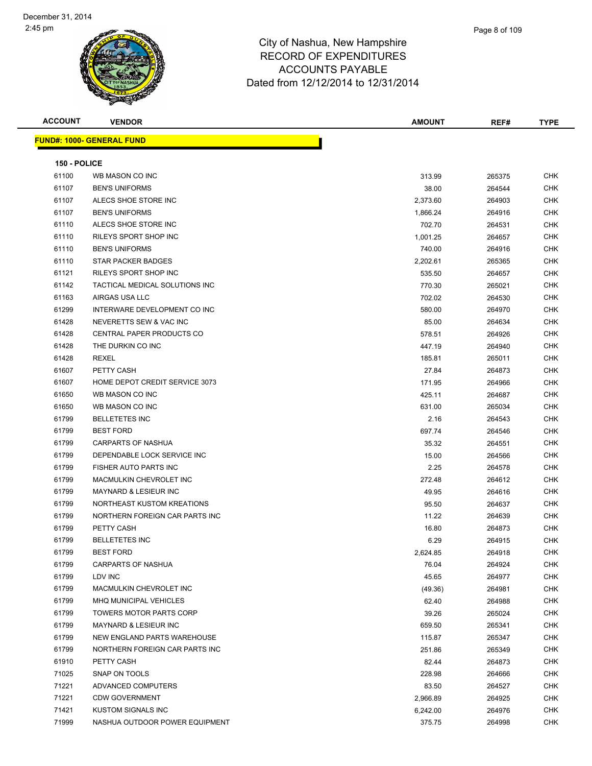December 31, 2014
2:45 pm

# City of Nashua, New Hampshire
# RECORD OF EXPENDITURES
# ACCOUNTS PAYABLE
# Dated from 12/12/2014 to 12/31/2014

**FUND#: 1000- GENERAL FUND**

**150 - POLICE**

| ACCOUNT | VENDOR | AMOUNT | REF# | TYPE |
|---|---|---|---|---|
| 61100 | WB MASON CO INC | 313.99 | 265375 | CHK |
| 61107 | BEN'S UNIFORMS | 38.00 | 264544 | CHK |
| 61107 | ALECS SHOE STORE INC | 2,373.60 | 264903 | CHK |
| 61107 | BEN'S UNIFORMS | 1,866.24 | 264916 | CHK |
| 61110 | ALECS SHOE STORE INC | 702.70 | 264531 | CHK |
| 61110 | RILEYS SPORT SHOP INC | 1,001.25 | 264657 | CHK |
| 61110 | BEN'S UNIFORMS | 740.00 | 264916 | CHK |
| 61110 | STAR PACKER BADGES | 2,202.61 | 265365 | CHK |
| 61121 | RILEYS SPORT SHOP INC | 535.50 | 264657 | CHK |
| 61142 | TACTICAL MEDICAL SOLUTIONS INC | 770.30 | 265021 | CHK |
| 61163 | AIRGAS USA LLC | 702.02 | 264530 | CHK |
| 61299 | INTERWARE DEVELOPMENT CO INC | 580.00 | 264970 | CHK |
| 61428 | NEVERETTS SEW & VAC INC | 85.00 | 264634 | CHK |
| 61428 | CENTRAL PAPER PRODUCTS CO | 578.51 | 264926 | CHK |
| 61428 | THE DURKIN CO INC | 447.19 | 264940 | CHK |
| 61428 | REXEL | 185.81 | 265011 | CHK |
| 61607 | PETTY CASH | 27.84 | 264873 | CHK |
| 61607 | HOME DEPOT CREDIT SERVICE 3073 | 171.95 | 264966 | CHK |
| 61650 | WB MASON CO INC | 425.11 | 264687 | CHK |
| 61650 | WB MASON CO INC | 631.00 | 265034 | CHK |
| 61799 | BELLETETES INC | 2.16 | 264543 | CHK |
| 61799 | BEST FORD | 697.74 | 264546 | CHK |
| 61799 | CARPARTS OF NASHUA | 35.32 | 264551 | CHK |
| 61799 | DEPENDABLE LOCK SERVICE INC | 15.00 | 264566 | CHK |
| 61799 | FISHER AUTO PARTS INC | 2.25 | 264578 | CHK |
| 61799 | MACMULKIN CHEVROLET INC | 272.48 | 264612 | CHK |
| 61799 | MAYNARD & LESIEUR INC | 49.95 | 264616 | CHK |
| 61799 | NORTHEAST KUSTOM KREATIONS | 95.50 | 264637 | CHK |
| 61799 | NORTHERN FOREIGN CAR PARTS INC | 11.22 | 264639 | CHK |
| 61799 | PETTY CASH | 16.80 | 264873 | CHK |
| 61799 | BELLETETES INC | 6.29 | 264915 | CHK |
| 61799 | BEST FORD | 2,624.85 | 264918 | CHK |
| 61799 | CARPARTS OF NASHUA | 76.04 | 264924 | CHK |
| 61799 | LDV INC | 45.65 | 264977 | CHK |
| 61799 | MACMULKIN CHEVROLET INC | (49.36) | 264981 | CHK |
| 61799 | MHQ MUNICIPAL VEHICLES | 62.40 | 264988 | CHK |
| 61799 | TOWERS MOTOR PARTS CORP | 39.26 | 265024 | CHK |
| 61799 | MAYNARD & LESIEUR INC | 659.50 | 265341 | CHK |
| 61799 | NEW ENGLAND PARTS WAREHOUSE | 115.87 | 265347 | CHK |
| 61799 | NORTHERN FOREIGN CAR PARTS INC | 251.86 | 265349 | CHK |
| 61910 | PETTY CASH | 82.44 | 264873 | CHK |
| 71025 | SNAP ON TOOLS | 228.98 | 264666 | CHK |
| 71221 | ADVANCED COMPUTERS | 83.50 | 264527 | CHK |
| 71221 | CDW GOVERNMENT | 2,966.89 | 264925 | CHK |
| 71421 | KUSTOM SIGNALS INC | 6,242.00 | 264976 | CHK |
| 71999 | NASHUA OUTDOOR POWER EQUIPMENT | 375.75 | 264998 | CHK |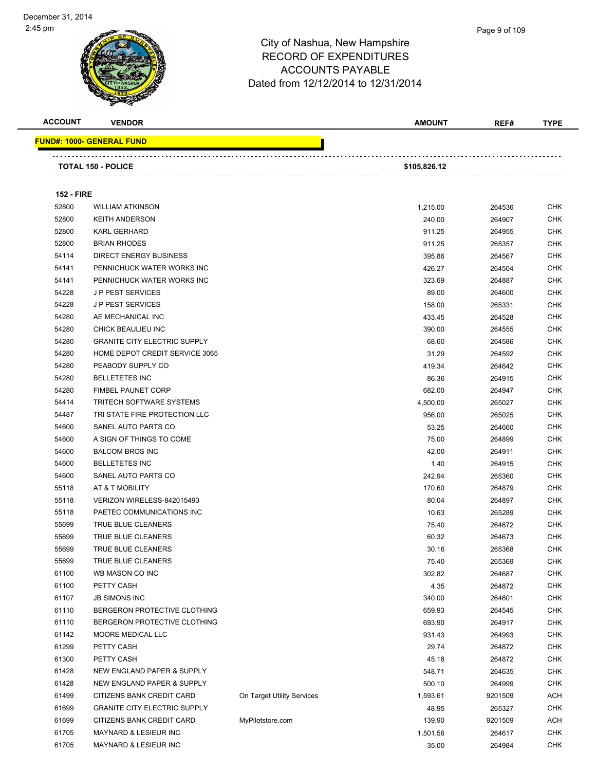# City of Nashua, New Hampshire
## RECORD OF EXPENDITURES
## ACCOUNTS PAYABLE
### Dated from 12/12/2014 to 12/31/2014

December 31, 2014
2:45 pm

| ACCOUNT | VENDOR | | AMOUNT | REF# | TYPE |
|---|---|---|---|---|---|
| **FUND#: 1000- GENERAL FUND** | | | | | |
| **TOTAL 150 - POLICE** | | | **$105,826.12** | | |
| **152 - FIRE** | | | | | |
| 52800 | WILLIAM ATKINSON | | 1,215.00 | 264536 | CHK |
| 52800 | KEITH ANDERSON | | 240.00 | 264907 | CHK |
| 52800 | KARL GERHARD | | 911.25 | 264955 | CHK |
| 52800 | BRIAN RHODES | | 911.25 | 265357 | CHK |
| 54114 | DIRECT ENERGY BUSINESS | | 395.86 | 264567 | CHK |
| 54141 | PENNICHUCK WATER WORKS INC | | 426.27 | 264504 | CHK |
| 54141 | PENNICHUCK WATER WORKS INC | | 323.69 | 264887 | CHK |
| 54228 | J P PEST SERVICES | | 89.00 | 264600 | CHK |
| 54228 | J P PEST SERVICES | | 158.00 | 265331 | CHK |
| 54280 | AE MECHANICAL INC | | 433.45 | 264528 | CHK |
| 54280 | CHICK BEAULIEU INC | | 390.00 | 264555 | CHK |
| 54280 | GRANITE CITY ELECTRIC SUPPLY | | 68.60 | 264586 | CHK |
| 54280 | HOME DEPOT CREDIT SERVICE 3065 | | 31.29 | 264592 | CHK |
| 54280 | PEABODY SUPPLY CO | | 419.34 | 264642 | CHK |
| 54280 | BELLETETES INC | | 86.36 | 264915 | CHK |
| 54280 | FIMBEL PAUNET CORP | | 682.00 | 264947 | CHK |
| 54414 | TRITECH SOFTWARE SYSTEMS | | 4,500.00 | 265027 | CHK |
| 54487 | TRI STATE FIRE PROTECTION LLC | | 956.00 | 265025 | CHK |
| 54600 | SANEL AUTO PARTS CO | | 53.25 | 264660 | CHK |
| 54600 | A SIGN OF THINGS TO COME | | 75.00 | 264899 | CHK |
| 54600 | BALCOM BROS INC | | 42.00 | 264911 | CHK |
| 54600 | BELLETETES INC | | 1.40 | 264915 | CHK |
| 54600 | SANEL AUTO PARTS CO | | 242.94 | 265360 | CHK |
| 55118 | AT & T MOBILITY | | 170.60 | 264879 | CHK |
| 55118 | VERIZON WIRELESS-842015493 | | 80.04 | 264897 | CHK |
| 55118 | PAETEC COMMUNICATIONS INC | | 10.63 | 265289 | CHK |
| 55699 | TRUE BLUE CLEANERS | | 75.40 | 264672 | CHK |
| 55699 | TRUE BLUE CLEANERS | | 60.32 | 264673 | CHK |
| 55699 | TRUE BLUE CLEANERS | | 30.16 | 265368 | CHK |
| 55699 | TRUE BLUE CLEANERS | | 75.40 | 265369 | CHK |
| 61100 | WB MASON CO INC | | 302.82 | 264687 | CHK |
| 61100 | PETTY CASH | | 4.35 | 264872 | CHK |
| 61107 | JB SIMONS INC | | 340.00 | 264601 | CHK |
| 61110 | BERGERON PROTECTIVE CLOTHING | | 659.93 | 264545 | CHK |
| 61110 | BERGERON PROTECTIVE CLOTHING | | 693.90 | 264917 | CHK |
| 61142 | MOORE MEDICAL LLC | | 931.43 | 264993 | CHK |
| 61299 | PETTY CASH | | 29.74 | 264872 | CHK |
| 61300 | PETTY CASH | | 45.18 | 264872 | CHK |
| 61428 | NEW ENGLAND PAPER & SUPPLY | | 548.71 | 264635 | CHK |
| 61428 | NEW ENGLAND PAPER & SUPPLY | | 500.10 | 264999 | CHK |
| 61499 | CITIZENS BANK CREDIT CARD | On Target Utility Services | 1,593.61 | 9201509 | ACH |
| 61699 | GRANITE CITY ELECTRIC SUPPLY | | 48.95 | 265327 | CHK |
| 61699 | CITIZENS BANK CREDIT CARD | MyPilotstore.com | 139.90 | 9201509 | ACH |
| 61705 | MAYNARD & LESIEUR INC | | 1,501.56 | 264617 | CHK |
| 61705 | MAYNARD & LESIEUR INC | | 35.00 | 264984 | CHK |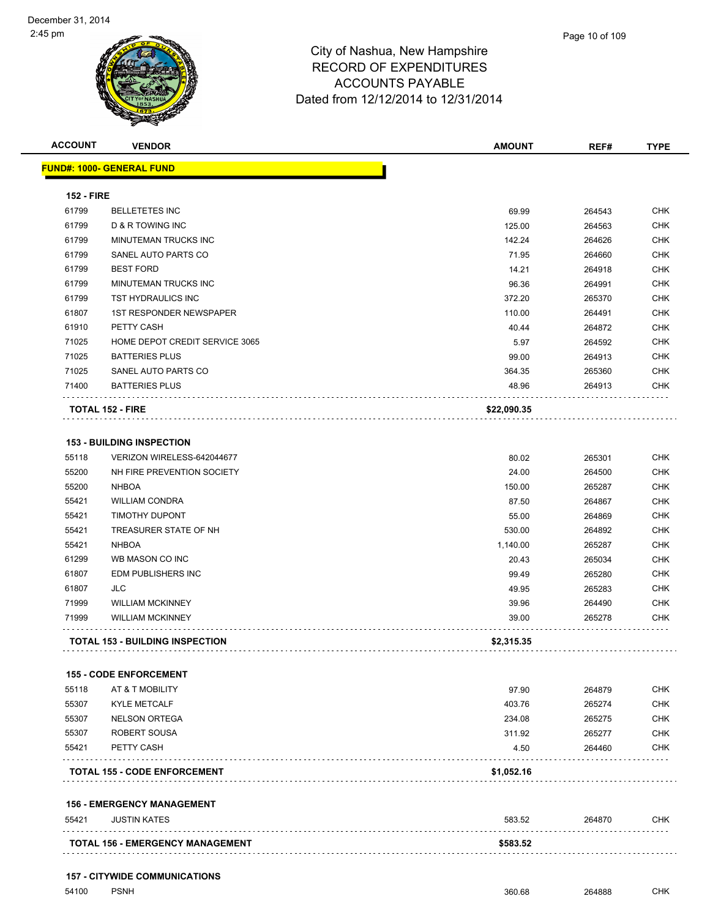City of Nashua, New Hampshire
RECORD OF EXPENDITURES
ACCOUNTS PAYABLE
Dated from 12/12/2014 to 12/31/2014

| ACCOUNT | VENDOR | AMOUNT | REF# | TYPE |
|---|---|---|---|---|
| **FUND#: 1000- GENERAL FUND** | | | | |
| **152 - FIRE** | | | | |
| 61799 | BELLETETES INC | 69.99 | 264543 | CHK |
| 61799 | D & R TOWING INC | 125.00 | 264563 | CHK |
| 61799 | MINUTEMAN TRUCKS INC | 142.24 | 264626 | CHK |
| 61799 | SANEL AUTO PARTS CO | 71.95 | 264660 | CHK |
| 61799 | BEST FORD | 14.21 | 264918 | CHK |
| 61799 | MINUTEMAN TRUCKS INC | 96.36 | 264991 | CHK |
| 61799 | TST HYDRAULICS INC | 372.20 | 265370 | CHK |
| 61807 | 1ST RESPONDER NEWSPAPER | 110.00 | 264491 | CHK |
| 61910 | PETTY CASH | 40.44 | 264872 | CHK |
| 71025 | HOME DEPOT CREDIT SERVICE 3065 | 5.97 | 264592 | CHK |
| 71025 | BATTERIES PLUS | 99.00 | 264913 | CHK |
| 71025 | SANEL AUTO PARTS CO | 364.35 | 265360 | CHK |
| 71400 | BATTERIES PLUS | 48.96 | 264913 | CHK |
| **TOTAL 152 - FIRE** | | **$22,090.35** | | |
| **153 - BUILDING INSPECTION** | | | | |
| 55118 | VERIZON WIRELESS-642044677 | 80.02 | 265301 | CHK |
| 55200 | NH FIRE PREVENTION SOCIETY | 24.00 | 264500 | CHK |
| 55200 | NHBOA | 150.00 | 265287 | CHK |
| 55421 | WILLIAM CONDRA | 87.50 | 264867 | CHK |
| 55421 | TIMOTHY DUPONT | 55.00 | 264869 | CHK |
| 55421 | TREASURER STATE OF NH | 530.00 | 264892 | CHK |
| 55421 | NHBOA | 1,140.00 | 265287 | CHK |
| 61299 | WB MASON CO INC | 20.43 | 265034 | CHK |
| 61807 | EDM PUBLISHERS INC | 99.49 | 265280 | CHK |
| 61807 | JLC | 49.95 | 265283 | CHK |
| 71999 | WILLIAM MCKINNEY | 39.96 | 264490 | CHK |
| 71999 | WILLIAM MCKINNEY | 39.00 | 265278 | CHK |
| **TOTAL 153 - BUILDING INSPECTION** | | **$2,315.35** | | |
| **155 - CODE ENFORCEMENT** | | | | |
| 55118 | AT & T MOBILITY | 97.90 | 264879 | CHK |
| 55307 | KYLE METCALF | 403.76 | 265274 | CHK |
| 55307 | NELSON ORTEGA | 234.08 | 265275 | CHK |
| 55307 | ROBERT SOUSA | 311.92 | 265277 | CHK |
| 55421 | PETTY CASH | 4.50 | 264460 | CHK |
| **TOTAL 155 - CODE ENFORCEMENT** | | **$1,052.16** | | |
| **156 - EMERGENCY MANAGEMENT** | | | | |
| 55421 | JUSTIN KATES | 583.52 | 264870 | CHK |
| **TOTAL 156 - EMERGENCY MANAGEMENT** | | **$583.52** | | |
| **157 - CITYWIDE COMMUNICATIONS** | | | | |
| 54100 | PSNH | 360.68 | 264888 | CHK |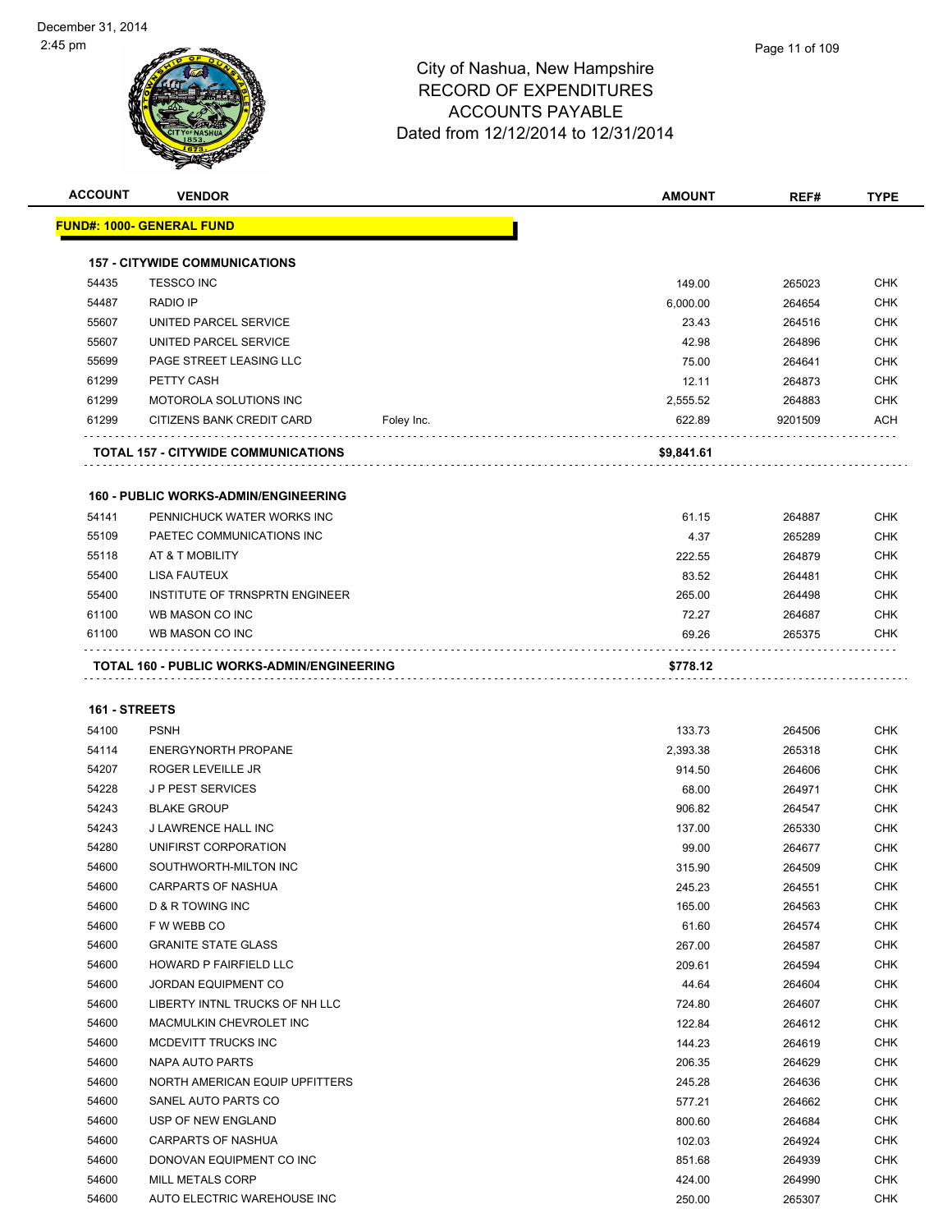# City of Nashua, New Hampshire
## RECORD OF EXPENDITURES
## ACCOUNTS PAYABLE
### Dated from 12/12/2014 to 12/31/2014

December 31, 2014
2:45 pm

| ACCOUNT | VENDOR | | AMOUNT | REF# | TYPE |
|---|---|---|---|---|---|
| **FUND#: 1000- GENERAL FUND** | | | | | |
| **157 - CITYWIDE COMMUNICATIONS** | | | | | |
| 54435 | TESSCO INC | | 149.00 | 265023 | CHK |
| 54487 | RADIO IP | | 6,000.00 | 264654 | CHK |
| 55607 | UNITED PARCEL SERVICE | | 23.43 | 264516 | CHK |
| 55607 | UNITED PARCEL SERVICE | | 42.98 | 264896 | CHK |
| 55699 | PAGE STREET LEASING LLC | | 75.00 | 264641 | CHK |
| 61299 | PETTY CASH | | 12.11 | 264873 | CHK |
| 61299 | MOTOROLA SOLUTIONS INC | | 2,555.52 | 264883 | CHK |
| 61299 | CITIZENS BANK CREDIT CARD | Foley Inc. | 622.89 | 9201509 | ACH |
| **TOTAL 157 - CITYWIDE COMMUNICATIONS** | | | **$9,841.61** | | |
| **160 - PUBLIC WORKS-ADMIN/ENGINEERING** | | | | | |
| 54141 | PENNICHUCK WATER WORKS INC | | 61.15 | 264887 | CHK |
| 55109 | PAETEC COMMUNICATIONS INC | | 4.37 | 265289 | CHK |
| 55118 | AT & T MOBILITY | | 222.55 | 264879 | CHK |
| 55400 | LISA FAUTEUX | | 83.52 | 264481 | CHK |
| 55400 | INSTITUTE OF TRNSPRTN ENGINEER | | 265.00 | 264498 | CHK |
| 61100 | WB MASON CO INC | | 72.27 | 264687 | CHK |
| 61100 | WB MASON CO INC | | 69.26 | 265375 | CHK |
| **TOTAL 160 - PUBLIC WORKS-ADMIN/ENGINEERING** | | | **$778.12** | | |
| **161 - STREETS** | | | | | |
| 54100 | PSNH | | 133.73 | 264506 | CHK |
| 54114 | ENERGYNORTH PROPANE | | 2,393.38 | 265318 | CHK |
| 54207 | ROGER LEVEILLE JR | | 914.50 | 264606 | CHK |
| 54228 | J P PEST SERVICES | | 68.00 | 264971 | CHK |
| 54243 | BLAKE GROUP | | 906.82 | 264547 | CHK |
| 54243 | J LAWRENCE HALL INC | | 137.00 | 265330 | CHK |
| 54280 | UNIFIRST CORPORATION | | 99.00 | 264677 | CHK |
| 54600 | SOUTHWORTH-MILTON INC | | 315.90 | 264509 | CHK |
| 54600 | CARPARTS OF NASHUA | | 245.23 | 264551 | CHK |
| 54600 | D & R TOWING INC | | 165.00 | 264563 | CHK |
| 54600 | F W WEBB CO | | 61.60 | 264574 | CHK |
| 54600 | GRANITE STATE GLASS | | 267.00 | 264587 | CHK |
| 54600 | HOWARD P FAIRFIELD LLC | | 209.61 | 264594 | CHK |
| 54600 | JORDAN EQUIPMENT CO | | 44.64 | 264604 | CHK |
| 54600 | LIBERTY INTNL TRUCKS OF NH LLC | | 724.80 | 264607 | CHK |
| 54600 | MACMULKIN CHEVROLET INC | | 122.84 | 264612 | CHK |
| 54600 | MCDEVITT TRUCKS INC | | 144.23 | 264619 | CHK |
| 54600 | NAPA AUTO PARTS | | 206.35 | 264629 | CHK |
| 54600 | NORTH AMERICAN EQUIP UPFITTERS | | 245.28 | 264636 | CHK |
| 54600 | SANEL AUTO PARTS CO | | 577.21 | 264662 | CHK |
| 54600 | USP OF NEW ENGLAND | | 800.60 | 264684 | CHK |
| 54600 | CARPARTS OF NASHUA | | 102.03 | 264924 | CHK |
| 54600 | DONOVAN EQUIPMENT CO INC | | 851.68 | 264939 | CHK |
| 54600 | MILL METALS CORP | | 424.00 | 264990 | CHK |
| 54600 | AUTO ELECTRIC WAREHOUSE INC | | 250.00 | 265307 | CHK |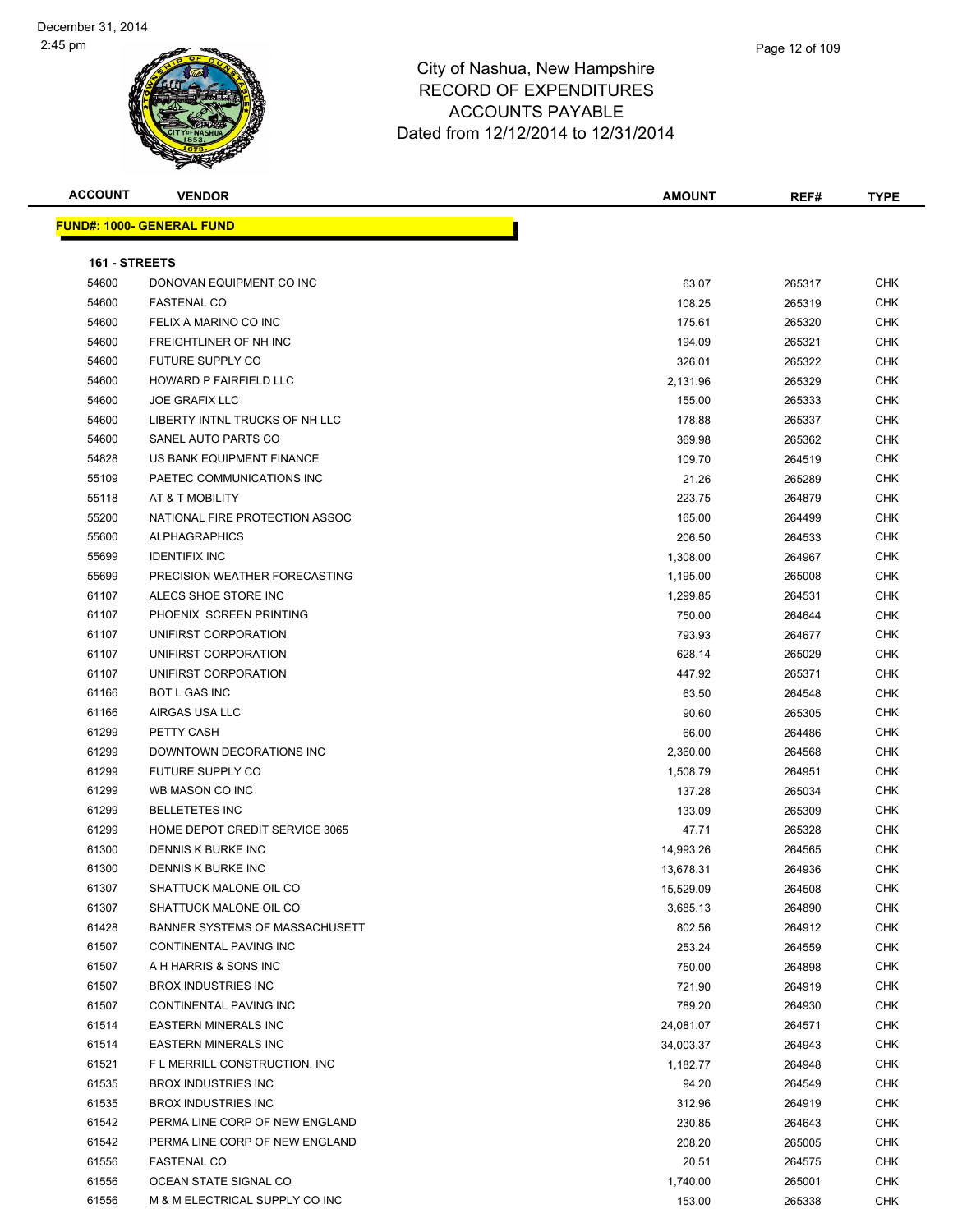City of Nashua, New Hampshire
RECORD OF EXPENDITURES
ACCOUNTS PAYABLE
Dated from 12/12/2014 to 12/31/2014

**FUND#: 1000- GENERAL FUND**

**161 - STREETS**

| ACCOUNT | VENDOR | AMOUNT | REF# | TYPE |
|---|---|---|---|---|
| 54600 | DONOVAN EQUIPMENT CO INC | 63.07 | 265317 | CHK |
| 54600 | FASTENAL CO | 108.25 | 265319 | CHK |
| 54600 | FELIX A MARINO CO INC | 175.61 | 265320 | CHK |
| 54600 | FREIGHTLINER OF NH INC | 194.09 | 265321 | CHK |
| 54600 | FUTURE SUPPLY CO | 326.01 | 265322 | CHK |
| 54600 | HOWARD P FAIRFIELD LLC | 2,131.96 | 265329 | CHK |
| 54600 | JOE GRAFIX LLC | 155.00 | 265333 | CHK |
| 54600 | LIBERTY INTNL TRUCKS OF NH LLC | 178.88 | 265337 | CHK |
| 54600 | SANEL AUTO PARTS CO | 369.98 | 265362 | CHK |
| 54828 | US BANK EQUIPMENT FINANCE | 109.70 | 264519 | CHK |
| 55109 | PAETEC COMMUNICATIONS INC | 21.26 | 265289 | CHK |
| 55118 | AT & T MOBILITY | 223.75 | 264879 | CHK |
| 55200 | NATIONAL FIRE PROTECTION ASSOC | 165.00 | 264499 | CHK |
| 55600 | ALPHAGRAPHICS | 206.50 | 264533 | CHK |
| 55699 | IDENTIFIX INC | 1,308.00 | 264967 | CHK |
| 55699 | PRECISION WEATHER FORECASTING | 1,195.00 | 265008 | CHK |
| 61107 | ALECS SHOE STORE INC | 1,299.85 | 264531 | CHK |
| 61107 | PHOENIX SCREEN PRINTING | 750.00 | 264644 | CHK |
| 61107 | UNIFIRST CORPORATION | 793.93 | 264677 | CHK |
| 61107 | UNIFIRST CORPORATION | 628.14 | 265029 | CHK |
| 61107 | UNIFIRST CORPORATION | 447.92 | 265371 | CHK |
| 61166 | BOT L GAS INC | 63.50 | 264548 | CHK |
| 61166 | AIRGAS USA LLC | 90.60 | 265305 | CHK |
| 61299 | PETTY CASH | 66.00 | 264486 | CHK |
| 61299 | DOWNTOWN DECORATIONS INC | 2,360.00 | 264568 | CHK |
| 61299 | FUTURE SUPPLY CO | 1,508.79 | 264951 | CHK |
| 61299 | WB MASON CO INC | 137.28 | 265034 | CHK |
| 61299 | BELLETETES INC | 133.09 | 265309 | CHK |
| 61299 | HOME DEPOT CREDIT SERVICE 3065 | 47.71 | 265328 | CHK |
| 61300 | DENNIS K BURKE INC | 14,993.26 | 264565 | CHK |
| 61300 | DENNIS K BURKE INC | 13,678.31 | 264936 | CHK |
| 61307 | SHATTUCK MALONE OIL CO | 15,529.09 | 264508 | CHK |
| 61307 | SHATTUCK MALONE OIL CO | 3,685.13 | 264890 | CHK |
| 61428 | BANNER SYSTEMS OF MASSACHUSETT | 802.56 | 264912 | CHK |
| 61507 | CONTINENTAL PAVING INC | 253.24 | 264559 | CHK |
| 61507 | A H HARRIS & SONS INC | 750.00 | 264898 | CHK |
| 61507 | BROX INDUSTRIES INC | 721.90 | 264919 | CHK |
| 61507 | CONTINENTAL PAVING INC | 789.20 | 264930 | CHK |
| 61514 | EASTERN MINERALS INC | 24,081.07 | 264571 | CHK |
| 61514 | EASTERN MINERALS INC | 34,003.37 | 264943 | CHK |
| 61521 | F L MERRILL CONSTRUCTION, INC | 1,182.77 | 264948 | CHK |
| 61535 | BROX INDUSTRIES INC | 94.20 | 264549 | CHK |
| 61535 | BROX INDUSTRIES INC | 312.96 | 264919 | CHK |
| 61542 | PERMA LINE CORP OF NEW ENGLAND | 230.85 | 264643 | CHK |
| 61542 | PERMA LINE CORP OF NEW ENGLAND | 208.20 | 265005 | CHK |
| 61556 | FASTENAL CO | 20.51 | 264575 | CHK |
| 61556 | OCEAN STATE SIGNAL CO | 1,740.00 | 265001 | CHK |
| 61556 | M & M ELECTRICAL SUPPLY CO INC | 153.00 | 265338 | CHK |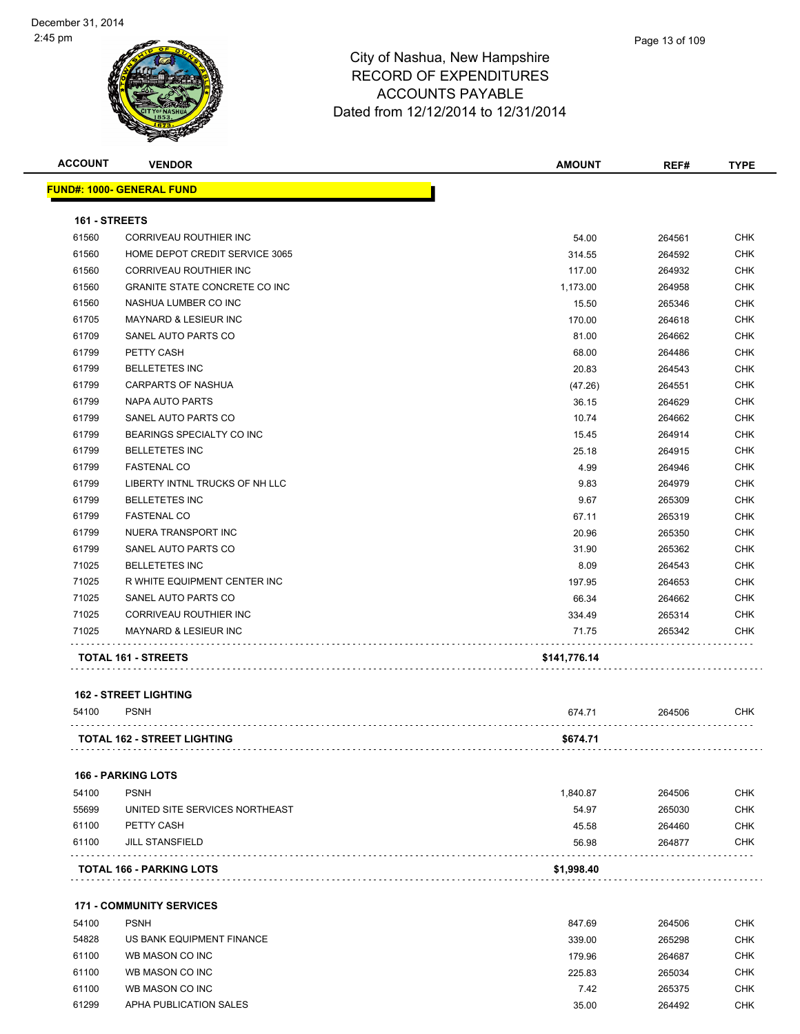# City of Nashua, New Hampshire
# RECORD OF EXPENDITURES
# ACCOUNTS PAYABLE
# Dated from 12/12/2014 to 12/31/2014

December 31, 2014
2:45 pm

| ACCOUNT | VENDOR | AMOUNT | REF# | TYPE |
|---|---|---|---|---|
| **FUND#: 1000- GENERAL FUND** | | | | |
| **161 - STREETS** | | | | |
| 61560 | CORRIVEAU ROUTHIER INC | 54.00 | 264561 | CHK |
| 61560 | HOME DEPOT CREDIT SERVICE 3065 | 314.55 | 264592 | CHK |
| 61560 | CORRIVEAU ROUTHIER INC | 117.00 | 264932 | CHK |
| 61560 | GRANITE STATE CONCRETE CO INC | 1,173.00 | 264958 | CHK |
| 61560 | NASHUA LUMBER CO INC | 15.50 | 265346 | CHK |
| 61705 | MAYNARD & LESIEUR INC | 170.00 | 264618 | CHK |
| 61709 | SANEL AUTO PARTS CO | 81.00 | 264662 | CHK |
| 61799 | PETTY CASH | 68.00 | 264486 | CHK |
| 61799 | BELLETETES INC | 20.83 | 264543 | CHK |
| 61799 | CARPARTS OF NASHUA | (47.26) | 264551 | CHK |
| 61799 | NAPA AUTO PARTS | 36.15 | 264629 | CHK |
| 61799 | SANEL AUTO PARTS CO | 10.74 | 264662 | CHK |
| 61799 | BEARINGS SPECIALTY CO INC | 15.45 | 264914 | CHK |
| 61799 | BELLETETES INC | 25.18 | 264915 | CHK |
| 61799 | FASTENAL CO | 4.99 | 264946 | CHK |
| 61799 | LIBERTY INTNL TRUCKS OF NH LLC | 9.83 | 264979 | CHK |
| 61799 | BELLETETES INC | 9.67 | 265309 | CHK |
| 61799 | FASTENAL CO | 67.11 | 265319 | CHK |
| 61799 | NUERA TRANSPORT INC | 20.96 | 265350 | CHK |
| 61799 | SANEL AUTO PARTS CO | 31.90 | 265362 | CHK |
| 71025 | BELLETETES INC | 8.09 | 264543 | CHK |
| 71025 | R WHITE EQUIPMENT CENTER INC | 197.95 | 264653 | CHK |
| 71025 | SANEL AUTO PARTS CO | 66.34 | 264662 | CHK |
| 71025 | CORRIVEAU ROUTHIER INC | 334.49 | 265314 | CHK |
| 71025 | MAYNARD & LESIEUR INC | 71.75 | 265342 | CHK |
| **TOTAL 161 - STREETS** | | **$141,776.14** | | |
| **162 - STREET LIGHTING** | | | | |
| 54100 | PSNH | 674.71 | 264506 | CHK |
| **TOTAL 162 - STREET LIGHTING** | | **$674.71** | | |
| **166 - PARKING LOTS** | | | | |
| 54100 | PSNH | 1,840.87 | 264506 | CHK |
| 55699 | UNITED SITE SERVICES NORTHEAST | 54.97 | 265030 | CHK |
| 61100 | PETTY CASH | 45.58 | 264460 | CHK |
| 61100 | JILL STANSFIELD | 56.98 | 264877 | CHK |
| **TOTAL 166 - PARKING LOTS** | | **$1,998.40** | | |
| **171 - COMMUNITY SERVICES** | | | | |
| 54100 | PSNH | 847.69 | 264506 | CHK |
| 54828 | US BANK EQUIPMENT FINANCE | 339.00 | 265298 | CHK |
| 61100 | WB MASON CO INC | 179.96 | 264687 | CHK |
| 61100 | WB MASON CO INC | 225.83 | 265034 | CHK |
| 61100 | WB MASON CO INC | 7.42 | 265375 | CHK |
| 61299 | APHA PUBLICATION SALES | 35.00 | 264492 | CHK |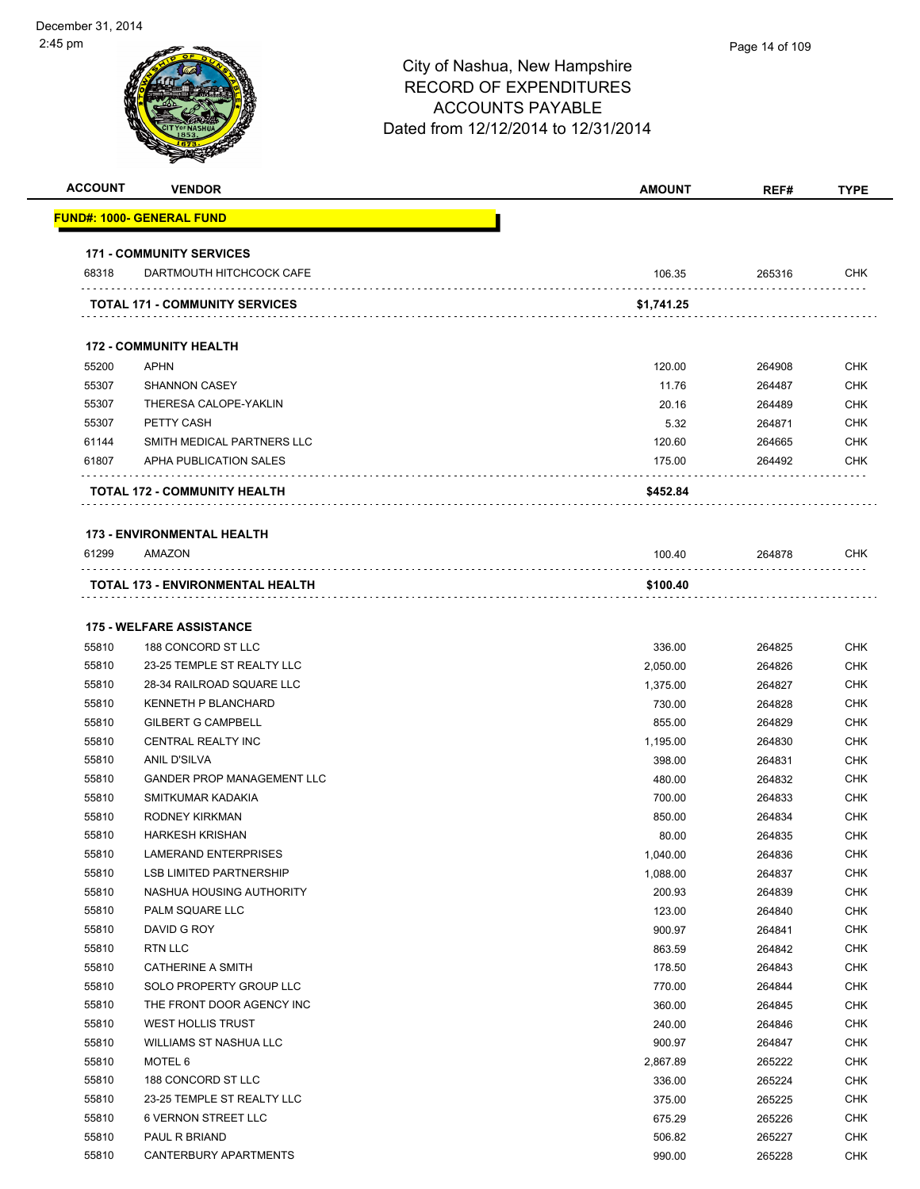December 31, 2014
2:45 pm

# City of Nashua, New Hampshire
## RECORD OF EXPENDITURES
## ACCOUNTS PAYABLE
## Dated from 12/12/2014 to 12/31/2014

| ACCOUNT | VENDOR | AMOUNT | REF# | TYPE |
|---|---|---|---|---|
| **FUND#: 1000- GENERAL FUND** | | | | |
| **171 - COMMUNITY SERVICES** | | | | |
| 68318 | DARTMOUTH HITCHCOCK CAFE | 106.35 | 265316 | CHK |
| **TOTAL 171 - COMMUNITY SERVICES** | | **$1,741.25** | | |
| **172 - COMMUNITY HEALTH** | | | | |
| 55200 | APHN | 120.00 | 264908 | CHK |
| 55307 | SHANNON CASEY | 11.76 | 264487 | CHK |
| 55307 | THERESA CALOPE-YAKLIN | 20.16 | 264489 | CHK |
| 55307 | PETTY CASH | 5.32 | 264871 | CHK |
| 61144 | SMITH MEDICAL PARTNERS LLC | 120.60 | 264665 | CHK |
| 61807 | APHA PUBLICATION SALES | 175.00 | 264492 | CHK |
| **TOTAL 172 - COMMUNITY HEALTH** | | **$452.84** | | |
| **173 - ENVIRONMENTAL HEALTH** | | | | |
| 61299 | AMAZON | 100.40 | 264878 | CHK |
| **TOTAL 173 - ENVIRONMENTAL HEALTH** | | **$100.40** | | |
| **175 - WELFARE ASSISTANCE** | | | | |
| 55810 | 188 CONCORD ST LLC | 336.00 | 264825 | CHK |
| 55810 | 23-25 TEMPLE ST REALTY LLC | 2,050.00 | 264826 | CHK |
| 55810 | 28-34 RAILROAD SQUARE LLC | 1,375.00 | 264827 | CHK |
| 55810 | KENNETH P BLANCHARD | 730.00 | 264828 | CHK |
| 55810 | GILBERT G CAMPBELL | 855.00 | 264829 | CHK |
| 55810 | CENTRAL REALTY INC | 1,195.00 | 264830 | CHK |
| 55810 | ANIL D'SILVA | 398.00 | 264831 | CHK |
| 55810 | GANDER PROP MANAGEMENT LLC | 480.00 | 264832 | CHK |
| 55810 | SMITKUMAR KADAKIA | 700.00 | 264833 | CHK |
| 55810 | RODNEY KIRKMAN | 850.00 | 264834 | CHK |
| 55810 | HARKESH KRISHAN | 80.00 | 264835 | CHK |
| 55810 | LAMERAND ENTERPRISES | 1,040.00 | 264836 | CHK |
| 55810 | LSB LIMITED PARTNERSHIP | 1,088.00 | 264837 | CHK |
| 55810 | NASHUA HOUSING AUTHORITY | 200.93 | 264839 | CHK |
| 55810 | PALM SQUARE LLC | 123.00 | 264840 | CHK |
| 55810 | DAVID G ROY | 900.97 | 264841 | CHK |
| 55810 | RTN LLC | 863.59 | 264842 | CHK |
| 55810 | CATHERINE A SMITH | 178.50 | 264843 | CHK |
| 55810 | SOLO PROPERTY GROUP LLC | 770.00 | 264844 | CHK |
| 55810 | THE FRONT DOOR AGENCY INC | 360.00 | 264845 | CHK |
| 55810 | WEST HOLLIS TRUST | 240.00 | 264846 | CHK |
| 55810 | WILLIAMS ST NASHUA LLC | 900.97 | 264847 | CHK |
| 55810 | MOTEL 6 | 2,867.89 | 265222 | CHK |
| 55810 | 188 CONCORD ST LLC | 336.00 | 265224 | CHK |
| 55810 | 23-25 TEMPLE ST REALTY LLC | 375.00 | 265225 | CHK |
| 55810 | 6 VERNON STREET LLC | 675.29 | 265226 | CHK |
| 55810 | PAUL R BRIAND | 506.82 | 265227 | CHK |
| 55810 | CANTERBURY APARTMENTS | 990.00 | 265228 | CHK |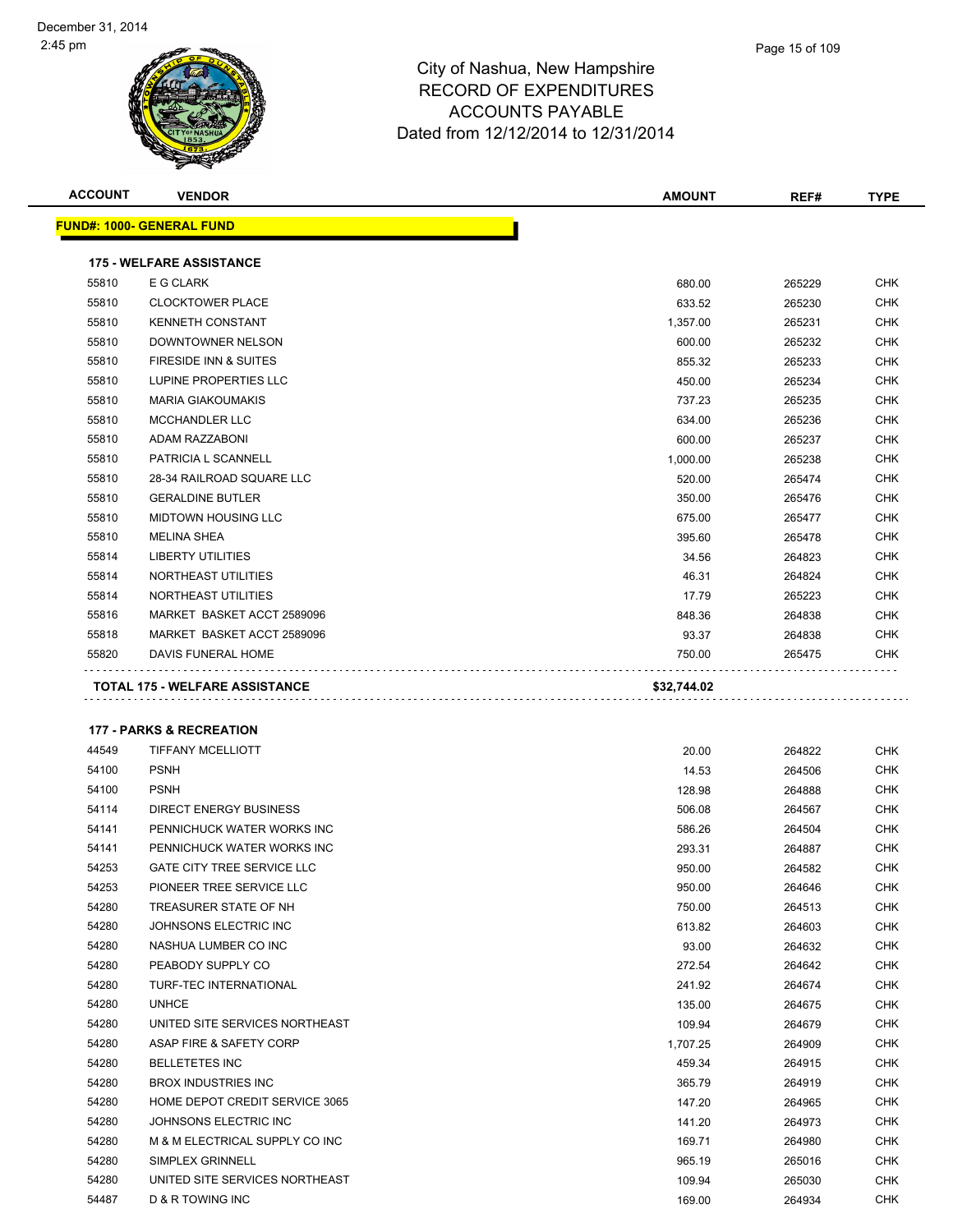# City of Nashua, New Hampshire
## RECORD OF EXPENDITURES
## ACCOUNTS PAYABLE
## Dated from 12/12/2014 to 12/31/2014

December 31, 2014
2:45 pm

**FUND#: 1000- GENERAL FUND**

**175 - WELFARE ASSISTANCE**

| ACCOUNT | VENDOR | AMOUNT | REF# | TYPE |
|---|---|---|---|---|
| 55810 | E G CLARK | 680.00 | 265229 | CHK |
| 55810 | CLOCKTOWER PLACE | 633.52 | 265230 | CHK |
| 55810 | KENNETH CONSTANT | 1,357.00 | 265231 | CHK |
| 55810 | DOWNTOWNER NELSON | 600.00 | 265232 | CHK |
| 55810 | FIRESIDE INN & SUITES | 855.32 | 265233 | CHK |
| 55810 | LUPINE PROPERTIES LLC | 450.00 | 265234 | CHK |
| 55810 | MARIA GIAKOUMAKIS | 737.23 | 265235 | CHK |
| 55810 | MCCHANDLER LLC | 634.00 | 265236 | CHK |
| 55810 | ADAM RAZZABONI | 600.00 | 265237 | CHK |
| 55810 | PATRICIA L SCANNELL | 1,000.00 | 265238 | CHK |
| 55810 | 28-34 RAILROAD SQUARE LLC | 520.00 | 265474 | CHK |
| 55810 | GERALDINE BUTLER | 350.00 | 265476 | CHK |
| 55810 | MIDTOWN HOUSING LLC | 675.00 | 265477 | CHK |
| 55810 | MELINA SHEA | 395.60 | 265478 | CHK |
| 55814 | LIBERTY UTILITIES | 34.56 | 264823 | CHK |
| 55814 | NORTHEAST UTILITIES | 46.31 | 264824 | CHK |
| 55814 | NORTHEAST UTILITIES | 17.79 | 265223 | CHK |
| 55816 | MARKET BASKET ACCT 2589096 | 848.36 | 264838 | CHK |
| 55818 | MARKET BASKET ACCT 2589096 | 93.37 | 264838 | CHK |
| 55820 | DAVIS FUNERAL HOME | 750.00 | 265475 | CHK |
| | **TOTAL 175 - WELFARE ASSISTANCE** | **$32,744.02** | | |

**177 - PARKS & RECREATION**

| ACCOUNT | VENDOR | AMOUNT | REF# | TYPE |
|---|---|---|---|---|
| 44549 | TIFFANY MCELLIOTT | 20.00 | 264822 | CHK |
| 54100 | PSNH | 14.53 | 264506 | CHK |
| 54100 | PSNH | 128.98 | 264888 | CHK |
| 54114 | DIRECT ENERGY BUSINESS | 506.08 | 264567 | CHK |
| 54141 | PENNICHUCK WATER WORKS INC | 586.26 | 264504 | CHK |
| 54141 | PENNICHUCK WATER WORKS INC | 293.31 | 264887 | CHK |
| 54253 | GATE CITY TREE SERVICE LLC | 950.00 | 264582 | CHK |
| 54253 | PIONEER TREE SERVICE LLC | 950.00 | 264646 | CHK |
| 54280 | TREASURER STATE OF NH | 750.00 | 264513 | CHK |
| 54280 | JOHNSONS ELECTRIC INC | 613.82 | 264603 | CHK |
| 54280 | NASHUA LUMBER CO INC | 93.00 | 264632 | CHK |
| 54280 | PEABODY SUPPLY CO | 272.54 | 264642 | CHK |
| 54280 | TURF-TEC INTERNATIONAL | 241.92 | 264674 | CHK |
| 54280 | UNHCE | 135.00 | 264675 | CHK |
| 54280 | UNITED SITE SERVICES NORTHEAST | 109.94 | 264679 | CHK |
| 54280 | ASAP FIRE & SAFETY CORP | 1,707.25 | 264909 | CHK |
| 54280 | BELLETETES INC | 459.34 | 264915 | CHK |
| 54280 | BROX INDUSTRIES INC | 365.79 | 264919 | CHK |
| 54280 | HOME DEPOT CREDIT SERVICE 3065 | 147.20 | 264965 | CHK |
| 54280 | JOHNSONS ELECTRIC INC | 141.20 | 264973 | CHK |
| 54280 | M & M ELECTRICAL SUPPLY CO INC | 169.71 | 264980 | CHK |
| 54280 | SIMPLEX GRINNELL | 965.19 | 265016 | CHK |
| 54280 | UNITED SITE SERVICES NORTHEAST | 109.94 | 265030 | CHK |
| 54487 | D & R TOWING INC | 169.00 | 264934 | CHK |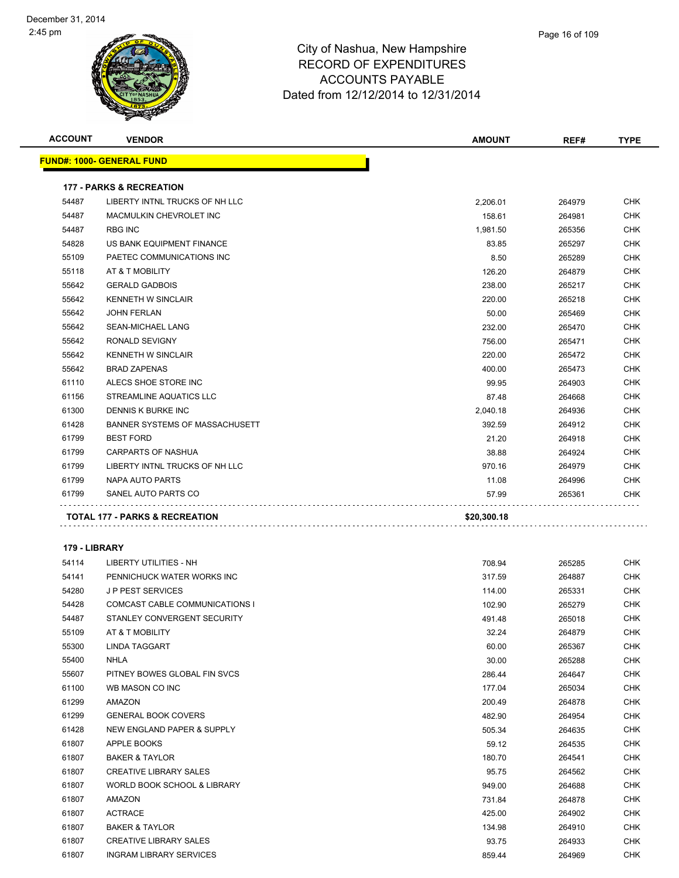City of Nashua, New Hampshire
RECORD OF EXPENDITURES
ACCOUNTS PAYABLE
Dated from 12/12/2014 to 12/31/2014

| ACCOUNT | VENDOR | AMOUNT | REF# | TYPE |
|---|---|---|---|---|
| **FUND#: 1000- GENERAL FUND** | | | | |
| **177 - PARKS & RECREATION** | | | | |
| 54487 | LIBERTY INTNL TRUCKS OF NH LLC | 2,206.01 | 264979 | CHK |
| 54487 | MACMULKIN CHEVROLET INC | 158.61 | 264981 | CHK |
| 54487 | RBG INC | 1,981.50 | 265356 | CHK |
| 54828 | US BANK EQUIPMENT FINANCE | 83.85 | 265297 | CHK |
| 55109 | PAETEC COMMUNICATIONS INC | 8.50 | 265289 | CHK |
| 55118 | AT & T MOBILITY | 126.20 | 264879 | CHK |
| 55642 | GERALD GADBOIS | 238.00 | 265217 | CHK |
| 55642 | KENNETH W SINCLAIR | 220.00 | 265218 | CHK |
| 55642 | JOHN FERLAN | 50.00 | 265469 | CHK |
| 55642 | SEAN-MICHAEL LANG | 232.00 | 265470 | CHK |
| 55642 | RONALD SEVIGNY | 756.00 | 265471 | CHK |
| 55642 | KENNETH W SINCLAIR | 220.00 | 265472 | CHK |
| 55642 | BRAD ZAPENAS | 400.00 | 265473 | CHK |
| 61110 | ALECS SHOE STORE INC | 99.95 | 264903 | CHK |
| 61156 | STREAMLINE AQUATICS LLC | 87.48 | 264668 | CHK |
| 61300 | DENNIS K BURKE INC | 2,040.18 | 264936 | CHK |
| 61428 | BANNER SYSTEMS OF MASSACHUSETT | 392.59 | 264912 | CHK |
| 61799 | BEST FORD | 21.20 | 264918 | CHK |
| 61799 | CARPARTS OF NASHUA | 38.88 | 264924 | CHK |
| 61799 | LIBERTY INTNL TRUCKS OF NH LLC | 970.16 | 264979 | CHK |
| 61799 | NAPA AUTO PARTS | 11.08 | 264996 | CHK |
| 61799 | SANEL AUTO PARTS CO | 57.99 | 265361 | CHK |
| **TOTAL 177 - PARKS & RECREATION** | | **$20,300.18** | | |
| **179 - LIBRARY** | | | | |
| 54114 | LIBERTY UTILITIES - NH | 708.94 | 265285 | CHK |
| 54141 | PENNICHUCK WATER WORKS INC | 317.59 | 264887 | CHK |
| 54280 | J P PEST SERVICES | 114.00 | 265331 | CHK |
| 54428 | COMCAST CABLE COMMUNICATIONS I | 102.90 | 265279 | CHK |
| 54487 | STANLEY CONVERGENT SECURITY | 491.48 | 265018 | CHK |
| 55109 | AT & T MOBILITY | 32.24 | 264879 | CHK |
| 55300 | LINDA TAGGART | 60.00 | 265367 | CHK |
| 55400 | NHLA | 30.00 | 265288 | CHK |
| 55607 | PITNEY BOWES GLOBAL FIN SVCS | 286.44 | 264647 | CHK |
| 61100 | WB MASON CO INC | 177.04 | 265034 | CHK |
| 61299 | AMAZON | 200.49 | 264878 | CHK |
| 61299 | GENERAL BOOK COVERS | 482.90 | 264954 | CHK |
| 61428 | NEW ENGLAND PAPER & SUPPLY | 505.34 | 264635 | CHK |
| 61807 | APPLE BOOKS | 59.12 | 264535 | CHK |
| 61807 | BAKER & TAYLOR | 180.70 | 264541 | CHK |
| 61807 | CREATIVE LIBRARY SALES | 95.75 | 264562 | CHK |
| 61807 | WORLD BOOK SCHOOL & LIBRARY | 949.00 | 264688 | CHK |
| 61807 | AMAZON | 731.84 | 264878 | CHK |
| 61807 | ACTRACE | 425.00 | 264902 | CHK |
| 61807 | BAKER & TAYLOR | 134.98 | 264910 | CHK |
| 61807 | CREATIVE LIBRARY SALES | 93.75 | 264933 | CHK |
| 61807 | INGRAM LIBRARY SERVICES | 859.44 | 264969 | CHK |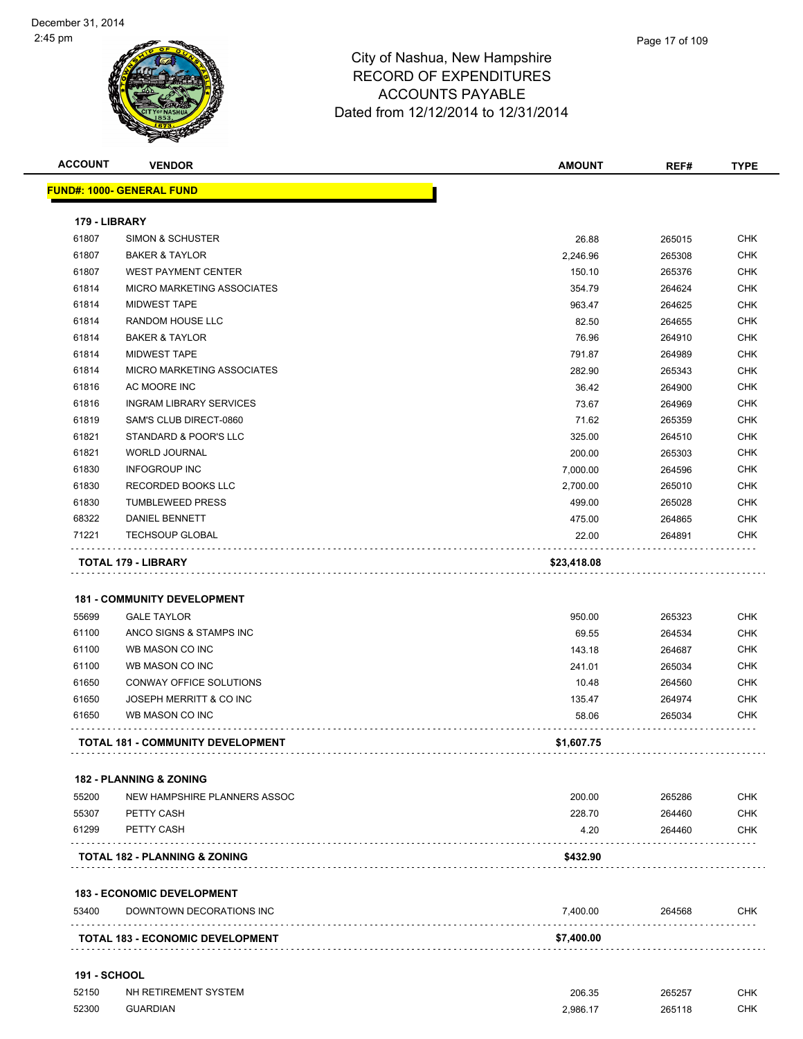# City of Nashua, New Hampshire
## RECORD OF EXPENDITURES
## ACCOUNTS PAYABLE
### Dated from 12/12/2014 to 12/31/2014

| ACCOUNT | VENDOR | AMOUNT | REF# | TYPE |
|---|---|---|---|---|
| **FUND#: 1000- GENERAL FUND** | | | | |
| **179 - LIBRARY** | | | | |
| 61807 | SIMON & SCHUSTER | 26.88 | 265015 | CHK |
| 61807 | BAKER & TAYLOR | 2,246.96 | 265308 | CHK |
| 61807 | WEST PAYMENT CENTER | 150.10 | 265376 | CHK |
| 61814 | MICRO MARKETING ASSOCIATES | 354.79 | 264624 | CHK |
| 61814 | MIDWEST TAPE | 963.47 | 264625 | CHK |
| 61814 | RANDOM HOUSE LLC | 82.50 | 264655 | CHK |
| 61814 | BAKER & TAYLOR | 76.96 | 264910 | CHK |
| 61814 | MIDWEST TAPE | 791.87 | 264989 | CHK |
| 61814 | MICRO MARKETING ASSOCIATES | 282.90 | 265343 | CHK |
| 61816 | AC MOORE INC | 36.42 | 264900 | CHK |
| 61816 | INGRAM LIBRARY SERVICES | 73.67 | 264969 | CHK |
| 61819 | SAM'S CLUB DIRECT-0860 | 71.62 | 265359 | CHK |
| 61821 | STANDARD & POOR'S LLC | 325.00 | 264510 | CHK |
| 61821 | WORLD JOURNAL | 200.00 | 265303 | CHK |
| 61830 | INFOGROUP INC | 7,000.00 | 264596 | CHK |
| 61830 | RECORDED BOOKS LLC | 2,700.00 | 265010 | CHK |
| 61830 | TUMBLEWEED PRESS | 499.00 | 265028 | CHK |
| 68322 | DANIEL BENNETT | 475.00 | 264865 | CHK |
| 71221 | TECHSOUP GLOBAL | 22.00 | 264891 | CHK |
| **TOTAL 179 - LIBRARY** | | **$23,418.08** | | |
| **181 - COMMUNITY DEVELOPMENT** | | | | |
| 55699 | GALE TAYLOR | 950.00 | 265323 | CHK |
| 61100 | ANCO SIGNS & STAMPS INC | 69.55 | 264534 | CHK |
| 61100 | WB MASON CO INC | 143.18 | 264687 | CHK |
| 61100 | WB MASON CO INC | 241.01 | 265034 | CHK |
| 61650 | CONWAY OFFICE SOLUTIONS | 10.48 | 264560 | CHK |
| 61650 | JOSEPH MERRITT & CO INC | 135.47 | 264974 | CHK |
| 61650 | WB MASON CO INC | 58.06 | 265034 | CHK |
| **TOTAL 181 - COMMUNITY DEVELOPMENT** | | **$1,607.75** | | |
| **182 - PLANNING & ZONING** | | | | |
| 55200 | NEW HAMPSHIRE PLANNERS ASSOC | 200.00 | 265286 | CHK |
| 55307 | PETTY CASH | 228.70 | 264460 | CHK |
| 61299 | PETTY CASH | 4.20 | 264460 | CHK |
| **TOTAL 182 - PLANNING & ZONING** | | **$432.90** | | |
| **183 - ECONOMIC DEVELOPMENT** | | | | |
| 53400 | DOWNTOWN DECORATIONS INC | 7,400.00 | 264568 | CHK |
| **TOTAL 183 - ECONOMIC DEVELOPMENT** | | **$7,400.00** | | |
| **191 - SCHOOL** | | | | |
| 52150 | NH RETIREMENT SYSTEM | 206.35 | 265257 | CHK |
| 52300 | GUARDIAN | 2,986.17 | 265118 | CHK |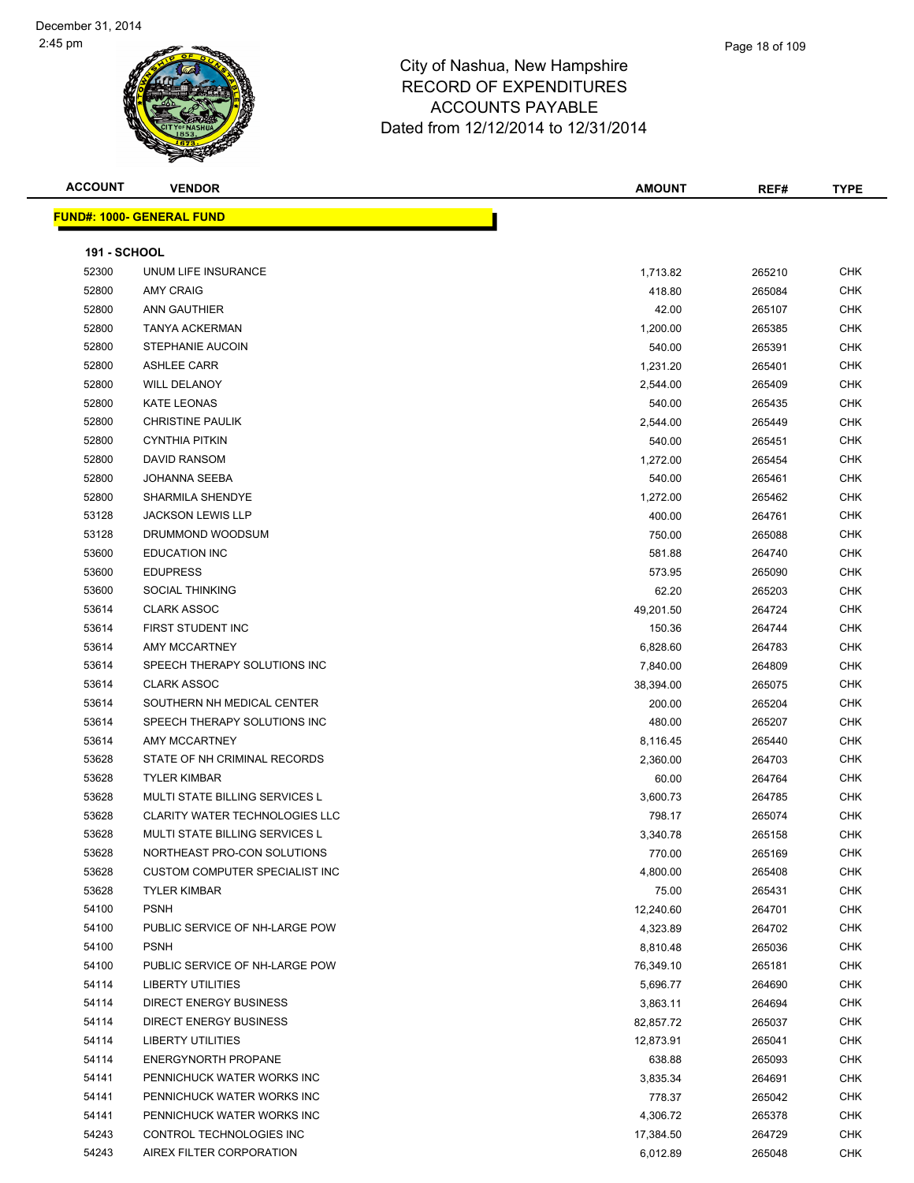# City of Nashua, New Hampshire
## RECORD OF EXPENDITURES
## ACCOUNTS PAYABLE
## Dated from 12/12/2014 to 12/31/2014

December 31, 2014
2:45 pm

| ACCOUNT | VENDOR | AMOUNT | REF# | TYPE |
|---|---|---|---|---|
| **FUND#: 1000- GENERAL FUND** | | | | |
| **191 - SCHOOL** | | | | |
| 52300 | UNUM LIFE INSURANCE | 1,713.82 | 265210 | CHK |
| 52800 | AMY CRAIG | 418.80 | 265084 | CHK |
| 52800 | ANN GAUTHIER | 42.00 | 265107 | CHK |
| 52800 | TANYA ACKERMAN | 1,200.00 | 265385 | CHK |
| 52800 | STEPHANIE AUCOIN | 540.00 | 265391 | CHK |
| 52800 | ASHLEE CARR | 1,231.20 | 265401 | CHK |
| 52800 | WILL DELANOY | 2,544.00 | 265409 | CHK |
| 52800 | KATE LEONAS | 540.00 | 265435 | CHK |
| 52800 | CHRISTINE PAULIK | 2,544.00 | 265449 | CHK |
| 52800 | CYNTHIA PITKIN | 540.00 | 265451 | CHK |
| 52800 | DAVID RANSOM | 1,272.00 | 265454 | CHK |
| 52800 | JOHANNA SEEBA | 540.00 | 265461 | CHK |
| 52800 | SHARMILA SHENDYE | 1,272.00 | 265462 | CHK |
| 53128 | JACKSON LEWIS LLP | 400.00 | 264761 | CHK |
| 53128 | DRUMMOND WOODSUM | 750.00 | 265088 | CHK |
| 53600 | EDUCATION INC | 581.88 | 264740 | CHK |
| 53600 | EDUPRESS | 573.95 | 265090 | CHK |
| 53600 | SOCIAL THINKING | 62.20 | 265203 | CHK |
| 53614 | CLARK ASSOC | 49,201.50 | 264724 | CHK |
| 53614 | FIRST STUDENT INC | 150.36 | 264744 | CHK |
| 53614 | AMY MCCARTNEY | 6,828.60 | 264783 | CHK |
| 53614 | SPEECH THERAPY SOLUTIONS INC | 7,840.00 | 264809 | CHK |
| 53614 | CLARK ASSOC | 38,394.00 | 265075 | CHK |
| 53614 | SOUTHERN NH MEDICAL CENTER | 200.00 | 265204 | CHK |
| 53614 | SPEECH THERAPY SOLUTIONS INC | 480.00 | 265207 | CHK |
| 53614 | AMY MCCARTNEY | 8,116.45 | 265440 | CHK |
| 53628 | STATE OF NH CRIMINAL RECORDS | 2,360.00 | 264703 | CHK |
| 53628 | TYLER KIMBAR | 60.00 | 264764 | CHK |
| 53628 | MULTI STATE BILLING SERVICES L | 3,600.73 | 264785 | CHK |
| 53628 | CLARITY WATER TECHNOLOGIES LLC | 798.17 | 265074 | CHK |
| 53628 | MULTI STATE BILLING SERVICES L | 3,340.78 | 265158 | CHK |
| 53628 | NORTHEAST PRO-CON SOLUTIONS | 770.00 | 265169 | CHK |
| 53628 | CUSTOM COMPUTER SPECIALIST INC | 4,800.00 | 265408 | CHK |
| 53628 | TYLER KIMBAR | 75.00 | 265431 | CHK |
| 54100 | PSNH | 12,240.60 | 264701 | CHK |
| 54100 | PUBLIC SERVICE OF NH-LARGE POW | 4,323.89 | 264702 | CHK |
| 54100 | PSNH | 8,810.48 | 265036 | CHK |
| 54100 | PUBLIC SERVICE OF NH-LARGE POW | 76,349.10 | 265181 | CHK |
| 54114 | LIBERTY UTILITIES | 5,696.77 | 264690 | CHK |
| 54114 | DIRECT ENERGY BUSINESS | 3,863.11 | 264694 | CHK |
| 54114 | DIRECT ENERGY BUSINESS | 82,857.72 | 265037 | CHK |
| 54114 | LIBERTY UTILITIES | 12,873.91 | 265041 | CHK |
| 54114 | ENERGYNORTH PROPANE | 638.88 | 265093 | CHK |
| 54141 | PENNICHUCK WATER WORKS INC | 3,835.34 | 264691 | CHK |
| 54141 | PENNICHUCK WATER WORKS INC | 778.37 | 265042 | CHK |
| 54141 | PENNICHUCK WATER WORKS INC | 4,306.72 | 265378 | CHK |
| 54243 | CONTROL TECHNOLOGIES INC | 17,384.50 | 264729 | CHK |
| 54243 | AIREX FILTER CORPORATION | 6,012.89 | 265048 | CHK |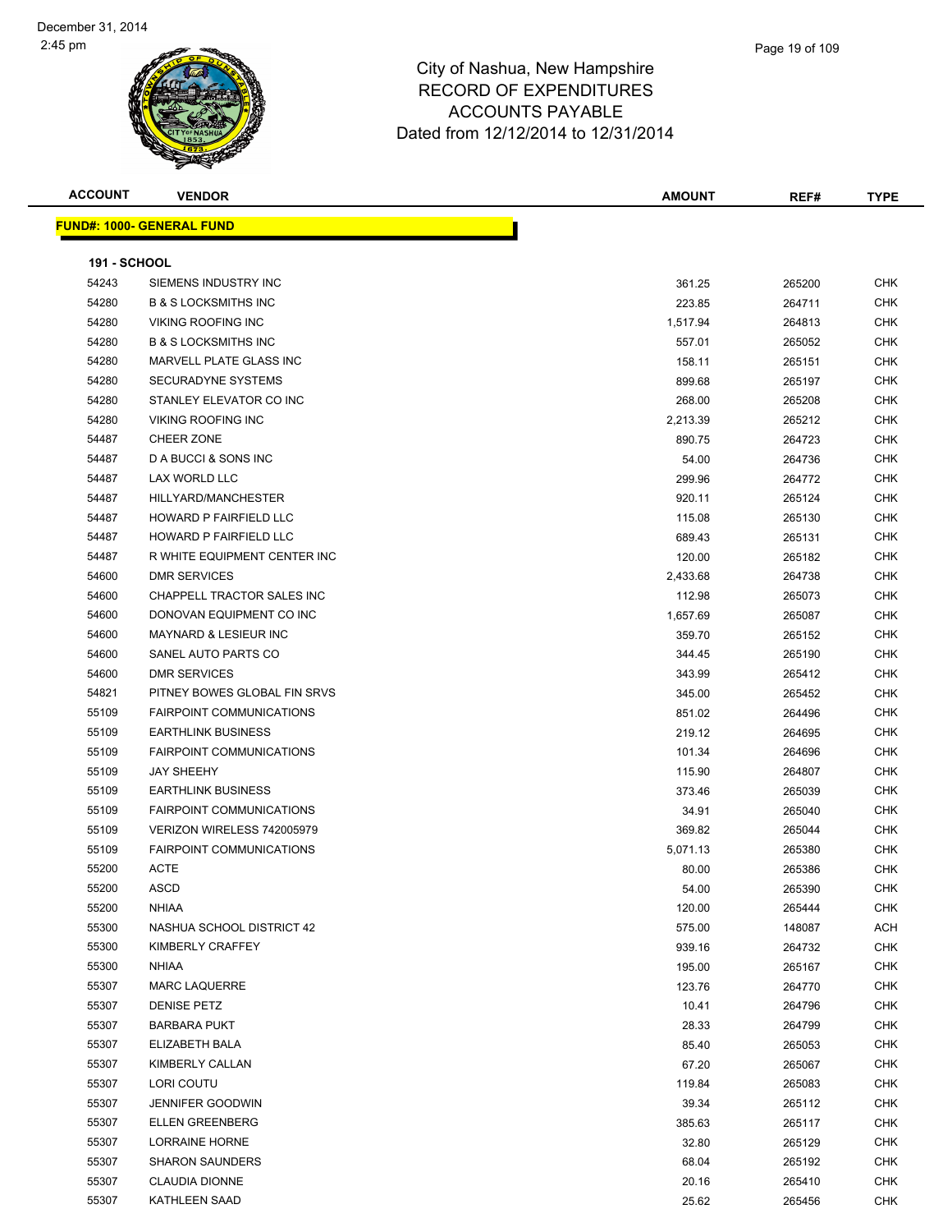# City of Nashua, New Hampshire
## RECORD OF EXPENDITURES
## ACCOUNTS PAYABLE
## Dated from 12/12/2014 to 12/31/2014

| ACCOUNT | VENDOR | AMOUNT | REF# | TYPE |
|---|---|---|---|---|

**FUND#: 1000- GENERAL FUND**

**191 - SCHOOL**

| ACCOUNT | VENDOR | AMOUNT | REF# | TYPE |
|---|---|---|---|---|
| 54243 | SIEMENS INDUSTRY INC | 361.25 | 265200 | CHK |
| 54280 | B & S LOCKSMITHS INC | 223.85 | 264711 | CHK |
| 54280 | VIKING ROOFING INC | 1,517.94 | 264813 | CHK |
| 54280 | B & S LOCKSMITHS INC | 557.01 | 265052 | CHK |
| 54280 | MARVELL PLATE GLASS INC | 158.11 | 265151 | CHK |
| 54280 | SECURADYNE SYSTEMS | 899.68 | 265197 | CHK |
| 54280 | STANLEY ELEVATOR CO INC | 268.00 | 265208 | CHK |
| 54280 | VIKING ROOFING INC | 2,213.39 | 265212 | CHK |
| 54487 | CHEER ZONE | 890.75 | 264723 | CHK |
| 54487 | D A BUCCI & SONS INC | 54.00 | 264736 | CHK |
| 54487 | LAX WORLD LLC | 299.96 | 264772 | CHK |
| 54487 | HILLYARD/MANCHESTER | 920.11 | 265124 | CHK |
| 54487 | HOWARD P FAIRFIELD LLC | 115.08 | 265130 | CHK |
| 54487 | HOWARD P FAIRFIELD LLC | 689.43 | 265131 | CHK |
| 54487 | R WHITE EQUIPMENT CENTER INC | 120.00 | 265182 | CHK |
| 54600 | DMR SERVICES | 2,433.68 | 264738 | CHK |
| 54600 | CHAPPELL TRACTOR SALES INC | 112.98 | 265073 | CHK |
| 54600 | DONOVAN EQUIPMENT CO INC | 1,657.69 | 265087 | CHK |
| 54600 | MAYNARD & LESIEUR INC | 359.70 | 265152 | CHK |
| 54600 | SANEL AUTO PARTS CO | 344.45 | 265190 | CHK |
| 54600 | DMR SERVICES | 343.99 | 265412 | CHK |
| 54821 | PITNEY BOWES GLOBAL FIN SRVS | 345.00 | 265452 | CHK |
| 55109 | FAIRPOINT COMMUNICATIONS | 851.02 | 264496 | CHK |
| 55109 | EARTHLINK BUSINESS | 219.12 | 264695 | CHK |
| 55109 | FAIRPOINT COMMUNICATIONS | 101.34 | 264696 | CHK |
| 55109 | JAY SHEEHY | 115.90 | 264807 | CHK |
| 55109 | EARTHLINK BUSINESS | 373.46 | 265039 | CHK |
| 55109 | FAIRPOINT COMMUNICATIONS | 34.91 | 265040 | CHK |
| 55109 | VERIZON WIRELESS 742005979 | 369.82 | 265044 | CHK |
| 55109 | FAIRPOINT COMMUNICATIONS | 5,071.13 | 265380 | CHK |
| 55200 | ACTE | 80.00 | 265386 | CHK |
| 55200 | ASCD | 54.00 | 265390 | CHK |
| 55200 | NHIAA | 120.00 | 265444 | CHK |
| 55300 | NASHUA SCHOOL DISTRICT 42 | 575.00 | 148087 | ACH |
| 55300 | KIMBERLY CRAFFEY | 939.16 | 264732 | CHK |
| 55300 | NHIAA | 195.00 | 265167 | CHK |
| 55307 | MARC LAQUERRE | 123.76 | 264770 | CHK |
| 55307 | DENISE PETZ | 10.41 | 264796 | CHK |
| 55307 | BARBARA PUKT | 28.33 | 264799 | CHK |
| 55307 | ELIZABETH BALA | 85.40 | 265053 | CHK |
| 55307 | KIMBERLY CALLAN | 67.20 | 265067 | CHK |
| 55307 | LORI COUTU | 119.84 | 265083 | CHK |
| 55307 | JENNIFER GOODWIN | 39.34 | 265112 | CHK |
| 55307 | ELLEN GREENBERG | 385.63 | 265117 | CHK |
| 55307 | LORRAINE HORNE | 32.80 | 265129 | CHK |
| 55307 | SHARON SAUNDERS | 68.04 | 265192 | CHK |
| 55307 | CLAUDIA DIONNE | 20.16 | 265410 | CHK |
| 55307 | KATHLEEN SAAD | 25.62 | 265456 | CHK |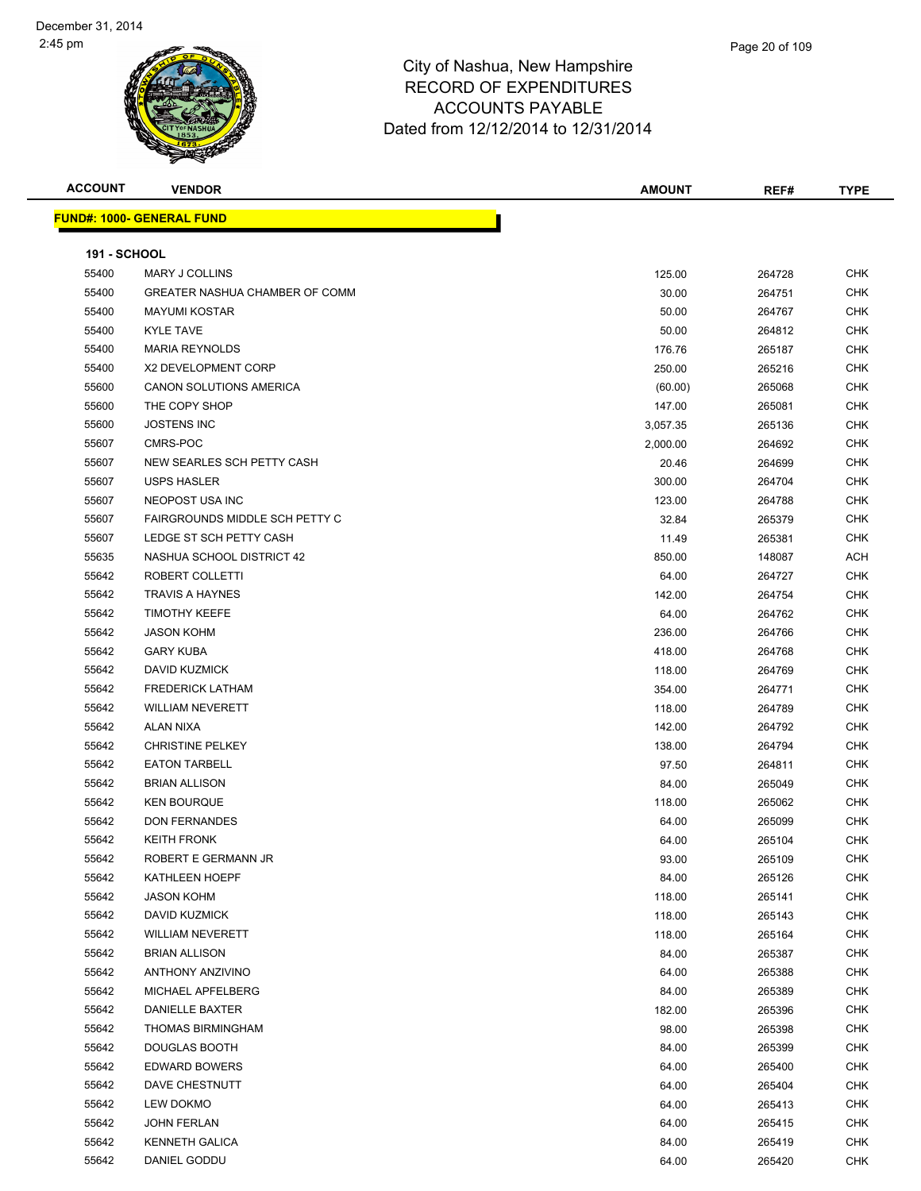# City of Nashua, New Hampshire
# RECORD OF EXPENDITURES
# ACCOUNTS PAYABLE
# Dated from 12/12/2014 to 12/31/2014

December 31, 2014
2:45 pm

| ACCOUNT | VENDOR | AMOUNT | REF# | TYPE |
|---|---|---|---|---|

**FUND#: 1000- GENERAL FUND**

**191 - SCHOOL**

| ACCOUNT | VENDOR | AMOUNT | REF# | TYPE |
|---|---|---|---|---|
| 55400 | MARY J COLLINS | 125.00 | 264728 | CHK |
| 55400 | GREATER NASHUA CHAMBER OF COMM | 30.00 | 264751 | CHK |
| 55400 | MAYUMI KOSTAR | 50.00 | 264767 | CHK |
| 55400 | KYLE TAVE | 50.00 | 264812 | CHK |
| 55400 | MARIA REYNOLDS | 176.76 | 265187 | CHK |
| 55400 | X2 DEVELOPMENT CORP | 250.00 | 265216 | CHK |
| 55600 | CANON SOLUTIONS AMERICA | (60.00) | 265068 | CHK |
| 55600 | THE COPY SHOP | 147.00 | 265081 | CHK |
| 55600 | JOSTENS INC | 3,057.35 | 265136 | CHK |
| 55607 | CMRS-POC | 2,000.00 | 264692 | CHK |
| 55607 | NEW SEARLES SCH PETTY CASH | 20.46 | 264699 | CHK |
| 55607 | USPS HASLER | 300.00 | 264704 | CHK |
| 55607 | NEOPOST USA INC | 123.00 | 264788 | CHK |
| 55607 | FAIRGROUNDS MIDDLE SCH PETTY C | 32.84 | 265379 | CHK |
| 55607 | LEDGE ST SCH PETTY CASH | 11.49 | 265381 | CHK |
| 55635 | NASHUA SCHOOL DISTRICT 42 | 850.00 | 148087 | ACH |
| 55642 | ROBERT COLLETTI | 64.00 | 264727 | CHK |
| 55642 | TRAVIS A HAYNES | 142.00 | 264754 | CHK |
| 55642 | TIMOTHY KEEFE | 64.00 | 264762 | CHK |
| 55642 | JASON KOHM | 236.00 | 264766 | CHK |
| 55642 | GARY KUBA | 418.00 | 264768 | CHK |
| 55642 | DAVID KUZMICK | 118.00 | 264769 | CHK |
| 55642 | FREDERICK LATHAM | 354.00 | 264771 | CHK |
| 55642 | WILLIAM NEVERETT | 118.00 | 264789 | CHK |
| 55642 | ALAN NIXA | 142.00 | 264792 | CHK |
| 55642 | CHRISTINE PELKEY | 138.00 | 264794 | CHK |
| 55642 | EATON TARBELL | 97.50 | 264811 | CHK |
| 55642 | BRIAN ALLISON | 84.00 | 265049 | CHK |
| 55642 | KEN BOURQUE | 118.00 | 265062 | CHK |
| 55642 | DON FERNANDES | 64.00 | 265099 | CHK |
| 55642 | KEITH FRONK | 64.00 | 265104 | CHK |
| 55642 | ROBERT E GERMANN JR | 93.00 | 265109 | CHK |
| 55642 | KATHLEEN HOEPF | 84.00 | 265126 | CHK |
| 55642 | JASON KOHM | 118.00 | 265141 | CHK |
| 55642 | DAVID KUZMICK | 118.00 | 265143 | CHK |
| 55642 | WILLIAM NEVERETT | 118.00 | 265164 | CHK |
| 55642 | BRIAN ALLISON | 84.00 | 265387 | CHK |
| 55642 | ANTHONY ANZIVINO | 64.00 | 265388 | CHK |
| 55642 | MICHAEL APFELBERG | 84.00 | 265389 | CHK |
| 55642 | DANIELLE BAXTER | 182.00 | 265396 | CHK |
| 55642 | THOMAS BIRMINGHAM | 98.00 | 265398 | CHK |
| 55642 | DOUGLAS BOOTH | 84.00 | 265399 | CHK |
| 55642 | EDWARD BOWERS | 64.00 | 265400 | CHK |
| 55642 | DAVE CHESTNUTT | 64.00 | 265404 | CHK |
| 55642 | LEW DOKMO | 64.00 | 265413 | CHK |
| 55642 | JOHN FERLAN | 64.00 | 265415 | CHK |
| 55642 | KENNETH GALICA | 84.00 | 265419 | CHK |
| 55642 | DANIEL GODDU | 64.00 | 265420 | CHK |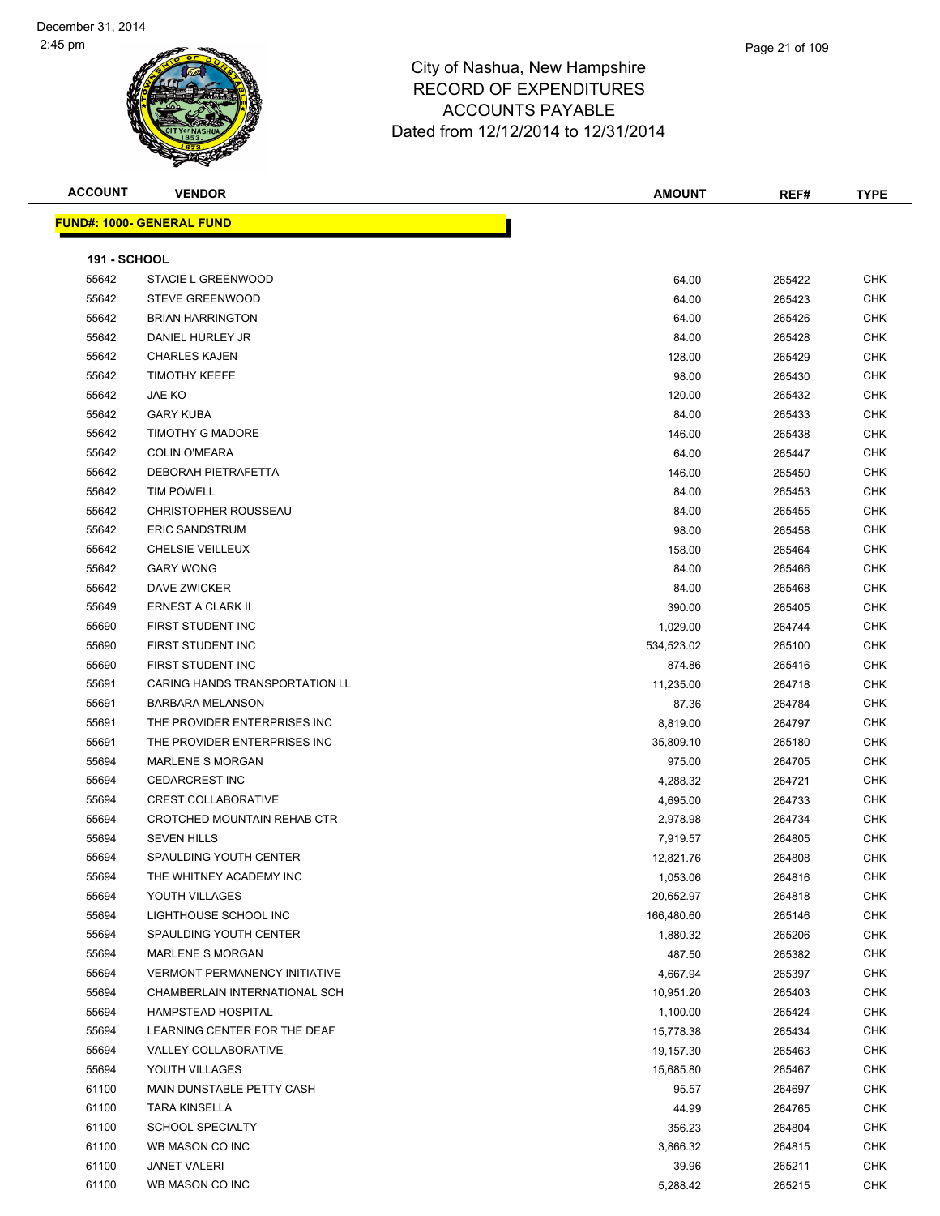December 31, 2014
2:45 pm

# City of Nashua, New Hampshire
## RECORD OF EXPENDITURES
## ACCOUNTS PAYABLE
## Dated from 12/12/2014 to 12/31/2014

**FUND#: 1000- GENERAL FUND**

**191 - SCHOOL**

| ACCOUNT | VENDOR | AMOUNT | REF# | TYPE |
|---|---|---|---|---|
| 55642 | STACIE L GREENWOOD | 64.00 | 265422 | CHK |
| 55642 | STEVE GREENWOOD | 64.00 | 265423 | CHK |
| 55642 | BRIAN HARRINGTON | 64.00 | 265426 | CHK |
| 55642 | DANIEL HURLEY JR | 84.00 | 265428 | CHK |
| 55642 | CHARLES KAJEN | 128.00 | 265429 | CHK |
| 55642 | TIMOTHY KEEFE | 98.00 | 265430 | CHK |
| 55642 | JAE KO | 120.00 | 265432 | CHK |
| 55642 | GARY KUBA | 84.00 | 265433 | CHK |
| 55642 | TIMOTHY G MADORE | 146.00 | 265438 | CHK |
| 55642 | COLIN O'MEARA | 64.00 | 265447 | CHK |
| 55642 | DEBORAH PIETRAFETTA | 146.00 | 265450 | CHK |
| 55642 | TIM POWELL | 84.00 | 265453 | CHK |
| 55642 | CHRISTOPHER ROUSSEAU | 84.00 | 265455 | CHK |
| 55642 | ERIC SANDSTRUM | 98.00 | 265458 | CHK |
| 55642 | CHELSIE VEILLEUX | 158.00 | 265464 | CHK |
| 55642 | GARY WONG | 84.00 | 265466 | CHK |
| 55642 | DAVE ZWICKER | 84.00 | 265468 | CHK |
| 55649 | ERNEST A CLARK II | 390.00 | 265405 | CHK |
| 55690 | FIRST STUDENT INC | 1,029.00 | 264744 | CHK |
| 55690 | FIRST STUDENT INC | 534,523.02 | 265100 | CHK |
| 55690 | FIRST STUDENT INC | 874.86 | 265416 | CHK |
| 55691 | CARING HANDS TRANSPORTATION LL | 11,235.00 | 264718 | CHK |
| 55691 | BARBARA MELANSON | 87.36 | 264784 | CHK |
| 55691 | THE PROVIDER ENTERPRISES INC | 8,819.00 | 264797 | CHK |
| 55691 | THE PROVIDER ENTERPRISES INC | 35,809.10 | 265180 | CHK |
| 55694 | MARLENE S MORGAN | 975.00 | 264705 | CHK |
| 55694 | CEDARCREST INC | 4,288.32 | 264721 | CHK |
| 55694 | CREST COLLABORATIVE | 4,695.00 | 264733 | CHK |
| 55694 | CROTCHED MOUNTAIN REHAB CTR | 2,978.98 | 264734 | CHK |
| 55694 | SEVEN HILLS | 7,919.57 | 264805 | CHK |
| 55694 | SPAULDING YOUTH CENTER | 12,821.76 | 264808 | CHK |
| 55694 | THE WHITNEY ACADEMY INC | 1,053.06 | 264816 | CHK |
| 55694 | YOUTH VILLAGES | 20,652.97 | 264818 | CHK |
| 55694 | LIGHTHOUSE SCHOOL INC | 166,480.60 | 265146 | CHK |
| 55694 | SPAULDING YOUTH CENTER | 1,880.32 | 265206 | CHK |
| 55694 | MARLENE S MORGAN | 487.50 | 265382 | CHK |
| 55694 | VERMONT PERMANENCY INITIATIVE | 4,667.94 | 265397 | CHK |
| 55694 | CHAMBERLAIN INTERNATIONAL SCH | 10,951.20 | 265403 | CHK |
| 55694 | HAMPSTEAD HOSPITAL | 1,100.00 | 265424 | CHK |
| 55694 | LEARNING CENTER FOR THE DEAF | 15,778.38 | 265434 | CHK |
| 55694 | VALLEY COLLABORATIVE | 19,157.30 | 265463 | CHK |
| 55694 | YOUTH VILLAGES | 15,685.80 | 265467 | CHK |
| 61100 | MAIN DUNSTABLE PETTY CASH | 95.57 | 264697 | CHK |
| 61100 | TARA KINSELLA | 44.99 | 264765 | CHK |
| 61100 | SCHOOL SPECIALTY | 356.23 | 264804 | CHK |
| 61100 | WB MASON CO INC | 3,866.32 | 264815 | CHK |
| 61100 | JANET VALERI | 39.96 | 265211 | CHK |
| 61100 | WB MASON CO INC | 5,288.42 | 265215 | CHK |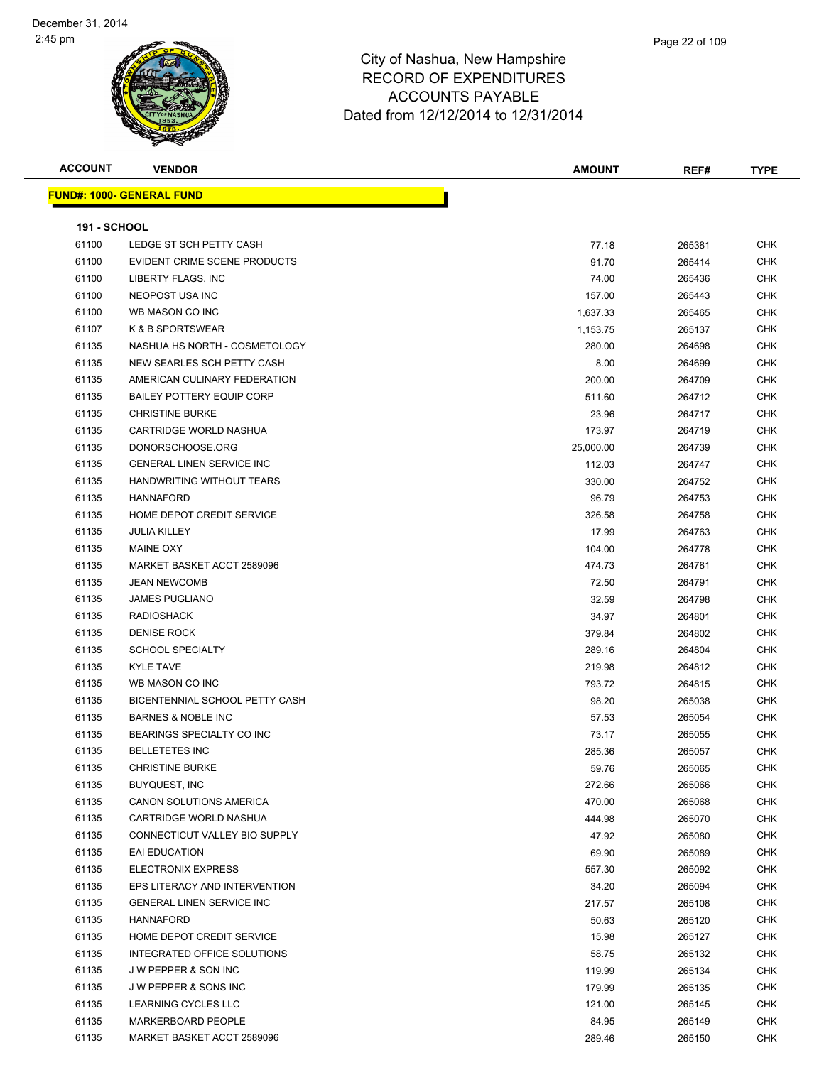# City of Nashua, New Hampshire
## RECORD OF EXPENDITURES
## ACCOUNTS PAYABLE
## Dated from 12/12/2014 to 12/31/2014

December 31, 2014
2:45 pm

| ACCOUNT | VENDOR | AMOUNT | REF# | TYPE |
|---|---|---|---|---|
| **FUND#: 1000- GENERAL FUND** | | | | |
| **191 - SCHOOL** | | | | |
| 61100 | LEDGE ST SCH PETTY CASH | 77.18 | 265381 | CHK |
| 61100 | EVIDENT CRIME SCENE PRODUCTS | 91.70 | 265414 | CHK |
| 61100 | LIBERTY FLAGS, INC | 74.00 | 265436 | CHK |
| 61100 | NEOPOST USA INC | 157.00 | 265443 | CHK |
| 61100 | WB MASON CO INC | 1,637.33 | 265465 | CHK |
| 61107 | K & B SPORTSWEAR | 1,153.75 | 265137 | CHK |
| 61135 | NASHUA HS NORTH - COSMETOLOGY | 280.00 | 264698 | CHK |
| 61135 | NEW SEARLES SCH PETTY CASH | 8.00 | 264699 | CHK |
| 61135 | AMERICAN CULINARY FEDERATION | 200.00 | 264709 | CHK |
| 61135 | BAILEY POTTERY EQUIP CORP | 511.60 | 264712 | CHK |
| 61135 | CHRISTINE BURKE | 23.96 | 264717 | CHK |
| 61135 | CARTRIDGE WORLD NASHUA | 173.97 | 264719 | CHK |
| 61135 | DONORSCHOOSE.ORG | 25,000.00 | 264739 | CHK |
| 61135 | GENERAL LINEN SERVICE INC | 112.03 | 264747 | CHK |
| 61135 | HANDWRITING WITHOUT TEARS | 330.00 | 264752 | CHK |
| 61135 | HANNAFORD | 96.79 | 264753 | CHK |
| 61135 | HOME DEPOT CREDIT SERVICE | 326.58 | 264758 | CHK |
| 61135 | JULIA KILLEY | 17.99 | 264763 | CHK |
| 61135 | MAINE OXY | 104.00 | 264778 | CHK |
| 61135 | MARKET BASKET ACCT 2589096 | 474.73 | 264781 | CHK |
| 61135 | JEAN NEWCOMB | 72.50 | 264791 | CHK |
| 61135 | JAMES PUGLIANO | 32.59 | 264798 | CHK |
| 61135 | RADIOSHACK | 34.97 | 264801 | CHK |
| 61135 | DENISE ROCK | 379.84 | 264802 | CHK |
| 61135 | SCHOOL SPECIALTY | 289.16 | 264804 | CHK |
| 61135 | KYLE TAVE | 219.98 | 264812 | CHK |
| 61135 | WB MASON CO INC | 793.72 | 264815 | CHK |
| 61135 | BICENTENNIAL SCHOOL PETTY CASH | 98.20 | 265038 | CHK |
| 61135 | BARNES & NOBLE INC | 57.53 | 265054 | CHK |
| 61135 | BEARINGS SPECIALTY CO INC | 73.17 | 265055 | CHK |
| 61135 | BELLETETES INC | 285.36 | 265057 | CHK |
| 61135 | CHRISTINE BURKE | 59.76 | 265065 | CHK |
| 61135 | BUYQUEST, INC | 272.66 | 265066 | CHK |
| 61135 | CANON SOLUTIONS AMERICA | 470.00 | 265068 | CHK |
| 61135 | CARTRIDGE WORLD NASHUA | 444.98 | 265070 | CHK |
| 61135 | CONNECTICUT VALLEY BIO SUPPLY | 47.92 | 265080 | CHK |
| 61135 | EAI EDUCATION | 69.90 | 265089 | CHK |
| 61135 | ELECTRONIX EXPRESS | 557.30 | 265092 | CHK |
| 61135 | EPS LITERACY AND INTERVENTION | 34.20 | 265094 | CHK |
| 61135 | GENERAL LINEN SERVICE INC | 217.57 | 265108 | CHK |
| 61135 | HANNAFORD | 50.63 | 265120 | CHK |
| 61135 | HOME DEPOT CREDIT SERVICE | 15.98 | 265127 | CHK |
| 61135 | INTEGRATED OFFICE SOLUTIONS | 58.75 | 265132 | CHK |
| 61135 | J W PEPPER & SON INC | 119.99 | 265134 | CHK |
| 61135 | J W PEPPER & SONS INC | 179.99 | 265135 | CHK |
| 61135 | LEARNING CYCLES LLC | 121.00 | 265145 | CHK |
| 61135 | MARKERBOARD PEOPLE | 84.95 | 265149 | CHK |
| 61135 | MARKET BASKET ACCT 2589096 | 289.46 | 265150 | CHK |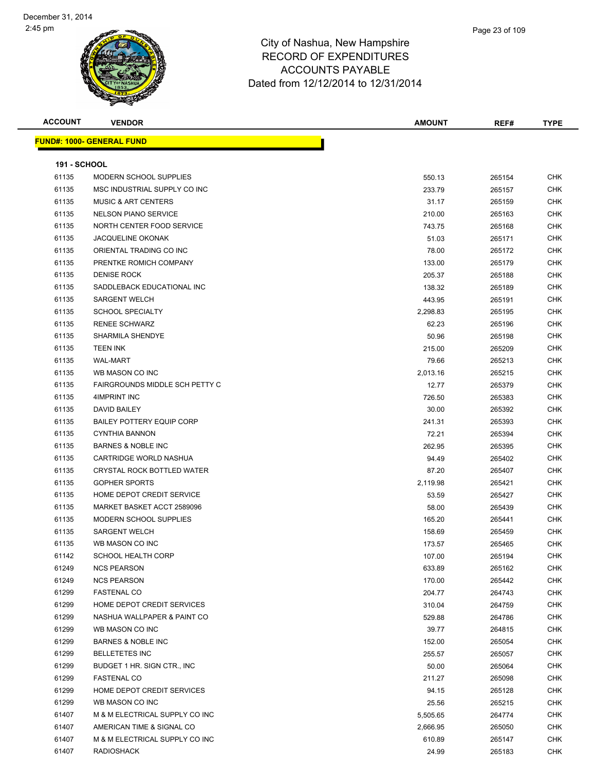City of Nashua, New Hampshire
RECORD OF EXPENDITURES
ACCOUNTS PAYABLE
Dated from 12/12/2014 to 12/31/2014

| ACCOUNT | VENDOR | AMOUNT | REF# | TYPE |
|---|---|---|---|---|

**FUND#: 1000- GENERAL FUND**

**191 - SCHOOL**

| ACCOUNT | VENDOR | AMOUNT | REF# | TYPE |
|---|---|---|---|---|
| 61135 | MODERN SCHOOL SUPPLIES | 550.13 | 265154 | CHK |
| 61135 | MSC INDUSTRIAL SUPPLY CO INC | 233.79 | 265157 | CHK |
| 61135 | MUSIC & ART CENTERS | 31.17 | 265159 | CHK |
| 61135 | NELSON PIANO SERVICE | 210.00 | 265163 | CHK |
| 61135 | NORTH CENTER FOOD SERVICE | 743.75 | 265168 | CHK |
| 61135 | JACQUELINE OKONAK | 51.03 | 265171 | CHK |
| 61135 | ORIENTAL TRADING CO INC | 78.00 | 265172 | CHK |
| 61135 | PRENTKE ROMICH COMPANY | 133.00 | 265179 | CHK |
| 61135 | DENISE ROCK | 205.37 | 265188 | CHK |
| 61135 | SADDLEBACK EDUCATIONAL INC | 138.32 | 265189 | CHK |
| 61135 | SARGENT WELCH | 443.95 | 265191 | CHK |
| 61135 | SCHOOL SPECIALTY | 2,298.83 | 265195 | CHK |
| 61135 | RENEE SCHWARZ | 62.23 | 265196 | CHK |
| 61135 | SHARMILA SHENDYE | 50.96 | 265198 | CHK |
| 61135 | TEEN INK | 215.00 | 265209 | CHK |
| 61135 | WAL-MART | 79.66 | 265213 | CHK |
| 61135 | WB MASON CO INC | 2,013.16 | 265215 | CHK |
| 61135 | FAIRGROUNDS MIDDLE SCH PETTY C | 12.77 | 265379 | CHK |
| 61135 | 4IMPRINT INC | 726.50 | 265383 | CHK |
| 61135 | DAVID BAILEY | 30.00 | 265392 | CHK |
| 61135 | BAILEY POTTERY EQUIP CORP | 241.31 | 265393 | CHK |
| 61135 | CYNTHIA BANNON | 72.21 | 265394 | CHK |
| 61135 | BARNES & NOBLE INC | 262.95 | 265395 | CHK |
| 61135 | CARTRIDGE WORLD NASHUA | 94.49 | 265402 | CHK |
| 61135 | CRYSTAL ROCK BOTTLED WATER | 87.20 | 265407 | CHK |
| 61135 | GOPHER SPORTS | 2,119.98 | 265421 | CHK |
| 61135 | HOME DEPOT CREDIT SERVICE | 53.59 | 265427 | CHK |
| 61135 | MARKET BASKET ACCT 2589096 | 58.00 | 265439 | CHK |
| 61135 | MODERN SCHOOL SUPPLIES | 165.20 | 265441 | CHK |
| 61135 | SARGENT WELCH | 158.69 | 265459 | CHK |
| 61135 | WB MASON CO INC | 173.57 | 265465 | CHK |
| 61142 | SCHOOL HEALTH CORP | 107.00 | 265194 | CHK |
| 61249 | NCS PEARSON | 633.89 | 265162 | CHK |
| 61249 | NCS PEARSON | 170.00 | 265442 | CHK |
| 61299 | FASTENAL CO | 204.77 | 264743 | CHK |
| 61299 | HOME DEPOT CREDIT SERVICES | 310.04 | 264759 | CHK |
| 61299 | NASHUA WALLPAPER & PAINT CO | 529.88 | 264786 | CHK |
| 61299 | WB MASON CO INC | 39.77 | 264815 | CHK |
| 61299 | BARNES & NOBLE INC | 152.00 | 265054 | CHK |
| 61299 | BELLETETES INC | 255.57 | 265057 | CHK |
| 61299 | BUDGET 1 HR. SIGN CTR., INC | 50.00 | 265064 | CHK |
| 61299 | FASTENAL CO | 211.27 | 265098 | CHK |
| 61299 | HOME DEPOT CREDIT SERVICES | 94.15 | 265128 | CHK |
| 61299 | WB MASON CO INC | 25.56 | 265215 | CHK |
| 61407 | M & M ELECTRICAL SUPPLY CO INC | 5,505.65 | 264774 | CHK |
| 61407 | AMERICAN TIME & SIGNAL CO | 2,666.95 | 265050 | CHK |
| 61407 | M & M ELECTRICAL SUPPLY CO INC | 610.89 | 265147 | CHK |
| 61407 | RADIOSHACK | 24.99 | 265183 | CHK |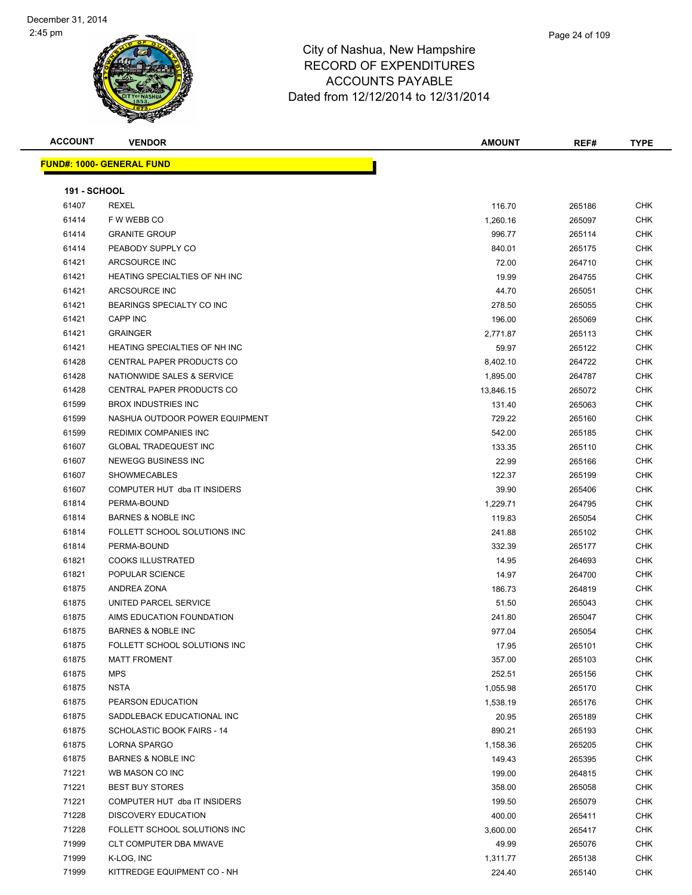# City of Nashua, New Hampshire
## RECORD OF EXPENDITURES
## ACCOUNTS PAYABLE
### Dated from 12/12/2014 to 12/31/2014

December 31, 2014
2:45 pm

**FUND#: 1000- GENERAL FUND**

**191 - SCHOOL**

| ACCOUNT | VENDOR | AMOUNT | REF# | TYPE |
|---|---|---|---|---|
| 61407 | REXEL | 116.70 | 265186 | CHK |
| 61414 | F W WEBB CO | 1,260.16 | 265097 | CHK |
| 61414 | GRANITE GROUP | 996.77 | 265114 | CHK |
| 61414 | PEABODY SUPPLY CO | 840.01 | 265175 | CHK |
| 61421 | ARCSOURCE INC | 72.00 | 264710 | CHK |
| 61421 | HEATING SPECIALTIES OF NH INC | 19.99 | 264755 | CHK |
| 61421 | ARCSOURCE INC | 44.70 | 265051 | CHK |
| 61421 | BEARINGS SPECIALTY CO INC | 278.50 | 265055 | CHK |
| 61421 | CAPP INC | 196.00 | 265069 | CHK |
| 61421 | GRAINGER | 2,771.87 | 265113 | CHK |
| 61421 | HEATING SPECIALTIES OF NH INC | 59.97 | 265122 | CHK |
| 61428 | CENTRAL PAPER PRODUCTS CO | 8,402.10 | 264722 | CHK |
| 61428 | NATIONWIDE SALES & SERVICE | 1,895.00 | 264787 | CHK |
| 61428 | CENTRAL PAPER PRODUCTS CO | 13,846.15 | 265072 | CHK |
| 61599 | BROX INDUSTRIES INC | 131.40 | 265063 | CHK |
| 61599 | NASHUA OUTDOOR POWER EQUIPMENT | 729.22 | 265160 | CHK |
| 61599 | REDIMIX COMPANIES INC | 542.00 | 265185 | CHK |
| 61607 | GLOBAL TRADEQUEST INC | 133.35 | 265110 | CHK |
| 61607 | NEWEGG BUSINESS INC | 22.99 | 265166 | CHK |
| 61607 | SHOWMECABLES | 122.37 | 265199 | CHK |
| 61607 | COMPUTER HUT dba IT INSIDERS | 39.90 | 265406 | CHK |
| 61814 | PERMA-BOUND | 1,229.71 | 264795 | CHK |
| 61814 | BARNES & NOBLE INC | 119.83 | 265054 | CHK |
| 61814 | FOLLETT SCHOOL SOLUTIONS INC | 241.88 | 265102 | CHK |
| 61814 | PERMA-BOUND | 332.39 | 265177 | CHK |
| 61821 | COOKS ILLUSTRATED | 14.95 | 264693 | CHK |
| 61821 | POPULAR SCIENCE | 14.97 | 264700 | CHK |
| 61875 | ANDREA ZONA | 186.73 | 264819 | CHK |
| 61875 | UNITED PARCEL SERVICE | 51.50 | 265043 | CHK |
| 61875 | AIMS EDUCATION FOUNDATION | 241.80 | 265047 | CHK |
| 61875 | BARNES & NOBLE INC | 977.04 | 265054 | CHK |
| 61875 | FOLLETT SCHOOL SOLUTIONS INC | 17.95 | 265101 | CHK |
| 61875 | MATT FROMENT | 357.00 | 265103 | CHK |
| 61875 | MPS | 252.51 | 265156 | CHK |
| 61875 | NSTA | 1,055.98 | 265170 | CHK |
| 61875 | PEARSON EDUCATION | 1,538.19 | 265176 | CHK |
| 61875 | SADDLEBACK EDUCATIONAL INC | 20.95 | 265189 | CHK |
| 61875 | SCHOLASTIC BOOK FAIRS - 14 | 890.21 | 265193 | CHK |
| 61875 | LORNA SPARGO | 1,158.36 | 265205 | CHK |
| 61875 | BARNES & NOBLE INC | 149.43 | 265395 | CHK |
| 71221 | WB MASON CO INC | 199.00 | 264815 | CHK |
| 71221 | BEST BUY STORES | 358.00 | 265058 | CHK |
| 71221 | COMPUTER HUT dba IT INSIDERS | 199.50 | 265079 | CHK |
| 71228 | DISCOVERY EDUCATION | 400.00 | 265411 | CHK |
| 71228 | FOLLETT SCHOOL SOLUTIONS INC | 3,600.00 | 265417 | CHK |
| 71999 | CLT COMPUTER DBA MWAVE | 49.99 | 265076 | CHK |
| 71999 | K-LOG, INC | 1,311.77 | 265138 | CHK |
| 71999 | KITTREDGE EQUIPMENT CO - NH | 224.40 | 265140 | CHK |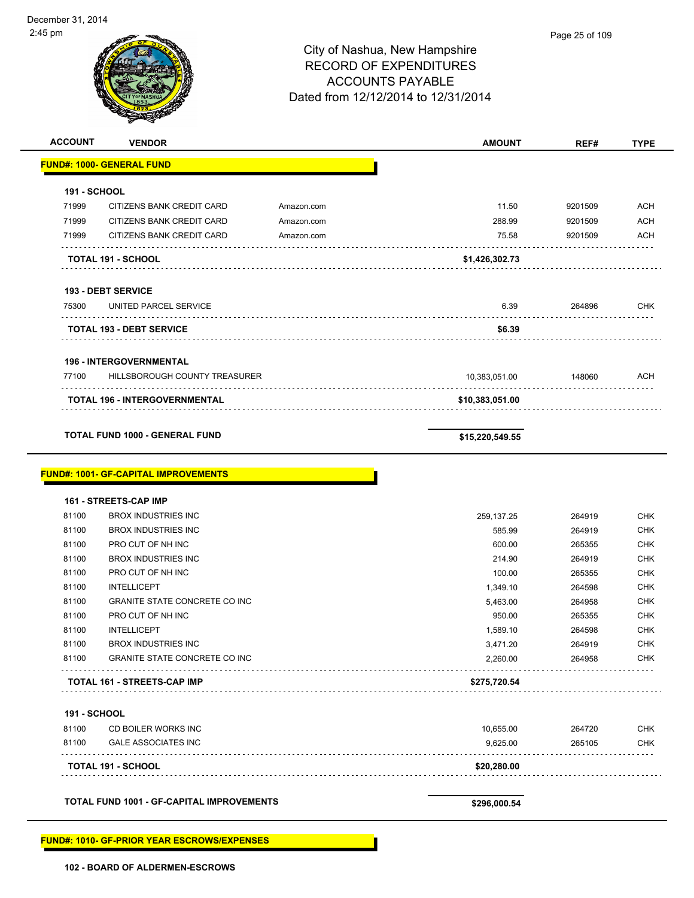# City of Nashua, New Hampshire
## RECORD OF EXPENDITURES
## ACCOUNTS PAYABLE
## Dated from 12/12/2014 to 12/31/2014

| ACCOUNT | VENDOR | | AMOUNT | REF# | TYPE |
|---|---|---|---|---|---|
| **FUND#: 1000- GENERAL FUND** | | | | | |
| **191 - SCHOOL** | | | | | |
| 71999 | CITIZENS BANK CREDIT CARD | Amazon.com | 11.50 | 9201509 | ACH |
| 71999 | CITIZENS BANK CREDIT CARD | Amazon.com | 288.99 | 9201509 | ACH |
| 71999 | CITIZENS BANK CREDIT CARD | Amazon.com | 75.58 | 9201509 | ACH |
| **TOTAL 191 - SCHOOL** | | | **$1,426,302.73** | | |
| **193 - DEBT SERVICE** | | | | | |
| 75300 | UNITED PARCEL SERVICE | | 6.39 | 264896 | CHK |
| **TOTAL 193 - DEBT SERVICE** | | | **$6.39** | | |
| **196 - INTERGOVERNMENTAL** | | | | | |
| 77100 | HILLSBOROUGH COUNTY TREASURER | | 10,383,051.00 | 148060 | ACH |
| **TOTAL 196 - INTERGOVERNMENTAL** | | | **$10,383,051.00** | | |
| **TOTAL FUND 1000 - GENERAL FUND** | | | **$15,220,549.55** | | |

| ACCOUNT | VENDOR | AMOUNT | REF# | TYPE |
|---|---|---|---|---|
| **FUND#: 1001- GF-CAPITAL IMPROVEMENTS** | | | | |
| **161 - STREETS-CAP IMP** | | | | |
| 81100 | BROX INDUSTRIES INC | 259,137.25 | 264919 | CHK |
| 81100 | BROX INDUSTRIES INC | 585.99 | 264919 | CHK |
| 81100 | PRO CUT OF NH INC | 600.00 | 265355 | CHK |
| 81100 | BROX INDUSTRIES INC | 214.90 | 264919 | CHK |
| 81100 | PRO CUT OF NH INC | 100.00 | 265355 | CHK |
| 81100 | INTELLICEPT | 1,349.10 | 264598 | CHK |
| 81100 | GRANITE STATE CONCRETE CO INC | 5,463.00 | 264958 | CHK |
| 81100 | PRO CUT OF NH INC | 950.00 | 265355 | CHK |
| 81100 | INTELLICEPT | 1,589.10 | 264598 | CHK |
| 81100 | BROX INDUSTRIES INC | 3,471.20 | 264919 | CHK |
| 81100 | GRANITE STATE CONCRETE CO INC | 2,260.00 | 264958 | CHK |
| **TOTAL 161 - STREETS-CAP IMP** | | **$275,720.54** | | |
| **191 - SCHOOL** | | | | |
| 81100 | CD BOILER WORKS INC | 10,655.00 | 264720 | CHK |
| 81100 | GALE ASSOCIATES INC | 9,625.00 | 265105 | CHK |
| **TOTAL 191 - SCHOOL** | | **$20,280.00** | | |
| **TOTAL FUND 1001 - GF-CAPITAL IMPROVEMENTS** | | **$296,000.54** | | |

**FUND#: 1010- GF-PRIOR YEAR ESCROWS/EXPENSES**

**102 - BOARD OF ALDERMEN-ESCROWS**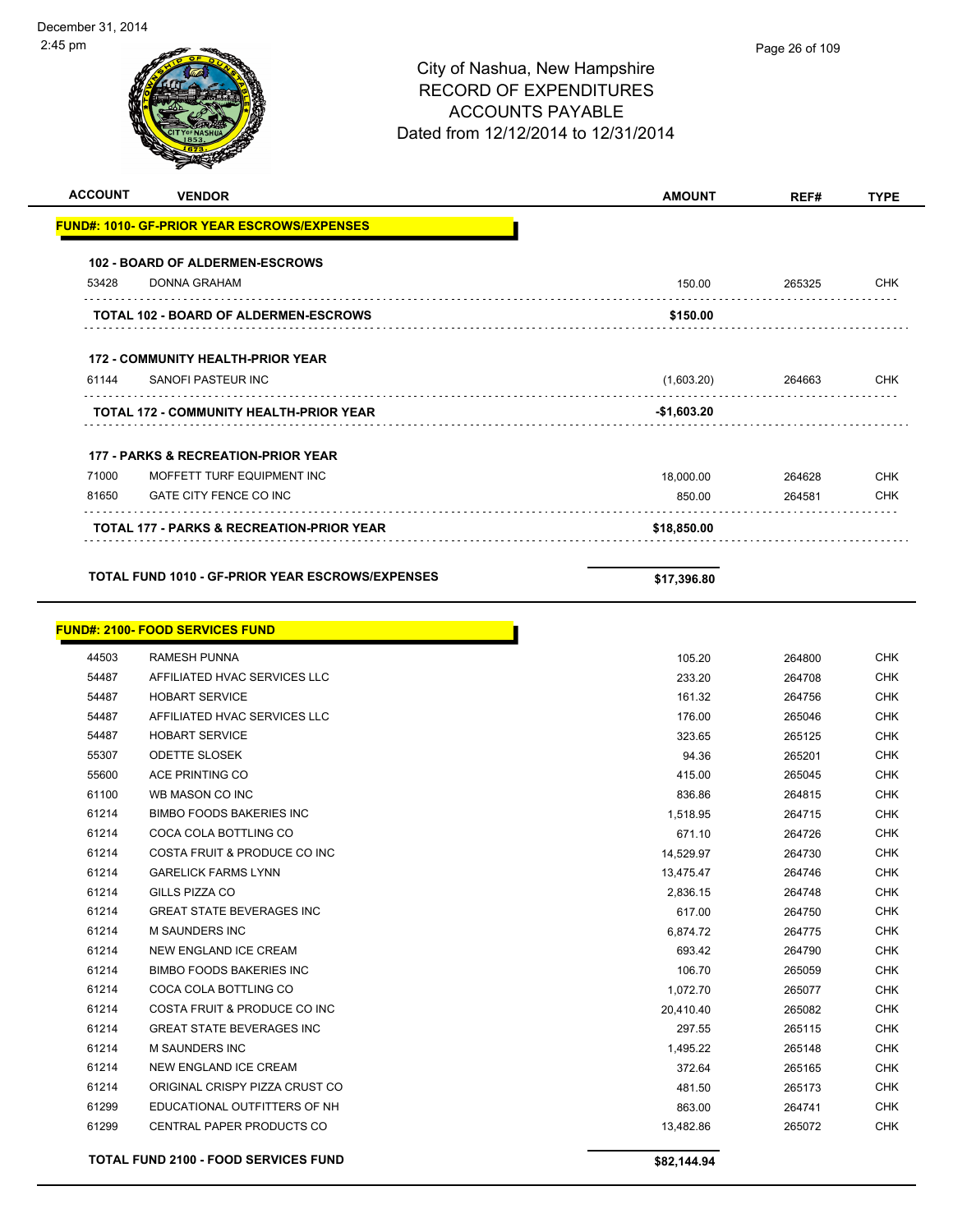# City of Nashua, New Hampshire
## RECORD OF EXPENDITURES
## ACCOUNTS PAYABLE
### Dated from 12/12/2014 to 12/31/2014

December 31, 2014
2:45 pm

| ACCOUNT | VENDOR | AMOUNT | REF# | TYPE |
|---|---|---|---|---|
| **FUND#: 1010- GF-PRIOR YEAR ESCROWS/EXPENSES** | | | | |
| **102 - BOARD OF ALDERMEN-ESCROWS** | | | | |
| 53428 | DONNA GRAHAM | 150.00 | 265325 | CHK |
| | **TOTAL 102 - BOARD OF ALDERMEN-ESCROWS** | **$150.00** | | |
| **172 - COMMUNITY HEALTH-PRIOR YEAR** | | | | |
| 61144 | SANOFI PASTEUR INC | (1,603.20) | 264663 | CHK |
| | **TOTAL 172 - COMMUNITY HEALTH-PRIOR YEAR** | **-$1,603.20** | | |
| **177 - PARKS & RECREATION-PRIOR YEAR** | | | | |
| 71000 | MOFFETT TURF EQUIPMENT INC | 18,000.00 | 264628 | CHK |
| 81650 | GATE CITY FENCE CO INC | 850.00 | 264581 | CHK |
| | **TOTAL 177 - PARKS & RECREATION-PRIOR YEAR** | **$18,850.00** | | |
| | **TOTAL FUND 1010 - GF-PRIOR YEAR ESCROWS/EXPENSES** | **$17,396.80** | | |
| **FUND#: 2100- FOOD SERVICES FUND** | | | | |
| 44503 | RAMESH PUNNA | 105.20 | 264800 | CHK |
| 54487 | AFFILIATED HVAC SERVICES LLC | 233.20 | 264708 | CHK |
| 54487 | HOBART SERVICE | 161.32 | 264756 | CHK |
| 54487 | AFFILIATED HVAC SERVICES LLC | 176.00 | 265046 | CHK |
| 54487 | HOBART SERVICE | 323.65 | 265125 | CHK |
| 55307 | ODETTE SLOSEK | 94.36 | 265201 | CHK |
| 55600 | ACE PRINTING CO | 415.00 | 265045 | CHK |
| 61100 | WB MASON CO INC | 836.86 | 264815 | CHK |
| 61214 | BIMBO FOODS BAKERIES INC | 1,518.95 | 264715 | CHK |
| 61214 | COCA COLA BOTTLING CO | 671.10 | 264726 | CHK |
| 61214 | COSTA FRUIT & PRODUCE CO INC | 14,529.97 | 264730 | CHK |
| 61214 | GARELICK FARMS LYNN | 13,475.47 | 264746 | CHK |
| 61214 | GILLS PIZZA CO | 2,836.15 | 264748 | CHK |
| 61214 | GREAT STATE BEVERAGES INC | 617.00 | 264750 | CHK |
| 61214 | M SAUNDERS INC | 6,874.72 | 264775 | CHK |
| 61214 | NEW ENGLAND ICE CREAM | 693.42 | 264790 | CHK |
| 61214 | BIMBO FOODS BAKERIES INC | 106.70 | 265059 | CHK |
| 61214 | COCA COLA BOTTLING CO | 1,072.70 | 265077 | CHK |
| 61214 | COSTA FRUIT & PRODUCE CO INC | 20,410.40 | 265082 | CHK |
| 61214 | GREAT STATE BEVERAGES INC | 297.55 | 265115 | CHK |
| 61214 | M SAUNDERS INC | 1,495.22 | 265148 | CHK |
| 61214 | NEW ENGLAND ICE CREAM | 372.64 | 265165 | CHK |
| 61214 | ORIGINAL CRISPY PIZZA CRUST CO | 481.50 | 265173 | CHK |
| 61299 | EDUCATIONAL OUTFITTERS OF NH | 863.00 | 264741 | CHK |
| 61299 | CENTRAL PAPER PRODUCTS CO | 13,482.86 | 265072 | CHK |
| | **TOTAL FUND 2100 - FOOD SERVICES FUND** | **$82,144.94** | | |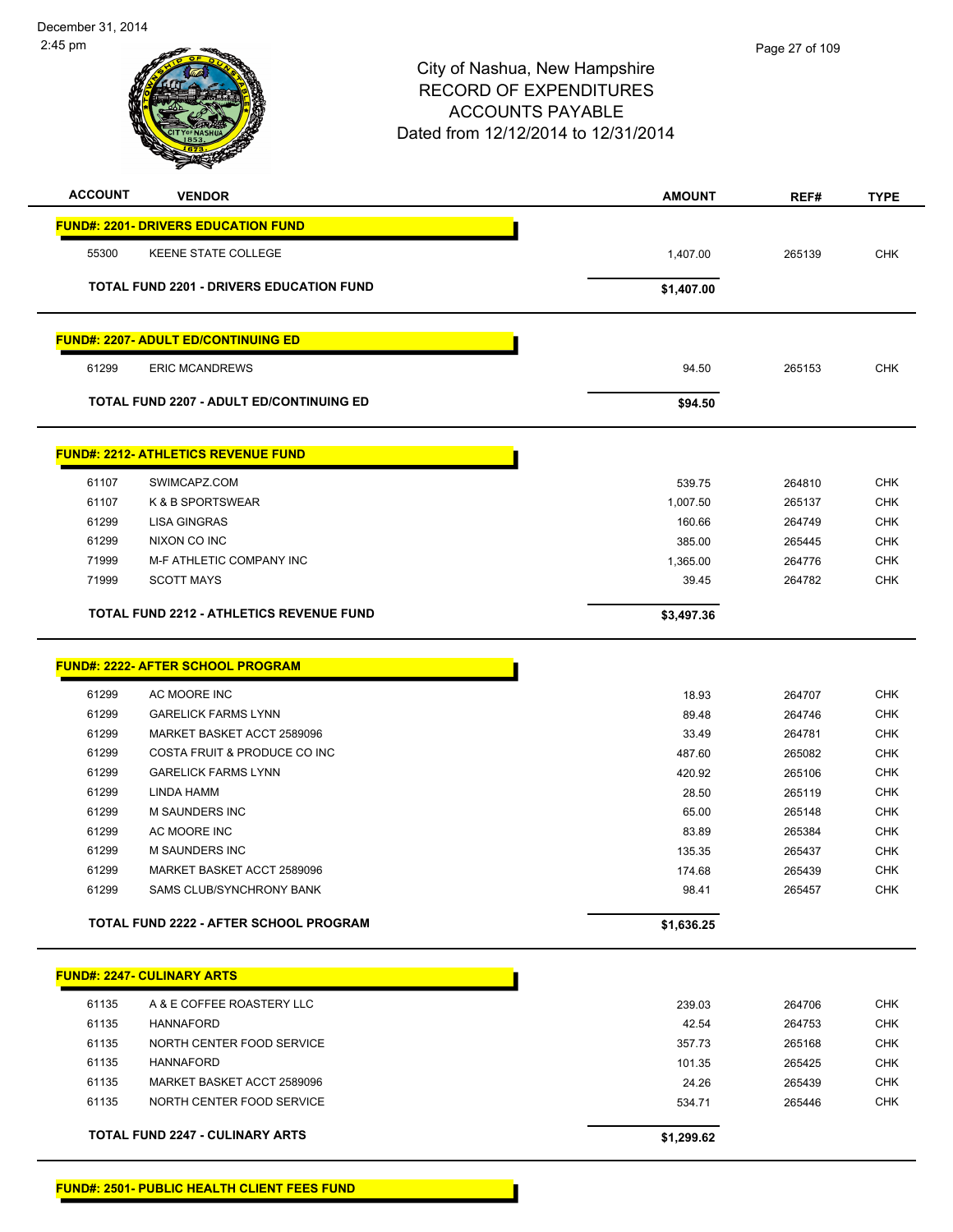# City of Nashua, New Hampshire
## RECORD OF EXPENDITURES
## ACCOUNTS PAYABLE
### Dated from 12/12/2014 to 12/31/2014

December 31, 2014
2:45 pm

| ACCOUNT | VENDOR | AMOUNT | REF# | TYPE |
|---|---|---|---|---|
| **FUND#: 2201- DRIVERS EDUCATION FUND** | | | | |
| 55300 | KEENE STATE COLLEGE | 1,407.00 | 265139 | CHK |
| | **TOTAL FUND 2201 - DRIVERS EDUCATION FUND** | **$1,407.00** | | |
| **FUND#: 2207- ADULT ED/CONTINUING ED** | | | | |
| 61299 | ERIC MCANDREWS | 94.50 | 265153 | CHK |
| | **TOTAL FUND 2207 - ADULT ED/CONTINUING ED** | **$94.50** | | |
| **FUND#: 2212- ATHLETICS REVENUE FUND** | | | | |
| 61107 | SWIMCAPZ.COM | 539.75 | 264810 | CHK |
| 61107 | K & B SPORTSWEAR | 1,007.50 | 265137 | CHK |
| 61299 | LISA GINGRAS | 160.66 | 264749 | CHK |
| 61299 | NIXON CO INC | 385.00 | 265445 | CHK |
| 71999 | M-F ATHLETIC COMPANY INC | 1,365.00 | 264776 | CHK |
| 71999 | SCOTT MAYS | 39.45 | 264782 | CHK |
| | **TOTAL FUND 2212 - ATHLETICS REVENUE FUND** | **$3,497.36** | | |
| **FUND#: 2222- AFTER SCHOOL PROGRAM** | | | | |
| 61299 | AC MOORE INC | 18.93 | 264707 | CHK |
| 61299 | GARELICK FARMS LYNN | 89.48 | 264746 | CHK |
| 61299 | MARKET BASKET ACCT 2589096 | 33.49 | 264781 | CHK |
| 61299 | COSTA FRUIT & PRODUCE CO INC | 487.60 | 265082 | CHK |
| 61299 | GARELICK FARMS LYNN | 420.92 | 265106 | CHK |
| 61299 | LINDA HAMM | 28.50 | 265119 | CHK |
| 61299 | M SAUNDERS INC | 65.00 | 265148 | CHK |
| 61299 | AC MOORE INC | 83.89 | 265384 | CHK |
| 61299 | M SAUNDERS INC | 135.35 | 265437 | CHK |
| 61299 | MARKET BASKET ACCT 2589096 | 174.68 | 265439 | CHK |
| 61299 | SAMS CLUB/SYNCHRONY BANK | 98.41 | 265457 | CHK |
| | **TOTAL FUND 2222 - AFTER SCHOOL PROGRAM** | **$1,636.25** | | |
| **FUND#: 2247- CULINARY ARTS** | | | | |
| 61135 | A & E COFFEE ROASTERY LLC | 239.03 | 264706 | CHK |
| 61135 | HANNAFORD | 42.54 | 264753 | CHK |
| 61135 | NORTH CENTER FOOD SERVICE | 357.73 | 265168 | CHK |
| 61135 | HANNAFORD | 101.35 | 265425 | CHK |
| 61135 | MARKET BASKET ACCT 2589096 | 24.26 | 265439 | CHK |
| 61135 | NORTH CENTER FOOD SERVICE | 534.71 | 265446 | CHK |
| | **TOTAL FUND 2247 - CULINARY ARTS** | **$1,299.62** | | |
| **FUND#: 2501- PUBLIC HEALTH CLIENT FEES FUND** | | | | |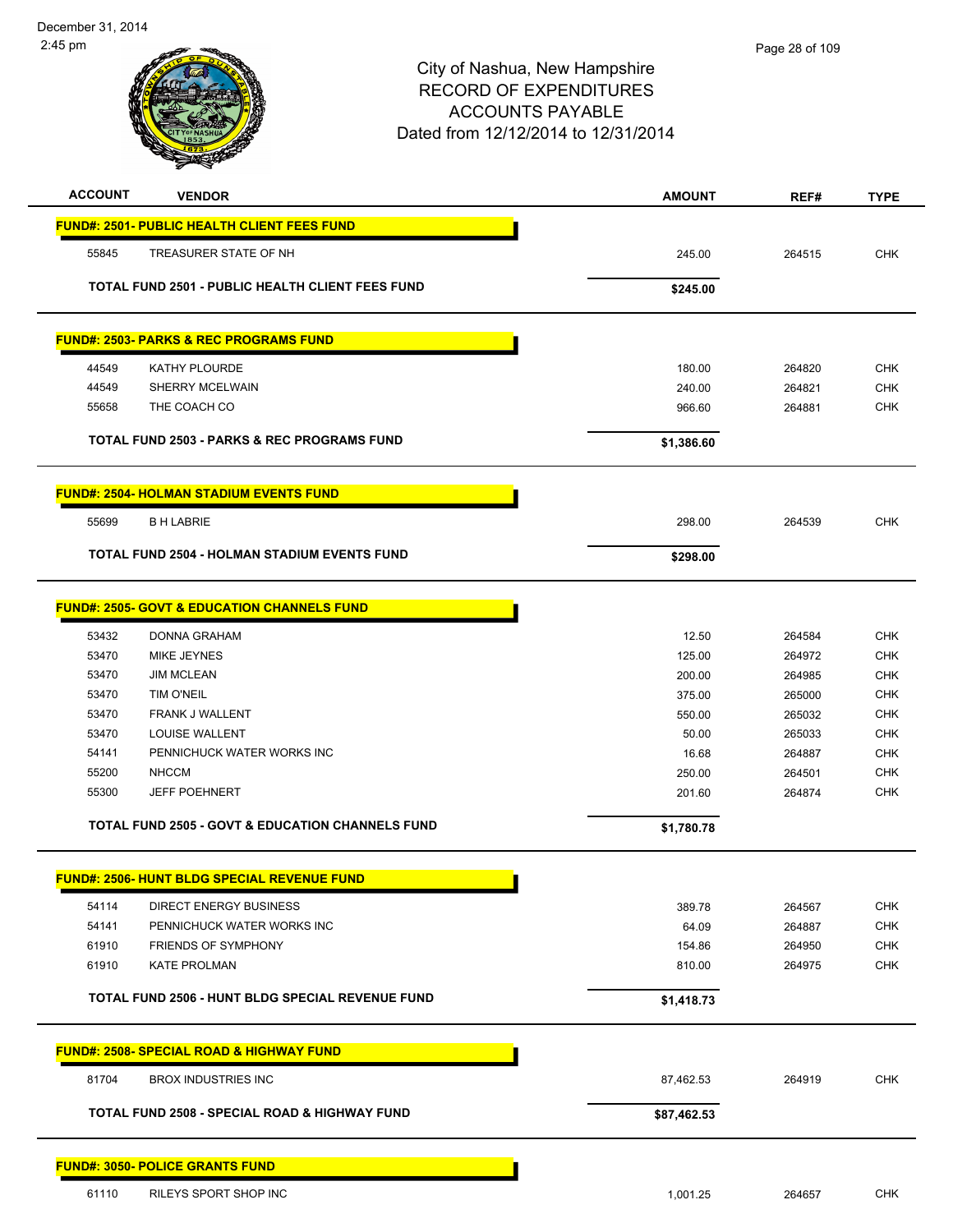City of Nashua, New Hampshire
RECORD OF EXPENDITURES
ACCOUNTS PAYABLE
Dated from 12/12/2014 to 12/31/2014

| ACCOUNT | VENDOR | AMOUNT | REF# | TYPE |
|---|---|---|---|---|
| **FUND#: 2501- PUBLIC HEALTH CLIENT FEES FUND** | | | | |
| 55845 | TREASURER STATE OF NH | 245.00 | 264515 | CHK |
| | **TOTAL FUND 2501 - PUBLIC HEALTH CLIENT FEES FUND** | **$245.00** | | |
| **FUND#: 2503- PARKS & REC PROGRAMS FUND** | | | | |
| 44549 | KATHY PLOURDE | 180.00 | 264820 | CHK |
| 44549 | SHERRY MCELWAIN | 240.00 | 264821 | CHK |
| 55658 | THE COACH CO | 966.60 | 264881 | CHK |
| | **TOTAL FUND 2503 - PARKS & REC PROGRAMS FUND** | **$1,386.60** | | |
| **FUND#: 2504- HOLMAN STADIUM EVENTS FUND** | | | | |
| 55699 | B H LABRIE | 298.00 | 264539 | CHK |
| | **TOTAL FUND 2504 - HOLMAN STADIUM EVENTS FUND** | **$298.00** | | |
| **FUND#: 2505- GOVT & EDUCATION CHANNELS FUND** | | | | |
| 53432 | DONNA GRAHAM | 12.50 | 264584 | CHK |
| 53470 | MIKE JEYNES | 125.00 | 264972 | CHK |
| 53470 | JIM MCLEAN | 200.00 | 264985 | CHK |
| 53470 | TIM O'NEIL | 375.00 | 265000 | CHK |
| 53470 | FRANK J WALLENT | 550.00 | 265032 | CHK |
| 53470 | LOUISE WALLENT | 50.00 | 265033 | CHK |
| 54141 | PENNICHUCK WATER WORKS INC | 16.68 | 264887 | CHK |
| 55200 | NHCCM | 250.00 | 264501 | CHK |
| 55300 | JEFF POEHNERT | 201.60 | 264874 | CHK |
| | **TOTAL FUND 2505 - GOVT & EDUCATION CHANNELS FUND** | **$1,780.78** | | |
| **FUND#: 2506- HUNT BLDG SPECIAL REVENUE FUND** | | | | |
| 54114 | DIRECT ENERGY BUSINESS | 389.78 | 264567 | CHK |
| 54141 | PENNICHUCK WATER WORKS INC | 64.09 | 264887 | CHK |
| 61910 | FRIENDS OF SYMPHONY | 154.86 | 264950 | CHK |
| 61910 | KATE PROLMAN | 810.00 | 264975 | CHK |
| | **TOTAL FUND 2506 - HUNT BLDG SPECIAL REVENUE FUND** | **$1,418.73** | | |
| **FUND#: 2508- SPECIAL ROAD & HIGHWAY FUND** | | | | |
| 81704 | BROX INDUSTRIES INC | 87,462.53 | 264919 | CHK |
| | **TOTAL FUND 2508 - SPECIAL ROAD & HIGHWAY FUND** | **$87,462.53** | | |
| **FUND#: 3050- POLICE GRANTS FUND** | | | | |
| 61110 | RILEYS SPORT SHOP INC | 1,001.25 | 264657 | CHK |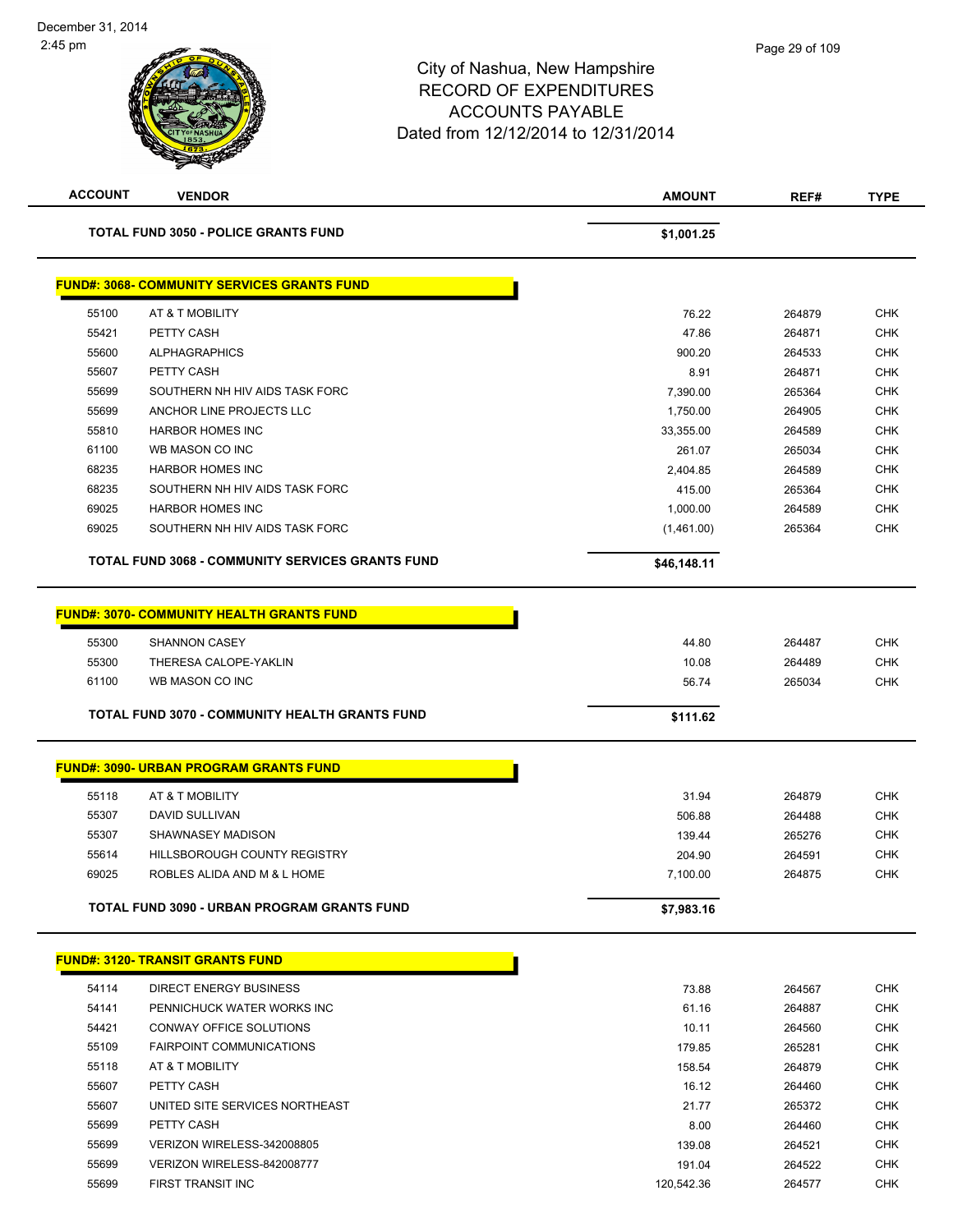# City of Nashua, New Hampshire
## RECORD OF EXPENDITURES
## ACCOUNTS PAYABLE
## Dated from 12/12/2014 to 12/31/2014

December 31, 2014
2:45 pm

| ACCOUNT | VENDOR | AMOUNT | REF# | TYPE |
|---|---|---|---|---|
| | **TOTAL FUND 3050 - POLICE GRANTS FUND** | **$1,001.25** | | |

**FUND#: 3068- COMMUNITY SERVICES GRANTS FUND**

| ACCOUNT | VENDOR | AMOUNT | REF# | TYPE |
|---|---|---|---|---|
| 55100 | AT & T MOBILITY | 76.22 | 264879 | CHK |
| 55421 | PETTY CASH | 47.86 | 264871 | CHK |
| 55600 | ALPHAGRAPHICS | 900.20 | 264533 | CHK |
| 55607 | PETTY CASH | 8.91 | 264871 | CHK |
| 55699 | SOUTHERN NH HIV AIDS TASK FORC | 7,390.00 | 265364 | CHK |
| 55699 | ANCHOR LINE PROJECTS LLC | 1,750.00 | 264905 | CHK |
| 55810 | HARBOR HOMES INC | 33,355.00 | 264589 | CHK |
| 61100 | WB MASON CO INC | 261.07 | 265034 | CHK |
| 68235 | HARBOR HOMES INC | 2,404.85 | 264589 | CHK |
| 68235 | SOUTHERN NH HIV AIDS TASK FORC | 415.00 | 265364 | CHK |
| 69025 | HARBOR HOMES INC | 1,000.00 | 264589 | CHK |
| 69025 | SOUTHERN NH HIV AIDS TASK FORC | (1,461.00) | 265364 | CHK |
| | **TOTAL FUND 3068 - COMMUNITY SERVICES GRANTS FUND** | **$46,148.11** | | |

**FUND#: 3070- COMMUNITY HEALTH GRANTS FUND**

| ACCOUNT | VENDOR | AMOUNT | REF# | TYPE |
|---|---|---|---|---|
| 55300 | SHANNON CASEY | 44.80 | 264487 | CHK |
| 55300 | THERESA CALOPE-YAKLIN | 10.08 | 264489 | CHK |
| 61100 | WB MASON CO INC | 56.74 | 265034 | CHK |
| | **TOTAL FUND 3070 - COMMUNITY HEALTH GRANTS FUND** | **$111.62** | | |

**FUND#: 3090- URBAN PROGRAM GRANTS FUND**

| ACCOUNT | VENDOR | AMOUNT | REF# | TYPE |
|---|---|---|---|---|
| 55118 | AT & T MOBILITY | 31.94 | 264879 | CHK |
| 55307 | DAVID SULLIVAN | 506.88 | 264488 | CHK |
| 55307 | SHAWNASEY MADISON | 139.44 | 265276 | CHK |
| 55614 | HILLSBOROUGH COUNTY REGISTRY | 204.90 | 264591 | CHK |
| 69025 | ROBLES ALIDA AND M & L HOME | 7,100.00 | 264875 | CHK |
| | **TOTAL FUND 3090 - URBAN PROGRAM GRANTS FUND** | **$7,983.16** | | |

**FUND#: 3120- TRANSIT GRANTS FUND**

| ACCOUNT | VENDOR | AMOUNT | REF# | TYPE |
|---|---|---|---|---|
| 54114 | DIRECT ENERGY BUSINESS | 73.88 | 264567 | CHK |
| 54141 | PENNICHUCK WATER WORKS INC | 61.16 | 264887 | CHK |
| 54421 | CONWAY OFFICE SOLUTIONS | 10.11 | 264560 | CHK |
| 55109 | FAIRPOINT COMMUNICATIONS | 179.85 | 265281 | CHK |
| 55118 | AT & T MOBILITY | 158.54 | 264879 | CHK |
| 55607 | PETTY CASH | 16.12 | 264460 | CHK |
| 55607 | UNITED SITE SERVICES NORTHEAST | 21.77 | 265372 | CHK |
| 55699 | PETTY CASH | 8.00 | 264460 | CHK |
| 55699 | VERIZON WIRELESS-342008805 | 139.08 | 264521 | CHK |
| 55699 | VERIZON WIRELESS-842008777 | 191.04 | 264522 | CHK |
| 55699 | FIRST TRANSIT INC | 120,542.36 | 264577 | CHK |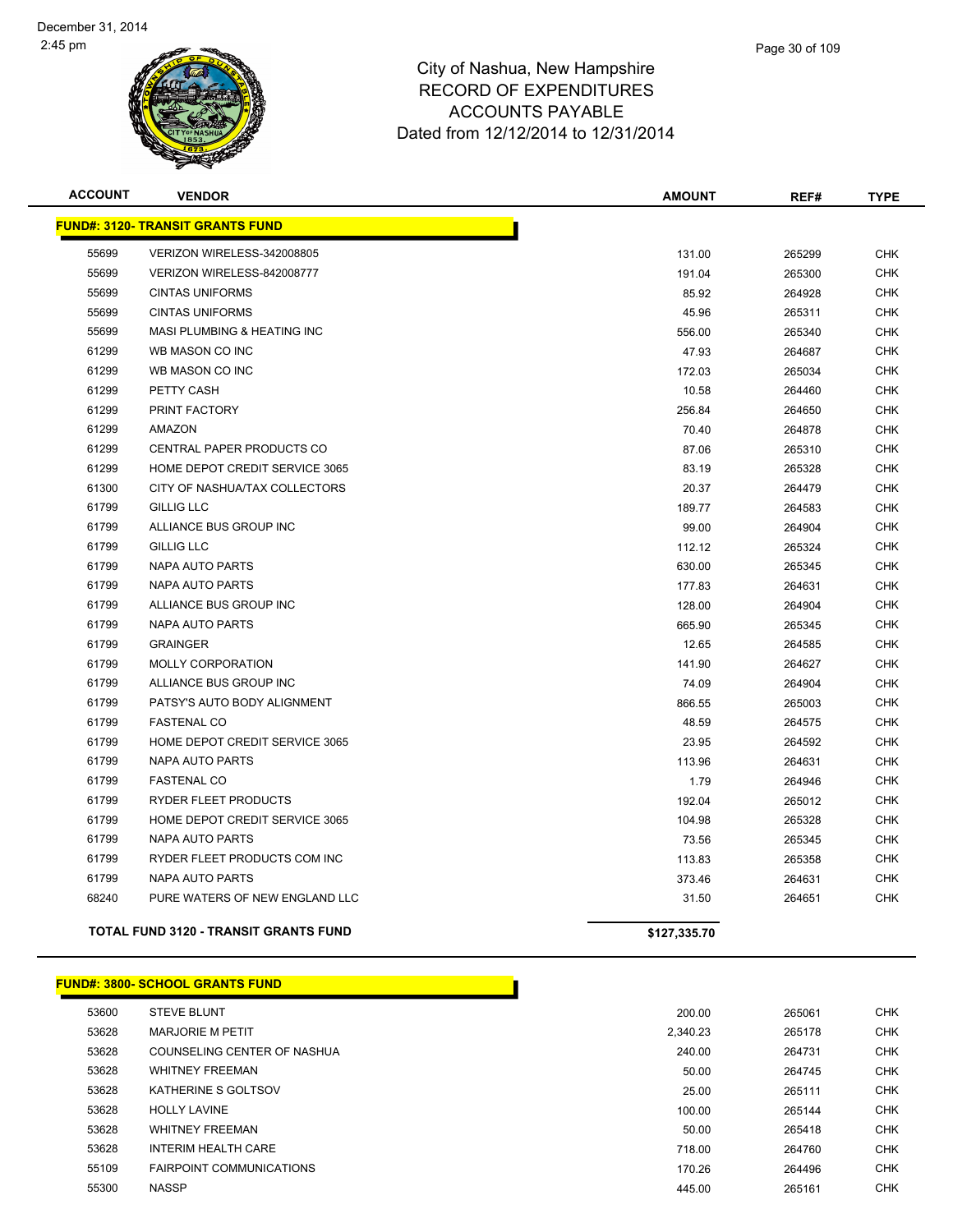# City of Nashua, New Hampshire
# RECORD OF EXPENDITURES
# ACCOUNTS PAYABLE
# Dated from 12/12/2014 to 12/31/2014

| ACCOUNT | VENDOR | AMOUNT | REF# | TYPE |
|---|---|---|---|---|
| **FUND#: 3120- TRANSIT GRANTS FUND** | | | | |
| 55699 | VERIZON WIRELESS-342008805 | 131.00 | 265299 | CHK |
| 55699 | VERIZON WIRELESS-842008777 | 191.04 | 265300 | CHK |
| 55699 | CINTAS UNIFORMS | 85.92 | 264928 | CHK |
| 55699 | CINTAS UNIFORMS | 45.96 | 265311 | CHK |
| 55699 | MASI PLUMBING & HEATING INC | 556.00 | 265340 | CHK |
| 61299 | WB MASON CO INC | 47.93 | 264687 | CHK |
| 61299 | WB MASON CO INC | 172.03 | 265034 | CHK |
| 61299 | PETTY CASH | 10.58 | 264460 | CHK |
| 61299 | PRINT FACTORY | 256.84 | 264650 | CHK |
| 61299 | AMAZON | 70.40 | 264878 | CHK |
| 61299 | CENTRAL PAPER PRODUCTS CO | 87.06 | 265310 | CHK |
| 61299 | HOME DEPOT CREDIT SERVICE 3065 | 83.19 | 265328 | CHK |
| 61300 | CITY OF NASHUA/TAX COLLECTORS | 20.37 | 264479 | CHK |
| 61799 | GILLIG LLC | 189.77 | 264583 | CHK |
| 61799 | ALLIANCE BUS GROUP INC | 99.00 | 264904 | CHK |
| 61799 | GILLIG LLC | 112.12 | 265324 | CHK |
| 61799 | NAPA AUTO PARTS | 630.00 | 265345 | CHK |
| 61799 | NAPA AUTO PARTS | 177.83 | 264631 | CHK |
| 61799 | ALLIANCE BUS GROUP INC | 128.00 | 264904 | CHK |
| 61799 | NAPA AUTO PARTS | 665.90 | 265345 | CHK |
| 61799 | GRAINGER | 12.65 | 264585 | CHK |
| 61799 | MOLLY CORPORATION | 141.90 | 264627 | CHK |
| 61799 | ALLIANCE BUS GROUP INC | 74.09 | 264904 | CHK |
| 61799 | PATSY'S AUTO BODY ALIGNMENT | 866.55 | 265003 | CHK |
| 61799 | FASTENAL CO | 48.59 | 264575 | CHK |
| 61799 | HOME DEPOT CREDIT SERVICE 3065 | 23.95 | 264592 | CHK |
| 61799 | NAPA AUTO PARTS | 113.96 | 264631 | CHK |
| 61799 | FASTENAL CO | 1.79 | 264946 | CHK |
| 61799 | RYDER FLEET PRODUCTS | 192.04 | 265012 | CHK |
| 61799 | HOME DEPOT CREDIT SERVICE 3065 | 104.98 | 265328 | CHK |
| 61799 | NAPA AUTO PARTS | 73.56 | 265345 | CHK |
| 61799 | RYDER FLEET PRODUCTS COM INC | 113.83 | 265358 | CHK |
| 61799 | NAPA AUTO PARTS | 373.46 | 264631 | CHK |
| 68240 | PURE WATERS OF NEW ENGLAND LLC | 31.50 | 264651 | CHK |
| **TOTAL FUND 3120 - TRANSIT GRANTS FUND** | | **$127,335.70** | | |

| ACCOUNT | VENDOR | AMOUNT | REF# | TYPE |
|---|---|---|---|---|
| **FUND#: 3800- SCHOOL GRANTS FUND** | | | | |
| 53600 | STEVE BLUNT | 200.00 | 265061 | CHK |
| 53628 | MARJORIE M PETIT | 2,340.23 | 265178 | CHK |
| 53628 | COUNSELING CENTER OF NASHUA | 240.00 | 264731 | CHK |
| 53628 | WHITNEY FREEMAN | 50.00 | 264745 | CHK |
| 53628 | KATHERINE S GOLTSOV | 25.00 | 265111 | CHK |
| 53628 | HOLLY LAVINE | 100.00 | 265144 | CHK |
| 53628 | WHITNEY FREEMAN | 50.00 | 265418 | CHK |
| 53628 | INTERIM HEALTH CARE | 718.00 | 264760 | CHK |
| 55109 | FAIRPOINT COMMUNICATIONS | 170.26 | 264496 | CHK |
| 55300 | NASSP | 445.00 | 265161 | CHK |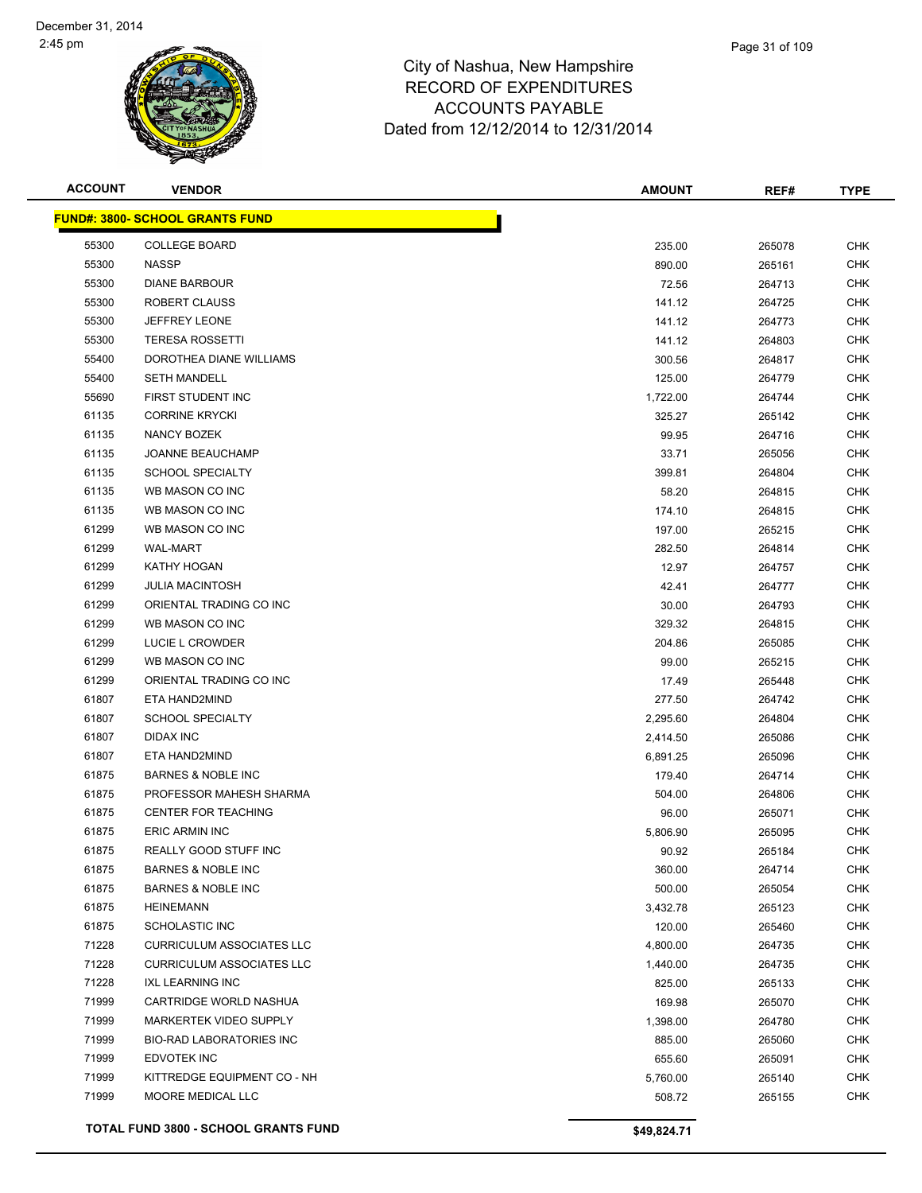# City of Nashua, New Hampshire
## RECORD OF EXPENDITURES
## ACCOUNTS PAYABLE
### Dated from 12/12/2014 to 12/31/2014

December 31, 2014
2:45 pm

| ACCOUNT | VENDOR | AMOUNT | REF# | TYPE |
|---|---|---|---|---|
| **FUND#: 3800- SCHOOL GRANTS FUND** | | | | |
| 55300 | COLLEGE BOARD | 235.00 | 265078 | CHK |
| 55300 | NASSP | 890.00 | 265161 | CHK |
| 55300 | DIANE BARBOUR | 72.56 | 264713 | CHK |
| 55300 | ROBERT CLAUSS | 141.12 | 264725 | CHK |
| 55300 | JEFFREY LEONE | 141.12 | 264773 | CHK |
| 55300 | TERESA ROSSETTI | 141.12 | 264803 | CHK |
| 55400 | DOROTHEA DIANE WILLIAMS | 300.56 | 264817 | CHK |
| 55400 | SETH MANDELL | 125.00 | 264779 | CHK |
| 55690 | FIRST STUDENT INC | 1,722.00 | 264744 | CHK |
| 61135 | CORRINE KRYCKI | 325.27 | 265142 | CHK |
| 61135 | NANCY BOZEK | 99.95 | 264716 | CHK |
| 61135 | JOANNE BEAUCHAMP | 33.71 | 265056 | CHK |
| 61135 | SCHOOL SPECIALTY | 399.81 | 264804 | CHK |
| 61135 | WB MASON CO INC | 58.20 | 264815 | CHK |
| 61135 | WB MASON CO INC | 174.10 | 264815 | CHK |
| 61299 | WB MASON CO INC | 197.00 | 265215 | CHK |
| 61299 | WAL-MART | 282.50 | 264814 | CHK |
| 61299 | KATHY HOGAN | 12.97 | 264757 | CHK |
| 61299 | JULIA MACINTOSH | 42.41 | 264777 | CHK |
| 61299 | ORIENTAL TRADING CO INC | 30.00 | 264793 | CHK |
| 61299 | WB MASON CO INC | 329.32 | 264815 | CHK |
| 61299 | LUCIE L CROWDER | 204.86 | 265085 | CHK |
| 61299 | WB MASON CO INC | 99.00 | 265215 | CHK |
| 61299 | ORIENTAL TRADING CO INC | 17.49 | 265448 | CHK |
| 61807 | ETA HAND2MIND | 277.50 | 264742 | CHK |
| 61807 | SCHOOL SPECIALTY | 2,295.60 | 264804 | CHK |
| 61807 | DIDAX INC | 2,414.50 | 265086 | CHK |
| 61807 | ETA HAND2MIND | 6,891.25 | 265096 | CHK |
| 61875 | BARNES & NOBLE INC | 179.40 | 264714 | CHK |
| 61875 | PROFESSOR MAHESH SHARMA | 504.00 | 264806 | CHK |
| 61875 | CENTER FOR TEACHING | 96.00 | 265071 | CHK |
| 61875 | ERIC ARMIN INC | 5,806.90 | 265095 | CHK |
| 61875 | REALLY GOOD STUFF INC | 90.92 | 265184 | CHK |
| 61875 | BARNES & NOBLE INC | 360.00 | 264714 | CHK |
| 61875 | BARNES & NOBLE INC | 500.00 | 265054 | CHK |
| 61875 | HEINEMANN | 3,432.78 | 265123 | CHK |
| 61875 | SCHOLASTIC INC | 120.00 | 265460 | CHK |
| 71228 | CURRICULUM ASSOCIATES LLC | 4,800.00 | 264735 | CHK |
| 71228 | CURRICULUM ASSOCIATES LLC | 1,440.00 | 264735 | CHK |
| 71228 | IXL LEARNING INC | 825.00 | 265133 | CHK |
| 71999 | CARTRIDGE WORLD NASHUA | 169.98 | 265070 | CHK |
| 71999 | MARKERTEK VIDEO SUPPLY | 1,398.00 | 264780 | CHK |
| 71999 | BIO-RAD LABORATORIES INC | 885.00 | 265060 | CHK |
| 71999 | EDVOTEK INC | 655.60 | 265091 | CHK |
| 71999 | KITTREDGE EQUIPMENT CO - NH | 5,760.00 | 265140 | CHK |
| 71999 | MOORE MEDICAL LLC | 508.72 | 265155 | CHK |
| **TOTAL FUND 3800 - SCHOOL GRANTS FUND** | | **$49,824.71** | | |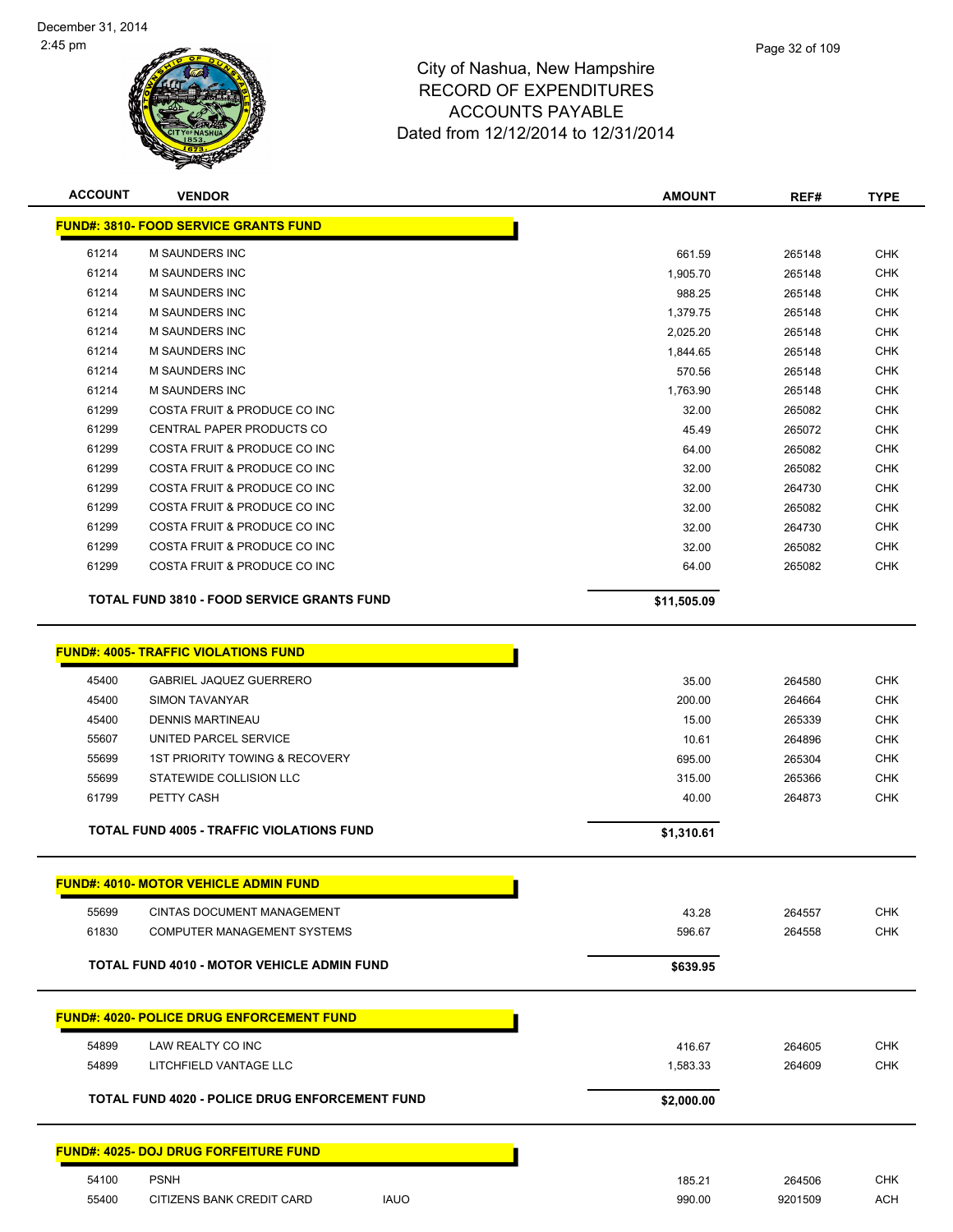City of Nashua, New Hampshire
RECORD OF EXPENDITURES
ACCOUNTS PAYABLE
Dated from 12/12/2014 to 12/31/2014

December 31, 2014
2:45 pm

| ACCOUNT | VENDOR | | AMOUNT | REF# | TYPE |
|---|---|---|---|---|---|
| **FUND#: 3810- FOOD SERVICE GRANTS FUND** | | | | | |
| 61214 | M SAUNDERS INC | | 661.59 | 265148 | CHK |
| 61214 | M SAUNDERS INC | | 1,905.70 | 265148 | CHK |
| 61214 | M SAUNDERS INC | | 988.25 | 265148 | CHK |
| 61214 | M SAUNDERS INC | | 1,379.75 | 265148 | CHK |
| 61214 | M SAUNDERS INC | | 2,025.20 | 265148 | CHK |
| 61214 | M SAUNDERS INC | | 1,844.65 | 265148 | CHK |
| 61214 | M SAUNDERS INC | | 570.56 | 265148 | CHK |
| 61214 | M SAUNDERS INC | | 1,763.90 | 265148 | CHK |
| 61299 | COSTA FRUIT & PRODUCE CO INC | | 32.00 | 265082 | CHK |
| 61299 | CENTRAL PAPER PRODUCTS CO | | 45.49 | 265072 | CHK |
| 61299 | COSTA FRUIT & PRODUCE CO INC | | 64.00 | 265082 | CHK |
| 61299 | COSTA FRUIT & PRODUCE CO INC | | 32.00 | 265082 | CHK |
| 61299 | COSTA FRUIT & PRODUCE CO INC | | 32.00 | 264730 | CHK |
| 61299 | COSTA FRUIT & PRODUCE CO INC | | 32.00 | 265082 | CHK |
| 61299 | COSTA FRUIT & PRODUCE CO INC | | 32.00 | 264730 | CHK |
| 61299 | COSTA FRUIT & PRODUCE CO INC | | 32.00 | 265082 | CHK |
| 61299 | COSTA FRUIT & PRODUCE CO INC | | 64.00 | 265082 | CHK |
| **TOTAL FUND 3810 - FOOD SERVICE GRANTS FUND** | | | **$11,505.09** | | |
| **FUND#: 4005- TRAFFIC VIOLATIONS FUND** | | | | | |
| 45400 | GABRIEL JAQUEZ GUERRERO | | 35.00 | 264580 | CHK |
| 45400 | SIMON TAVANYAR | | 200.00 | 264664 | CHK |
| 45400 | DENNIS MARTINEAU | | 15.00 | 265339 | CHK |
| 55607 | UNITED PARCEL SERVICE | | 10.61 | 264896 | CHK |
| 55699 | 1ST PRIORITY TOWING & RECOVERY | | 695.00 | 265304 | CHK |
| 55699 | STATEWIDE COLLISION LLC | | 315.00 | 265366 | CHK |
| 61799 | PETTY CASH | | 40.00 | 264873 | CHK |
| **TOTAL FUND 4005 - TRAFFIC VIOLATIONS FUND** | | | **$1,310.61** | | |
| **FUND#: 4010- MOTOR VEHICLE ADMIN FUND** | | | | | |
| 55699 | CINTAS DOCUMENT MANAGEMENT | | 43.28 | 264557 | CHK |
| 61830 | COMPUTER MANAGEMENT SYSTEMS | | 596.67 | 264558 | CHK |
| **TOTAL FUND 4010 - MOTOR VEHICLE ADMIN FUND** | | | **$639.95** | | |
| **FUND#: 4020- POLICE DRUG ENFORCEMENT FUND** | | | | | |
| 54899 | LAW REALTY CO INC | | 416.67 | 264605 | CHK |
| 54899 | LITCHFIELD VANTAGE LLC | | 1,583.33 | 264609 | CHK |
| **TOTAL FUND 4020 - POLICE DRUG ENFORCEMENT FUND** | | | **$2,000.00** | | |
| **FUND#: 4025- DOJ DRUG FORFEITURE FUND** | | | | | |
| 54100 | PSNH | | 185.21 | 264506 | CHK |
| 55400 | CITIZENS BANK CREDIT CARD | IAUO | 990.00 | 9201509 | ACH |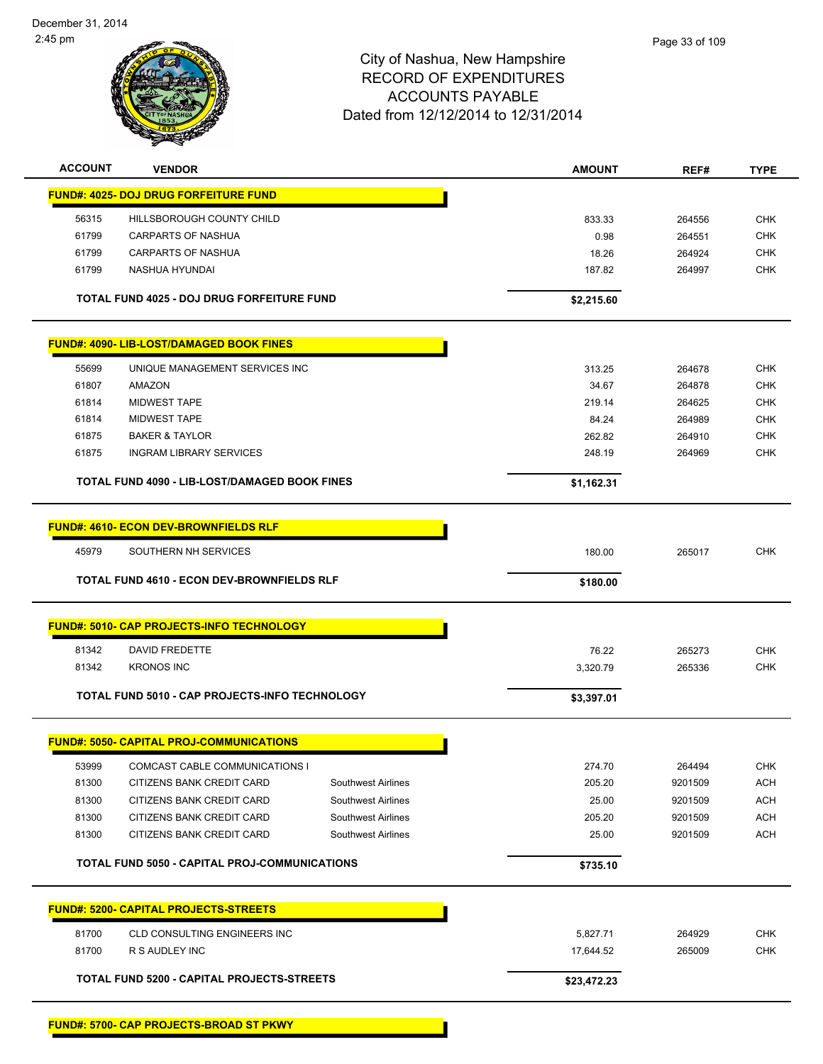City of Nashua, New Hampshire
RECORD OF EXPENDITURES
ACCOUNTS PAYABLE
Dated from 12/12/2014 to 12/31/2014

December 31, 2014
2:45 pm

| ACCOUNT | VENDOR | | AMOUNT | REF# | TYPE |
|---|---|---|---|---|---|
| **FUND#: 4025- DOJ DRUG FORFEITURE FUND** | | | | | |
| 56315 | HILLSBOROUGH COUNTY CHILD | | 833.33 | 264556 | CHK |
| 61799 | CARPARTS OF NASHUA | | 0.98 | 264551 | CHK |
| 61799 | CARPARTS OF NASHUA | | 18.26 | 264924 | CHK |
| 61799 | NASHUA HYUNDAI | | 187.82 | 264997 | CHK |
| | **TOTAL FUND 4025 - DOJ DRUG FORFEITURE FUND** | | **$2,215.60** | | |
| **FUND#: 4090- LIB-LOST/DAMAGED BOOK FINES** | | | | | |
| 55699 | UNIQUE MANAGEMENT SERVICES INC | | 313.25 | 264678 | CHK |
| 61807 | AMAZON | | 34.67 | 264878 | CHK |
| 61814 | MIDWEST TAPE | | 219.14 | 264625 | CHK |
| 61814 | MIDWEST TAPE | | 84.24 | 264989 | CHK |
| 61875 | BAKER & TAYLOR | | 262.82 | 264910 | CHK |
| 61875 | INGRAM LIBRARY SERVICES | | 248.19 | 264969 | CHK |
| | **TOTAL FUND 4090 - LIB-LOST/DAMAGED BOOK FINES** | | **$1,162.31** | | |
| **FUND#: 4610- ECON DEV-BROWNFIELDS RLF** | | | | | |
| 45979 | SOUTHERN NH SERVICES | | 180.00 | 265017 | CHK |
| | **TOTAL FUND 4610 - ECON DEV-BROWNFIELDS RLF** | | **$180.00** | | |
| **FUND#: 5010- CAP PROJECTS-INFO TECHNOLOGY** | | | | | |
| 81342 | DAVID FREDETTE | | 76.22 | 265273 | CHK |
| 81342 | KRONOS INC | | 3,320.79 | 265336 | CHK |
| | **TOTAL FUND 5010 - CAP PROJECTS-INFO TECHNOLOGY** | | **$3,397.01** | | |
| **FUND#: 5050- CAPITAL PROJ-COMMUNICATIONS** | | | | | |
| 53999 | COMCAST CABLE COMMUNICATIONS I | | 274.70 | 264494 | CHK |
| 81300 | CITIZENS BANK CREDIT CARD | Southwest Airlines | 205.20 | 9201509 | ACH |
| 81300 | CITIZENS BANK CREDIT CARD | Southwest Airlines | 25.00 | 9201509 | ACH |
| 81300 | CITIZENS BANK CREDIT CARD | Southwest Airlines | 205.20 | 9201509 | ACH |
| 81300 | CITIZENS BANK CREDIT CARD | Southwest Airlines | 25.00 | 9201509 | ACH |
| | **TOTAL FUND 5050 - CAPITAL PROJ-COMMUNICATIONS** | | **$735.10** | | |
| **FUND#: 5200- CAPITAL PROJECTS-STREETS** | | | | | |
| 81700 | CLD CONSULTING ENGINEERS INC | | 5,827.71 | 264929 | CHK |
| 81700 | R S AUDLEY INC | | 17,644.52 | 265009 | CHK |
| | **TOTAL FUND 5200 - CAPITAL PROJECTS-STREETS** | | **$23,472.23** | | |
| **FUND#: 5700- CAP PROJECTS-BROAD ST PKWY** | | | | | |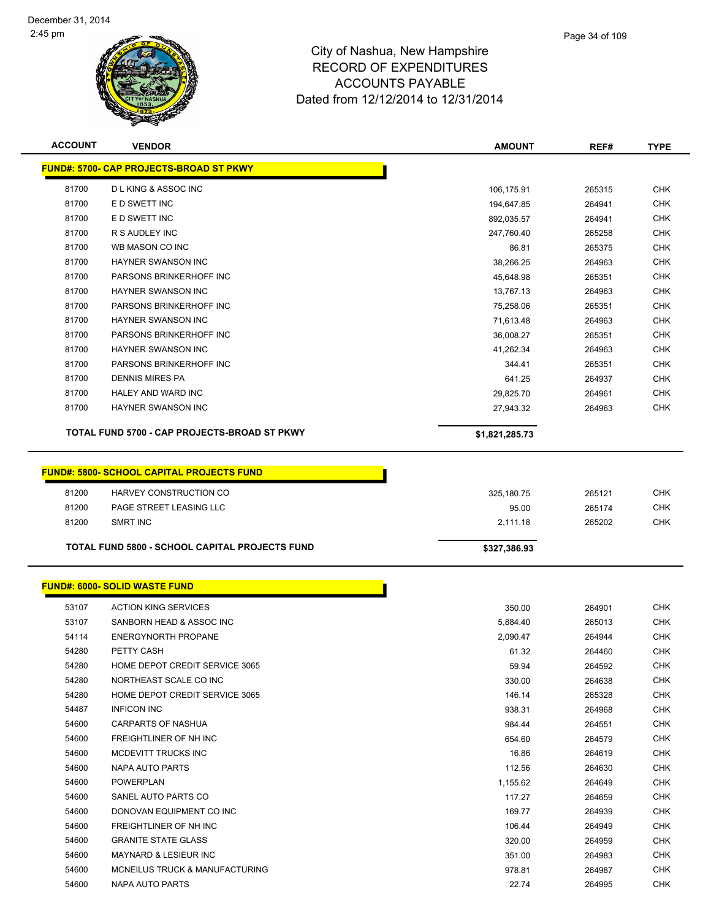# City of Nashua, New Hampshire
## RECORD OF EXPENDITURES
## ACCOUNTS PAYABLE
## Dated from 12/12/2014 to 12/31/2014

| ACCOUNT | VENDOR | AMOUNT | REF# | TYPE |
|---|---|---|---|---|
| **FUND#: 5700- CAP PROJECTS-BROAD ST PKWY** | | | | |
| 81700 | D L KING & ASSOC INC | 106,175.91 | 265315 | CHK |
| 81700 | E D SWETT INC | 194,647.85 | 264941 | CHK |
| 81700 | E D SWETT INC | 892,035.57 | 264941 | CHK |
| 81700 | R S AUDLEY INC | 247,760.40 | 265258 | CHK |
| 81700 | WB MASON CO INC | 86.81 | 265375 | CHK |
| 81700 | HAYNER SWANSON INC | 38,266.25 | 264963 | CHK |
| 81700 | PARSONS BRINKERHOFF INC | 45,648.98 | 265351 | CHK |
| 81700 | HAYNER SWANSON INC | 13,767.13 | 264963 | CHK |
| 81700 | PARSONS BRINKERHOFF INC | 75,258.06 | 265351 | CHK |
| 81700 | HAYNER SWANSON INC | 71,613.48 | 264963 | CHK |
| 81700 | PARSONS BRINKERHOFF INC | 36,008.27 | 265351 | CHK |
| 81700 | HAYNER SWANSON INC | 41,262.34 | 264963 | CHK |
| 81700 | PARSONS BRINKERHOFF INC | 344.41 | 265351 | CHK |
| 81700 | DENNIS MIRES PA | 641.25 | 264937 | CHK |
| 81700 | HALEY AND WARD INC | 29,825.70 | 264961 | CHK |
| 81700 | HAYNER SWANSON INC | 27,943.32 | 264963 | CHK |
| **TOTAL FUND 5700 - CAP PROJECTS-BROAD ST PKWY** | | **$1,821,285.73** | | |

| ACCOUNT | VENDOR | AMOUNT | REF# | TYPE |
|---|---|---|---|---|
| **FUND#: 5800- SCHOOL CAPITAL PROJECTS FUND** | | | | |
| 81200 | HARVEY CONSTRUCTION CO | 325,180.75 | 265121 | CHK |
| 81200 | PAGE STREET LEASING LLC | 95.00 | 265174 | CHK |
| 81200 | SMRT INC | 2,111.18 | 265202 | CHK |
| **TOTAL FUND 5800 - SCHOOL CAPITAL PROJECTS FUND** | | **$327,386.93** | | |

| ACCOUNT | VENDOR | AMOUNT | REF# | TYPE |
|---|---|---|---|---|
| **FUND#: 6000- SOLID WASTE FUND** | | | | |
| 53107 | ACTION KING SERVICES | 350.00 | 264901 | CHK |
| 53107 | SANBORN HEAD & ASSOC INC | 5,884.40 | 265013 | CHK |
| 54114 | ENERGYNORTH PROPANE | 2,090.47 | 264944 | CHK |
| 54280 | PETTY CASH | 61.32 | 264460 | CHK |
| 54280 | HOME DEPOT CREDIT SERVICE 3065 | 59.94 | 264592 | CHK |
| 54280 | NORTHEAST SCALE CO INC | 330.00 | 264638 | CHK |
| 54280 | HOME DEPOT CREDIT SERVICE 3065 | 146.14 | 265328 | CHK |
| 54487 | INFICON INC | 938.31 | 264968 | CHK |
| 54600 | CARPARTS OF NASHUA | 984.44 | 264551 | CHK |
| 54600 | FREIGHTLINER OF NH INC | 654.60 | 264579 | CHK |
| 54600 | MCDEVITT TRUCKS INC | 16.86 | 264619 | CHK |
| 54600 | NAPA AUTO PARTS | 112.56 | 264630 | CHK |
| 54600 | POWERPLAN | 1,155.62 | 264649 | CHK |
| 54600 | SANEL AUTO PARTS CO | 117.27 | 264659 | CHK |
| 54600 | DONOVAN EQUIPMENT CO INC | 169.77 | 264939 | CHK |
| 54600 | FREIGHTLINER OF NH INC | 106.44 | 264949 | CHK |
| 54600 | GRANITE STATE GLASS | 320.00 | 264959 | CHK |
| 54600 | MAYNARD & LESIEUR INC | 351.00 | 264983 | CHK |
| 54600 | MCNEILUS TRUCK & MANUFACTURING | 978.81 | 264987 | CHK |
| 54600 | NAPA AUTO PARTS | 22.74 | 264995 | CHK |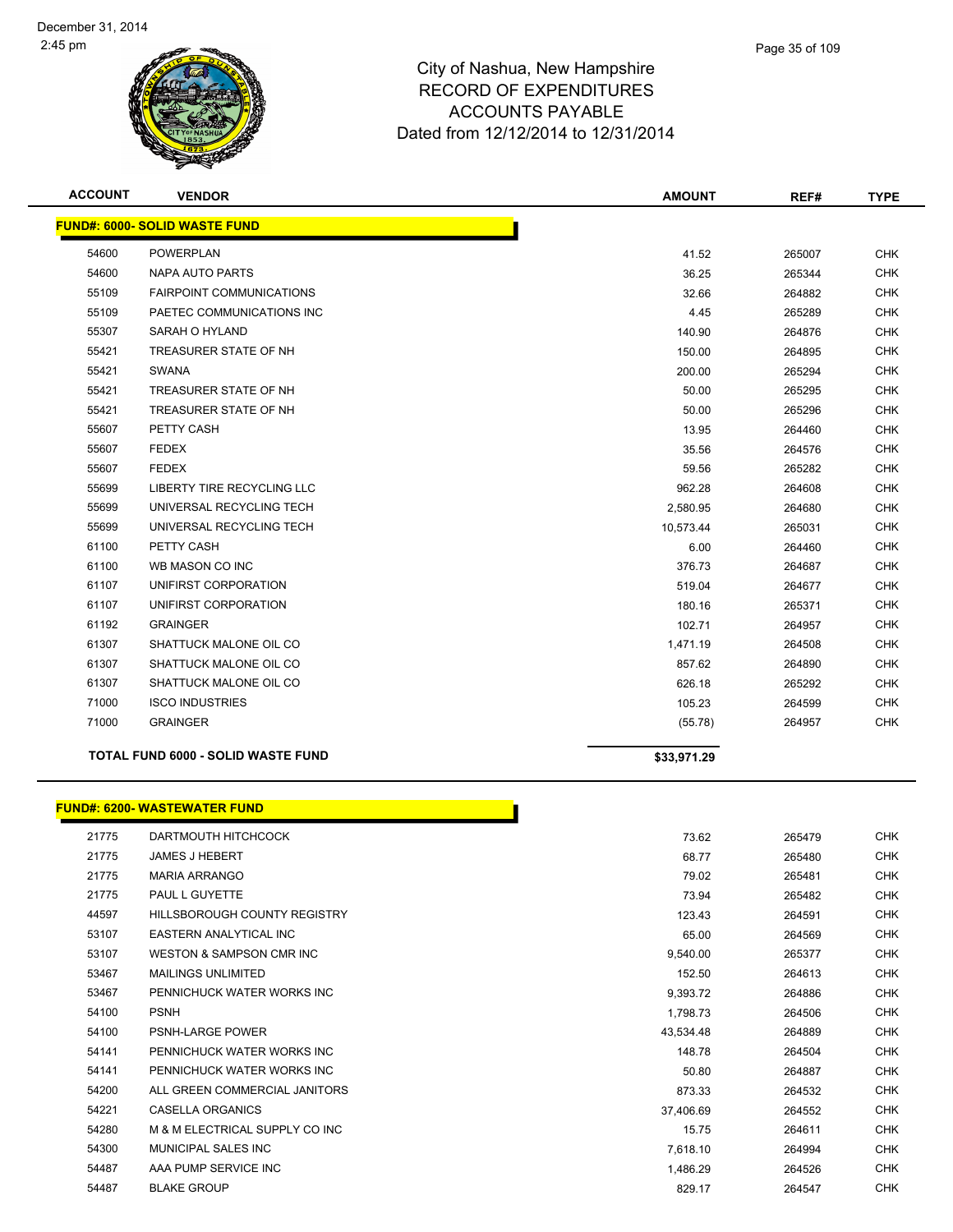# City of Nashua, New Hampshire
## RECORD OF EXPENDITURES
## ACCOUNTS PAYABLE
## Dated from 12/12/2014 to 12/31/2014

December 31, 2014
2:45 pm

| ACCOUNT | VENDOR | AMOUNT | REF# | TYPE |
|---|---|---|---|---|
| **FUND#: 6000- SOLID WASTE FUND** | | | | |
| 54600 | POWERPLAN | 41.52 | 265007 | CHK |
| 54600 | NAPA AUTO PARTS | 36.25 | 265344 | CHK |
| 55109 | FAIRPOINT COMMUNICATIONS | 32.66 | 264882 | CHK |
| 55109 | PAETEC COMMUNICATIONS INC | 4.45 | 265289 | CHK |
| 55307 | SARAH O HYLAND | 140.90 | 264876 | CHK |
| 55421 | TREASURER STATE OF NH | 150.00 | 264895 | CHK |
| 55421 | SWANA | 200.00 | 265294 | CHK |
| 55421 | TREASURER STATE OF NH | 50.00 | 265295 | CHK |
| 55421 | TREASURER STATE OF NH | 50.00 | 265296 | CHK |
| 55607 | PETTY CASH | 13.95 | 264460 | CHK |
| 55607 | FEDEX | 35.56 | 264576 | CHK |
| 55607 | FEDEX | 59.56 | 265282 | CHK |
| 55699 | LIBERTY TIRE RECYCLING LLC | 962.28 | 264608 | CHK |
| 55699 | UNIVERSAL RECYCLING TECH | 2,580.95 | 264680 | CHK |
| 55699 | UNIVERSAL RECYCLING TECH | 10,573.44 | 265031 | CHK |
| 61100 | PETTY CASH | 6.00 | 264460 | CHK |
| 61100 | WB MASON CO INC | 376.73 | 264687 | CHK |
| 61107 | UNIFIRST CORPORATION | 519.04 | 264677 | CHK |
| 61107 | UNIFIRST CORPORATION | 180.16 | 265371 | CHK |
| 61192 | GRAINGER | 102.71 | 264957 | CHK |
| 61307 | SHATTUCK MALONE OIL CO | 1,471.19 | 264508 | CHK |
| 61307 | SHATTUCK MALONE OIL CO | 857.62 | 264890 | CHK |
| 61307 | SHATTUCK MALONE OIL CO | 626.18 | 265292 | CHK |
| 71000 | ISCO INDUSTRIES | 105.23 | 264599 | CHK |
| 71000 | GRAINGER | (55.78) | 264957 | CHK |
| **TOTAL FUND 6000 - SOLID WASTE FUND** | | **$33,971.29** | | |

| ACCOUNT | VENDOR | AMOUNT | REF# | TYPE |
|---|---|---|---|---|
| **FUND#: 6200- WASTEWATER FUND** | | | | |
| 21775 | DARTMOUTH HITCHCOCK | 73.62 | 265479 | CHK |
| 21775 | JAMES J HEBERT | 68.77 | 265480 | CHK |
| 21775 | MARIA ARRANGO | 79.02 | 265481 | CHK |
| 21775 | PAUL L GUYETTE | 73.94 | 265482 | CHK |
| 44597 | HILLSBOROUGH COUNTY REGISTRY | 123.43 | 264591 | CHK |
| 53107 | EASTERN ANALYTICAL INC | 65.00 | 264569 | CHK |
| 53107 | WESTON & SAMPSON CMR INC | 9,540.00 | 265377 | CHK |
| 53467 | MAILINGS UNLIMITED | 152.50 | 264613 | CHK |
| 53467 | PENNICHUCK WATER WORKS INC | 9,393.72 | 264886 | CHK |
| 54100 | PSNH | 1,798.73 | 264506 | CHK |
| 54100 | PSNH-LARGE POWER | 43,534.48 | 264889 | CHK |
| 54141 | PENNICHUCK WATER WORKS INC | 148.78 | 264504 | CHK |
| 54141 | PENNICHUCK WATER WORKS INC | 50.80 | 264887 | CHK |
| 54200 | ALL GREEN COMMERCIAL JANITORS | 873.33 | 264532 | CHK |
| 54221 | CASELLA ORGANICS | 37,406.69 | 264552 | CHK |
| 54280 | M & M ELECTRICAL SUPPLY CO INC | 15.75 | 264611 | CHK |
| 54300 | MUNICIPAL SALES INC | 7,618.10 | 264994 | CHK |
| 54487 | AAA PUMP SERVICE INC | 1,486.29 | 264526 | CHK |
| 54487 | BLAKE GROUP | 829.17 | 264547 | CHK |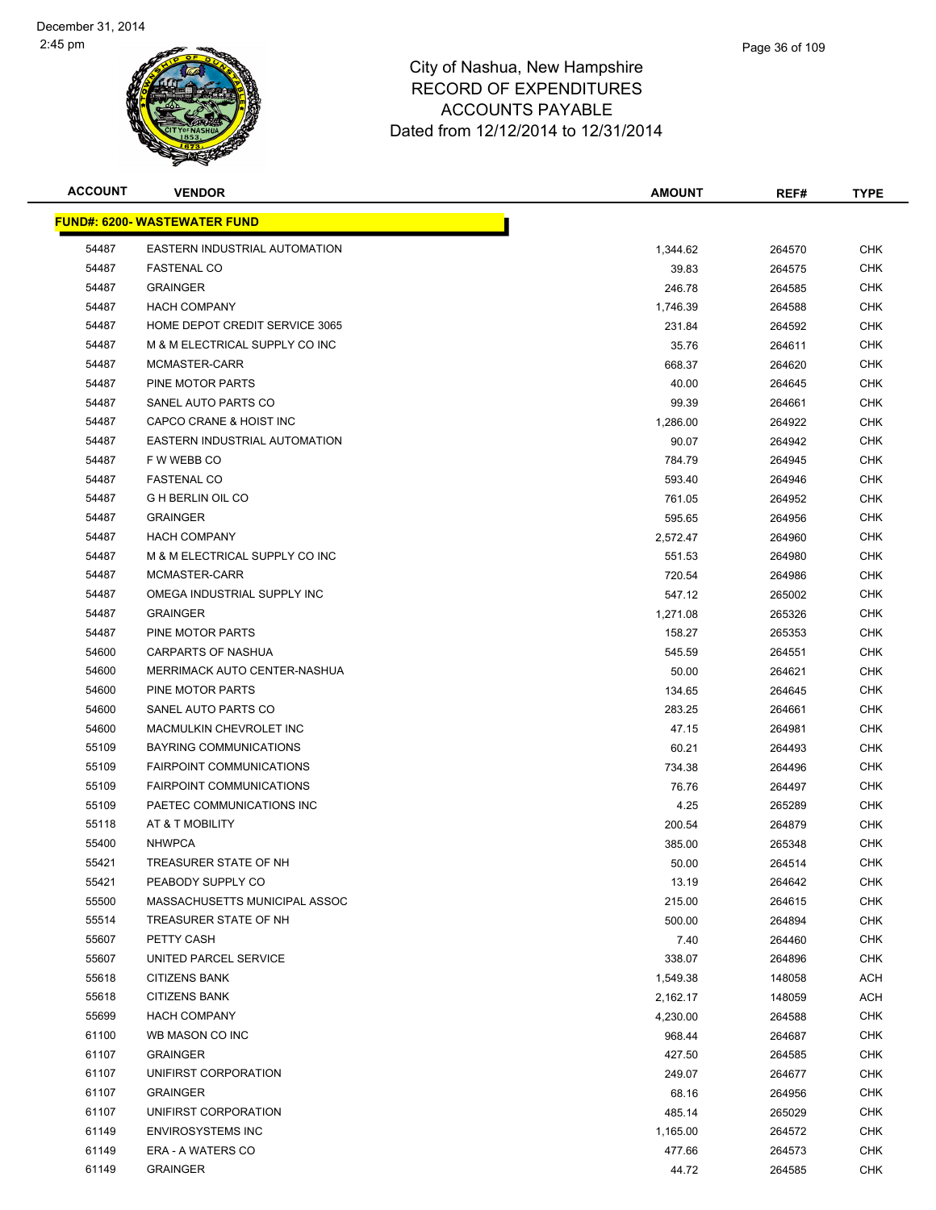# City of Nashua, New Hampshire
## RECORD OF EXPENDITURES
## ACCOUNTS PAYABLE
## Dated from 12/12/2014 to 12/31/2014

December 31, 2014
2:45 pm

| ACCOUNT | VENDOR | AMOUNT | REF# | TYPE |
|---|---|---|---|---|
| **FUND#: 6200- WASTEWATER FUND** | | | | |
| 54487 | EASTERN INDUSTRIAL AUTOMATION | 1,344.62 | 264570 | CHK |
| 54487 | FASTENAL CO | 39.83 | 264575 | CHK |
| 54487 | GRAINGER | 246.78 | 264585 | CHK |
| 54487 | HACH COMPANY | 1,746.39 | 264588 | CHK |
| 54487 | HOME DEPOT CREDIT SERVICE 3065 | 231.84 | 264592 | CHK |
| 54487 | M & M ELECTRICAL SUPPLY CO INC | 35.76 | 264611 | CHK |
| 54487 | MCMASTER-CARR | 668.37 | 264620 | CHK |
| 54487 | PINE MOTOR PARTS | 40.00 | 264645 | CHK |
| 54487 | SANEL AUTO PARTS CO | 99.39 | 264661 | CHK |
| 54487 | CAPCO CRANE & HOIST INC | 1,286.00 | 264922 | CHK |
| 54487 | EASTERN INDUSTRIAL AUTOMATION | 90.07 | 264942 | CHK |
| 54487 | F W WEBB CO | 784.79 | 264945 | CHK |
| 54487 | FASTENAL CO | 593.40 | 264946 | CHK |
| 54487 | G H BERLIN OIL CO | 761.05 | 264952 | CHK |
| 54487 | GRAINGER | 595.65 | 264956 | CHK |
| 54487 | HACH COMPANY | 2,572.47 | 264960 | CHK |
| 54487 | M & M ELECTRICAL SUPPLY CO INC | 551.53 | 264980 | CHK |
| 54487 | MCMASTER-CARR | 720.54 | 264986 | CHK |
| 54487 | OMEGA INDUSTRIAL SUPPLY INC | 547.12 | 265002 | CHK |
| 54487 | GRAINGER | 1,271.08 | 265326 | CHK |
| 54487 | PINE MOTOR PARTS | 158.27 | 265353 | CHK |
| 54600 | CARPARTS OF NASHUA | 545.59 | 264551 | CHK |
| 54600 | MERRIMACK AUTO CENTER-NASHUA | 50.00 | 264621 | CHK |
| 54600 | PINE MOTOR PARTS | 134.65 | 264645 | CHK |
| 54600 | SANEL AUTO PARTS CO | 283.25 | 264661 | CHK |
| 54600 | MACMULKIN CHEVROLET INC | 47.15 | 264981 | CHK |
| 55109 | BAYRING COMMUNICATIONS | 60.21 | 264493 | CHK |
| 55109 | FAIRPOINT COMMUNICATIONS | 734.38 | 264496 | CHK |
| 55109 | FAIRPOINT COMMUNICATIONS | 76.76 | 264497 | CHK |
| 55109 | PAETEC COMMUNICATIONS INC | 4.25 | 265289 | CHK |
| 55118 | AT & T MOBILITY | 200.54 | 264879 | CHK |
| 55400 | NHWPCA | 385.00 | 265348 | CHK |
| 55421 | TREASURER STATE OF NH | 50.00 | 264514 | CHK |
| 55421 | PEABODY SUPPLY CO | 13.19 | 264642 | CHK |
| 55500 | MASSACHUSETTS MUNICIPAL ASSOC | 215.00 | 264615 | CHK |
| 55514 | TREASURER STATE OF NH | 500.00 | 264894 | CHK |
| 55607 | PETTY CASH | 7.40 | 264460 | CHK |
| 55607 | UNITED PARCEL SERVICE | 338.07 | 264896 | CHK |
| 55618 | CITIZENS BANK | 1,549.38 | 148058 | ACH |
| 55618 | CITIZENS BANK | 2,162.17 | 148059 | ACH |
| 55699 | HACH COMPANY | 4,230.00 | 264588 | CHK |
| 61100 | WB MASON CO INC | 968.44 | 264687 | CHK |
| 61107 | GRAINGER | 427.50 | 264585 | CHK |
| 61107 | UNIFIRST CORPORATION | 249.07 | 264677 | CHK |
| 61107 | GRAINGER | 68.16 | 264956 | CHK |
| 61107 | UNIFIRST CORPORATION | 485.14 | 265029 | CHK |
| 61149 | ENVIROSYSTEMS INC | 1,165.00 | 264572 | CHK |
| 61149 | ERA - A WATERS CO | 477.66 | 264573 | CHK |
| 61149 | GRAINGER | 44.72 | 264585 | CHK |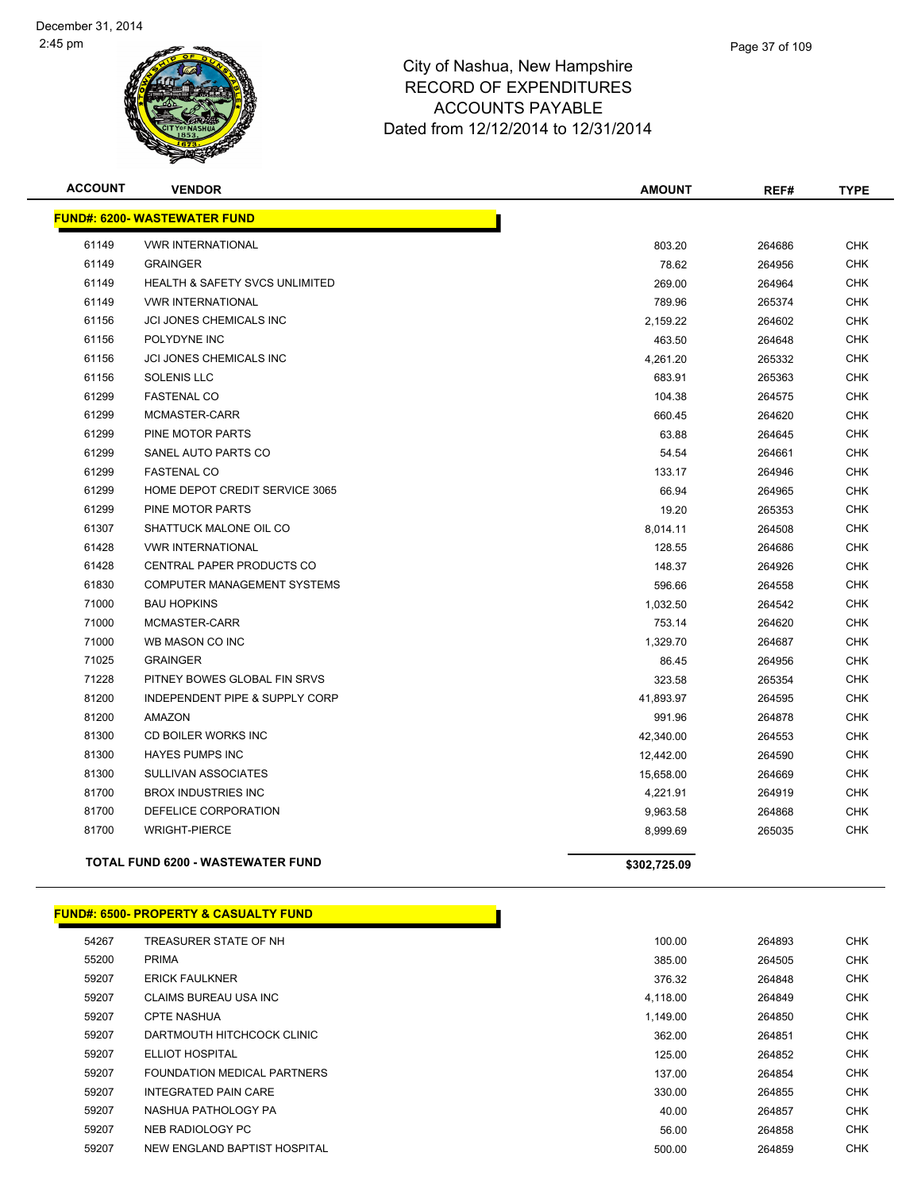# City of Nashua, New Hampshire
## RECORD OF EXPENDITURES
## ACCOUNTS PAYABLE
## Dated from 12/12/2014 to 12/31/2014

| ACCOUNT | VENDOR | AMOUNT | REF# | TYPE |
|---|---|---|---|---|
| **FUND#: 6200- WASTEWATER FUND** | | | | |
| 61149 | VWR INTERNATIONAL | 803.20 | 264686 | CHK |
| 61149 | GRAINGER | 78.62 | 264956 | CHK |
| 61149 | HEALTH & SAFETY SVCS UNLIMITED | 269.00 | 264964 | CHK |
| 61149 | VWR INTERNATIONAL | 789.96 | 265374 | CHK |
| 61156 | JCI JONES CHEMICALS INC | 2,159.22 | 264602 | CHK |
| 61156 | POLYDYNE INC | 463.50 | 264648 | CHK |
| 61156 | JCI JONES CHEMICALS INC | 4,261.20 | 265332 | CHK |
| 61156 | SOLENIS LLC | 683.91 | 265363 | CHK |
| 61299 | FASTENAL CO | 104.38 | 264575 | CHK |
| 61299 | MCMASTER-CARR | 660.45 | 264620 | CHK |
| 61299 | PINE MOTOR PARTS | 63.88 | 264645 | CHK |
| 61299 | SANEL AUTO PARTS CO | 54.54 | 264661 | CHK |
| 61299 | FASTENAL CO | 133.17 | 264946 | CHK |
| 61299 | HOME DEPOT CREDIT SERVICE 3065 | 66.94 | 264965 | CHK |
| 61299 | PINE MOTOR PARTS | 19.20 | 265353 | CHK |
| 61307 | SHATTUCK MALONE OIL CO | 8,014.11 | 264508 | CHK |
| 61428 | VWR INTERNATIONAL | 128.55 | 264686 | CHK |
| 61428 | CENTRAL PAPER PRODUCTS CO | 148.37 | 264926 | CHK |
| 61830 | COMPUTER MANAGEMENT SYSTEMS | 596.66 | 264558 | CHK |
| 71000 | BAU HOPKINS | 1,032.50 | 264542 | CHK |
| 71000 | MCMASTER-CARR | 753.14 | 264620 | CHK |
| 71000 | WB MASON CO INC | 1,329.70 | 264687 | CHK |
| 71025 | GRAINGER | 86.45 | 264956 | CHK |
| 71228 | PITNEY BOWES GLOBAL FIN SRVS | 323.58 | 265354 | CHK |
| 81200 | INDEPENDENT PIPE & SUPPLY CORP | 41,893.97 | 264595 | CHK |
| 81200 | AMAZON | 991.96 | 264878 | CHK |
| 81300 | CD BOILER WORKS INC | 42,340.00 | 264553 | CHK |
| 81300 | HAYES PUMPS INC | 12,442.00 | 264590 | CHK |
| 81300 | SULLIVAN ASSOCIATES | 15,658.00 | 264669 | CHK |
| 81700 | BROX INDUSTRIES INC | 4,221.91 | 264919 | CHK |
| 81700 | DEFELICE CORPORATION | 9,963.58 | 264868 | CHK |
| 81700 | WRIGHT-PIERCE | 8,999.69 | 265035 | CHK |
| | **TOTAL FUND 6200 - WASTEWATER FUND** | **$302,725.09** | | |

| ACCOUNT | VENDOR | AMOUNT | REF# | TYPE |
|---|---|---|---|---|
| **FUND#: 6500- PROPERTY & CASUALTY FUND** | | | | |
| 54267 | TREASURER STATE OF NH | 100.00 | 264893 | CHK |
| 55200 | PRIMA | 385.00 | 264505 | CHK |
| 59207 | ERICK FAULKNER | 376.32 | 264848 | CHK |
| 59207 | CLAIMS BUREAU USA INC | 4,118.00 | 264849 | CHK |
| 59207 | CPTE NASHUA | 1,149.00 | 264850 | CHK |
| 59207 | DARTMOUTH HITCHCOCK CLINIC | 362.00 | 264851 | CHK |
| 59207 | ELLIOT HOSPITAL | 125.00 | 264852 | CHK |
| 59207 | FOUNDATION MEDICAL PARTNERS | 137.00 | 264854 | CHK |
| 59207 | INTEGRATED PAIN CARE | 330.00 | 264855 | CHK |
| 59207 | NASHUA PATHOLOGY PA | 40.00 | 264857 | CHK |
| 59207 | NEB RADIOLOGY PC | 56.00 | 264858 | CHK |
| 59207 | NEW ENGLAND BAPTIST HOSPITAL | 500.00 | 264859 | CHK |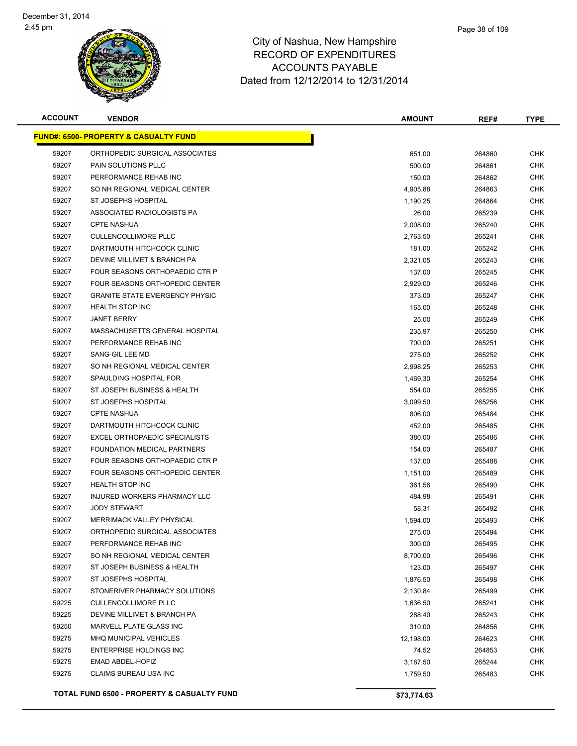December 31, 2014
2:45 pm

# City of Nashua, New Hampshire
## RECORD OF EXPENDITURES
## ACCOUNTS PAYABLE
## Dated from 12/12/2014 to 12/31/2014

| ACCOUNT | VENDOR | AMOUNT | REF# | TYPE |
|---|---|---|---|---|
| **FUND#: 6500- PROPERTY & CASUALTY FUND** | | | | |
| 59207 | ORTHOPEDIC SURGICAL ASSOCIATES | 651.00 | 264860 | CHK |
| 59207 | PAIN SOLUTIONS PLLC | 500.00 | 264861 | CHK |
| 59207 | PERFORMANCE REHAB INC | 150.00 | 264862 | CHK |
| 59207 | SO NH REGIONAL MEDICAL CENTER | 4,905.88 | 264863 | CHK |
| 59207 | ST JOSEPHS HOSPITAL | 1,190.25 | 264864 | CHK |
| 59207 | ASSOCIATED RADIOLOGISTS PA | 26.00 | 265239 | CHK |
| 59207 | CPTE NASHUA | 2,008.00 | 265240 | CHK |
| 59207 | CULLENCOLLIMORE PLLC | 2,763.50 | 265241 | CHK |
| 59207 | DARTMOUTH HITCHCOCK CLINIC | 181.00 | 265242 | CHK |
| 59207 | DEVINE MILLIMET & BRANCH PA | 2,321.05 | 265243 | CHK |
| 59207 | FOUR SEASONS ORTHOPAEDIC CTR P | 137.00 | 265245 | CHK |
| 59207 | FOUR SEASONS ORTHOPEDIC CENTER | 2,929.00 | 265246 | CHK |
| 59207 | GRANITE STATE EMERGENCY PHYSIC | 373.00 | 265247 | CHK |
| 59207 | HEALTH STOP INC | 165.00 | 265248 | CHK |
| 59207 | JANET BERRY | 25.00 | 265249 | CHK |
| 59207 | MASSACHUSETTS GENERAL HOSPITAL | 235.97 | 265250 | CHK |
| 59207 | PERFORMANCE REHAB INC | 700.00 | 265251 | CHK |
| 59207 | SANG-GIL LEE MD | 275.00 | 265252 | CHK |
| 59207 | SO NH REGIONAL MEDICAL CENTER | 2,998.25 | 265253 | CHK |
| 59207 | SPAULDING HOSPITAL FOR | 1,469.30 | 265254 | CHK |
| 59207 | ST JOSEPH BUSINESS & HEALTH | 554.00 | 265255 | CHK |
| 59207 | ST JOSEPHS HOSPITAL | 3,099.50 | 265256 | CHK |
| 59207 | CPTE NASHUA | 806.00 | 265484 | CHK |
| 59207 | DARTMOUTH HITCHCOCK CLINIC | 452.00 | 265485 | CHK |
| 59207 | EXCEL ORTHOPAEDIC SPECIALISTS | 380.00 | 265486 | CHK |
| 59207 | FOUNDATION MEDICAL PARTNERS | 154.00 | 265487 | CHK |
| 59207 | FOUR SEASONS ORTHOPAEDIC CTR P | 137.00 | 265488 | CHK |
| 59207 | FOUR SEASONS ORTHOPEDIC CENTER | 1,151.00 | 265489 | CHK |
| 59207 | HEALTH STOP INC | 361.56 | 265490 | CHK |
| 59207 | INJURED WORKERS PHARMACY LLC | 484.98 | 265491 | CHK |
| 59207 | JODY STEWART | 58.31 | 265492 | CHK |
| 59207 | MERRIMACK VALLEY PHYSICAL | 1,594.00 | 265493 | CHK |
| 59207 | ORTHOPEDIC SURGICAL ASSOCIATES | 275.00 | 265494 | CHK |
| 59207 | PERFORMANCE REHAB INC | 300.00 | 265495 | CHK |
| 59207 | SO NH REGIONAL MEDICAL CENTER | 8,700.00 | 265496 | CHK |
| 59207 | ST JOSEPH BUSINESS & HEALTH | 123.00 | 265497 | CHK |
| 59207 | ST JOSEPHS HOSPITAL | 1,876.50 | 265498 | CHK |
| 59207 | STONERIVER PHARMACY SOLUTIONS | 2,130.84 | 265499 | CHK |
| 59225 | CULLENCOLLIMORE PLLC | 1,636.50 | 265241 | CHK |
| 59225 | DEVINE MILLIMET & BRANCH PA | 288.40 | 265243 | CHK |
| 59250 | MARVELL PLATE GLASS INC | 310.00 | 264856 | CHK |
| 59275 | MHQ MUNICIPAL VEHICLES | 12,198.00 | 264623 | CHK |
| 59275 | ENTERPRISE HOLDINGS INC | 74.52 | 264853 | CHK |
| 59275 | EMAD ABDEL-HOFIZ | 3,187.50 | 265244 | CHK |
| 59275 | CLAIMS BUREAU USA INC | 1,759.50 | 265483 | CHK |
| **TOTAL FUND 6500 - PROPERTY & CASUALTY FUND** | | **$73,774.63** | | |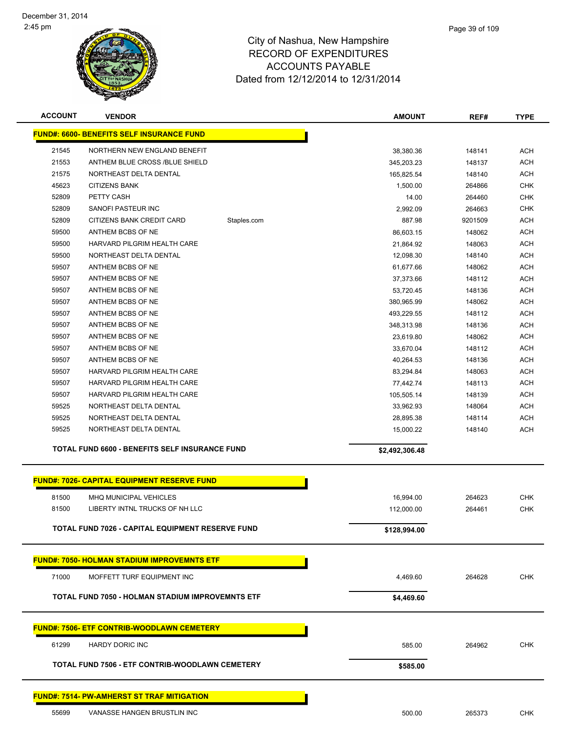City of Nashua, New Hampshire
RECORD OF EXPENDITURES
ACCOUNTS PAYABLE
Dated from 12/12/2014 to 12/31/2014

December 31, 2014
2:45 pm

| ACCOUNT | VENDOR | | AMOUNT | REF# | TYPE |
|---|---|---|---|---|---|
| **FUND#: 6600- BENEFITS SELF INSURANCE FUND** | | | | | |
| 21545 | NORTHERN NEW ENGLAND BENEFIT | | 38,380.36 | 148141 | ACH |
| 21553 | ANTHEM BLUE CROSS /BLUE SHIELD | | 345,203.23 | 148137 | ACH |
| 21575 | NORTHEAST DELTA DENTAL | | 165,825.54 | 148140 | ACH |
| 45623 | CITIZENS BANK | | 1,500.00 | 264866 | CHK |
| 52809 | PETTY CASH | | 14.00 | 264460 | CHK |
| 52809 | SANOFI PASTEUR INC | | 2,992.09 | 264663 | CHK |
| 52809 | CITIZENS BANK CREDIT CARD | Staples.com | 887.98 | 9201509 | ACH |
| 59500 | ANTHEM BCBS OF NE | | 86,603.15 | 148062 | ACH |
| 59500 | HARVARD PILGRIM HEALTH CARE | | 21,864.92 | 148063 | ACH |
| 59500 | NORTHEAST DELTA DENTAL | | 12,098.30 | 148140 | ACH |
| 59507 | ANTHEM BCBS OF NE | | 61,677.66 | 148062 | ACH |
| 59507 | ANTHEM BCBS OF NE | | 37,373.66 | 148112 | ACH |
| 59507 | ANTHEM BCBS OF NE | | 53,720.45 | 148136 | ACH |
| 59507 | ANTHEM BCBS OF NE | | 380,965.99 | 148062 | ACH |
| 59507 | ANTHEM BCBS OF NE | | 493,229.55 | 148112 | ACH |
| 59507 | ANTHEM BCBS OF NE | | 348,313.98 | 148136 | ACH |
| 59507 | ANTHEM BCBS OF NE | | 23,619.80 | 148062 | ACH |
| 59507 | ANTHEM BCBS OF NE | | 33,670.04 | 148112 | ACH |
| 59507 | ANTHEM BCBS OF NE | | 40,264.53 | 148136 | ACH |
| 59507 | HARVARD PILGRIM HEALTH CARE | | 83,294.84 | 148063 | ACH |
| 59507 | HARVARD PILGRIM HEALTH CARE | | 77,442.74 | 148113 | ACH |
| 59507 | HARVARD PILGRIM HEALTH CARE | | 105,505.14 | 148139 | ACH |
| 59525 | NORTHEAST DELTA DENTAL | | 33,962.93 | 148064 | ACH |
| 59525 | NORTHEAST DELTA DENTAL | | 28,895.38 | 148114 | ACH |
| 59525 | NORTHEAST DELTA DENTAL | | 15,000.22 | 148140 | ACH |
| **TOTAL FUND 6600 - BENEFITS SELF INSURANCE FUND** | | | **$2,492,306.48** | | |
| **FUND#: 7026- CAPITAL EQUIPMENT RESERVE FUND** | | | | | |
| 81500 | MHQ MUNICIPAL VEHICLES | | 16,994.00 | 264623 | CHK |
| 81500 | LIBERTY INTNL TRUCKS OF NH LLC | | 112,000.00 | 264461 | CHK |
| **TOTAL FUND 7026 - CAPITAL EQUIPMENT RESERVE FUND** | | | **$128,994.00** | | |
| **FUND#: 7050- HOLMAN STADIUM IMPROVEMNTS ETF** | | | | | |
| 71000 | MOFFETT TURF EQUIPMENT INC | | 4,469.60 | 264628 | CHK |
| **TOTAL FUND 7050 - HOLMAN STADIUM IMPROVEMNTS ETF** | | | **$4,469.60** | | |
| **FUND#: 7506- ETF CONTRIB-WOODLAWN CEMETERY** | | | | | |
| 61299 | HARDY DORIC INC | | 585.00 | 264962 | CHK |
| **TOTAL FUND 7506 - ETF CONTRIB-WOODLAWN CEMETERY** | | | **$585.00** | | |
| **FUND#: 7514- PW-AMHERST ST TRAF MITIGATION** | | | | | |
| 55699 | VANASSE HANGEN BRUSTLIN INC | | 500.00 | 265373 | CHK |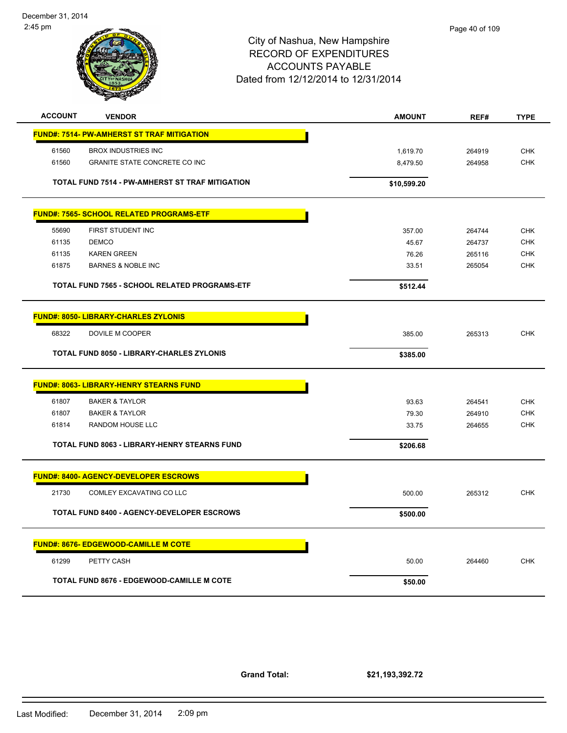# City of Nashua, New Hampshire
## RECORD OF EXPENDITURES
## ACCOUNTS PAYABLE
## Dated from 12/12/2014 to 12/31/2014

December 31, 2014
2:45 pm

| ACCOUNT | VENDOR | AMOUNT | REF# | TYPE |
|---|---|---|---|---|
| **FUND#: 7514- PW-AMHERST ST TRAF MITIGATION** | | | | |
| 61560 | BROX INDUSTRIES INC | 1,619.70 | 264919 | CHK |
| 61560 | GRANITE STATE CONCRETE CO INC | 8,479.50 | 264958 | CHK |
| | **TOTAL FUND 7514 - PW-AMHERST ST TRAF MITIGATION** | **$10,599.20** | | |
| **FUND#: 7565- SCHOOL RELATED PROGRAMS-ETF** | | | | |
| 55690 | FIRST STUDENT INC | 357.00 | 264744 | CHK |
| 61135 | DEMCO | 45.67 | 264737 | CHK |
| 61135 | KAREN GREEN | 76.26 | 265116 | CHK |
| 61875 | BARNES & NOBLE INC | 33.51 | 265054 | CHK |
| | **TOTAL FUND 7565 - SCHOOL RELATED PROGRAMS-ETF** | **$512.44** | | |
| **FUND#: 8050- LIBRARY-CHARLES ZYLONIS** | | | | |
| 68322 | DOVILE M COOPER | 385.00 | 265313 | CHK |
| | **TOTAL FUND 8050 - LIBRARY-CHARLES ZYLONIS** | **$385.00** | | |
| **FUND#: 8063- LIBRARY-HENRY STEARNS FUND** | | | | |
| 61807 | BAKER & TAYLOR | 93.63 | 264541 | CHK |
| 61807 | BAKER & TAYLOR | 79.30 | 264910 | CHK |
| 61814 | RANDOM HOUSE LLC | 33.75 | 264655 | CHK |
| | **TOTAL FUND 8063 - LIBRARY-HENRY STEARNS FUND** | **$206.68** | | |
| **FUND#: 8400- AGENCY-DEVELOPER ESCROWS** | | | | |
| 21730 | COMLEY EXCAVATING CO LLC | 500.00 | 265312 | CHK |
| | **TOTAL FUND 8400 - AGENCY-DEVELOPER ESCROWS** | **$500.00** | | |
| **FUND#: 8676- EDGEWOOD-CAMILLE M COTE** | | | | |
| 61299 | PETTY CASH | 50.00 | 264460 | CHK |
| | **TOTAL FUND 8676 - EDGEWOOD-CAMILLE M COTE** | **$50.00** | | |

**Grand Total:** **$21,193,392.72**

Last Modified: December 31, 2014 2:09 pm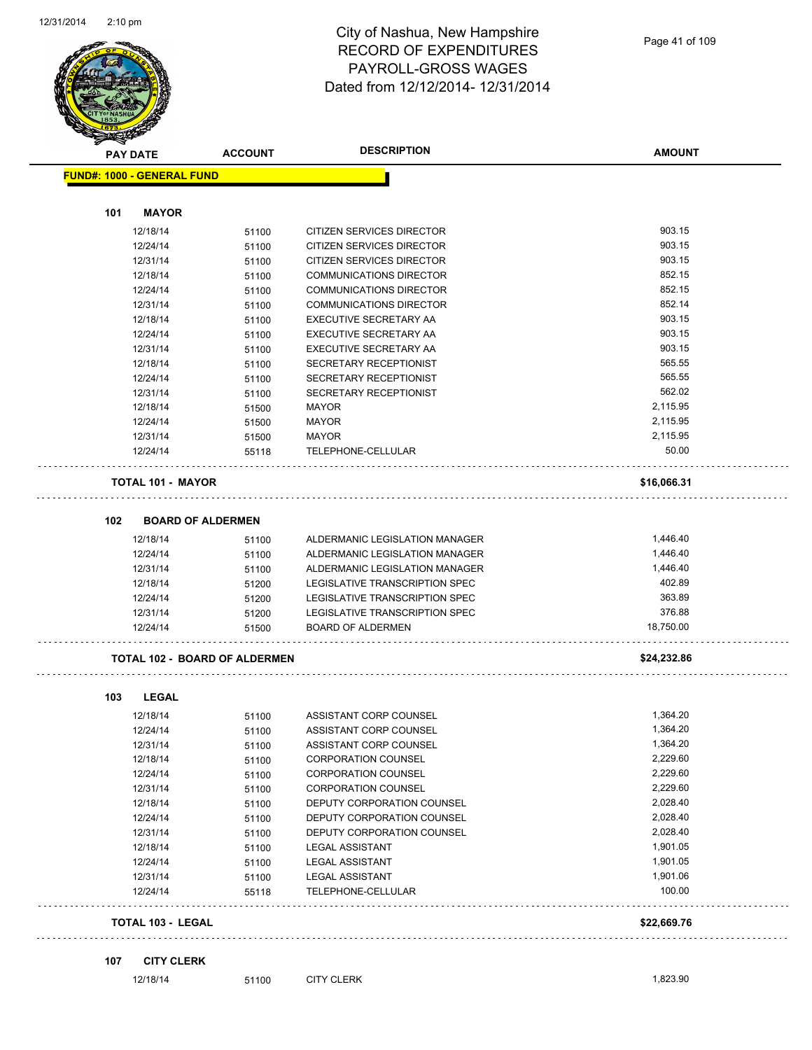# City of Nashua, New Hampshire
## RECORD OF EXPENDITURES
## PAYROLL-GROSS WAGES
## Dated from 12/12/2014- 12/31/2014

**FUND#: 1000 - GENERAL FUND**

### 101 MAYOR

| PAY DATE | ACCOUNT | DESCRIPTION | AMOUNT |
|---|---|---|---|
| 12/18/14 | 51100 | CITIZEN SERVICES DIRECTOR | 903.15 |
| 12/24/14 | 51100 | CITIZEN SERVICES DIRECTOR | 903.15 |
| 12/31/14 | 51100 | CITIZEN SERVICES DIRECTOR | 903.15 |
| 12/18/14 | 51100 | COMMUNICATIONS DIRECTOR | 852.15 |
| 12/24/14 | 51100 | COMMUNICATIONS DIRECTOR | 852.15 |
| 12/31/14 | 51100 | COMMUNICATIONS DIRECTOR | 852.14 |
| 12/18/14 | 51100 | EXECUTIVE SECRETARY AA | 903.15 |
| 12/24/14 | 51100 | EXECUTIVE SECRETARY AA | 903.15 |
| 12/31/14 | 51100 | EXECUTIVE SECRETARY AA | 903.15 |
| 12/18/14 | 51100 | SECRETARY RECEPTIONIST | 565.55 |
| 12/24/14 | 51100 | SECRETARY RECEPTIONIST | 565.55 |
| 12/31/14 | 51100 | SECRETARY RECEPTIONIST | 562.02 |
| 12/18/14 | 51500 | MAYOR | 2,115.95 |
| 12/24/14 | 51500 | MAYOR | 2,115.95 |
| 12/31/14 | 51500 | MAYOR | 2,115.95 |
| 12/24/14 | 55118 | TELEPHONE-CELLULAR | 50.00 |
| **TOTAL 101 - MAYOR** | | | **$16,066.31** |

### 102 BOARD OF ALDERMEN

| PAY DATE | ACCOUNT | DESCRIPTION | AMOUNT |
|---|---|---|---|
| 12/18/14 | 51100 | ALDERMANIC LEGISLATION MANAGER | 1,446.40 |
| 12/24/14 | 51100 | ALDERMANIC LEGISLATION MANAGER | 1,446.40 |
| 12/31/14 | 51100 | ALDERMANIC LEGISLATION MANAGER | 1,446.40 |
| 12/18/14 | 51200 | LEGISLATIVE TRANSCRIPTION SPEC | 402.89 |
| 12/24/14 | 51200 | LEGISLATIVE TRANSCRIPTION SPEC | 363.89 |
| 12/31/14 | 51200 | LEGISLATIVE TRANSCRIPTION SPEC | 376.88 |
| 12/24/14 | 51500 | BOARD OF ALDERMEN | 18,750.00 |
| **TOTAL 102 - BOARD OF ALDERMEN** | | | **$24,232.86** |

### 103 LEGAL

| PAY DATE | ACCOUNT | DESCRIPTION | AMOUNT |
|---|---|---|---|
| 12/18/14 | 51100 | ASSISTANT CORP COUNSEL | 1,364.20 |
| 12/24/14 | 51100 | ASSISTANT CORP COUNSEL | 1,364.20 |
| 12/31/14 | 51100 | ASSISTANT CORP COUNSEL | 1,364.20 |
| 12/18/14 | 51100 | CORPORATION COUNSEL | 2,229.60 |
| 12/24/14 | 51100 | CORPORATION COUNSEL | 2,229.60 |
| 12/31/14 | 51100 | CORPORATION COUNSEL | 2,229.60 |
| 12/18/14 | 51100 | DEPUTY CORPORATION COUNSEL | 2,028.40 |
| 12/24/14 | 51100 | DEPUTY CORPORATION COUNSEL | 2,028.40 |
| 12/31/14 | 51100 | DEPUTY CORPORATION COUNSEL | 2,028.40 |
| 12/18/14 | 51100 | LEGAL ASSISTANT | 1,901.05 |
| 12/24/14 | 51100 | LEGAL ASSISTANT | 1,901.05 |
| 12/31/14 | 51100 | LEGAL ASSISTANT | 1,901.06 |
| 12/24/14 | 55118 | TELEPHONE-CELLULAR | 100.00 |
| **TOTAL 103 - LEGAL** | | | **$22,669.76** |

### 107 CITY CLERK

| PAY DATE | ACCOUNT | DESCRIPTION | AMOUNT |
|---|---|---|---|
| 12/18/14 | 51100 | CITY CLERK | 1,823.90 |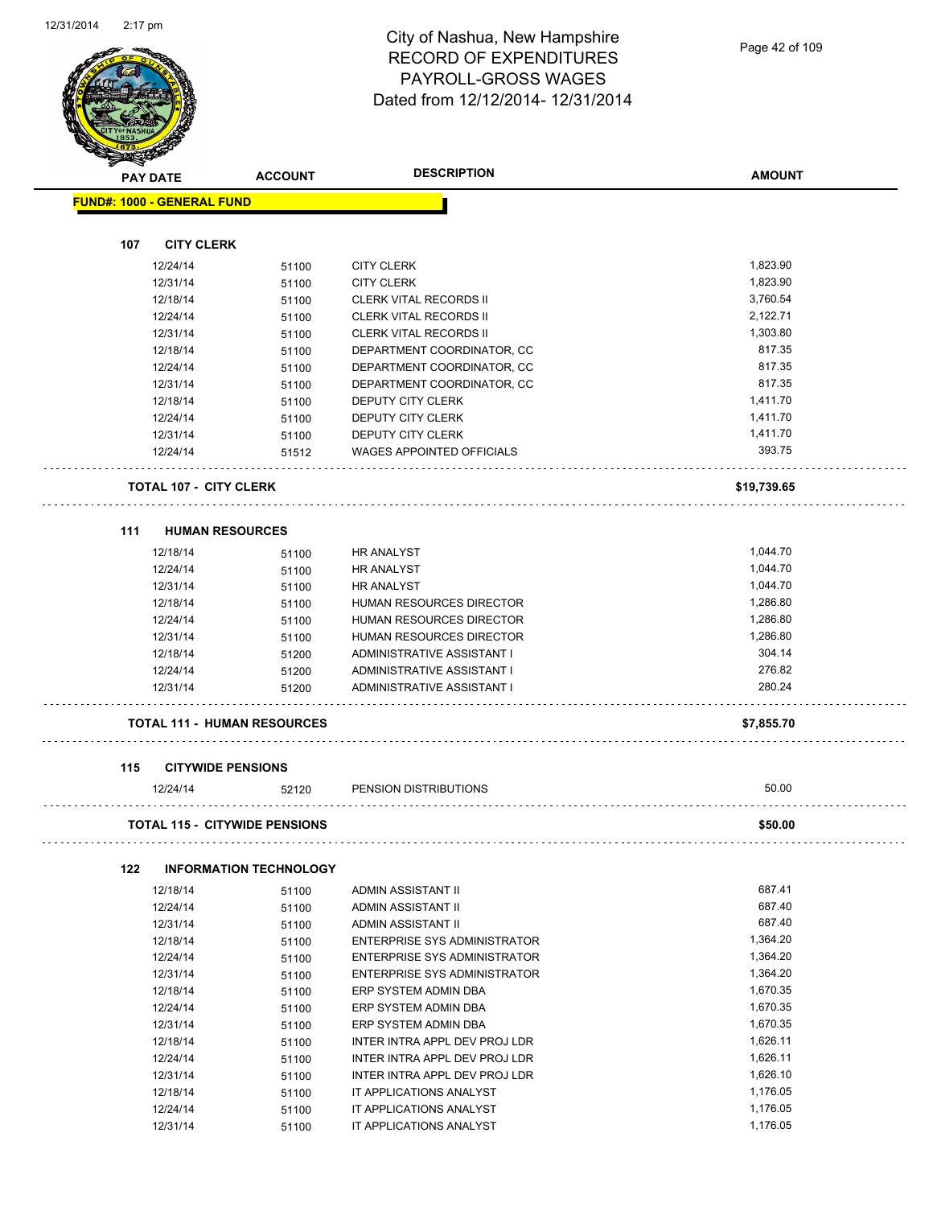# City of Nashua, New Hampshire
## RECORD OF EXPENDITURES
## PAYROLL-GROSS WAGES
## Dated from 12/12/2014- 12/31/2014

| PAY DATE | ACCOUNT | DESCRIPTION | AMOUNT |
|---|---|---|---|
| **FUND#: 1000 - GENERAL FUND** | | | |
| **107 CITY CLERK** | | | |
| 12/24/14 | 51100 | CITY CLERK | 1,823.90 |
| 12/31/14 | 51100 | CITY CLERK | 1,823.90 |
| 12/18/14 | 51100 | CLERK VITAL RECORDS II | 3,760.54 |
| 12/24/14 | 51100 | CLERK VITAL RECORDS II | 2,122.71 |
| 12/31/14 | 51100 | CLERK VITAL RECORDS II | 1,303.80 |
| 12/18/14 | 51100 | DEPARTMENT COORDINATOR, CC | 817.35 |
| 12/24/14 | 51100 | DEPARTMENT COORDINATOR, CC | 817.35 |
| 12/31/14 | 51100 | DEPARTMENT COORDINATOR, CC | 817.35 |
| 12/18/14 | 51100 | DEPUTY CITY CLERK | 1,411.70 |
| 12/24/14 | 51100 | DEPUTY CITY CLERK | 1,411.70 |
| 12/31/14 | 51100 | DEPUTY CITY CLERK | 1,411.70 |
| 12/24/14 | 51512 | WAGES APPOINTED OFFICIALS | 393.75 |
| **TOTAL 107 - CITY CLERK** | | | **$19,739.65** |
| **111 HUMAN RESOURCES** | | | |
| 12/18/14 | 51100 | HR ANALYST | 1,044.70 |
| 12/24/14 | 51100 | HR ANALYST | 1,044.70 |
| 12/31/14 | 51100 | HR ANALYST | 1,044.70 |
| 12/18/14 | 51100 | HUMAN RESOURCES DIRECTOR | 1,286.80 |
| 12/24/14 | 51100 | HUMAN RESOURCES DIRECTOR | 1,286.80 |
| 12/31/14 | 51100 | HUMAN RESOURCES DIRECTOR | 1,286.80 |
| 12/18/14 | 51200 | ADMINISTRATIVE ASSISTANT I | 304.14 |
| 12/24/14 | 51200 | ADMINISTRATIVE ASSISTANT I | 276.82 |
| 12/31/14 | 51200 | ADMINISTRATIVE ASSISTANT I | 280.24 |
| **TOTAL 111 - HUMAN RESOURCES** | | | **$7,855.70** |
| **115 CITYWIDE PENSIONS** | | | |
| 12/24/14 | 52120 | PENSION DISTRIBUTIONS | 50.00 |
| **TOTAL 115 - CITYWIDE PENSIONS** | | | **$50.00** |
| **122 INFORMATION TECHNOLOGY** | | | |
| 12/18/14 | 51100 | ADMIN ASSISTANT II | 687.41 |
| 12/24/14 | 51100 | ADMIN ASSISTANT II | 687.40 |
| 12/31/14 | 51100 | ADMIN ASSISTANT II | 687.40 |
| 12/18/14 | 51100 | ENTERPRISE SYS ADMINISTRATOR | 1,364.20 |
| 12/24/14 | 51100 | ENTERPRISE SYS ADMINISTRATOR | 1,364.20 |
| 12/31/14 | 51100 | ENTERPRISE SYS ADMINISTRATOR | 1,364.20 |
| 12/18/14 | 51100 | ERP SYSTEM ADMIN DBA | 1,670.35 |
| 12/24/14 | 51100 | ERP SYSTEM ADMIN DBA | 1,670.35 |
| 12/31/14 | 51100 | ERP SYSTEM ADMIN DBA | 1,670.35 |
| 12/18/14 | 51100 | INTER INTRA APPL DEV PROJ LDR | 1,626.11 |
| 12/24/14 | 51100 | INTER INTRA APPL DEV PROJ LDR | 1,626.11 |
| 12/31/14 | 51100 | INTER INTRA APPL DEV PROJ LDR | 1,626.10 |
| 12/18/14 | 51100 | IT APPLICATIONS ANALYST | 1,176.05 |
| 12/24/14 | 51100 | IT APPLICATIONS ANALYST | 1,176.05 |
| 12/31/14 | 51100 | IT APPLICATIONS ANALYST | 1,176.05 |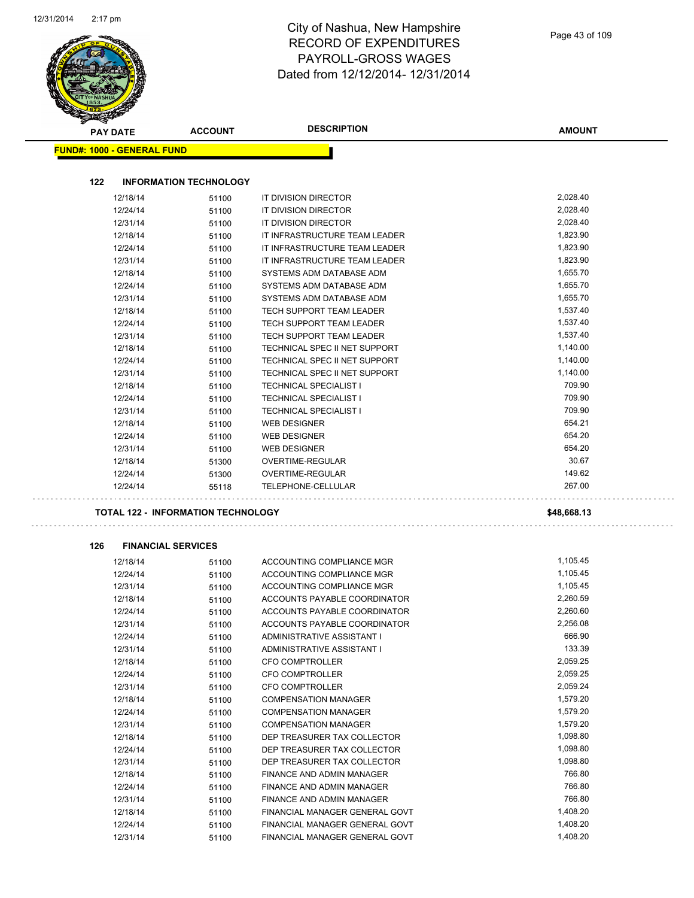# City of Nashua, New Hampshire
## RECORD OF EXPENDITURES
## PAYROLL-GROSS WAGES
## Dated from 12/12/2014- 12/31/2014

**FUND#: 1000 - GENERAL FUND**

### 122 INFORMATION TECHNOLOGY

| PAY DATE | ACCOUNT | DESCRIPTION | AMOUNT |
|---|---|---|---|
| 12/18/14 | 51100 | IT DIVISION DIRECTOR | 2,028.40 |
| 12/24/14 | 51100 | IT DIVISION DIRECTOR | 2,028.40 |
| 12/31/14 | 51100 | IT DIVISION DIRECTOR | 2,028.40 |
| 12/18/14 | 51100 | IT INFRASTRUCTURE TEAM LEADER | 1,823.90 |
| 12/24/14 | 51100 | IT INFRASTRUCTURE TEAM LEADER | 1,823.90 |
| 12/31/14 | 51100 | IT INFRASTRUCTURE TEAM LEADER | 1,823.90 |
| 12/18/14 | 51100 | SYSTEMS ADM DATABASE ADM | 1,655.70 |
| 12/24/14 | 51100 | SYSTEMS ADM DATABASE ADM | 1,655.70 |
| 12/31/14 | 51100 | SYSTEMS ADM DATABASE ADM | 1,655.70 |
| 12/18/14 | 51100 | TECH SUPPORT TEAM LEADER | 1,537.40 |
| 12/24/14 | 51100 | TECH SUPPORT TEAM LEADER | 1,537.40 |
| 12/31/14 | 51100 | TECH SUPPORT TEAM LEADER | 1,537.40 |
| 12/18/14 | 51100 | TECHNICAL SPEC II NET SUPPORT | 1,140.00 |
| 12/24/14 | 51100 | TECHNICAL SPEC II NET SUPPORT | 1,140.00 |
| 12/31/14 | 51100 | TECHNICAL SPEC II NET SUPPORT | 1,140.00 |
| 12/18/14 | 51100 | TECHNICAL SPECIALIST I | 709.90 |
| 12/24/14 | 51100 | TECHNICAL SPECIALIST I | 709.90 |
| 12/31/14 | 51100 | TECHNICAL SPECIALIST I | 709.90 |
| 12/18/14 | 51100 | WEB DESIGNER | 654.21 |
| 12/24/14 | 51100 | WEB DESIGNER | 654.20 |
| 12/31/14 | 51100 | WEB DESIGNER | 654.20 |
| 12/18/14 | 51300 | OVERTIME-REGULAR | 30.67 |
| 12/24/14 | 51300 | OVERTIME-REGULAR | 149.62 |
| 12/24/14 | 55118 | TELEPHONE-CELLULAR | 267.00 |

**TOTAL 122 - INFORMATION TECHNOLOGY** **$48,668.13**

### 126 FINANCIAL SERVICES

| PAY DATE | ACCOUNT | DESCRIPTION | AMOUNT |
|---|---|---|---|
| 12/18/14 | 51100 | ACCOUNTING COMPLIANCE MGR | 1,105.45 |
| 12/24/14 | 51100 | ACCOUNTING COMPLIANCE MGR | 1,105.45 |
| 12/31/14 | 51100 | ACCOUNTING COMPLIANCE MGR | 1,105.45 |
| 12/18/14 | 51100 | ACCOUNTS PAYABLE COORDINATOR | 2,260.59 |
| 12/24/14 | 51100 | ACCOUNTS PAYABLE COORDINATOR | 2,260.60 |
| 12/31/14 | 51100 | ACCOUNTS PAYABLE COORDINATOR | 2,256.08 |
| 12/24/14 | 51100 | ADMINISTRATIVE ASSISTANT I | 666.90 |
| 12/31/14 | 51100 | ADMINISTRATIVE ASSISTANT I | 133.39 |
| 12/18/14 | 51100 | CFO COMPTROLLER | 2,059.25 |
| 12/24/14 | 51100 | CFO COMPTROLLER | 2,059.25 |
| 12/31/14 | 51100 | CFO COMPTROLLER | 2,059.24 |
| 12/18/14 | 51100 | COMPENSATION MANAGER | 1,579.20 |
| 12/24/14 | 51100 | COMPENSATION MANAGER | 1,579.20 |
| 12/31/14 | 51100 | COMPENSATION MANAGER | 1,579.20 |
| 12/18/14 | 51100 | DEP TREASURER TAX COLLECTOR | 1,098.80 |
| 12/24/14 | 51100 | DEP TREASURER TAX COLLECTOR | 1,098.80 |
| 12/31/14 | 51100 | DEP TREASURER TAX COLLECTOR | 1,098.80 |
| 12/18/14 | 51100 | FINANCE AND ADMIN MANAGER | 766.80 |
| 12/24/14 | 51100 | FINANCE AND ADMIN MANAGER | 766.80 |
| 12/31/14 | 51100 | FINANCE AND ADMIN MANAGER | 766.80 |
| 12/18/14 | 51100 | FINANCIAL MANAGER GENERAL GOVT | 1,408.20 |
| 12/24/14 | 51100 | FINANCIAL MANAGER GENERAL GOVT | 1,408.20 |
| 12/31/14 | 51100 | FINANCIAL MANAGER GENERAL GOVT | 1,408.20 |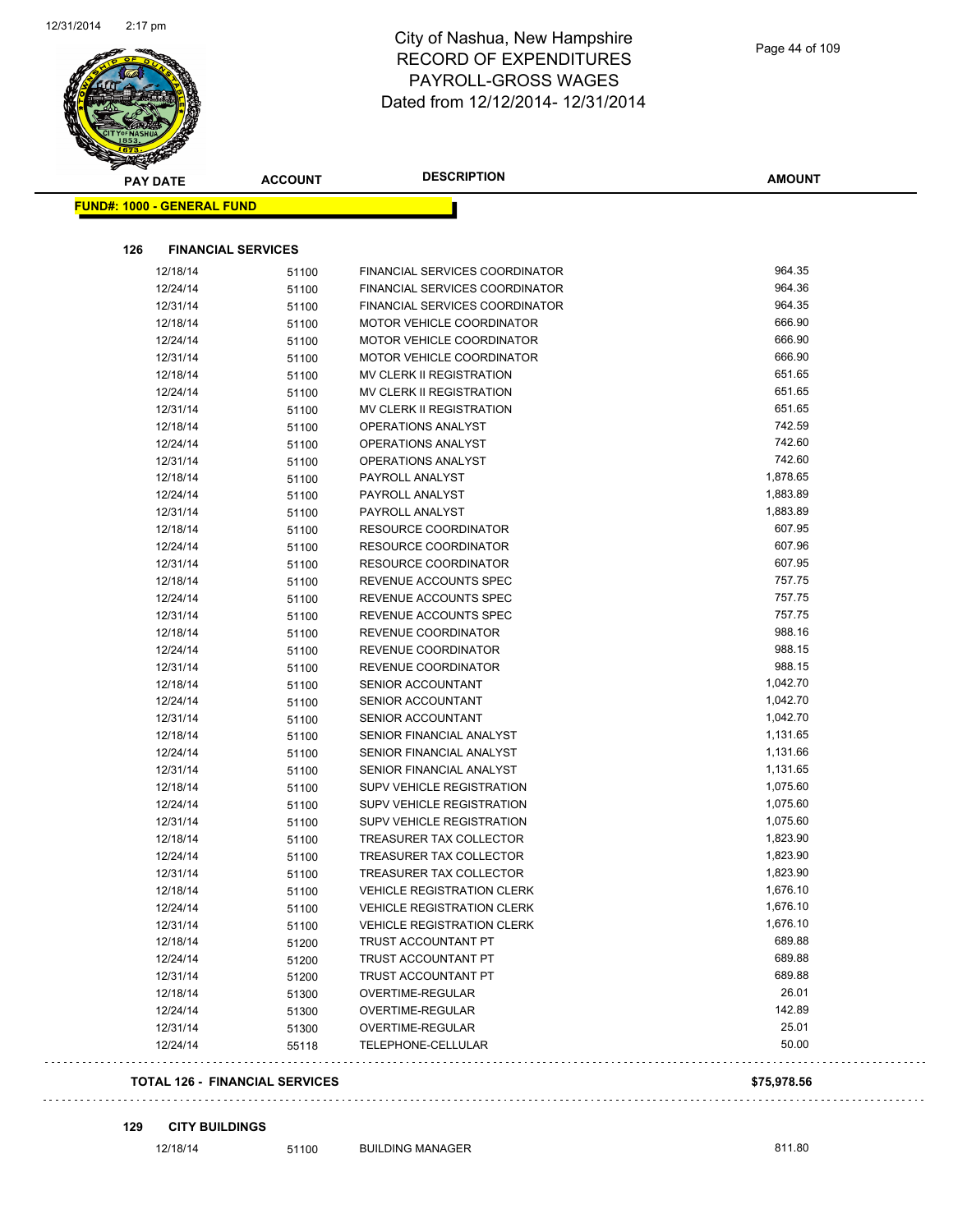# City of Nashua, New Hampshire
## RECORD OF EXPENDITURES
## PAYROLL-GROSS WAGES
## Dated from 12/12/2014- 12/31/2014

**FUND#: 1000 - GENERAL FUND**

### 126 FINANCIAL SERVICES

| PAY DATE | ACCOUNT | DESCRIPTION | AMOUNT |
|---|---|---|---|
| 12/18/14 | 51100 | FINANCIAL SERVICES COORDINATOR | 964.35 |
| 12/24/14 | 51100 | FINANCIAL SERVICES COORDINATOR | 964.36 |
| 12/31/14 | 51100 | FINANCIAL SERVICES COORDINATOR | 964.35 |
| 12/18/14 | 51100 | MOTOR VEHICLE COORDINATOR | 666.90 |
| 12/24/14 | 51100 | MOTOR VEHICLE COORDINATOR | 666.90 |
| 12/31/14 | 51100 | MOTOR VEHICLE COORDINATOR | 666.90 |
| 12/18/14 | 51100 | MV CLERK II REGISTRATION | 651.65 |
| 12/24/14 | 51100 | MV CLERK II REGISTRATION | 651.65 |
| 12/31/14 | 51100 | MV CLERK II REGISTRATION | 651.65 |
| 12/18/14 | 51100 | OPERATIONS ANALYST | 742.59 |
| 12/24/14 | 51100 | OPERATIONS ANALYST | 742.60 |
| 12/31/14 | 51100 | OPERATIONS ANALYST | 742.60 |
| 12/18/14 | 51100 | PAYROLL ANALYST | 1,878.65 |
| 12/24/14 | 51100 | PAYROLL ANALYST | 1,883.89 |
| 12/31/14 | 51100 | PAYROLL ANALYST | 1,883.89 |
| 12/18/14 | 51100 | RESOURCE COORDINATOR | 607.95 |
| 12/24/14 | 51100 | RESOURCE COORDINATOR | 607.96 |
| 12/31/14 | 51100 | RESOURCE COORDINATOR | 607.95 |
| 12/18/14 | 51100 | REVENUE ACCOUNTS SPEC | 757.75 |
| 12/24/14 | 51100 | REVENUE ACCOUNTS SPEC | 757.75 |
| 12/31/14 | 51100 | REVENUE ACCOUNTS SPEC | 757.75 |
| 12/18/14 | 51100 | REVENUE COORDINATOR | 988.16 |
| 12/24/14 | 51100 | REVENUE COORDINATOR | 988.15 |
| 12/31/14 | 51100 | REVENUE COORDINATOR | 988.15 |
| 12/18/14 | 51100 | SENIOR ACCOUNTANT | 1,042.70 |
| 12/24/14 | 51100 | SENIOR ACCOUNTANT | 1,042.70 |
| 12/31/14 | 51100 | SENIOR ACCOUNTANT | 1,042.70 |
| 12/18/14 | 51100 | SENIOR FINANCIAL ANALYST | 1,131.65 |
| 12/24/14 | 51100 | SENIOR FINANCIAL ANALYST | 1,131.66 |
| 12/31/14 | 51100 | SENIOR FINANCIAL ANALYST | 1,131.65 |
| 12/18/14 | 51100 | SUPV VEHICLE REGISTRATION | 1,075.60 |
| 12/24/14 | 51100 | SUPV VEHICLE REGISTRATION | 1,075.60 |
| 12/31/14 | 51100 | SUPV VEHICLE REGISTRATION | 1,075.60 |
| 12/18/14 | 51100 | TREASURER TAX COLLECTOR | 1,823.90 |
| 12/24/14 | 51100 | TREASURER TAX COLLECTOR | 1,823.90 |
| 12/31/14 | 51100 | TREASURER TAX COLLECTOR | 1,823.90 |
| 12/18/14 | 51100 | VEHICLE REGISTRATION CLERK | 1,676.10 |
| 12/24/14 | 51100 | VEHICLE REGISTRATION CLERK | 1,676.10 |
| 12/31/14 | 51100 | VEHICLE REGISTRATION CLERK | 1,676.10 |
| 12/18/14 | 51200 | TRUST ACCOUNTANT PT | 689.88 |
| 12/24/14 | 51200 | TRUST ACCOUNTANT PT | 689.88 |
| 12/31/14 | 51200 | TRUST ACCOUNTANT PT | 689.88 |
| 12/18/14 | 51300 | OVERTIME-REGULAR | 26.01 |
| 12/24/14 | 51300 | OVERTIME-REGULAR | 142.89 |
| 12/31/14 | 51300 | OVERTIME-REGULAR | 25.01 |
| 12/24/14 | 55118 | TELEPHONE-CELLULAR | 50.00 |

**TOTAL 126 - FINANCIAL SERVICES** **$75,978.56**

### 129 CITY BUILDINGS

| PAY DATE | ACCOUNT | DESCRIPTION | AMOUNT |
|---|---|---|---|
| 12/18/14 | 51100 | BUILDING MANAGER | 811.80 |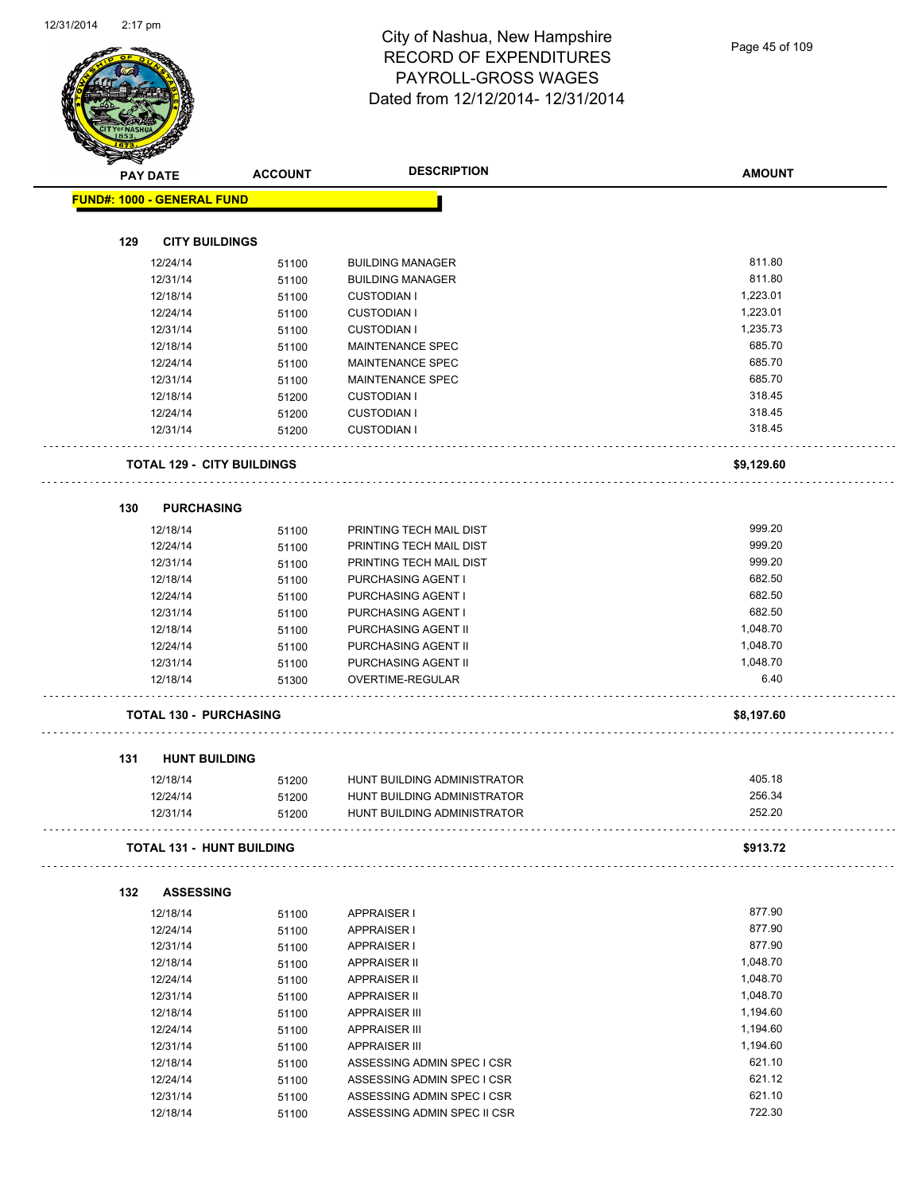# City of Nashua, New Hampshire
## RECORD OF EXPENDITURES
## PAYROLL-GROSS WAGES
## Dated from 12/12/2014- 12/31/2014

| PAY DATE | ACCOUNT | DESCRIPTION | AMOUNT |
|---|---|---|---|
| **FUND#: 1000 - GENERAL FUND** | | | |
| **129 CITY BUILDINGS** | | | |
| 12/24/14 | 51100 | BUILDING MANAGER | 811.80 |
| 12/31/14 | 51100 | BUILDING MANAGER | 811.80 |
| 12/18/14 | 51100 | CUSTODIAN I | 1,223.01 |
| 12/24/14 | 51100 | CUSTODIAN I | 1,223.01 |
| 12/31/14 | 51100 | CUSTODIAN I | 1,235.73 |
| 12/18/14 | 51100 | MAINTENANCE SPEC | 685.70 |
| 12/24/14 | 51100 | MAINTENANCE SPEC | 685.70 |
| 12/31/14 | 51100 | MAINTENANCE SPEC | 685.70 |
| 12/18/14 | 51200 | CUSTODIAN I | 318.45 |
| 12/24/14 | 51200 | CUSTODIAN I | 318.45 |
| 12/31/14 | 51200 | CUSTODIAN I | 318.45 |
| **TOTAL 129 - CITY BUILDINGS** | | | **$9,129.60** |
| **130 PURCHASING** | | | |
| 12/18/14 | 51100 | PRINTING TECH MAIL DIST | 999.20 |
| 12/24/14 | 51100 | PRINTING TECH MAIL DIST | 999.20 |
| 12/31/14 | 51100 | PRINTING TECH MAIL DIST | 999.20 |
| 12/18/14 | 51100 | PURCHASING AGENT I | 682.50 |
| 12/24/14 | 51100 | PURCHASING AGENT I | 682.50 |
| 12/31/14 | 51100 | PURCHASING AGENT I | 682.50 |
| 12/18/14 | 51100 | PURCHASING AGENT II | 1,048.70 |
| 12/24/14 | 51100 | PURCHASING AGENT II | 1,048.70 |
| 12/31/14 | 51100 | PURCHASING AGENT II | 1,048.70 |
| 12/18/14 | 51300 | OVERTIME-REGULAR | 6.40 |
| **TOTAL 130 - PURCHASING** | | | **$8,197.60** |
| **131 HUNT BUILDING** | | | |
| 12/18/14 | 51200 | HUNT BUILDING ADMINISTRATOR | 405.18 |
| 12/24/14 | 51200 | HUNT BUILDING ADMINISTRATOR | 256.34 |
| 12/31/14 | 51200 | HUNT BUILDING ADMINISTRATOR | 252.20 |
| **TOTAL 131 - HUNT BUILDING** | | | **$913.72** |
| **132 ASSESSING** | | | |
| 12/18/14 | 51100 | APPRAISER I | 877.90 |
| 12/24/14 | 51100 | APPRAISER I | 877.90 |
| 12/31/14 | 51100 | APPRAISER I | 877.90 |
| 12/18/14 | 51100 | APPRAISER II | 1,048.70 |
| 12/24/14 | 51100 | APPRAISER II | 1,048.70 |
| 12/31/14 | 51100 | APPRAISER II | 1,048.70 |
| 12/18/14 | 51100 | APPRAISER III | 1,194.60 |
| 12/24/14 | 51100 | APPRAISER III | 1,194.60 |
| 12/31/14 | 51100 | APPRAISER III | 1,194.60 |
| 12/18/14 | 51100 | ASSESSING ADMIN SPEC I CSR | 621.10 |
| 12/24/14 | 51100 | ASSESSING ADMIN SPEC I CSR | 621.12 |
| 12/31/14 | 51100 | ASSESSING ADMIN SPEC I CSR | 621.10 |
| 12/18/14 | 51100 | ASSESSING ADMIN SPEC II CSR | 722.30 |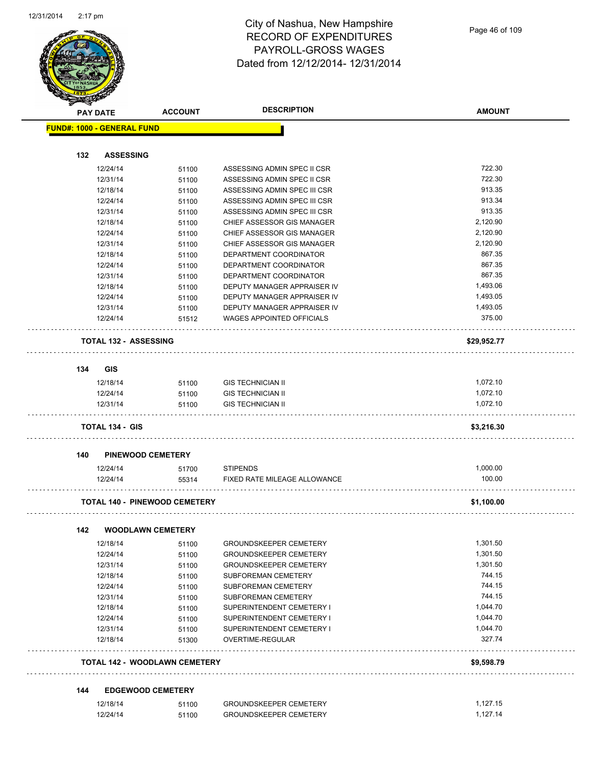# City of Nashua, New Hampshire
## RECORD OF EXPENDITURES
## PAYROLL-GROSS WAGES
## Dated from 12/12/2014- 12/31/2014

| PAY DATE | ACCOUNT | DESCRIPTION | AMOUNT |
|---|---|---|---|
| **FUND#: 1000 - GENERAL FUND** | | | |
| **132 ASSESSING** | | | |
| 12/24/14 | 51100 | ASSESSING ADMIN SPEC II CSR | 722.30 |
| 12/31/14 | 51100 | ASSESSING ADMIN SPEC II CSR | 722.30 |
| 12/18/14 | 51100 | ASSESSING ADMIN SPEC III CSR | 913.35 |
| 12/24/14 | 51100 | ASSESSING ADMIN SPEC III CSR | 913.34 |
| 12/31/14 | 51100 | ASSESSING ADMIN SPEC III CSR | 913.35 |
| 12/18/14 | 51100 | CHIEF ASSESSOR GIS MANAGER | 2,120.90 |
| 12/24/14 | 51100 | CHIEF ASSESSOR GIS MANAGER | 2,120.90 |
| 12/31/14 | 51100 | CHIEF ASSESSOR GIS MANAGER | 2,120.90 |
| 12/18/14 | 51100 | DEPARTMENT COORDINATOR | 867.35 |
| 12/24/14 | 51100 | DEPARTMENT COORDINATOR | 867.35 |
| 12/31/14 | 51100 | DEPARTMENT COORDINATOR | 867.35 |
| 12/18/14 | 51100 | DEPUTY MANAGER APPRAISER IV | 1,493.06 |
| 12/24/14 | 51100 | DEPUTY MANAGER APPRAISER IV | 1,493.05 |
| 12/31/14 | 51100 | DEPUTY MANAGER APPRAISER IV | 1,493.05 |
| 12/24/14 | 51512 | WAGES APPOINTED OFFICIALS | 375.00 |
| **TOTAL 132 - ASSESSING** | | | **$29,952.77** |
| **134 GIS** | | | |
| 12/18/14 | 51100 | GIS TECHNICIAN II | 1,072.10 |
| 12/24/14 | 51100 | GIS TECHNICIAN II | 1,072.10 |
| 12/31/14 | 51100 | GIS TECHNICIAN II | 1,072.10 |
| **TOTAL 134 - GIS** | | | **$3,216.30** |
| **140 PINEWOOD CEMETERY** | | | |
| 12/24/14 | 51700 | STIPENDS | 1,000.00 |
| 12/24/14 | 55314 | FIXED RATE MILEAGE ALLOWANCE | 100.00 |
| **TOTAL 140 - PINEWOOD CEMETERY** | | | **$1,100.00** |
| **142 WOODLAWN CEMETERY** | | | |
| 12/18/14 | 51100 | GROUNDSKEEPER CEMETERY | 1,301.50 |
| 12/24/14 | 51100 | GROUNDSKEEPER CEMETERY | 1,301.50 |
| 12/31/14 | 51100 | GROUNDSKEEPER CEMETERY | 1,301.50 |
| 12/18/14 | 51100 | SUBFOREMAN CEMETERY | 744.15 |
| 12/24/14 | 51100 | SUBFOREMAN CEMETERY | 744.15 |
| 12/31/14 | 51100 | SUBFOREMAN CEMETERY | 744.15 |
| 12/18/14 | 51100 | SUPERINTENDENT CEMETERY I | 1,044.70 |
| 12/24/14 | 51100 | SUPERINTENDENT CEMETERY I | 1,044.70 |
| 12/31/14 | 51100 | SUPERINTENDENT CEMETERY I | 1,044.70 |
| 12/18/14 | 51300 | OVERTIME-REGULAR | 327.74 |
| **TOTAL 142 - WOODLAWN CEMETERY** | | | **$9,598.79** |
| **144 EDGEWOOD CEMETERY** | | | |
| 12/18/14 | 51100 | GROUNDSKEEPER CEMETERY | 1,127.15 |
| 12/24/14 | 51100 | GROUNDSKEEPER CEMETERY | 1,127.14 |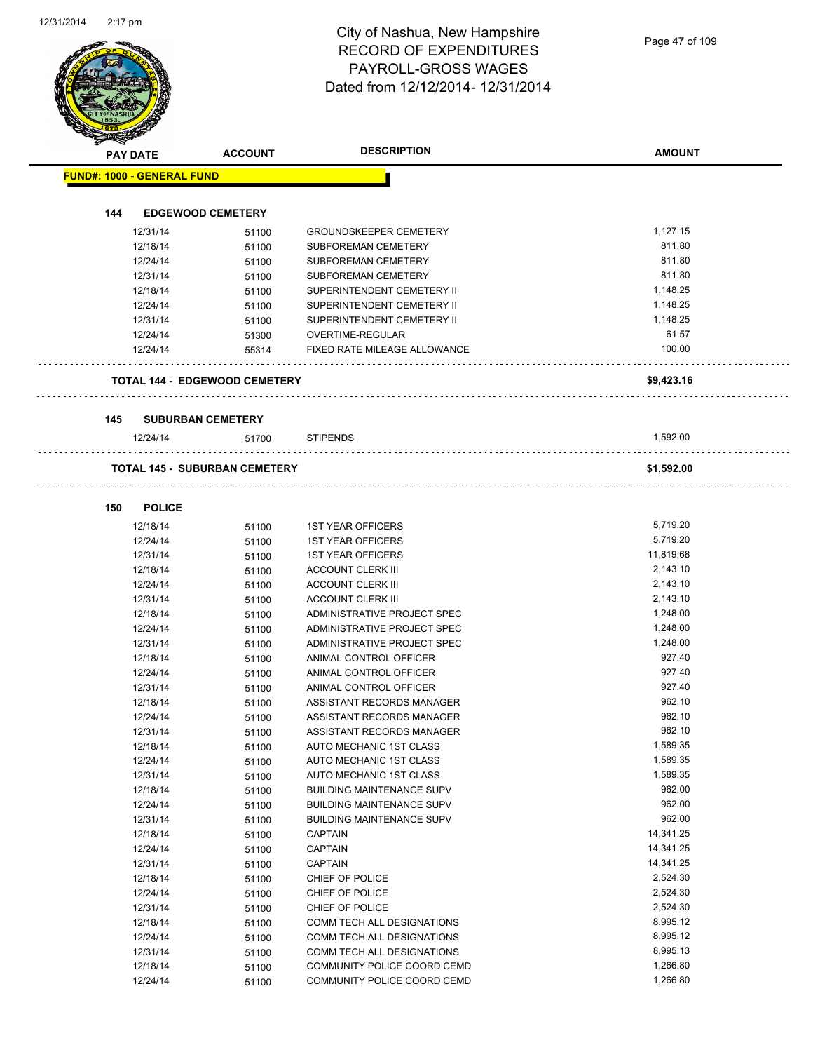# City of Nashua, New Hampshire
# RECORD OF EXPENDITURES
# PAYROLL-GROSS WAGES
# Dated from 12/12/2014- 12/31/2014

| PAY DATE | ACCOUNT | DESCRIPTION | AMOUNT |
|---|---|---|---|
| **FUND#: 1000 - GENERAL FUND** | | | |
| **144 EDGEWOOD CEMETERY** | | | |
| 12/31/14 | 51100 | GROUNDSKEEPER CEMETERY | 1,127.15 |
| 12/18/14 | 51100 | SUBFOREMAN CEMETERY | 811.80 |
| 12/24/14 | 51100 | SUBFOREMAN CEMETERY | 811.80 |
| 12/31/14 | 51100 | SUBFOREMAN CEMETERY | 811.80 |
| 12/18/14 | 51100 | SUPERINTENDENT CEMETERY II | 1,148.25 |
| 12/24/14 | 51100 | SUPERINTENDENT CEMETERY II | 1,148.25 |
| 12/31/14 | 51100 | SUPERINTENDENT CEMETERY II | 1,148.25 |
| 12/24/14 | 51300 | OVERTIME-REGULAR | 61.57 |
| 12/24/14 | 55314 | FIXED RATE MILEAGE ALLOWANCE | 100.00 |
| **TOTAL 144 - EDGEWOOD CEMETERY** | | | **$9,423.16** |
| **145 SUBURBAN CEMETERY** | | | |
| 12/24/14 | 51700 | STIPENDS | 1,592.00 |
| **TOTAL 145 - SUBURBAN CEMETERY** | | | **$1,592.00** |
| **150 POLICE** | | | |
| 12/18/14 | 51100 | 1ST YEAR OFFICERS | 5,719.20 |
| 12/24/14 | 51100 | 1ST YEAR OFFICERS | 5,719.20 |
| 12/31/14 | 51100 | 1ST YEAR OFFICERS | 11,819.68 |
| 12/18/14 | 51100 | ACCOUNT CLERK III | 2,143.10 |
| 12/24/14 | 51100 | ACCOUNT CLERK III | 2,143.10 |
| 12/31/14 | 51100 | ACCOUNT CLERK III | 2,143.10 |
| 12/18/14 | 51100 | ADMINISTRATIVE PROJECT SPEC | 1,248.00 |
| 12/24/14 | 51100 | ADMINISTRATIVE PROJECT SPEC | 1,248.00 |
| 12/31/14 | 51100 | ADMINISTRATIVE PROJECT SPEC | 1,248.00 |
| 12/18/14 | 51100 | ANIMAL CONTROL OFFICER | 927.40 |
| 12/24/14 | 51100 | ANIMAL CONTROL OFFICER | 927.40 |
| 12/31/14 | 51100 | ANIMAL CONTROL OFFICER | 927.40 |
| 12/18/14 | 51100 | ASSISTANT RECORDS MANAGER | 962.10 |
| 12/24/14 | 51100 | ASSISTANT RECORDS MANAGER | 962.10 |
| 12/31/14 | 51100 | ASSISTANT RECORDS MANAGER | 962.10 |
| 12/18/14 | 51100 | AUTO MECHANIC 1ST CLASS | 1,589.35 |
| 12/24/14 | 51100 | AUTO MECHANIC 1ST CLASS | 1,589.35 |
| 12/31/14 | 51100 | AUTO MECHANIC 1ST CLASS | 1,589.35 |
| 12/18/14 | 51100 | BUILDING MAINTENANCE SUPV | 962.00 |
| 12/24/14 | 51100 | BUILDING MAINTENANCE SUPV | 962.00 |
| 12/31/14 | 51100 | BUILDING MAINTENANCE SUPV | 962.00 |
| 12/18/14 | 51100 | CAPTAIN | 14,341.25 |
| 12/24/14 | 51100 | CAPTAIN | 14,341.25 |
| 12/31/14 | 51100 | CAPTAIN | 14,341.25 |
| 12/18/14 | 51100 | CHIEF OF POLICE | 2,524.30 |
| 12/24/14 | 51100 | CHIEF OF POLICE | 2,524.30 |
| 12/31/14 | 51100 | CHIEF OF POLICE | 2,524.30 |
| 12/18/14 | 51100 | COMM TECH ALL DESIGNATIONS | 8,995.12 |
| 12/24/14 | 51100 | COMM TECH ALL DESIGNATIONS | 8,995.12 |
| 12/31/14 | 51100 | COMM TECH ALL DESIGNATIONS | 8,995.13 |
| 12/18/14 | 51100 | COMMUNITY POLICE COORD CEMD | 1,266.80 |
| 12/24/14 | 51100 | COMMUNITY POLICE COORD CEMD | 1,266.80 |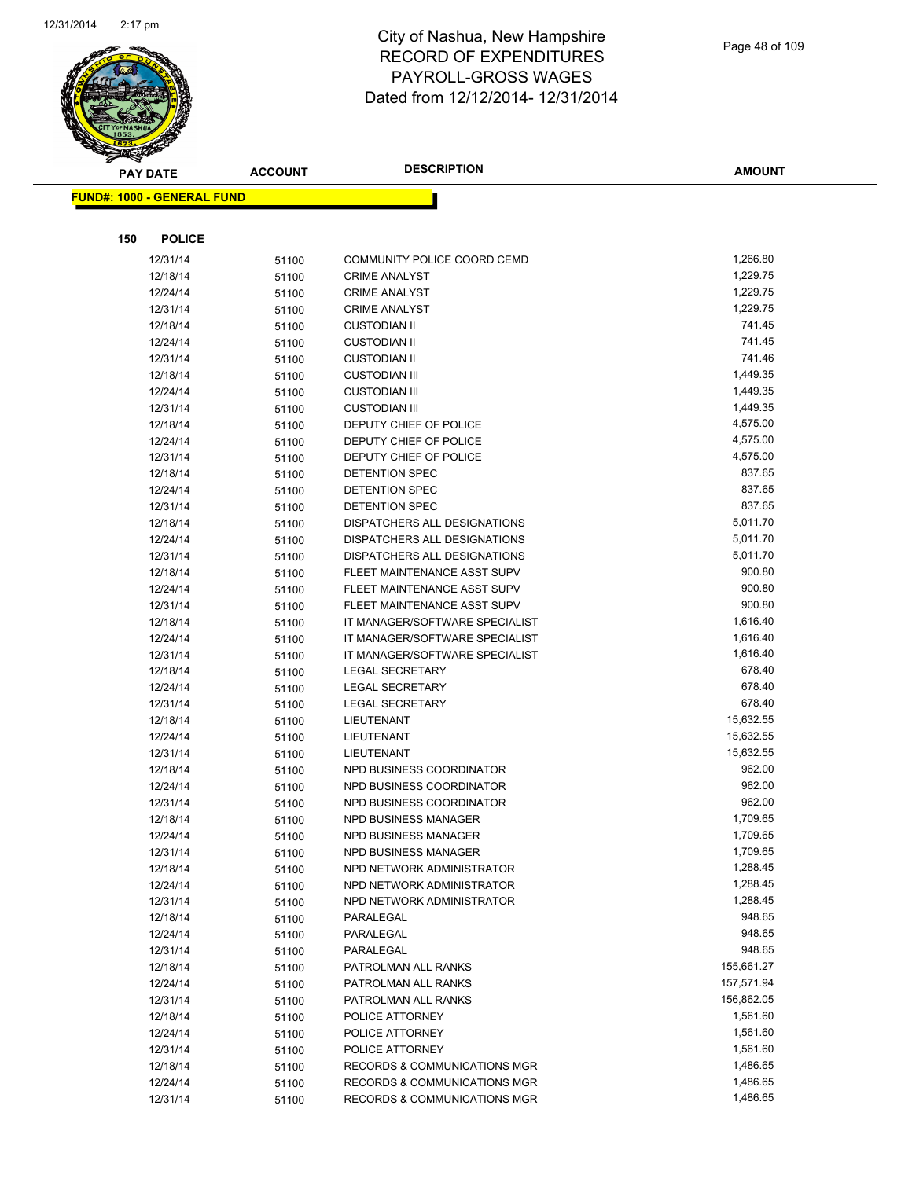# City of Nashua, New Hampshire
## RECORD OF EXPENDITURES
## PAYROLL-GROSS WAGES
## Dated from 12/12/2014- 12/31/2014

| PAY DATE | ACCOUNT | DESCRIPTION | AMOUNT |
|---|---|---|---|

**FUND#: 1000 - GENERAL FUND**

**150 POLICE**

| PAY DATE | ACCOUNT | DESCRIPTION | AMOUNT |
|---|---|---|---|
| 12/31/14 | 51100 | COMMUNITY POLICE COORD CEMD | 1,266.80 |
| 12/18/14 | 51100 | CRIME ANALYST | 1,229.75 |
| 12/24/14 | 51100 | CRIME ANALYST | 1,229.75 |
| 12/31/14 | 51100 | CRIME ANALYST | 1,229.75 |
| 12/18/14 | 51100 | CUSTODIAN II | 741.45 |
| 12/24/14 | 51100 | CUSTODIAN II | 741.45 |
| 12/31/14 | 51100 | CUSTODIAN II | 741.46 |
| 12/18/14 | 51100 | CUSTODIAN III | 1,449.35 |
| 12/24/14 | 51100 | CUSTODIAN III | 1,449.35 |
| 12/31/14 | 51100 | CUSTODIAN III | 1,449.35 |
| 12/18/14 | 51100 | DEPUTY CHIEF OF POLICE | 4,575.00 |
| 12/24/14 | 51100 | DEPUTY CHIEF OF POLICE | 4,575.00 |
| 12/31/14 | 51100 | DEPUTY CHIEF OF POLICE | 4,575.00 |
| 12/18/14 | 51100 | DETENTION SPEC | 837.65 |
| 12/24/14 | 51100 | DETENTION SPEC | 837.65 |
| 12/31/14 | 51100 | DETENTION SPEC | 837.65 |
| 12/18/14 | 51100 | DISPATCHERS ALL DESIGNATIONS | 5,011.70 |
| 12/24/14 | 51100 | DISPATCHERS ALL DESIGNATIONS | 5,011.70 |
| 12/31/14 | 51100 | DISPATCHERS ALL DESIGNATIONS | 5,011.70 |
| 12/18/14 | 51100 | FLEET MAINTENANCE ASST SUPV | 900.80 |
| 12/24/14 | 51100 | FLEET MAINTENANCE ASST SUPV | 900.80 |
| 12/31/14 | 51100 | FLEET MAINTENANCE ASST SUPV | 900.80 |
| 12/18/14 | 51100 | IT MANAGER/SOFTWARE SPECIALIST | 1,616.40 |
| 12/24/14 | 51100 | IT MANAGER/SOFTWARE SPECIALIST | 1,616.40 |
| 12/31/14 | 51100 | IT MANAGER/SOFTWARE SPECIALIST | 1,616.40 |
| 12/18/14 | 51100 | LEGAL SECRETARY | 678.40 |
| 12/24/14 | 51100 | LEGAL SECRETARY | 678.40 |
| 12/31/14 | 51100 | LEGAL SECRETARY | 678.40 |
| 12/18/14 | 51100 | LIEUTENANT | 15,632.55 |
| 12/24/14 | 51100 | LIEUTENANT | 15,632.55 |
| 12/31/14 | 51100 | LIEUTENANT | 15,632.55 |
| 12/18/14 | 51100 | NPD BUSINESS COORDINATOR | 962.00 |
| 12/24/14 | 51100 | NPD BUSINESS COORDINATOR | 962.00 |
| 12/31/14 | 51100 | NPD BUSINESS COORDINATOR | 962.00 |
| 12/18/14 | 51100 | NPD BUSINESS MANAGER | 1,709.65 |
| 12/24/14 | 51100 | NPD BUSINESS MANAGER | 1,709.65 |
| 12/31/14 | 51100 | NPD BUSINESS MANAGER | 1,709.65 |
| 12/18/14 | 51100 | NPD NETWORK ADMINISTRATOR | 1,288.45 |
| 12/24/14 | 51100 | NPD NETWORK ADMINISTRATOR | 1,288.45 |
| 12/31/14 | 51100 | NPD NETWORK ADMINISTRATOR | 1,288.45 |
| 12/18/14 | 51100 | PARALEGAL | 948.65 |
| 12/24/14 | 51100 | PARALEGAL | 948.65 |
| 12/31/14 | 51100 | PARALEGAL | 948.65 |
| 12/18/14 | 51100 | PATROLMAN ALL RANKS | 155,661.27 |
| 12/24/14 | 51100 | PATROLMAN ALL RANKS | 157,571.94 |
| 12/31/14 | 51100 | PATROLMAN ALL RANKS | 156,862.05 |
| 12/18/14 | 51100 | POLICE ATTORNEY | 1,561.60 |
| 12/24/14 | 51100 | POLICE ATTORNEY | 1,561.60 |
| 12/31/14 | 51100 | POLICE ATTORNEY | 1,561.60 |
| 12/18/14 | 51100 | RECORDS & COMMUNICATIONS MGR | 1,486.65 |
| 12/24/14 | 51100 | RECORDS & COMMUNICATIONS MGR | 1,486.65 |
| 12/31/14 | 51100 | RECORDS & COMMUNICATIONS MGR | 1,486.65 |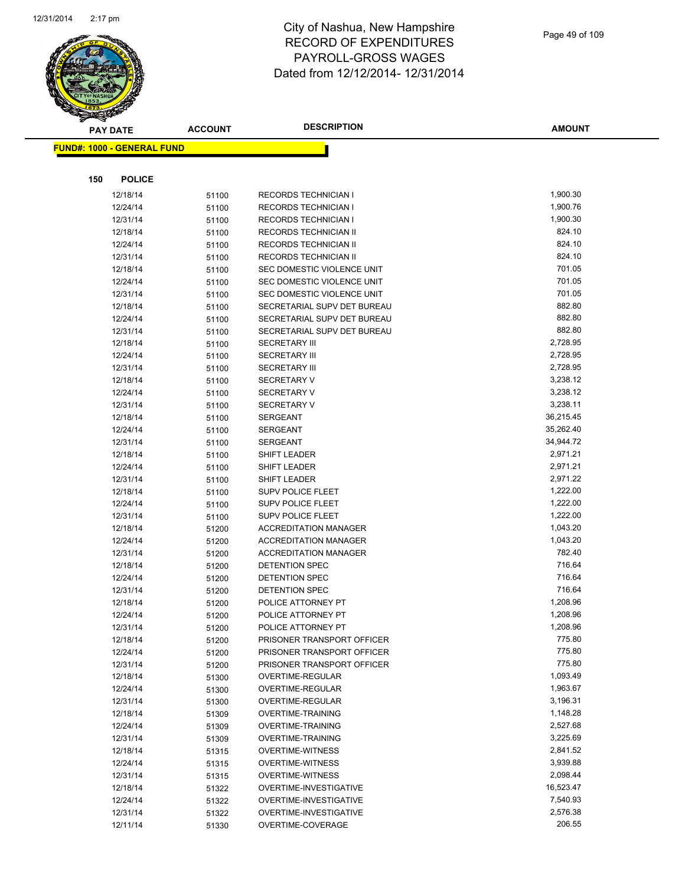# City of Nashua, New Hampshire
## RECORD OF EXPENDITURES
## PAYROLL-GROSS WAGES
## Dated from 12/12/2014- 12/31/2014

**FUND#: 1000 - GENERAL FUND**

**150 POLICE**

| PAY DATE | ACCOUNT | DESCRIPTION | AMOUNT |
|---|---|---|---|
| 12/18/14 | 51100 | RECORDS TECHNICIAN I | 1,900.30 |
| 12/24/14 | 51100 | RECORDS TECHNICIAN I | 1,900.76 |
| 12/31/14 | 51100 | RECORDS TECHNICIAN I | 1,900.30 |
| 12/18/14 | 51100 | RECORDS TECHNICIAN II | 824.10 |
| 12/24/14 | 51100 | RECORDS TECHNICIAN II | 824.10 |
| 12/31/14 | 51100 | RECORDS TECHNICIAN II | 824.10 |
| 12/18/14 | 51100 | SEC DOMESTIC VIOLENCE UNIT | 701.05 |
| 12/24/14 | 51100 | SEC DOMESTIC VIOLENCE UNIT | 701.05 |
| 12/31/14 | 51100 | SEC DOMESTIC VIOLENCE UNIT | 701.05 |
| 12/18/14 | 51100 | SECRETARIAL SUPV DET BUREAU | 882.80 |
| 12/24/14 | 51100 | SECRETARIAL SUPV DET BUREAU | 882.80 |
| 12/31/14 | 51100 | SECRETARIAL SUPV DET BUREAU | 882.80 |
| 12/18/14 | 51100 | SECRETARY III | 2,728.95 |
| 12/24/14 | 51100 | SECRETARY III | 2,728.95 |
| 12/31/14 | 51100 | SECRETARY III | 2,728.95 |
| 12/18/14 | 51100 | SECRETARY V | 3,238.12 |
| 12/24/14 | 51100 | SECRETARY V | 3,238.12 |
| 12/31/14 | 51100 | SECRETARY V | 3,238.11 |
| 12/18/14 | 51100 | SERGEANT | 36,215.45 |
| 12/24/14 | 51100 | SERGEANT | 35,262.40 |
| 12/31/14 | 51100 | SERGEANT | 34,944.72 |
| 12/18/14 | 51100 | SHIFT LEADER | 2,971.21 |
| 12/24/14 | 51100 | SHIFT LEADER | 2,971.21 |
| 12/31/14 | 51100 | SHIFT LEADER | 2,971.22 |
| 12/18/14 | 51100 | SUPV POLICE FLEET | 1,222.00 |
| 12/24/14 | 51100 | SUPV POLICE FLEET | 1,222.00 |
| 12/31/14 | 51100 | SUPV POLICE FLEET | 1,222.00 |
| 12/18/14 | 51200 | ACCREDITATION MANAGER | 1,043.20 |
| 12/24/14 | 51200 | ACCREDITATION MANAGER | 1,043.20 |
| 12/31/14 | 51200 | ACCREDITATION MANAGER | 782.40 |
| 12/18/14 | 51200 | DETENTION SPEC | 716.64 |
| 12/24/14 | 51200 | DETENTION SPEC | 716.64 |
| 12/31/14 | 51200 | DETENTION SPEC | 716.64 |
| 12/18/14 | 51200 | POLICE ATTORNEY PT | 1,208.96 |
| 12/24/14 | 51200 | POLICE ATTORNEY PT | 1,208.96 |
| 12/31/14 | 51200 | POLICE ATTORNEY PT | 1,208.96 |
| 12/18/14 | 51200 | PRISONER TRANSPORT OFFICER | 775.80 |
| 12/24/14 | 51200 | PRISONER TRANSPORT OFFICER | 775.80 |
| 12/31/14 | 51200 | PRISONER TRANSPORT OFFICER | 775.80 |
| 12/18/14 | 51300 | OVERTIME-REGULAR | 1,093.49 |
| 12/24/14 | 51300 | OVERTIME-REGULAR | 1,963.67 |
| 12/31/14 | 51300 | OVERTIME-REGULAR | 3,196.31 |
| 12/18/14 | 51309 | OVERTIME-TRAINING | 1,148.28 |
| 12/24/14 | 51309 | OVERTIME-TRAINING | 2,527.68 |
| 12/31/14 | 51309 | OVERTIME-TRAINING | 3,225.69 |
| 12/18/14 | 51315 | OVERTIME-WITNESS | 2,841.52 |
| 12/24/14 | 51315 | OVERTIME-WITNESS | 3,939.88 |
| 12/31/14 | 51315 | OVERTIME-WITNESS | 2,098.44 |
| 12/18/14 | 51322 | OVERTIME-INVESTIGATIVE | 16,523.47 |
| 12/24/14 | 51322 | OVERTIME-INVESTIGATIVE | 7,540.93 |
| 12/31/14 | 51322 | OVERTIME-INVESTIGATIVE | 2,576.38 |
| 12/11/14 | 51330 | OVERTIME-COVERAGE | 206.55 |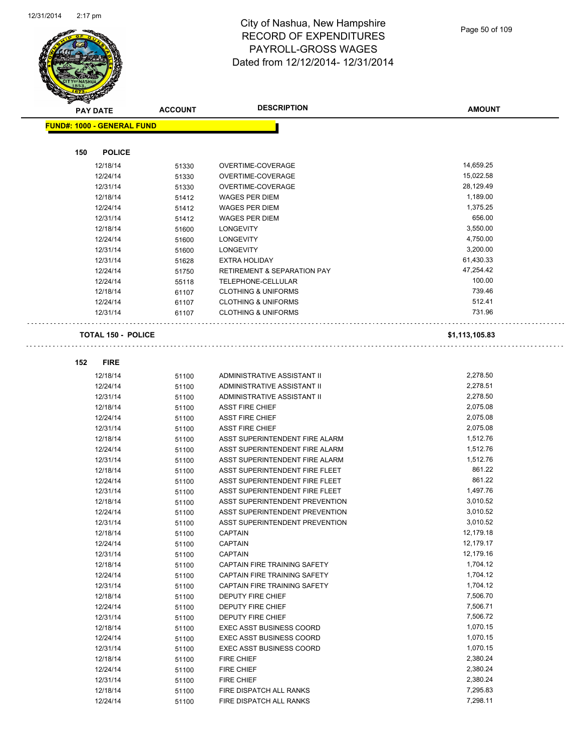# City of Nashua, New Hampshire
## RECORD OF EXPENDITURES
## PAYROLL-GROSS WAGES
## Dated from 12/12/2014- 12/31/2014

| PAY DATE | ACCOUNT | DESCRIPTION | AMOUNT |
|---|---|---|---|

**FUND#: 1000 - GENERAL FUND**

**150 POLICE**

| PAY DATE | ACCOUNT | DESCRIPTION | AMOUNT |
|---|---|---|---|
| 12/18/14 | 51330 | OVERTIME-COVERAGE | 14,659.25 |
| 12/24/14 | 51330 | OVERTIME-COVERAGE | 15,022.58 |
| 12/31/14 | 51330 | OVERTIME-COVERAGE | 28,129.49 |
| 12/18/14 | 51412 | WAGES PER DIEM | 1,189.00 |
| 12/24/14 | 51412 | WAGES PER DIEM | 1,375.25 |
| 12/31/14 | 51412 | WAGES PER DIEM | 656.00 |
| 12/18/14 | 51600 | LONGEVITY | 3,550.00 |
| 12/24/14 | 51600 | LONGEVITY | 4,750.00 |
| 12/31/14 | 51600 | LONGEVITY | 3,200.00 |
| 12/31/14 | 51628 | EXTRA HOLIDAY | 61,430.33 |
| 12/24/14 | 51750 | RETIREMENT & SEPARATION PAY | 47,254.42 |
| 12/24/14 | 55118 | TELEPHONE-CELLULAR | 100.00 |
| 12/18/14 | 61107 | CLOTHING & UNIFORMS | 739.46 |
| 12/24/14 | 61107 | CLOTHING & UNIFORMS | 512.41 |
| 12/31/14 | 61107 | CLOTHING & UNIFORMS | 731.96 |

**TOTAL 150 - POLICE** **$1,113,105.83**

**152 FIRE**

| PAY DATE | ACCOUNT | DESCRIPTION | AMOUNT |
|---|---|---|---|
| 12/18/14 | 51100 | ADMINISTRATIVE ASSISTANT II | 2,278.50 |
| 12/24/14 | 51100 | ADMINISTRATIVE ASSISTANT II | 2,278.51 |
| 12/31/14 | 51100 | ADMINISTRATIVE ASSISTANT II | 2,278.50 |
| 12/18/14 | 51100 | ASST FIRE CHIEF | 2,075.08 |
| 12/24/14 | 51100 | ASST FIRE CHIEF | 2,075.08 |
| 12/31/14 | 51100 | ASST FIRE CHIEF | 2,075.08 |
| 12/18/14 | 51100 | ASST SUPERINTENDENT FIRE ALARM | 1,512.76 |
| 12/24/14 | 51100 | ASST SUPERINTENDENT FIRE ALARM | 1,512.76 |
| 12/31/14 | 51100 | ASST SUPERINTENDENT FIRE ALARM | 1,512.76 |
| 12/18/14 | 51100 | ASST SUPERINTENDENT FIRE FLEET | 861.22 |
| 12/24/14 | 51100 | ASST SUPERINTENDENT FIRE FLEET | 861.22 |
| 12/31/14 | 51100 | ASST SUPERINTENDENT FIRE FLEET | 1,497.76 |
| 12/18/14 | 51100 | ASST SUPERINTENDENT PREVENTION | 3,010.52 |
| 12/24/14 | 51100 | ASST SUPERINTENDENT PREVENTION | 3,010.52 |
| 12/31/14 | 51100 | ASST SUPERINTENDENT PREVENTION | 3,010.52 |
| 12/18/14 | 51100 | CAPTAIN | 12,179.18 |
| 12/24/14 | 51100 | CAPTAIN | 12,179.17 |
| 12/31/14 | 51100 | CAPTAIN | 12,179.16 |
| 12/18/14 | 51100 | CAPTAIN FIRE TRAINING SAFETY | 1,704.12 |
| 12/24/14 | 51100 | CAPTAIN FIRE TRAINING SAFETY | 1,704.12 |
| 12/31/14 | 51100 | CAPTAIN FIRE TRAINING SAFETY | 1,704.12 |
| 12/18/14 | 51100 | DEPUTY FIRE CHIEF | 7,506.70 |
| 12/24/14 | 51100 | DEPUTY FIRE CHIEF | 7,506.71 |
| 12/31/14 | 51100 | DEPUTY FIRE CHIEF | 7,506.72 |
| 12/18/14 | 51100 | EXEC ASST BUSINESS COORD | 1,070.15 |
| 12/24/14 | 51100 | EXEC ASST BUSINESS COORD | 1,070.15 |
| 12/31/14 | 51100 | EXEC ASST BUSINESS COORD | 1,070.15 |
| 12/18/14 | 51100 | FIRE CHIEF | 2,380.24 |
| 12/24/14 | 51100 | FIRE CHIEF | 2,380.24 |
| 12/31/14 | 51100 | FIRE CHIEF | 2,380.24 |
| 12/18/14 | 51100 | FIRE DISPATCH ALL RANKS | 7,295.83 |
| 12/24/14 | 51100 | FIRE DISPATCH ALL RANKS | 7,298.11 |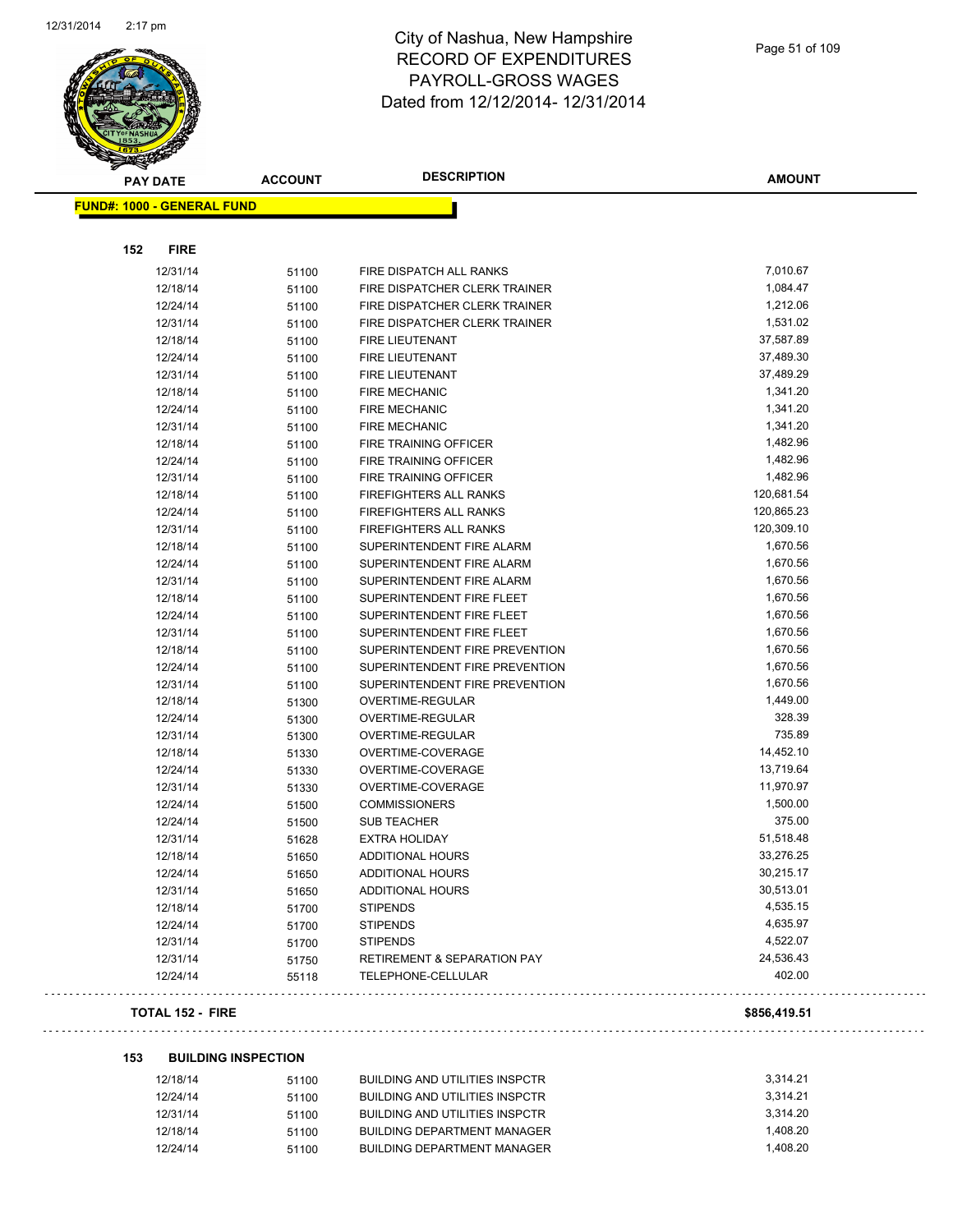# City of Nashua, New Hampshire
# RECORD OF EXPENDITURES
# PAYROLL-GROSS WAGES
# Dated from 12/12/2014- 12/31/2014

| PAY DATE | ACCOUNT | DESCRIPTION | AMOUNT |
|---|---|---|---|
| **FUND#: 1000 - GENERAL FUND** | | | |
| **152 FIRE** | | | |
| 12/31/14 | 51100 | FIRE DISPATCH ALL RANKS | 7,010.67 |
| 12/18/14 | 51100 | FIRE DISPATCHER CLERK TRAINER | 1,084.47 |
| 12/24/14 | 51100 | FIRE DISPATCHER CLERK TRAINER | 1,212.06 |
| 12/31/14 | 51100 | FIRE DISPATCHER CLERK TRAINER | 1,531.02 |
| 12/18/14 | 51100 | FIRE LIEUTENANT | 37,587.89 |
| 12/24/14 | 51100 | FIRE LIEUTENANT | 37,489.30 |
| 12/31/14 | 51100 | FIRE LIEUTENANT | 37,489.29 |
| 12/18/14 | 51100 | FIRE MECHANIC | 1,341.20 |
| 12/24/14 | 51100 | FIRE MECHANIC | 1,341.20 |
| 12/31/14 | 51100 | FIRE MECHANIC | 1,341.20 |
| 12/18/14 | 51100 | FIRE TRAINING OFFICER | 1,482.96 |
| 12/24/14 | 51100 | FIRE TRAINING OFFICER | 1,482.96 |
| 12/31/14 | 51100 | FIRE TRAINING OFFICER | 1,482.96 |
| 12/18/14 | 51100 | FIREFIGHTERS ALL RANKS | 120,681.54 |
| 12/24/14 | 51100 | FIREFIGHTERS ALL RANKS | 120,865.23 |
| 12/31/14 | 51100 | FIREFIGHTERS ALL RANKS | 120,309.10 |
| 12/18/14 | 51100 | SUPERINTENDENT FIRE ALARM | 1,670.56 |
| 12/24/14 | 51100 | SUPERINTENDENT FIRE ALARM | 1,670.56 |
| 12/31/14 | 51100 | SUPERINTENDENT FIRE ALARM | 1,670.56 |
| 12/18/14 | 51100 | SUPERINTENDENT FIRE FLEET | 1,670.56 |
| 12/24/14 | 51100 | SUPERINTENDENT FIRE FLEET | 1,670.56 |
| 12/31/14 | 51100 | SUPERINTENDENT FIRE FLEET | 1,670.56 |
| 12/18/14 | 51100 | SUPERINTENDENT FIRE PREVENTION | 1,670.56 |
| 12/24/14 | 51100 | SUPERINTENDENT FIRE PREVENTION | 1,670.56 |
| 12/31/14 | 51100 | SUPERINTENDENT FIRE PREVENTION | 1,670.56 |
| 12/18/14 | 51300 | OVERTIME-REGULAR | 1,449.00 |
| 12/24/14 | 51300 | OVERTIME-REGULAR | 328.39 |
| 12/31/14 | 51300 | OVERTIME-REGULAR | 735.89 |
| 12/18/14 | 51330 | OVERTIME-COVERAGE | 14,452.10 |
| 12/24/14 | 51330 | OVERTIME-COVERAGE | 13,719.64 |
| 12/31/14 | 51330 | OVERTIME-COVERAGE | 11,970.97 |
| 12/24/14 | 51500 | COMMISSIONERS | 1,500.00 |
| 12/24/14 | 51500 | SUB TEACHER | 375.00 |
| 12/31/14 | 51628 | EXTRA HOLIDAY | 51,518.48 |
| 12/18/14 | 51650 | ADDITIONAL HOURS | 33,276.25 |
| 12/24/14 | 51650 | ADDITIONAL HOURS | 30,215.17 |
| 12/31/14 | 51650 | ADDITIONAL HOURS | 30,513.01 |
| 12/18/14 | 51700 | STIPENDS | 4,535.15 |
| 12/24/14 | 51700 | STIPENDS | 4,635.97 |
| 12/31/14 | 51700 | STIPENDS | 4,522.07 |
| 12/31/14 | 51750 | RETIREMENT & SEPARATION PAY | 24,536.43 |
| 12/24/14 | 55118 | TELEPHONE-CELLULAR | 402.00 |
| **TOTAL 152 - FIRE** | | | **$856,419.51** |
| **153 BUILDING INSPECTION** | | | |
| 12/18/14 | 51100 | BUILDING AND UTILITIES INSPCTR | 3,314.21 |
| 12/24/14 | 51100 | BUILDING AND UTILITIES INSPCTR | 3,314.21 |
| 12/31/14 | 51100 | BUILDING AND UTILITIES INSPCTR | 3,314.20 |
| 12/18/14 | 51100 | BUILDING DEPARTMENT MANAGER | 1,408.20 |
| 12/24/14 | 51100 | BUILDING DEPARTMENT MANAGER | 1,408.20 |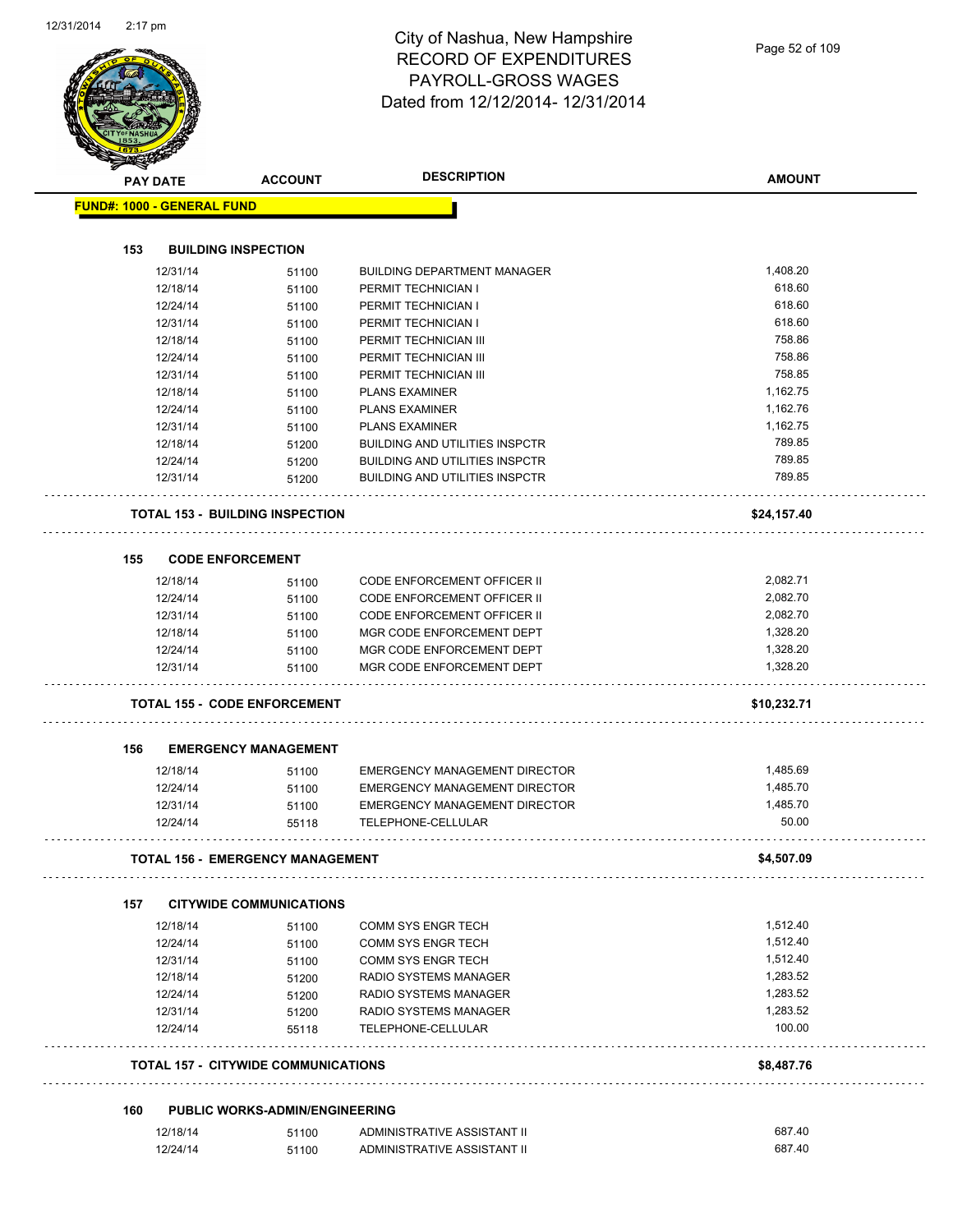# City of Nashua, New Hampshire
## RECORD OF EXPENDITURES
## PAYROLL-GROSS WAGES
## Dated from 12/12/2014- 12/31/2014

| PAY DATE | ACCOUNT | DESCRIPTION | AMOUNT |
|---|---|---|---|
| **FUND#: 1000 - GENERAL FUND** | | | |
| **153 BUILDING INSPECTION** | | | |
| 12/31/14 | 51100 | BUILDING DEPARTMENT MANAGER | 1,408.20 |
| 12/18/14 | 51100 | PERMIT TECHNICIAN I | 618.60 |
| 12/24/14 | 51100 | PERMIT TECHNICIAN I | 618.60 |
| 12/31/14 | 51100 | PERMIT TECHNICIAN I | 618.60 |
| 12/18/14 | 51100 | PERMIT TECHNICIAN III | 758.86 |
| 12/24/14 | 51100 | PERMIT TECHNICIAN III | 758.86 |
| 12/31/14 | 51100 | PERMIT TECHNICIAN III | 758.85 |
| 12/18/14 | 51100 | PLANS EXAMINER | 1,162.75 |
| 12/24/14 | 51100 | PLANS EXAMINER | 1,162.76 |
| 12/31/14 | 51100 | PLANS EXAMINER | 1,162.75 |
| 12/18/14 | 51200 | BUILDING AND UTILITIES INSPCTR | 789.85 |
| 12/24/14 | 51200 | BUILDING AND UTILITIES INSPCTR | 789.85 |
| 12/31/14 | 51200 | BUILDING AND UTILITIES INSPCTR | 789.85 |
| **TOTAL 153 - BUILDING INSPECTION** | | | **$24,157.40** |
| **155 CODE ENFORCEMENT** | | | |
| 12/18/14 | 51100 | CODE ENFORCEMENT OFFICER II | 2,082.71 |
| 12/24/14 | 51100 | CODE ENFORCEMENT OFFICER II | 2,082.70 |
| 12/31/14 | 51100 | CODE ENFORCEMENT OFFICER II | 2,082.70 |
| 12/18/14 | 51100 | MGR CODE ENFORCEMENT DEPT | 1,328.20 |
| 12/24/14 | 51100 | MGR CODE ENFORCEMENT DEPT | 1,328.20 |
| 12/31/14 | 51100 | MGR CODE ENFORCEMENT DEPT | 1,328.20 |
| **TOTAL 155 - CODE ENFORCEMENT** | | | **$10,232.71** |
| **156 EMERGENCY MANAGEMENT** | | | |
| 12/18/14 | 51100 | EMERGENCY MANAGEMENT DIRECTOR | 1,485.69 |
| 12/24/14 | 51100 | EMERGENCY MANAGEMENT DIRECTOR | 1,485.70 |
| 12/31/14 | 51100 | EMERGENCY MANAGEMENT DIRECTOR | 1,485.70 |
| 12/24/14 | 55118 | TELEPHONE-CELLULAR | 50.00 |
| **TOTAL 156 - EMERGENCY MANAGEMENT** | | | **$4,507.09** |
| **157 CITYWIDE COMMUNICATIONS** | | | |
| 12/18/14 | 51100 | COMM SYS ENGR TECH | 1,512.40 |
| 12/24/14 | 51100 | COMM SYS ENGR TECH | 1,512.40 |
| 12/31/14 | 51100 | COMM SYS ENGR TECH | 1,512.40 |
| 12/18/14 | 51200 | RADIO SYSTEMS MANAGER | 1,283.52 |
| 12/24/14 | 51200 | RADIO SYSTEMS MANAGER | 1,283.52 |
| 12/31/14 | 51200 | RADIO SYSTEMS MANAGER | 1,283.52 |
| 12/24/14 | 55118 | TELEPHONE-CELLULAR | 100.00 |
| **TOTAL 157 - CITYWIDE COMMUNICATIONS** | | | **$8,487.76** |
| **160 PUBLIC WORKS-ADMIN/ENGINEERING** | | | |
| 12/18/14 | 51100 | ADMINISTRATIVE ASSISTANT II | 687.40 |
| 12/24/14 | 51100 | ADMINISTRATIVE ASSISTANT II | 687.40 |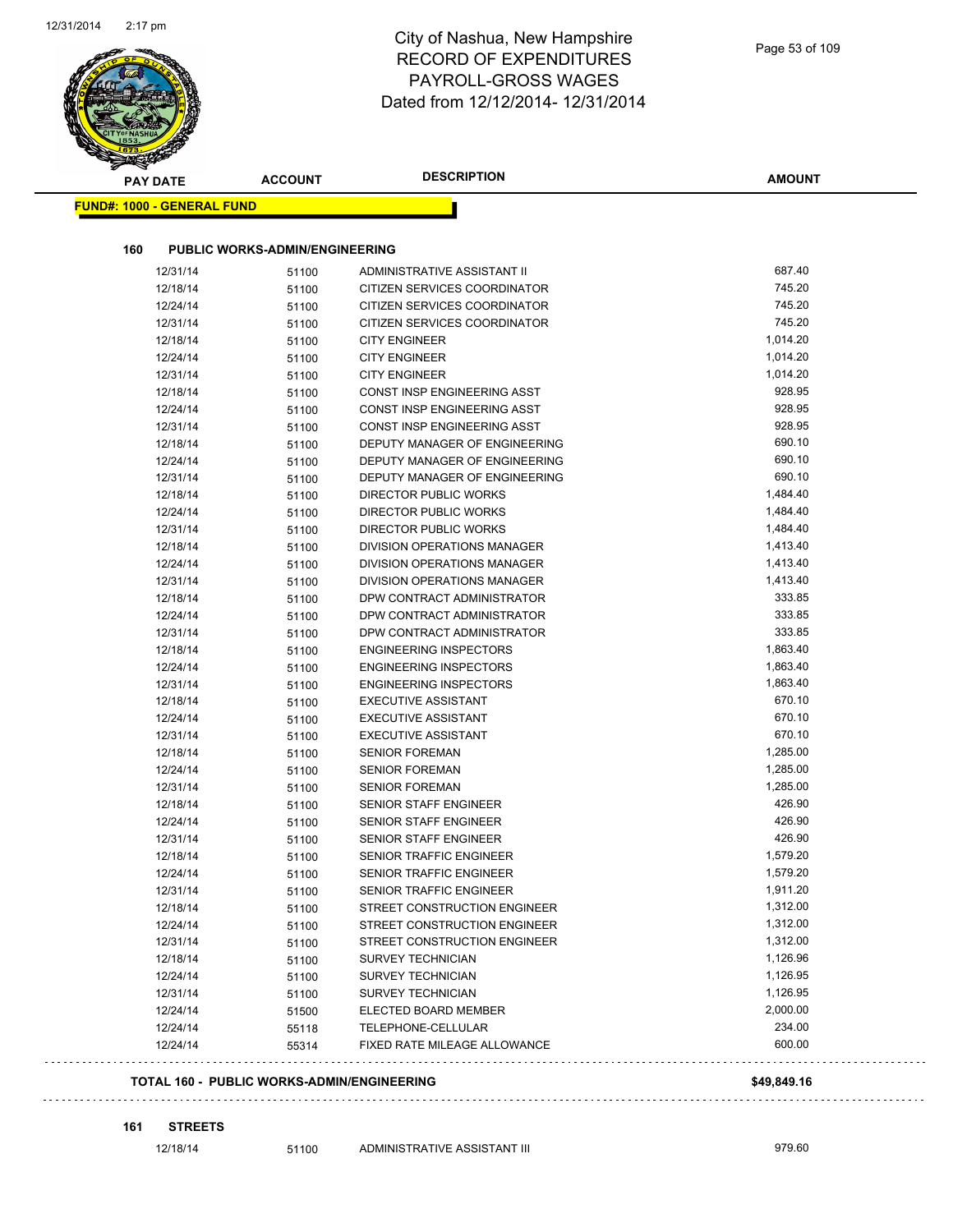# City of Nashua, New Hampshire
# RECORD OF EXPENDITURES
# PAYROLL-GROSS WAGES
# Dated from 12/12/2014- 12/31/2014

**FUND#: 1000 - GENERAL FUND**

### 160 PUBLIC WORKS-ADMIN/ENGINEERING

| PAY DATE | ACCOUNT | DESCRIPTION | AMOUNT |
|---|---|---|---|
| 12/31/14 | 51100 | ADMINISTRATIVE ASSISTANT II | 687.40 |
| 12/18/14 | 51100 | CITIZEN SERVICES COORDINATOR | 745.20 |
| 12/24/14 | 51100 | CITIZEN SERVICES COORDINATOR | 745.20 |
| 12/31/14 | 51100 | CITIZEN SERVICES COORDINATOR | 745.20 |
| 12/18/14 | 51100 | CITY ENGINEER | 1,014.20 |
| 12/24/14 | 51100 | CITY ENGINEER | 1,014.20 |
| 12/31/14 | 51100 | CITY ENGINEER | 1,014.20 |
| 12/18/14 | 51100 | CONST INSP ENGINEERING ASST | 928.95 |
| 12/24/14 | 51100 | CONST INSP ENGINEERING ASST | 928.95 |
| 12/31/14 | 51100 | CONST INSP ENGINEERING ASST | 928.95 |
| 12/18/14 | 51100 | DEPUTY MANAGER OF ENGINEERING | 690.10 |
| 12/24/14 | 51100 | DEPUTY MANAGER OF ENGINEERING | 690.10 |
| 12/31/14 | 51100 | DEPUTY MANAGER OF ENGINEERING | 690.10 |
| 12/18/14 | 51100 | DIRECTOR PUBLIC WORKS | 1,484.40 |
| 12/24/14 | 51100 | DIRECTOR PUBLIC WORKS | 1,484.40 |
| 12/31/14 | 51100 | DIRECTOR PUBLIC WORKS | 1,484.40 |
| 12/18/14 | 51100 | DIVISION OPERATIONS MANAGER | 1,413.40 |
| 12/24/14 | 51100 | DIVISION OPERATIONS MANAGER | 1,413.40 |
| 12/31/14 | 51100 | DIVISION OPERATIONS MANAGER | 1,413.40 |
| 12/18/14 | 51100 | DPW CONTRACT ADMINISTRATOR | 333.85 |
| 12/24/14 | 51100 | DPW CONTRACT ADMINISTRATOR | 333.85 |
| 12/31/14 | 51100 | DPW CONTRACT ADMINISTRATOR | 333.85 |
| 12/18/14 | 51100 | ENGINEERING INSPECTORS | 1,863.40 |
| 12/24/14 | 51100 | ENGINEERING INSPECTORS | 1,863.40 |
| 12/31/14 | 51100 | ENGINEERING INSPECTORS | 1,863.40 |
| 12/18/14 | 51100 | EXECUTIVE ASSISTANT | 670.10 |
| 12/24/14 | 51100 | EXECUTIVE ASSISTANT | 670.10 |
| 12/31/14 | 51100 | EXECUTIVE ASSISTANT | 670.10 |
| 12/18/14 | 51100 | SENIOR FOREMAN | 1,285.00 |
| 12/24/14 | 51100 | SENIOR FOREMAN | 1,285.00 |
| 12/31/14 | 51100 | SENIOR FOREMAN | 1,285.00 |
| 12/18/14 | 51100 | SENIOR STAFF ENGINEER | 426.90 |
| 12/24/14 | 51100 | SENIOR STAFF ENGINEER | 426.90 |
| 12/31/14 | 51100 | SENIOR STAFF ENGINEER | 426.90 |
| 12/18/14 | 51100 | SENIOR TRAFFIC ENGINEER | 1,579.20 |
| 12/24/14 | 51100 | SENIOR TRAFFIC ENGINEER | 1,579.20 |
| 12/31/14 | 51100 | SENIOR TRAFFIC ENGINEER | 1,911.20 |
| 12/18/14 | 51100 | STREET CONSTRUCTION ENGINEER | 1,312.00 |
| 12/24/14 | 51100 | STREET CONSTRUCTION ENGINEER | 1,312.00 |
| 12/31/14 | 51100 | STREET CONSTRUCTION ENGINEER | 1,312.00 |
| 12/18/14 | 51100 | SURVEY TECHNICIAN | 1,126.96 |
| 12/24/14 | 51100 | SURVEY TECHNICIAN | 1,126.95 |
| 12/31/14 | 51100 | SURVEY TECHNICIAN | 1,126.95 |
| 12/24/14 | 51500 | ELECTED BOARD MEMBER | 2,000.00 |
| 12/24/14 | 55118 | TELEPHONE-CELLULAR | 234.00 |
| 12/24/14 | 55314 | FIXED RATE MILEAGE ALLOWANCE | 600.00 |

**TOTAL 160 - PUBLIC WORKS-ADMIN/ENGINEERING** **$49,849.16**

### 161 STREETS

| PAY DATE | ACCOUNT | DESCRIPTION | AMOUNT |
|---|---|---|---|
| 12/18/14 | 51100 | ADMINISTRATIVE ASSISTANT III | 979.60 |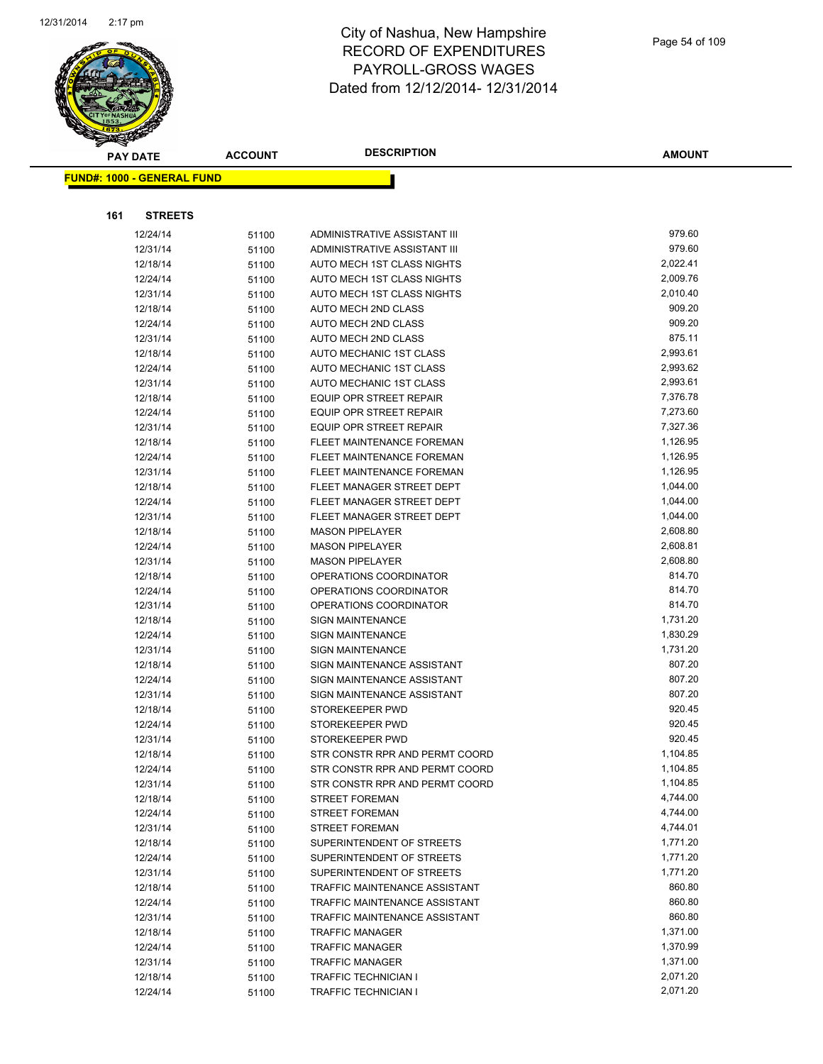# City of Nashua, New Hampshire
# RECORD OF EXPENDITURES
# PAYROLL-GROSS WAGES
# Dated from 12/12/2014- 12/31/2014

| PAY DATE | ACCOUNT | DESCRIPTION | AMOUNT |
|---|---|---|---|

**FUND#: 1000 - GENERAL FUND**

**161 STREETS**

| PAY DATE | ACCOUNT | DESCRIPTION | AMOUNT |
|---|---|---|---|
| 12/24/14 | 51100 | ADMINISTRATIVE ASSISTANT III | 979.60 |
| 12/31/14 | 51100 | ADMINISTRATIVE ASSISTANT III | 979.60 |
| 12/18/14 | 51100 | AUTO MECH 1ST CLASS NIGHTS | 2,022.41 |
| 12/24/14 | 51100 | AUTO MECH 1ST CLASS NIGHTS | 2,009.76 |
| 12/31/14 | 51100 | AUTO MECH 1ST CLASS NIGHTS | 2,010.40 |
| 12/18/14 | 51100 | AUTO MECH 2ND CLASS | 909.20 |
| 12/24/14 | 51100 | AUTO MECH 2ND CLASS | 909.20 |
| 12/31/14 | 51100 | AUTO MECH 2ND CLASS | 875.11 |
| 12/18/14 | 51100 | AUTO MECHANIC 1ST CLASS | 2,993.61 |
| 12/24/14 | 51100 | AUTO MECHANIC 1ST CLASS | 2,993.62 |
| 12/31/14 | 51100 | AUTO MECHANIC 1ST CLASS | 2,993.61 |
| 12/18/14 | 51100 | EQUIP OPR STREET REPAIR | 7,376.78 |
| 12/24/14 | 51100 | EQUIP OPR STREET REPAIR | 7,273.60 |
| 12/31/14 | 51100 | EQUIP OPR STREET REPAIR | 7,327.36 |
| 12/18/14 | 51100 | FLEET MAINTENANCE FOREMAN | 1,126.95 |
| 12/24/14 | 51100 | FLEET MAINTENANCE FOREMAN | 1,126.95 |
| 12/31/14 | 51100 | FLEET MAINTENANCE FOREMAN | 1,126.95 |
| 12/18/14 | 51100 | FLEET MANAGER STREET DEPT | 1,044.00 |
| 12/24/14 | 51100 | FLEET MANAGER STREET DEPT | 1,044.00 |
| 12/31/14 | 51100 | FLEET MANAGER STREET DEPT | 1,044.00 |
| 12/18/14 | 51100 | MASON PIPELAYER | 2,608.80 |
| 12/24/14 | 51100 | MASON PIPELAYER | 2,608.81 |
| 12/31/14 | 51100 | MASON PIPELAYER | 2,608.80 |
| 12/18/14 | 51100 | OPERATIONS COORDINATOR | 814.70 |
| 12/24/14 | 51100 | OPERATIONS COORDINATOR | 814.70 |
| 12/31/14 | 51100 | OPERATIONS COORDINATOR | 814.70 |
| 12/18/14 | 51100 | SIGN MAINTENANCE | 1,731.20 |
| 12/24/14 | 51100 | SIGN MAINTENANCE | 1,830.29 |
| 12/31/14 | 51100 | SIGN MAINTENANCE | 1,731.20 |
| 12/18/14 | 51100 | SIGN MAINTENANCE ASSISTANT | 807.20 |
| 12/24/14 | 51100 | SIGN MAINTENANCE ASSISTANT | 807.20 |
| 12/31/14 | 51100 | SIGN MAINTENANCE ASSISTANT | 807.20 |
| 12/18/14 | 51100 | STOREKEEPER PWD | 920.45 |
| 12/24/14 | 51100 | STOREKEEPER PWD | 920.45 |
| 12/31/14 | 51100 | STOREKEEPER PWD | 920.45 |
| 12/18/14 | 51100 | STR CONSTR RPR AND PERMT COORD | 1,104.85 |
| 12/24/14 | 51100 | STR CONSTR RPR AND PERMT COORD | 1,104.85 |
| 12/31/14 | 51100 | STR CONSTR RPR AND PERMT COORD | 1,104.85 |
| 12/18/14 | 51100 | STREET FOREMAN | 4,744.00 |
| 12/24/14 | 51100 | STREET FOREMAN | 4,744.00 |
| 12/31/14 | 51100 | STREET FOREMAN | 4,744.01 |
| 12/18/14 | 51100 | SUPERINTENDENT OF STREETS | 1,771.20 |
| 12/24/14 | 51100 | SUPERINTENDENT OF STREETS | 1,771.20 |
| 12/31/14 | 51100 | SUPERINTENDENT OF STREETS | 1,771.20 |
| 12/18/14 | 51100 | TRAFFIC MAINTENANCE ASSISTANT | 860.80 |
| 12/24/14 | 51100 | TRAFFIC MAINTENANCE ASSISTANT | 860.80 |
| 12/31/14 | 51100 | TRAFFIC MAINTENANCE ASSISTANT | 860.80 |
| 12/18/14 | 51100 | TRAFFIC MANAGER | 1,371.00 |
| 12/24/14 | 51100 | TRAFFIC MANAGER | 1,370.99 |
| 12/31/14 | 51100 | TRAFFIC MANAGER | 1,371.00 |
| 12/18/14 | 51100 | TRAFFIC TECHNICIAN I | 2,071.20 |
| 12/24/14 | 51100 | TRAFFIC TECHNICIAN I | 2,071.20 |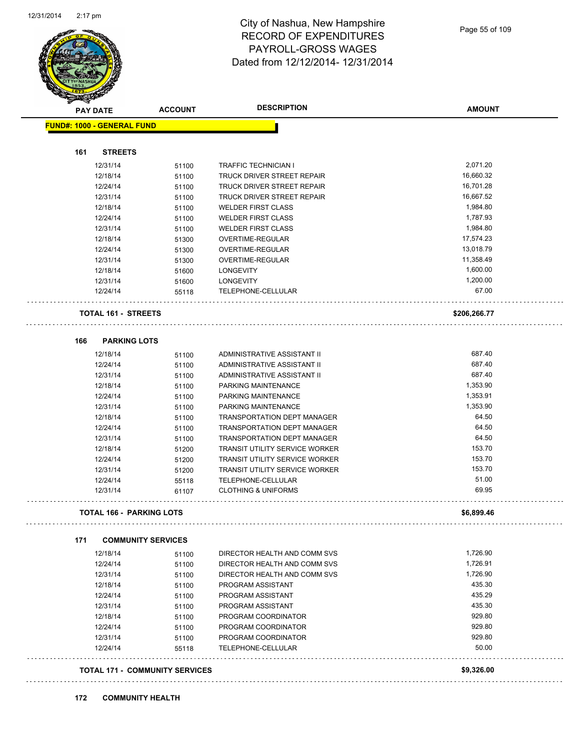# City of Nashua, New Hampshire
## RECORD OF EXPENDITURES
## PAYROLL-GROSS WAGES
## Dated from 12/12/2014- 12/31/2014

**FUND#: 1000 - GENERAL FUND**

### 161 STREETS

| PAY DATE | ACCOUNT | DESCRIPTION | AMOUNT |
|---|---|---|---|
| 12/31/14 | 51100 | TRAFFIC TECHNICIAN I | 2,071.20 |
| 12/18/14 | 51100 | TRUCK DRIVER STREET REPAIR | 16,660.32 |
| 12/24/14 | 51100 | TRUCK DRIVER STREET REPAIR | 16,701.28 |
| 12/31/14 | 51100 | TRUCK DRIVER STREET REPAIR | 16,667.52 |
| 12/18/14 | 51100 | WELDER FIRST CLASS | 1,984.80 |
| 12/24/14 | 51100 | WELDER FIRST CLASS | 1,787.93 |
| 12/31/14 | 51100 | WELDER FIRST CLASS | 1,984.80 |
| 12/18/14 | 51300 | OVERTIME-REGULAR | 17,574.23 |
| 12/24/14 | 51300 | OVERTIME-REGULAR | 13,018.79 |
| 12/31/14 | 51300 | OVERTIME-REGULAR | 11,358.49 |
| 12/18/14 | 51600 | LONGEVITY | 1,600.00 |
| 12/31/14 | 51600 | LONGEVITY | 1,200.00 |
| 12/24/14 | 55118 | TELEPHONE-CELLULAR | 67.00 |

**TOTAL 161 - STREETS** **$206,266.77**

### 166 PARKING LOTS

| PAY DATE | ACCOUNT | DESCRIPTION | AMOUNT |
|---|---|---|---|
| 12/18/14 | 51100 | ADMINISTRATIVE ASSISTANT II | 687.40 |
| 12/24/14 | 51100 | ADMINISTRATIVE ASSISTANT II | 687.40 |
| 12/31/14 | 51100 | ADMINISTRATIVE ASSISTANT II | 687.40 |
| 12/18/14 | 51100 | PARKING MAINTENANCE | 1,353.90 |
| 12/24/14 | 51100 | PARKING MAINTENANCE | 1,353.91 |
| 12/31/14 | 51100 | PARKING MAINTENANCE | 1,353.90 |
| 12/18/14 | 51100 | TRANSPORTATION DEPT MANAGER | 64.50 |
| 12/24/14 | 51100 | TRANSPORTATION DEPT MANAGER | 64.50 |
| 12/31/14 | 51100 | TRANSPORTATION DEPT MANAGER | 64.50 |
| 12/18/14 | 51200 | TRANSIT UTILITY SERVICE WORKER | 153.70 |
| 12/24/14 | 51200 | TRANSIT UTILITY SERVICE WORKER | 153.70 |
| 12/31/14 | 51200 | TRANSIT UTILITY SERVICE WORKER | 153.70 |
| 12/24/14 | 55118 | TELEPHONE-CELLULAR | 51.00 |
| 12/31/14 | 61107 | CLOTHING & UNIFORMS | 69.95 |

**TOTAL 166 - PARKING LOTS** **$6,899.46**

### 171 COMMUNITY SERVICES

| PAY DATE | ACCOUNT | DESCRIPTION | AMOUNT |
|---|---|---|---|
| 12/18/14 | 51100 | DIRECTOR HEALTH AND COMM SVS | 1,726.90 |
| 12/24/14 | 51100 | DIRECTOR HEALTH AND COMM SVS | 1,726.91 |
| 12/31/14 | 51100 | DIRECTOR HEALTH AND COMM SVS | 1,726.90 |
| 12/18/14 | 51100 | PROGRAM ASSISTANT | 435.30 |
| 12/24/14 | 51100 | PROGRAM ASSISTANT | 435.29 |
| 12/31/14 | 51100 | PROGRAM ASSISTANT | 435.30 |
| 12/18/14 | 51100 | PROGRAM COORDINATOR | 929.80 |
| 12/24/14 | 51100 | PROGRAM COORDINATOR | 929.80 |
| 12/31/14 | 51100 | PROGRAM COORDINATOR | 929.80 |
| 12/24/14 | 55118 | TELEPHONE-CELLULAR | 50.00 |

**TOTAL 171 - COMMUNITY SERVICES** **$9,326.00**

### 172 COMMUNITY HEALTH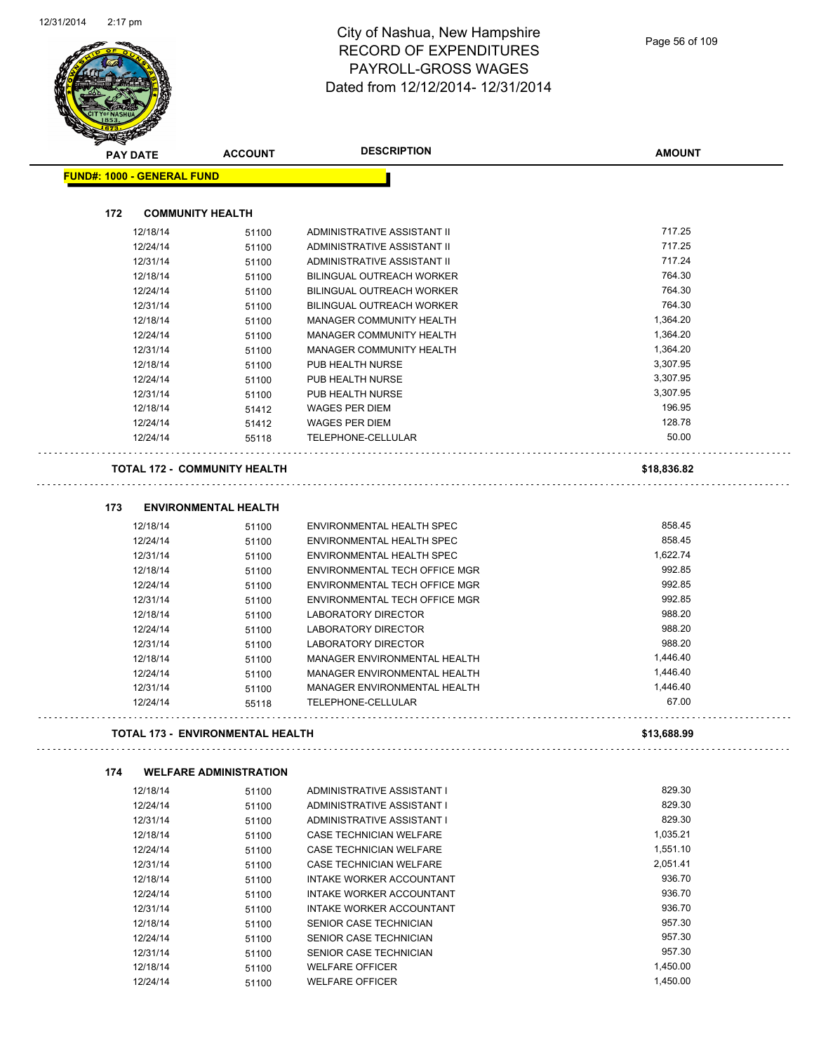# City of Nashua, New Hampshire
## RECORD OF EXPENDITURES
## PAYROLL-GROSS WAGES
## Dated from 12/12/2014- 12/31/2014

**FUND#: 1000 - GENERAL FUND**

### 172 COMMUNITY HEALTH

| PAY DATE | ACCOUNT | DESCRIPTION | AMOUNT |
|---|---|---|---|
| 12/18/14 | 51100 | ADMINISTRATIVE ASSISTANT II | 717.25 |
| 12/24/14 | 51100 | ADMINISTRATIVE ASSISTANT II | 717.25 |
| 12/31/14 | 51100 | ADMINISTRATIVE ASSISTANT II | 717.24 |
| 12/18/14 | 51100 | BILINGUAL OUTREACH WORKER | 764.30 |
| 12/24/14 | 51100 | BILINGUAL OUTREACH WORKER | 764.30 |
| 12/31/14 | 51100 | BILINGUAL OUTREACH WORKER | 764.30 |
| 12/18/14 | 51100 | MANAGER COMMUNITY HEALTH | 1,364.20 |
| 12/24/14 | 51100 | MANAGER COMMUNITY HEALTH | 1,364.20 |
| 12/31/14 | 51100 | MANAGER COMMUNITY HEALTH | 1,364.20 |
| 12/18/14 | 51100 | PUB HEALTH NURSE | 3,307.95 |
| 12/24/14 | 51100 | PUB HEALTH NURSE | 3,307.95 |
| 12/31/14 | 51100 | PUB HEALTH NURSE | 3,307.95 |
| 12/18/14 | 51412 | WAGES PER DIEM | 196.95 |
| 12/24/14 | 51412 | WAGES PER DIEM | 128.78 |
| 12/24/14 | 55118 | TELEPHONE-CELLULAR | 50.00 |
| **TOTAL 172 - COMMUNITY HEALTH** | | | **$18,836.82** |

### 173 ENVIRONMENTAL HEALTH

| PAY DATE | ACCOUNT | DESCRIPTION | AMOUNT |
|---|---|---|---|
| 12/18/14 | 51100 | ENVIRONMENTAL HEALTH SPEC | 858.45 |
| 12/24/14 | 51100 | ENVIRONMENTAL HEALTH SPEC | 858.45 |
| 12/31/14 | 51100 | ENVIRONMENTAL HEALTH SPEC | 1,622.74 |
| 12/18/14 | 51100 | ENVIRONMENTAL TECH OFFICE MGR | 992.85 |
| 12/24/14 | 51100 | ENVIRONMENTAL TECH OFFICE MGR | 992.85 |
| 12/31/14 | 51100 | ENVIRONMENTAL TECH OFFICE MGR | 992.85 |
| 12/18/14 | 51100 | LABORATORY DIRECTOR | 988.20 |
| 12/24/14 | 51100 | LABORATORY DIRECTOR | 988.20 |
| 12/31/14 | 51100 | LABORATORY DIRECTOR | 988.20 |
| 12/18/14 | 51100 | MANAGER ENVIRONMENTAL HEALTH | 1,446.40 |
| 12/24/14 | 51100 | MANAGER ENVIRONMENTAL HEALTH | 1,446.40 |
| 12/31/14 | 51100 | MANAGER ENVIRONMENTAL HEALTH | 1,446.40 |
| 12/24/14 | 55118 | TELEPHONE-CELLULAR | 67.00 |
| **TOTAL 173 - ENVIRONMENTAL HEALTH** | | | **$13,688.99** |

### 174 WELFARE ADMINISTRATION

| PAY DATE | ACCOUNT | DESCRIPTION | AMOUNT |
|---|---|---|---|
| 12/18/14 | 51100 | ADMINISTRATIVE ASSISTANT I | 829.30 |
| 12/24/14 | 51100 | ADMINISTRATIVE ASSISTANT I | 829.30 |
| 12/31/14 | 51100 | ADMINISTRATIVE ASSISTANT I | 829.30 |
| 12/18/14 | 51100 | CASE TECHNICIAN WELFARE | 1,035.21 |
| 12/24/14 | 51100 | CASE TECHNICIAN WELFARE | 1,551.10 |
| 12/31/14 | 51100 | CASE TECHNICIAN WELFARE | 2,051.41 |
| 12/18/14 | 51100 | INTAKE WORKER ACCOUNTANT | 936.70 |
| 12/24/14 | 51100 | INTAKE WORKER ACCOUNTANT | 936.70 |
| 12/31/14 | 51100 | INTAKE WORKER ACCOUNTANT | 936.70 |
| 12/18/14 | 51100 | SENIOR CASE TECHNICIAN | 957.30 |
| 12/24/14 | 51100 | SENIOR CASE TECHNICIAN | 957.30 |
| 12/31/14 | 51100 | SENIOR CASE TECHNICIAN | 957.30 |
| 12/18/14 | 51100 | WELFARE OFFICER | 1,450.00 |
| 12/24/14 | 51100 | WELFARE OFFICER | 1,450.00 |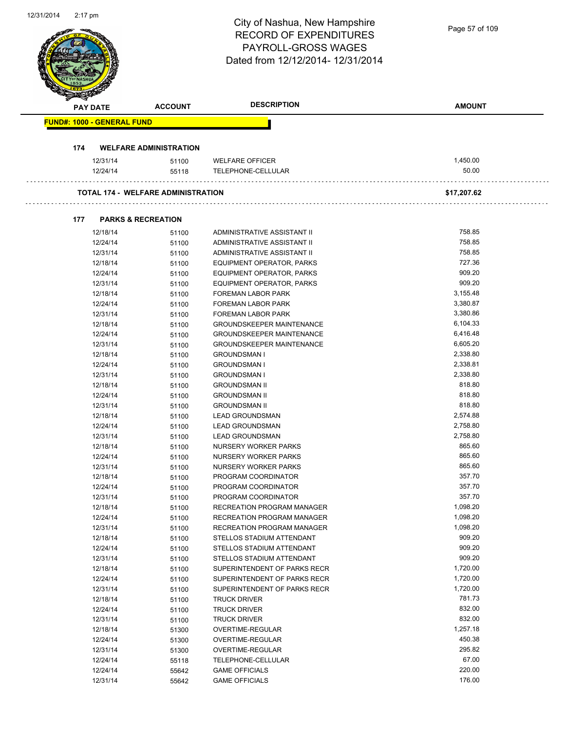# City of Nashua, New Hampshire
# RECORD OF EXPENDITURES
# PAYROLL-GROSS WAGES
# Dated from 12/12/2014- 12/31/2014

| PAY DATE | ACCOUNT | DESCRIPTION | AMOUNT |
|---|---|---|---|

**FUND#: 1000 - GENERAL FUND**

**174 WELFARE ADMINISTRATION**

| PAY DATE | ACCOUNT | DESCRIPTION | AMOUNT |
|---|---|---|---|
| 12/31/14 | 51100 | WELFARE OFFICER | 1,450.00 |
| 12/24/14 | 55118 | TELEPHONE-CELLULAR | 50.00 |

**TOTAL 174 - WELFARE ADMINISTRATION** **$17,207.62**

**177 PARKS & RECREATION**

| PAY DATE | ACCOUNT | DESCRIPTION | AMOUNT |
|---|---|---|---|
| 12/18/14 | 51100 | ADMINISTRATIVE ASSISTANT II | 758.85 |
| 12/24/14 | 51100 | ADMINISTRATIVE ASSISTANT II | 758.85 |
| 12/31/14 | 51100 | ADMINISTRATIVE ASSISTANT II | 758.85 |
| 12/18/14 | 51100 | EQUIPMENT OPERATOR, PARKS | 727.36 |
| 12/24/14 | 51100 | EQUIPMENT OPERATOR, PARKS | 909.20 |
| 12/31/14 | 51100 | EQUIPMENT OPERATOR, PARKS | 909.20 |
| 12/18/14 | 51100 | FOREMAN LABOR PARK | 3,155.48 |
| 12/24/14 | 51100 | FOREMAN LABOR PARK | 3,380.87 |
| 12/31/14 | 51100 | FOREMAN LABOR PARK | 3,380.86 |
| 12/18/14 | 51100 | GROUNDSKEEPER MAINTENANCE | 6,104.33 |
| 12/24/14 | 51100 | GROUNDSKEEPER MAINTENANCE | 6,416.48 |
| 12/31/14 | 51100 | GROUNDSKEEPER MAINTENANCE | 6,605.20 |
| 12/18/14 | 51100 | GROUNDSMAN I | 2,338.80 |
| 12/24/14 | 51100 | GROUNDSMAN I | 2,338.81 |
| 12/31/14 | 51100 | GROUNDSMAN I | 2,338.80 |
| 12/18/14 | 51100 | GROUNDSMAN II | 818.80 |
| 12/24/14 | 51100 | GROUNDSMAN II | 818.80 |
| 12/31/14 | 51100 | GROUNDSMAN II | 818.80 |
| 12/18/14 | 51100 | LEAD GROUNDSMAN | 2,574.88 |
| 12/24/14 | 51100 | LEAD GROUNDSMAN | 2,758.80 |
| 12/31/14 | 51100 | LEAD GROUNDSMAN | 2,758.80 |
| 12/18/14 | 51100 | NURSERY WORKER PARKS | 865.60 |
| 12/24/14 | 51100 | NURSERY WORKER PARKS | 865.60 |
| 12/31/14 | 51100 | NURSERY WORKER PARKS | 865.60 |
| 12/18/14 | 51100 | PROGRAM COORDINATOR | 357.70 |
| 12/24/14 | 51100 | PROGRAM COORDINATOR | 357.70 |
| 12/31/14 | 51100 | PROGRAM COORDINATOR | 357.70 |
| 12/18/14 | 51100 | RECREATION PROGRAM MANAGER | 1,098.20 |
| 12/24/14 | 51100 | RECREATION PROGRAM MANAGER | 1,098.20 |
| 12/31/14 | 51100 | RECREATION PROGRAM MANAGER | 1,098.20 |
| 12/18/14 | 51100 | STELLOS STADIUM ATTENDANT | 909.20 |
| 12/24/14 | 51100 | STELLOS STADIUM ATTENDANT | 909.20 |
| 12/31/14 | 51100 | STELLOS STADIUM ATTENDANT | 909.20 |
| 12/18/14 | 51100 | SUPERINTENDENT OF PARKS RECR | 1,720.00 |
| 12/24/14 | 51100 | SUPERINTENDENT OF PARKS RECR | 1,720.00 |
| 12/31/14 | 51100 | SUPERINTENDENT OF PARKS RECR | 1,720.00 |
| 12/18/14 | 51100 | TRUCK DRIVER | 781.73 |
| 12/24/14 | 51100 | TRUCK DRIVER | 832.00 |
| 12/31/14 | 51100 | TRUCK DRIVER | 832.00 |
| 12/18/14 | 51300 | OVERTIME-REGULAR | 1,257.18 |
| 12/24/14 | 51300 | OVERTIME-REGULAR | 450.38 |
| 12/31/14 | 51300 | OVERTIME-REGULAR | 295.82 |
| 12/24/14 | 55118 | TELEPHONE-CELLULAR | 67.00 |
| 12/24/14 | 55642 | GAME OFFICIALS | 220.00 |
| 12/31/14 | 55642 | GAME OFFICIALS | 176.00 |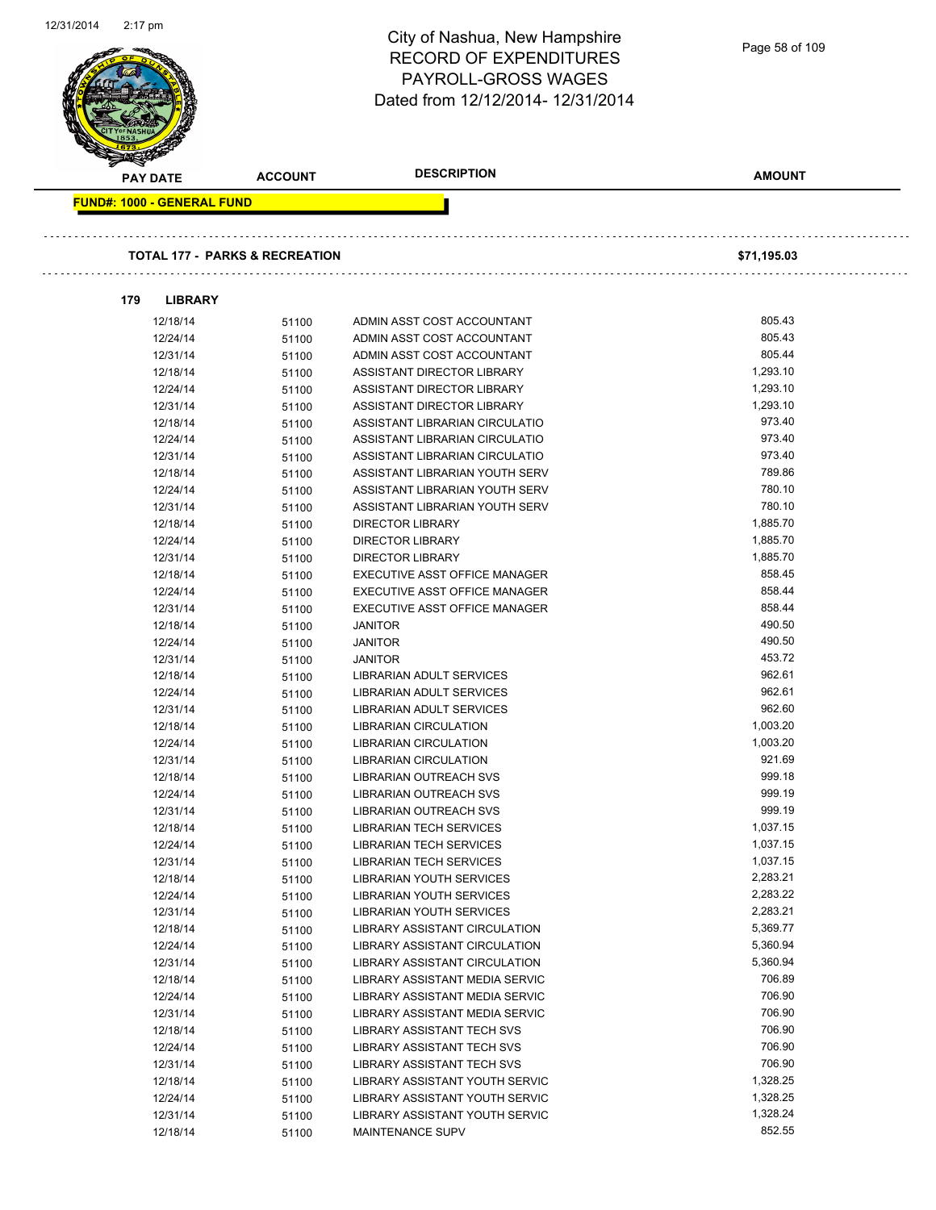# City of Nashua, New Hampshire
## RECORD OF EXPENDITURES
## PAYROLL-GROSS WAGES
## Dated from 12/12/2014- 12/31/2014

**FUND#: 1000 - GENERAL FUND**

**TOTAL 177 - PARKS & RECREATION** **$71,195.03**

**179 LIBRARY**

| PAY DATE | ACCOUNT | DESCRIPTION | AMOUNT |
|---|---|---|---|
| 12/18/14 | 51100 | ADMIN ASST COST ACCOUNTANT | 805.43 |
| 12/24/14 | 51100 | ADMIN ASST COST ACCOUNTANT | 805.43 |
| 12/31/14 | 51100 | ADMIN ASST COST ACCOUNTANT | 805.44 |
| 12/18/14 | 51100 | ASSISTANT DIRECTOR LIBRARY | 1,293.10 |
| 12/24/14 | 51100 | ASSISTANT DIRECTOR LIBRARY | 1,293.10 |
| 12/31/14 | 51100 | ASSISTANT DIRECTOR LIBRARY | 1,293.10 |
| 12/18/14 | 51100 | ASSISTANT LIBRARIAN CIRCULATIO | 973.40 |
| 12/24/14 | 51100 | ASSISTANT LIBRARIAN CIRCULATIO | 973.40 |
| 12/31/14 | 51100 | ASSISTANT LIBRARIAN CIRCULATIO | 973.40 |
| 12/18/14 | 51100 | ASSISTANT LIBRARIAN YOUTH SERV | 789.86 |
| 12/24/14 | 51100 | ASSISTANT LIBRARIAN YOUTH SERV | 780.10 |
| 12/31/14 | 51100 | ASSISTANT LIBRARIAN YOUTH SERV | 780.10 |
| 12/18/14 | 51100 | DIRECTOR LIBRARY | 1,885.70 |
| 12/24/14 | 51100 | DIRECTOR LIBRARY | 1,885.70 |
| 12/31/14 | 51100 | DIRECTOR LIBRARY | 1,885.70 |
| 12/18/14 | 51100 | EXECUTIVE ASST OFFICE MANAGER | 858.45 |
| 12/24/14 | 51100 | EXECUTIVE ASST OFFICE MANAGER | 858.44 |
| 12/31/14 | 51100 | EXECUTIVE ASST OFFICE MANAGER | 858.44 |
| 12/18/14 | 51100 | JANITOR | 490.50 |
| 12/24/14 | 51100 | JANITOR | 490.50 |
| 12/31/14 | 51100 | JANITOR | 453.72 |
| 12/18/14 | 51100 | LIBRARIAN ADULT SERVICES | 962.61 |
| 12/24/14 | 51100 | LIBRARIAN ADULT SERVICES | 962.61 |
| 12/31/14 | 51100 | LIBRARIAN ADULT SERVICES | 962.60 |
| 12/18/14 | 51100 | LIBRARIAN CIRCULATION | 1,003.20 |
| 12/24/14 | 51100 | LIBRARIAN CIRCULATION | 1,003.20 |
| 12/31/14 | 51100 | LIBRARIAN CIRCULATION | 921.69 |
| 12/18/14 | 51100 | LIBRARIAN OUTREACH SVS | 999.18 |
| 12/24/14 | 51100 | LIBRARIAN OUTREACH SVS | 999.19 |
| 12/31/14 | 51100 | LIBRARIAN OUTREACH SVS | 999.19 |
| 12/18/14 | 51100 | LIBRARIAN TECH SERVICES | 1,037.15 |
| 12/24/14 | 51100 | LIBRARIAN TECH SERVICES | 1,037.15 |
| 12/31/14 | 51100 | LIBRARIAN TECH SERVICES | 1,037.15 |
| 12/18/14 | 51100 | LIBRARIAN YOUTH SERVICES | 2,283.21 |
| 12/24/14 | 51100 | LIBRARIAN YOUTH SERVICES | 2,283.22 |
| 12/31/14 | 51100 | LIBRARIAN YOUTH SERVICES | 2,283.21 |
| 12/18/14 | 51100 | LIBRARY ASSISTANT CIRCULATION | 5,369.77 |
| 12/24/14 | 51100 | LIBRARY ASSISTANT CIRCULATION | 5,360.94 |
| 12/31/14 | 51100 | LIBRARY ASSISTANT CIRCULATION | 5,360.94 |
| 12/18/14 | 51100 | LIBRARY ASSISTANT MEDIA SERVIC | 706.89 |
| 12/24/14 | 51100 | LIBRARY ASSISTANT MEDIA SERVIC | 706.90 |
| 12/31/14 | 51100 | LIBRARY ASSISTANT MEDIA SERVIC | 706.90 |
| 12/18/14 | 51100 | LIBRARY ASSISTANT TECH SVS | 706.90 |
| 12/24/14 | 51100 | LIBRARY ASSISTANT TECH SVS | 706.90 |
| 12/31/14 | 51100 | LIBRARY ASSISTANT TECH SVS | 706.90 |
| 12/18/14 | 51100 | LIBRARY ASSISTANT YOUTH SERVIC | 1,328.25 |
| 12/24/14 | 51100 | LIBRARY ASSISTANT YOUTH SERVIC | 1,328.25 |
| 12/31/14 | 51100 | LIBRARY ASSISTANT YOUTH SERVIC | 1,328.24 |
| 12/18/14 | 51100 | MAINTENANCE SUPV | 852.55 |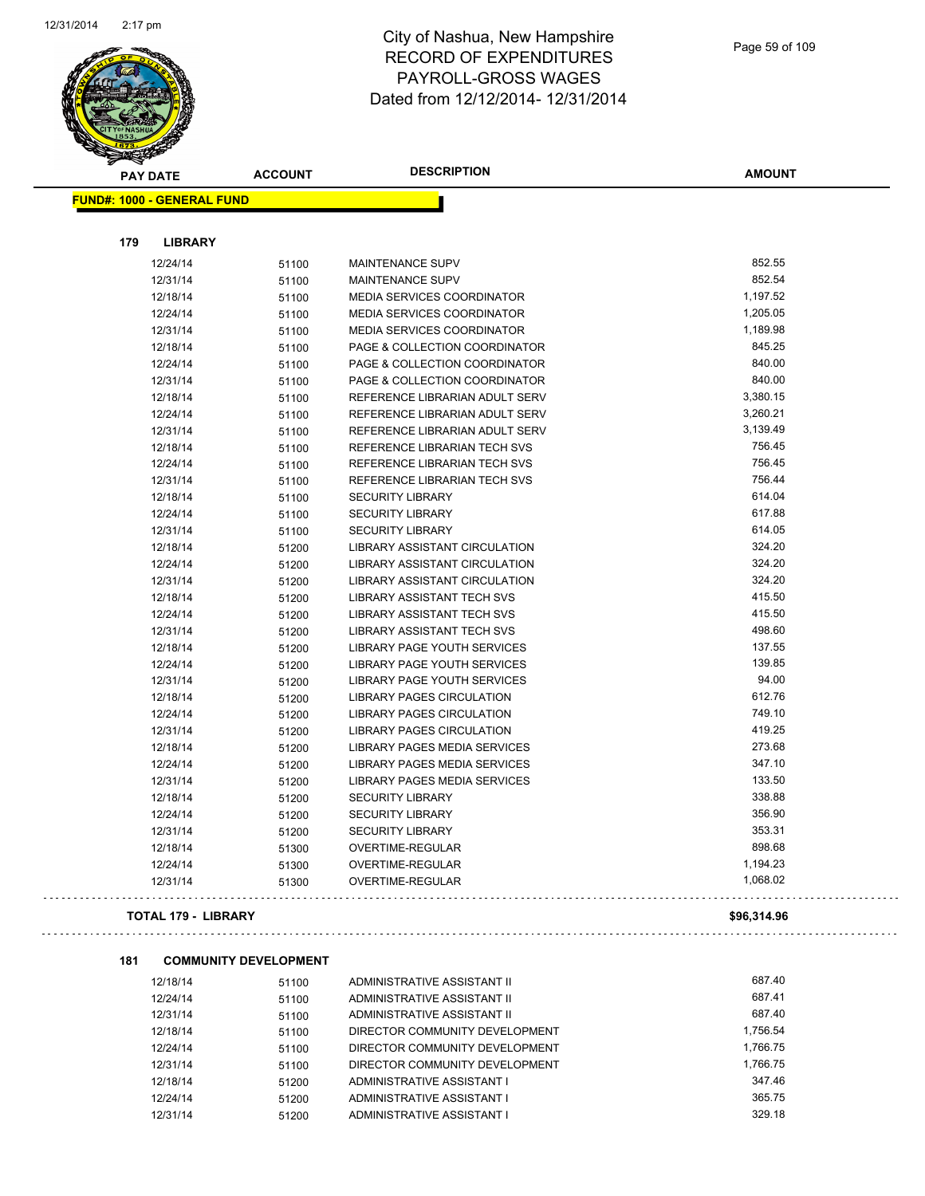# City of Nashua, New Hampshire
## RECORD OF EXPENDITURES
## PAYROLL-GROSS WAGES
## Dated from 12/12/2014- 12/31/2014

| PAY DATE | ACCOUNT | DESCRIPTION | AMOUNT |
|---|---|---|---|

**FUND#: 1000 - GENERAL FUND**

**179 LIBRARY**

| PAY DATE | ACCOUNT | DESCRIPTION | AMOUNT |
|---|---|---|---|
| 12/24/14 | 51100 | MAINTENANCE SUPV | 852.55 |
| 12/31/14 | 51100 | MAINTENANCE SUPV | 852.54 |
| 12/18/14 | 51100 | MEDIA SERVICES COORDINATOR | 1,197.52 |
| 12/24/14 | 51100 | MEDIA SERVICES COORDINATOR | 1,205.05 |
| 12/31/14 | 51100 | MEDIA SERVICES COORDINATOR | 1,189.98 |
| 12/18/14 | 51100 | PAGE & COLLECTION COORDINATOR | 845.25 |
| 12/24/14 | 51100 | PAGE & COLLECTION COORDINATOR | 840.00 |
| 12/31/14 | 51100 | PAGE & COLLECTION COORDINATOR | 840.00 |
| 12/18/14 | 51100 | REFERENCE LIBRARIAN ADULT SERV | 3,380.15 |
| 12/24/14 | 51100 | REFERENCE LIBRARIAN ADULT SERV | 3,260.21 |
| 12/31/14 | 51100 | REFERENCE LIBRARIAN ADULT SERV | 3,139.49 |
| 12/18/14 | 51100 | REFERENCE LIBRARIAN TECH SVS | 756.45 |
| 12/24/14 | 51100 | REFERENCE LIBRARIAN TECH SVS | 756.45 |
| 12/31/14 | 51100 | REFERENCE LIBRARIAN TECH SVS | 756.44 |
| 12/18/14 | 51100 | SECURITY LIBRARY | 614.04 |
| 12/24/14 | 51100 | SECURITY LIBRARY | 617.88 |
| 12/31/14 | 51100 | SECURITY LIBRARY | 614.05 |
| 12/18/14 | 51200 | LIBRARY ASSISTANT CIRCULATION | 324.20 |
| 12/24/14 | 51200 | LIBRARY ASSISTANT CIRCULATION | 324.20 |
| 12/31/14 | 51200 | LIBRARY ASSISTANT CIRCULATION | 324.20 |
| 12/18/14 | 51200 | LIBRARY ASSISTANT TECH SVS | 415.50 |
| 12/24/14 | 51200 | LIBRARY ASSISTANT TECH SVS | 415.50 |
| 12/31/14 | 51200 | LIBRARY ASSISTANT TECH SVS | 498.60 |
| 12/18/14 | 51200 | LIBRARY PAGE YOUTH SERVICES | 137.55 |
| 12/24/14 | 51200 | LIBRARY PAGE YOUTH SERVICES | 139.85 |
| 12/31/14 | 51200 | LIBRARY PAGE YOUTH SERVICES | 94.00 |
| 12/18/14 | 51200 | LIBRARY PAGES CIRCULATION | 612.76 |
| 12/24/14 | 51200 | LIBRARY PAGES CIRCULATION | 749.10 |
| 12/31/14 | 51200 | LIBRARY PAGES CIRCULATION | 419.25 |
| 12/18/14 | 51200 | LIBRARY PAGES MEDIA SERVICES | 273.68 |
| 12/24/14 | 51200 | LIBRARY PAGES MEDIA SERVICES | 347.10 |
| 12/31/14 | 51200 | LIBRARY PAGES MEDIA SERVICES | 133.50 |
| 12/18/14 | 51200 | SECURITY LIBRARY | 338.88 |
| 12/24/14 | 51200 | SECURITY LIBRARY | 356.90 |
| 12/31/14 | 51200 | SECURITY LIBRARY | 353.31 |
| 12/18/14 | 51300 | OVERTIME-REGULAR | 898.68 |
| 12/24/14 | 51300 | OVERTIME-REGULAR | 1,194.23 |
| 12/31/14 | 51300 | OVERTIME-REGULAR | 1,068.02 |

**TOTAL 179 - LIBRARY** **$96,314.96**

**181 COMMUNITY DEVELOPMENT**

| PAY DATE | ACCOUNT | DESCRIPTION | AMOUNT |
|---|---|---|---|
| 12/18/14 | 51100 | ADMINISTRATIVE ASSISTANT II | 687.40 |
| 12/24/14 | 51100 | ADMINISTRATIVE ASSISTANT II | 687.41 |
| 12/31/14 | 51100 | ADMINISTRATIVE ASSISTANT II | 687.40 |
| 12/18/14 | 51100 | DIRECTOR COMMUNITY DEVELOPMENT | 1,756.54 |
| 12/24/14 | 51100 | DIRECTOR COMMUNITY DEVELOPMENT | 1,766.75 |
| 12/31/14 | 51100 | DIRECTOR COMMUNITY DEVELOPMENT | 1,766.75 |
| 12/18/14 | 51200 | ADMINISTRATIVE ASSISTANT I | 347.46 |
| 12/24/14 | 51200 | ADMINISTRATIVE ASSISTANT I | 365.75 |
| 12/31/14 | 51200 | ADMINISTRATIVE ASSISTANT I | 329.18 |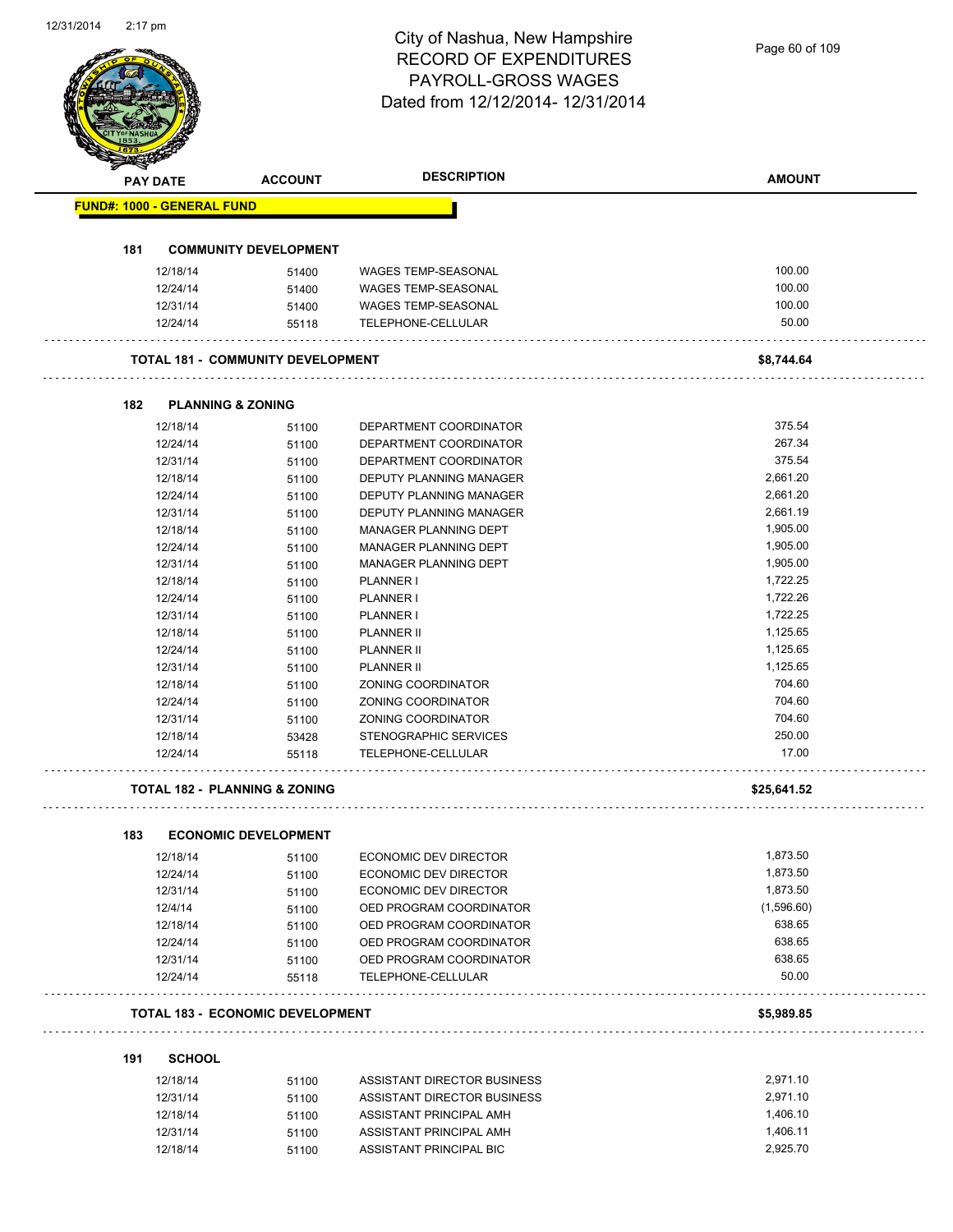# City of Nashua, New Hampshire
## RECORD OF EXPENDITURES
## PAYROLL-GROSS WAGES
## Dated from 12/12/2014- 12/31/2014

| PAY DATE | ACCOUNT | DESCRIPTION | AMOUNT |
|---|---|---|---|
| **FUND#: 1000 - GENERAL FUND** | | | |
| **181 COMMUNITY DEVELOPMENT** | | | |
| 12/18/14 | 51400 | WAGES TEMP-SEASONAL | 100.00 |
| 12/24/14 | 51400 | WAGES TEMP-SEASONAL | 100.00 |
| 12/31/14 | 51400 | WAGES TEMP-SEASONAL | 100.00 |
| 12/24/14 | 55118 | TELEPHONE-CELLULAR | 50.00 |
| **TOTAL 181 - COMMUNITY DEVELOPMENT** | | | **$8,744.64** |
| **182 PLANNING & ZONING** | | | |
| 12/18/14 | 51100 | DEPARTMENT COORDINATOR | 375.54 |
| 12/24/14 | 51100 | DEPARTMENT COORDINATOR | 267.34 |
| 12/31/14 | 51100 | DEPARTMENT COORDINATOR | 375.54 |
| 12/18/14 | 51100 | DEPUTY PLANNING MANAGER | 2,661.20 |
| 12/24/14 | 51100 | DEPUTY PLANNING MANAGER | 2,661.20 |
| 12/31/14 | 51100 | DEPUTY PLANNING MANAGER | 2,661.19 |
| 12/18/14 | 51100 | MANAGER PLANNING DEPT | 1,905.00 |
| 12/24/14 | 51100 | MANAGER PLANNING DEPT | 1,905.00 |
| 12/31/14 | 51100 | MANAGER PLANNING DEPT | 1,905.00 |
| 12/18/14 | 51100 | PLANNER I | 1,722.25 |
| 12/24/14 | 51100 | PLANNER I | 1,722.26 |
| 12/31/14 | 51100 | PLANNER I | 1,722.25 |
| 12/18/14 | 51100 | PLANNER II | 1,125.65 |
| 12/24/14 | 51100 | PLANNER II | 1,125.65 |
| 12/31/14 | 51100 | PLANNER II | 1,125.65 |
| 12/18/14 | 51100 | ZONING COORDINATOR | 704.60 |
| 12/24/14 | 51100 | ZONING COORDINATOR | 704.60 |
| 12/31/14 | 51100 | ZONING COORDINATOR | 704.60 |
| 12/18/14 | 53428 | STENOGRAPHIC SERVICES | 250.00 |
| 12/24/14 | 55118 | TELEPHONE-CELLULAR | 17.00 |
| **TOTAL 182 - PLANNING & ZONING** | | | **$25,641.52** |
| **183 ECONOMIC DEVELOPMENT** | | | |
| 12/18/14 | 51100 | ECONOMIC DEV DIRECTOR | 1,873.50 |
| 12/24/14 | 51100 | ECONOMIC DEV DIRECTOR | 1,873.50 |
| 12/31/14 | 51100 | ECONOMIC DEV DIRECTOR | 1,873.50 |
| 12/4/14 | 51100 | OED PROGRAM COORDINATOR | (1,596.60) |
| 12/18/14 | 51100 | OED PROGRAM COORDINATOR | 638.65 |
| 12/24/14 | 51100 | OED PROGRAM COORDINATOR | 638.65 |
| 12/31/14 | 51100 | OED PROGRAM COORDINATOR | 638.65 |
| 12/24/14 | 55118 | TELEPHONE-CELLULAR | 50.00 |
| **TOTAL 183 - ECONOMIC DEVELOPMENT** | | | **$5,989.85** |
| **191 SCHOOL** | | | |
| 12/18/14 | 51100 | ASSISTANT DIRECTOR BUSINESS | 2,971.10 |
| 12/31/14 | 51100 | ASSISTANT DIRECTOR BUSINESS | 2,971.10 |
| 12/18/14 | 51100 | ASSISTANT PRINCIPAL AMH | 1,406.10 |
| 12/31/14 | 51100 | ASSISTANT PRINCIPAL AMH | 1,406.11 |
| 12/18/14 | 51100 | ASSISTANT PRINCIPAL BIC | 2,925.70 |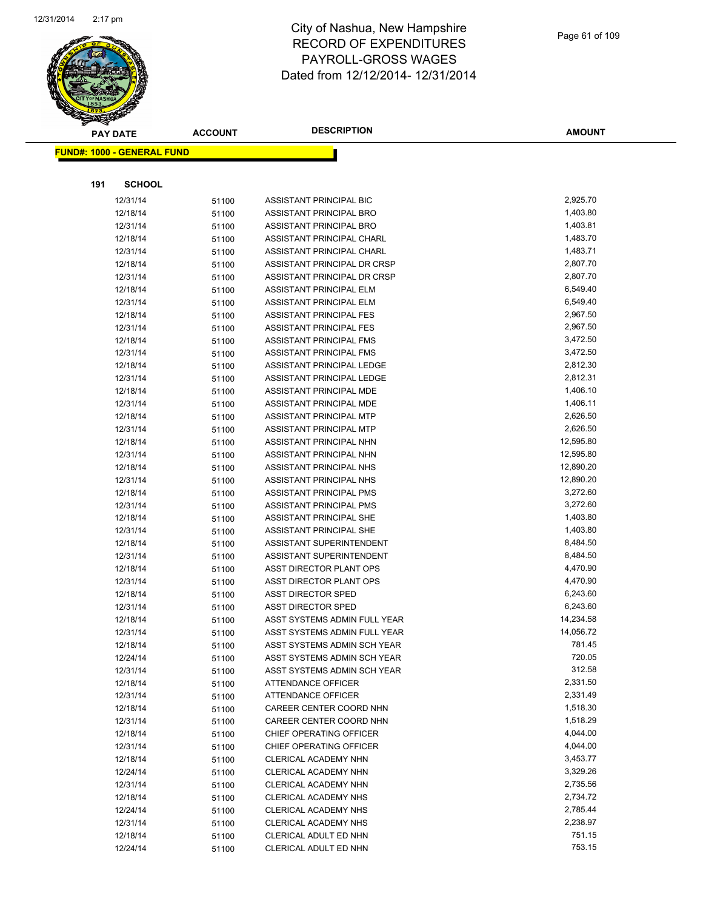# City of Nashua, New Hampshire
# RECORD OF EXPENDITURES
# PAYROLL-GROSS WAGES
# Dated from 12/12/2014- 12/31/2014

**FUND#: 1000 - GENERAL FUND**

**191 SCHOOL**

| PAY DATE | ACCOUNT | DESCRIPTION | AMOUNT |
|---|---|---|---|
| 12/31/14 | 51100 | ASSISTANT PRINCIPAL BIC | 2,925.70 |
| 12/18/14 | 51100 | ASSISTANT PRINCIPAL BRO | 1,403.80 |
| 12/31/14 | 51100 | ASSISTANT PRINCIPAL BRO | 1,403.81 |
| 12/18/14 | 51100 | ASSISTANT PRINCIPAL CHARL | 1,483.70 |
| 12/31/14 | 51100 | ASSISTANT PRINCIPAL CHARL | 1,483.71 |
| 12/18/14 | 51100 | ASSISTANT PRINCIPAL DR CRSP | 2,807.70 |
| 12/31/14 | 51100 | ASSISTANT PRINCIPAL DR CRSP | 2,807.70 |
| 12/18/14 | 51100 | ASSISTANT PRINCIPAL ELM | 6,549.40 |
| 12/31/14 | 51100 | ASSISTANT PRINCIPAL ELM | 6,549.40 |
| 12/18/14 | 51100 | ASSISTANT PRINCIPAL FES | 2,967.50 |
| 12/31/14 | 51100 | ASSISTANT PRINCIPAL FES | 2,967.50 |
| 12/18/14 | 51100 | ASSISTANT PRINCIPAL FMS | 3,472.50 |
| 12/31/14 | 51100 | ASSISTANT PRINCIPAL FMS | 3,472.50 |
| 12/18/14 | 51100 | ASSISTANT PRINCIPAL LEDGE | 2,812.30 |
| 12/31/14 | 51100 | ASSISTANT PRINCIPAL LEDGE | 2,812.31 |
| 12/18/14 | 51100 | ASSISTANT PRINCIPAL MDE | 1,406.10 |
| 12/31/14 | 51100 | ASSISTANT PRINCIPAL MDE | 1,406.11 |
| 12/18/14 | 51100 | ASSISTANT PRINCIPAL MTP | 2,626.50 |
| 12/31/14 | 51100 | ASSISTANT PRINCIPAL MTP | 2,626.50 |
| 12/18/14 | 51100 | ASSISTANT PRINCIPAL NHN | 12,595.80 |
| 12/31/14 | 51100 | ASSISTANT PRINCIPAL NHN | 12,595.80 |
| 12/18/14 | 51100 | ASSISTANT PRINCIPAL NHS | 12,890.20 |
| 12/31/14 | 51100 | ASSISTANT PRINCIPAL NHS | 12,890.20 |
| 12/18/14 | 51100 | ASSISTANT PRINCIPAL PMS | 3,272.60 |
| 12/31/14 | 51100 | ASSISTANT PRINCIPAL PMS | 3,272.60 |
| 12/18/14 | 51100 | ASSISTANT PRINCIPAL SHE | 1,403.80 |
| 12/31/14 | 51100 | ASSISTANT PRINCIPAL SHE | 1,403.80 |
| 12/18/14 | 51100 | ASSISTANT SUPERINTENDENT | 8,484.50 |
| 12/31/14 | 51100 | ASSISTANT SUPERINTENDENT | 8,484.50 |
| 12/18/14 | 51100 | ASST DIRECTOR PLANT OPS | 4,470.90 |
| 12/31/14 | 51100 | ASST DIRECTOR PLANT OPS | 4,470.90 |
| 12/18/14 | 51100 | ASST DIRECTOR SPED | 6,243.60 |
| 12/31/14 | 51100 | ASST DIRECTOR SPED | 6,243.60 |
| 12/18/14 | 51100 | ASST SYSTEMS ADMIN FULL YEAR | 14,234.58 |
| 12/31/14 | 51100 | ASST SYSTEMS ADMIN FULL YEAR | 14,056.72 |
| 12/18/14 | 51100 | ASST SYSTEMS ADMIN SCH YEAR | 781.45 |
| 12/24/14 | 51100 | ASST SYSTEMS ADMIN SCH YEAR | 720.05 |
| 12/31/14 | 51100 | ASST SYSTEMS ADMIN SCH YEAR | 312.58 |
| 12/18/14 | 51100 | ATTENDANCE OFFICER | 2,331.50 |
| 12/31/14 | 51100 | ATTENDANCE OFFICER | 2,331.49 |
| 12/18/14 | 51100 | CAREER CENTER COORD NHN | 1,518.30 |
| 12/31/14 | 51100 | CAREER CENTER COORD NHN | 1,518.29 |
| 12/18/14 | 51100 | CHIEF OPERATING OFFICER | 4,044.00 |
| 12/31/14 | 51100 | CHIEF OPERATING OFFICER | 4,044.00 |
| 12/18/14 | 51100 | CLERICAL ACADEMY NHN | 3,453.77 |
| 12/24/14 | 51100 | CLERICAL ACADEMY NHN | 3,329.26 |
| 12/31/14 | 51100 | CLERICAL ACADEMY NHN | 2,735.56 |
| 12/18/14 | 51100 | CLERICAL ACADEMY NHS | 2,734.72 |
| 12/24/14 | 51100 | CLERICAL ACADEMY NHS | 2,785.44 |
| 12/31/14 | 51100 | CLERICAL ACADEMY NHS | 2,238.97 |
| 12/18/14 | 51100 | CLERICAL ADULT ED NHN | 751.15 |
| 12/24/14 | 51100 | CLERICAL ADULT ED NHN | 753.15 |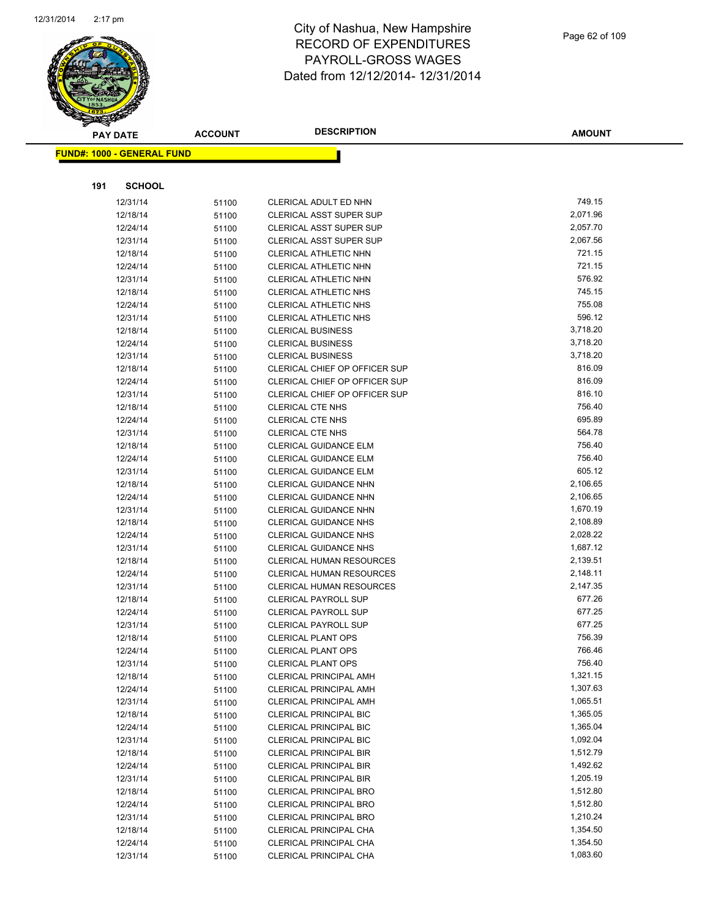# City of Nashua, New Hampshire
## RECORD OF EXPENDITURES
## PAYROLL-GROSS WAGES
## Dated from 12/12/2014- 12/31/2014

**FUND#: 1000 - GENERAL FUND**

**191 SCHOOL**

| PAY DATE | ACCOUNT | DESCRIPTION | AMOUNT |
|---|---|---|---|
| 12/31/14 | 51100 | CLERICAL ADULT ED NHN | 749.15 |
| 12/18/14 | 51100 | CLERICAL ASST SUPER SUP | 2,071.96 |
| 12/24/14 | 51100 | CLERICAL ASST SUPER SUP | 2,057.70 |
| 12/31/14 | 51100 | CLERICAL ASST SUPER SUP | 2,067.56 |
| 12/18/14 | 51100 | CLERICAL ATHLETIC NHN | 721.15 |
| 12/24/14 | 51100 | CLERICAL ATHLETIC NHN | 721.15 |
| 12/31/14 | 51100 | CLERICAL ATHLETIC NHN | 576.92 |
| 12/18/14 | 51100 | CLERICAL ATHLETIC NHS | 745.15 |
| 12/24/14 | 51100 | CLERICAL ATHLETIC NHS | 755.08 |
| 12/31/14 | 51100 | CLERICAL ATHLETIC NHS | 596.12 |
| 12/18/14 | 51100 | CLERICAL BUSINESS | 3,718.20 |
| 12/24/14 | 51100 | CLERICAL BUSINESS | 3,718.20 |
| 12/31/14 | 51100 | CLERICAL BUSINESS | 3,718.20 |
| 12/18/14 | 51100 | CLERICAL CHIEF OP OFFICER SUP | 816.09 |
| 12/24/14 | 51100 | CLERICAL CHIEF OP OFFICER SUP | 816.09 |
| 12/31/14 | 51100 | CLERICAL CHIEF OP OFFICER SUP | 816.10 |
| 12/18/14 | 51100 | CLERICAL CTE NHS | 756.40 |
| 12/24/14 | 51100 | CLERICAL CTE NHS | 695.89 |
| 12/31/14 | 51100 | CLERICAL CTE NHS | 564.78 |
| 12/18/14 | 51100 | CLERICAL GUIDANCE ELM | 756.40 |
| 12/24/14 | 51100 | CLERICAL GUIDANCE ELM | 756.40 |
| 12/31/14 | 51100 | CLERICAL GUIDANCE ELM | 605.12 |
| 12/18/14 | 51100 | CLERICAL GUIDANCE NHN | 2,106.65 |
| 12/24/14 | 51100 | CLERICAL GUIDANCE NHN | 2,106.65 |
| 12/31/14 | 51100 | CLERICAL GUIDANCE NHN | 1,670.19 |
| 12/18/14 | 51100 | CLERICAL GUIDANCE NHS | 2,108.89 |
| 12/24/14 | 51100 | CLERICAL GUIDANCE NHS | 2,028.22 |
| 12/31/14 | 51100 | CLERICAL GUIDANCE NHS | 1,687.12 |
| 12/18/14 | 51100 | CLERICAL HUMAN RESOURCES | 2,139.51 |
| 12/24/14 | 51100 | CLERICAL HUMAN RESOURCES | 2,148.11 |
| 12/31/14 | 51100 | CLERICAL HUMAN RESOURCES | 2,147.35 |
| 12/18/14 | 51100 | CLERICAL PAYROLL SUP | 677.26 |
| 12/24/14 | 51100 | CLERICAL PAYROLL SUP | 677.25 |
| 12/31/14 | 51100 | CLERICAL PAYROLL SUP | 677.25 |
| 12/18/14 | 51100 | CLERICAL PLANT OPS | 756.39 |
| 12/24/14 | 51100 | CLERICAL PLANT OPS | 766.46 |
| 12/31/14 | 51100 | CLERICAL PLANT OPS | 756.40 |
| 12/18/14 | 51100 | CLERICAL PRINCIPAL AMH | 1,321.15 |
| 12/24/14 | 51100 | CLERICAL PRINCIPAL AMH | 1,307.63 |
| 12/31/14 | 51100 | CLERICAL PRINCIPAL AMH | 1,065.51 |
| 12/18/14 | 51100 | CLERICAL PRINCIPAL BIC | 1,365.05 |
| 12/24/14 | 51100 | CLERICAL PRINCIPAL BIC | 1,365.04 |
| 12/31/14 | 51100 | CLERICAL PRINCIPAL BIC | 1,092.04 |
| 12/18/14 | 51100 | CLERICAL PRINCIPAL BIR | 1,512.79 |
| 12/24/14 | 51100 | CLERICAL PRINCIPAL BIR | 1,492.62 |
| 12/31/14 | 51100 | CLERICAL PRINCIPAL BIR | 1,205.19 |
| 12/18/14 | 51100 | CLERICAL PRINCIPAL BRO | 1,512.80 |
| 12/24/14 | 51100 | CLERICAL PRINCIPAL BRO | 1,512.80 |
| 12/31/14 | 51100 | CLERICAL PRINCIPAL BRO | 1,210.24 |
| 12/18/14 | 51100 | CLERICAL PRINCIPAL CHA | 1,354.50 |
| 12/24/14 | 51100 | CLERICAL PRINCIPAL CHA | 1,354.50 |
| 12/31/14 | 51100 | CLERICAL PRINCIPAL CHA | 1,083.60 |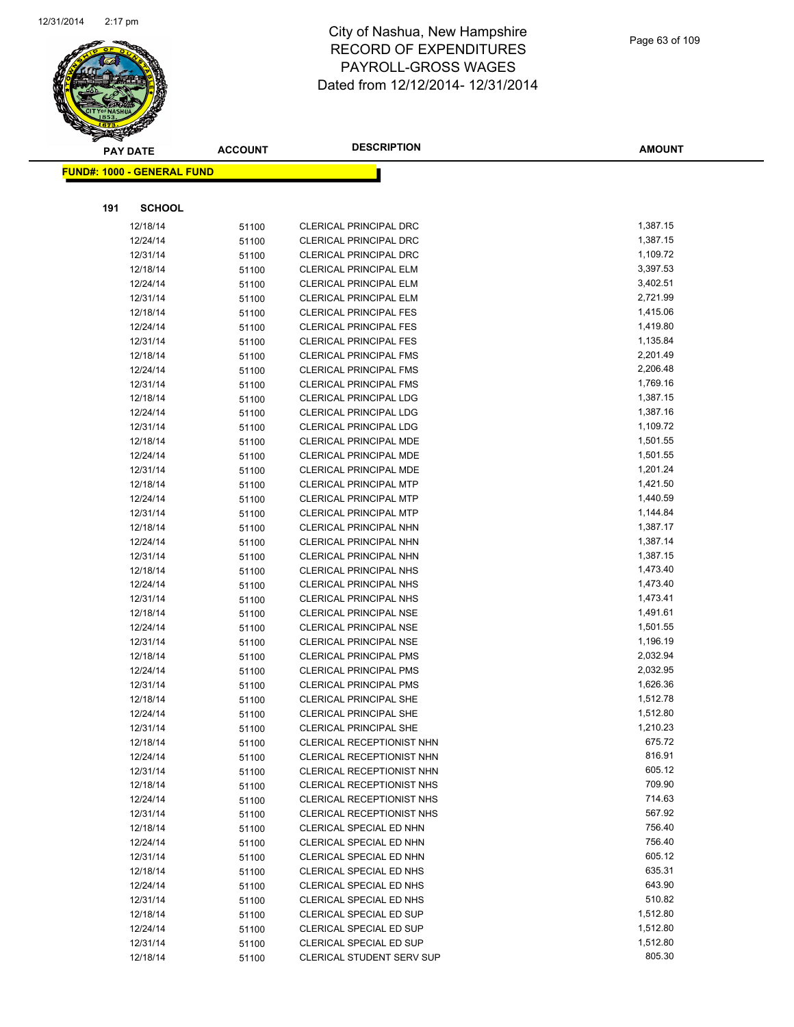# City of Nashua, New Hampshire
# RECORD OF EXPENDITURES
# PAYROLL-GROSS WAGES
# Dated from 12/12/2014- 12/31/2014

| PAY DATE | ACCOUNT | DESCRIPTION | AMOUNT |
|---|---|---|---|

**FUND#: 1000 - GENERAL FUND**

**191 SCHOOL**

| PAY DATE | ACCOUNT | DESCRIPTION | AMOUNT |
|---|---|---|---|
| 12/18/14 | 51100 | CLERICAL PRINCIPAL DRC | 1,387.15 |
| 12/24/14 | 51100 | CLERICAL PRINCIPAL DRC | 1,387.15 |
| 12/31/14 | 51100 | CLERICAL PRINCIPAL DRC | 1,109.72 |
| 12/18/14 | 51100 | CLERICAL PRINCIPAL ELM | 3,397.53 |
| 12/24/14 | 51100 | CLERICAL PRINCIPAL ELM | 3,402.51 |
| 12/31/14 | 51100 | CLERICAL PRINCIPAL ELM | 2,721.99 |
| 12/18/14 | 51100 | CLERICAL PRINCIPAL FES | 1,415.06 |
| 12/24/14 | 51100 | CLERICAL PRINCIPAL FES | 1,419.80 |
| 12/31/14 | 51100 | CLERICAL PRINCIPAL FES | 1,135.84 |
| 12/18/14 | 51100 | CLERICAL PRINCIPAL FMS | 2,201.49 |
| 12/24/14 | 51100 | CLERICAL PRINCIPAL FMS | 2,206.48 |
| 12/31/14 | 51100 | CLERICAL PRINCIPAL FMS | 1,769.16 |
| 12/18/14 | 51100 | CLERICAL PRINCIPAL LDG | 1,387.15 |
| 12/24/14 | 51100 | CLERICAL PRINCIPAL LDG | 1,387.16 |
| 12/31/14 | 51100 | CLERICAL PRINCIPAL LDG | 1,109.72 |
| 12/18/14 | 51100 | CLERICAL PRINCIPAL MDE | 1,501.55 |
| 12/24/14 | 51100 | CLERICAL PRINCIPAL MDE | 1,501.55 |
| 12/31/14 | 51100 | CLERICAL PRINCIPAL MDE | 1,201.24 |
| 12/18/14 | 51100 | CLERICAL PRINCIPAL MTP | 1,421.50 |
| 12/24/14 | 51100 | CLERICAL PRINCIPAL MTP | 1,440.59 |
| 12/31/14 | 51100 | CLERICAL PRINCIPAL MTP | 1,144.84 |
| 12/18/14 | 51100 | CLERICAL PRINCIPAL NHN | 1,387.17 |
| 12/24/14 | 51100 | CLERICAL PRINCIPAL NHN | 1,387.14 |
| 12/31/14 | 51100 | CLERICAL PRINCIPAL NHN | 1,387.15 |
| 12/18/14 | 51100 | CLERICAL PRINCIPAL NHS | 1,473.40 |
| 12/24/14 | 51100 | CLERICAL PRINCIPAL NHS | 1,473.40 |
| 12/31/14 | 51100 | CLERICAL PRINCIPAL NHS | 1,473.41 |
| 12/18/14 | 51100 | CLERICAL PRINCIPAL NSE | 1,491.61 |
| 12/24/14 | 51100 | CLERICAL PRINCIPAL NSE | 1,501.55 |
| 12/31/14 | 51100 | CLERICAL PRINCIPAL NSE | 1,196.19 |
| 12/18/14 | 51100 | CLERICAL PRINCIPAL PMS | 2,032.94 |
| 12/24/14 | 51100 | CLERICAL PRINCIPAL PMS | 2,032.95 |
| 12/31/14 | 51100 | CLERICAL PRINCIPAL PMS | 1,626.36 |
| 12/18/14 | 51100 | CLERICAL PRINCIPAL SHE | 1,512.78 |
| 12/24/14 | 51100 | CLERICAL PRINCIPAL SHE | 1,512.80 |
| 12/31/14 | 51100 | CLERICAL PRINCIPAL SHE | 1,210.23 |
| 12/18/14 | 51100 | CLERICAL RECEPTIONIST NHN | 675.72 |
| 12/24/14 | 51100 | CLERICAL RECEPTIONIST NHN | 816.91 |
| 12/31/14 | 51100 | CLERICAL RECEPTIONIST NHN | 605.12 |
| 12/18/14 | 51100 | CLERICAL RECEPTIONIST NHS | 709.90 |
| 12/24/14 | 51100 | CLERICAL RECEPTIONIST NHS | 714.63 |
| 12/31/14 | 51100 | CLERICAL RECEPTIONIST NHS | 567.92 |
| 12/18/14 | 51100 | CLERICAL SPECIAL ED NHN | 756.40 |
| 12/24/14 | 51100 | CLERICAL SPECIAL ED NHN | 756.40 |
| 12/31/14 | 51100 | CLERICAL SPECIAL ED NHN | 605.12 |
| 12/18/14 | 51100 | CLERICAL SPECIAL ED NHS | 635.31 |
| 12/24/14 | 51100 | CLERICAL SPECIAL ED NHS | 643.90 |
| 12/31/14 | 51100 | CLERICAL SPECIAL ED NHS | 510.82 |
| 12/18/14 | 51100 | CLERICAL SPECIAL ED SUP | 1,512.80 |
| 12/24/14 | 51100 | CLERICAL SPECIAL ED SUP | 1,512.80 |
| 12/31/14 | 51100 | CLERICAL SPECIAL ED SUP | 1,512.80 |
| 12/18/14 | 51100 | CLERICAL STUDENT SERV SUP | 805.30 |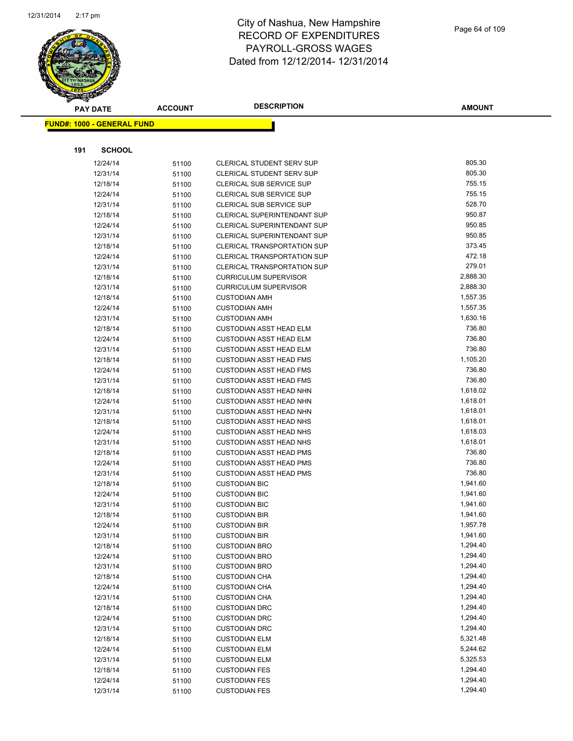# City of Nashua, New Hampshire
## RECORD OF EXPENDITURES
## PAYROLL-GROSS WAGES
## Dated from 12/12/2014- 12/31/2014

**FUND#: 1000 - GENERAL FUND**

**191 SCHOOL**

| PAY DATE | ACCOUNT | DESCRIPTION | AMOUNT |
|---|---|---|---|
| 12/24/14 | 51100 | CLERICAL STUDENT SERV SUP | 805.30 |
| 12/31/14 | 51100 | CLERICAL STUDENT SERV SUP | 805.30 |
| 12/18/14 | 51100 | CLERICAL SUB SERVICE SUP | 755.15 |
| 12/24/14 | 51100 | CLERICAL SUB SERVICE SUP | 755.15 |
| 12/31/14 | 51100 | CLERICAL SUB SERVICE SUP | 528.70 |
| 12/18/14 | 51100 | CLERICAL SUPERINTENDANT SUP | 950.87 |
| 12/24/14 | 51100 | CLERICAL SUPERINTENDANT SUP | 950.85 |
| 12/31/14 | 51100 | CLERICAL SUPERINTENDANT SUP | 950.85 |
| 12/18/14 | 51100 | CLERICAL TRANSPORTATION SUP | 373.45 |
| 12/24/14 | 51100 | CLERICAL TRANSPORTATION SUP | 472.18 |
| 12/31/14 | 51100 | CLERICAL TRANSPORTATION SUP | 279.01 |
| 12/18/14 | 51100 | CURRICULUM SUPERVISOR | 2,888.30 |
| 12/31/14 | 51100 | CURRICULUM SUPERVISOR | 2,888.30 |
| 12/18/14 | 51100 | CUSTODIAN AMH | 1,557.35 |
| 12/24/14 | 51100 | CUSTODIAN AMH | 1,557.35 |
| 12/31/14 | 51100 | CUSTODIAN AMH | 1,630.16 |
| 12/18/14 | 51100 | CUSTODIAN ASST HEAD ELM | 736.80 |
| 12/24/14 | 51100 | CUSTODIAN ASST HEAD ELM | 736.80 |
| 12/31/14 | 51100 | CUSTODIAN ASST HEAD ELM | 736.80 |
| 12/18/14 | 51100 | CUSTODIAN ASST HEAD FMS | 1,105.20 |
| 12/24/14 | 51100 | CUSTODIAN ASST HEAD FMS | 736.80 |
| 12/31/14 | 51100 | CUSTODIAN ASST HEAD FMS | 736.80 |
| 12/18/14 | 51100 | CUSTODIAN ASST HEAD NHN | 1,618.02 |
| 12/24/14 | 51100 | CUSTODIAN ASST HEAD NHN | 1,618.01 |
| 12/31/14 | 51100 | CUSTODIAN ASST HEAD NHN | 1,618.01 |
| 12/18/14 | 51100 | CUSTODIAN ASST HEAD NHS | 1,618.01 |
| 12/24/14 | 51100 | CUSTODIAN ASST HEAD NHS | 1,618.03 |
| 12/31/14 | 51100 | CUSTODIAN ASST HEAD NHS | 1,618.01 |
| 12/18/14 | 51100 | CUSTODIAN ASST HEAD PMS | 736.80 |
| 12/24/14 | 51100 | CUSTODIAN ASST HEAD PMS | 736.80 |
| 12/31/14 | 51100 | CUSTODIAN ASST HEAD PMS | 736.80 |
| 12/18/14 | 51100 | CUSTODIAN BIC | 1,941.60 |
| 12/24/14 | 51100 | CUSTODIAN BIC | 1,941.60 |
| 12/31/14 | 51100 | CUSTODIAN BIC | 1,941.60 |
| 12/18/14 | 51100 | CUSTODIAN BIR | 1,941.60 |
| 12/24/14 | 51100 | CUSTODIAN BIR | 1,957.78 |
| 12/31/14 | 51100 | CUSTODIAN BIR | 1,941.60 |
| 12/18/14 | 51100 | CUSTODIAN BRO | 1,294.40 |
| 12/24/14 | 51100 | CUSTODIAN BRO | 1,294.40 |
| 12/31/14 | 51100 | CUSTODIAN BRO | 1,294.40 |
| 12/18/14 | 51100 | CUSTODIAN CHA | 1,294.40 |
| 12/24/14 | 51100 | CUSTODIAN CHA | 1,294.40 |
| 12/31/14 | 51100 | CUSTODIAN CHA | 1,294.40 |
| 12/18/14 | 51100 | CUSTODIAN DRC | 1,294.40 |
| 12/24/14 | 51100 | CUSTODIAN DRC | 1,294.40 |
| 12/31/14 | 51100 | CUSTODIAN DRC | 1,294.40 |
| 12/18/14 | 51100 | CUSTODIAN ELM | 5,321.48 |
| 12/24/14 | 51100 | CUSTODIAN ELM | 5,244.62 |
| 12/31/14 | 51100 | CUSTODIAN ELM | 5,325.53 |
| 12/18/14 | 51100 | CUSTODIAN FES | 1,294.40 |
| 12/24/14 | 51100 | CUSTODIAN FES | 1,294.40 |
| 12/31/14 | 51100 | CUSTODIAN FES | 1,294.40 |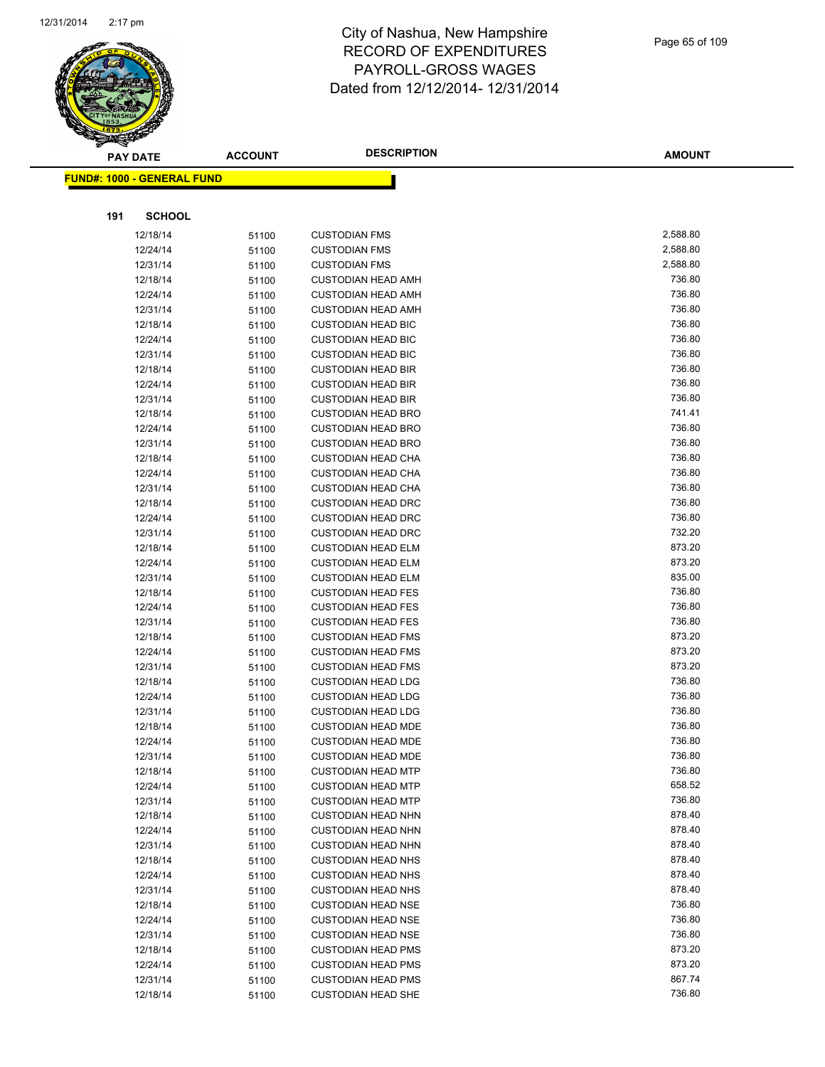# City of Nashua, New Hampshire
# RECORD OF EXPENDITURES
# PAYROLL-GROSS WAGES
# Dated from 12/12/2014- 12/31/2014

**FUND#: 1000 - GENERAL FUND**

**191 SCHOOL**

| PAY DATE | ACCOUNT | DESCRIPTION | AMOUNT |
|---|---|---|---|
| 12/18/14 | 51100 | CUSTODIAN FMS | 2,588.80 |
| 12/24/14 | 51100 | CUSTODIAN FMS | 2,588.80 |
| 12/31/14 | 51100 | CUSTODIAN FMS | 2,588.80 |
| 12/18/14 | 51100 | CUSTODIAN HEAD AMH | 736.80 |
| 12/24/14 | 51100 | CUSTODIAN HEAD AMH | 736.80 |
| 12/31/14 | 51100 | CUSTODIAN HEAD AMH | 736.80 |
| 12/18/14 | 51100 | CUSTODIAN HEAD BIC | 736.80 |
| 12/24/14 | 51100 | CUSTODIAN HEAD BIC | 736.80 |
| 12/31/14 | 51100 | CUSTODIAN HEAD BIC | 736.80 |
| 12/18/14 | 51100 | CUSTODIAN HEAD BIR | 736.80 |
| 12/24/14 | 51100 | CUSTODIAN HEAD BIR | 736.80 |
| 12/31/14 | 51100 | CUSTODIAN HEAD BIR | 736.80 |
| 12/18/14 | 51100 | CUSTODIAN HEAD BRO | 741.41 |
| 12/24/14 | 51100 | CUSTODIAN HEAD BRO | 736.80 |
| 12/31/14 | 51100 | CUSTODIAN HEAD BRO | 736.80 |
| 12/18/14 | 51100 | CUSTODIAN HEAD CHA | 736.80 |
| 12/24/14 | 51100 | CUSTODIAN HEAD CHA | 736.80 |
| 12/31/14 | 51100 | CUSTODIAN HEAD CHA | 736.80 |
| 12/18/14 | 51100 | CUSTODIAN HEAD DRC | 736.80 |
| 12/24/14 | 51100 | CUSTODIAN HEAD DRC | 736.80 |
| 12/31/14 | 51100 | CUSTODIAN HEAD DRC | 732.20 |
| 12/18/14 | 51100 | CUSTODIAN HEAD ELM | 873.20 |
| 12/24/14 | 51100 | CUSTODIAN HEAD ELM | 873.20 |
| 12/31/14 | 51100 | CUSTODIAN HEAD ELM | 835.00 |
| 12/18/14 | 51100 | CUSTODIAN HEAD FES | 736.80 |
| 12/24/14 | 51100 | CUSTODIAN HEAD FES | 736.80 |
| 12/31/14 | 51100 | CUSTODIAN HEAD FES | 736.80 |
| 12/18/14 | 51100 | CUSTODIAN HEAD FMS | 873.20 |
| 12/24/14 | 51100 | CUSTODIAN HEAD FMS | 873.20 |
| 12/31/14 | 51100 | CUSTODIAN HEAD FMS | 873.20 |
| 12/18/14 | 51100 | CUSTODIAN HEAD LDG | 736.80 |
| 12/24/14 | 51100 | CUSTODIAN HEAD LDG | 736.80 |
| 12/31/14 | 51100 | CUSTODIAN HEAD LDG | 736.80 |
| 12/18/14 | 51100 | CUSTODIAN HEAD MDE | 736.80 |
| 12/24/14 | 51100 | CUSTODIAN HEAD MDE | 736.80 |
| 12/31/14 | 51100 | CUSTODIAN HEAD MDE | 736.80 |
| 12/18/14 | 51100 | CUSTODIAN HEAD MTP | 736.80 |
| 12/24/14 | 51100 | CUSTODIAN HEAD MTP | 658.52 |
| 12/31/14 | 51100 | CUSTODIAN HEAD MTP | 736.80 |
| 12/18/14 | 51100 | CUSTODIAN HEAD NHN | 878.40 |
| 12/24/14 | 51100 | CUSTODIAN HEAD NHN | 878.40 |
| 12/31/14 | 51100 | CUSTODIAN HEAD NHN | 878.40 |
| 12/18/14 | 51100 | CUSTODIAN HEAD NHS | 878.40 |
| 12/24/14 | 51100 | CUSTODIAN HEAD NHS | 878.40 |
| 12/31/14 | 51100 | CUSTODIAN HEAD NHS | 878.40 |
| 12/18/14 | 51100 | CUSTODIAN HEAD NSE | 736.80 |
| 12/24/14 | 51100 | CUSTODIAN HEAD NSE | 736.80 |
| 12/31/14 | 51100 | CUSTODIAN HEAD NSE | 736.80 |
| 12/18/14 | 51100 | CUSTODIAN HEAD PMS | 873.20 |
| 12/24/14 | 51100 | CUSTODIAN HEAD PMS | 873.20 |
| 12/31/14 | 51100 | CUSTODIAN HEAD PMS | 867.74 |
| 12/18/14 | 51100 | CUSTODIAN HEAD SHE | 736.80 |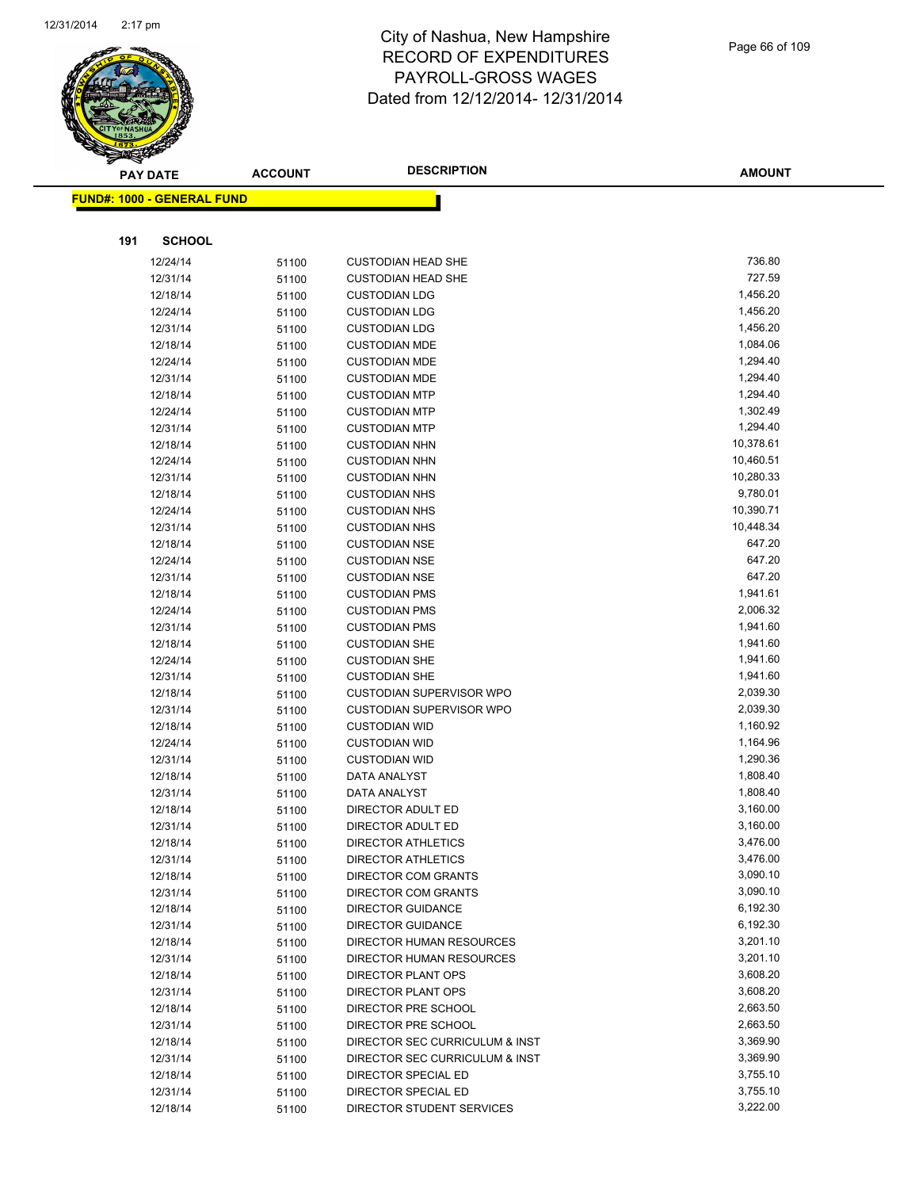# City of Nashua, New Hampshire
## RECORD OF EXPENDITURES
## PAYROLL-GROSS WAGES
## Dated from 12/12/2014- 12/31/2014

**FUND#: 1000 - GENERAL FUND**

**191 SCHOOL**

| PAY DATE | ACCOUNT | DESCRIPTION | AMOUNT |
|---|---|---|---|
| 12/24/14 | 51100 | CUSTODIAN HEAD SHE | 736.80 |
| 12/31/14 | 51100 | CUSTODIAN HEAD SHE | 727.59 |
| 12/18/14 | 51100 | CUSTODIAN LDG | 1,456.20 |
| 12/24/14 | 51100 | CUSTODIAN LDG | 1,456.20 |
| 12/31/14 | 51100 | CUSTODIAN LDG | 1,456.20 |
| 12/18/14 | 51100 | CUSTODIAN MDE | 1,084.06 |
| 12/24/14 | 51100 | CUSTODIAN MDE | 1,294.40 |
| 12/31/14 | 51100 | CUSTODIAN MDE | 1,294.40 |
| 12/18/14 | 51100 | CUSTODIAN MTP | 1,294.40 |
| 12/24/14 | 51100 | CUSTODIAN MTP | 1,302.49 |
| 12/31/14 | 51100 | CUSTODIAN MTP | 1,294.40 |
| 12/18/14 | 51100 | CUSTODIAN NHN | 10,378.61 |
| 12/24/14 | 51100 | CUSTODIAN NHN | 10,460.51 |
| 12/31/14 | 51100 | CUSTODIAN NHN | 10,280.33 |
| 12/18/14 | 51100 | CUSTODIAN NHS | 9,780.01 |
| 12/24/14 | 51100 | CUSTODIAN NHS | 10,390.71 |
| 12/31/14 | 51100 | CUSTODIAN NHS | 10,448.34 |
| 12/18/14 | 51100 | CUSTODIAN NSE | 647.20 |
| 12/24/14 | 51100 | CUSTODIAN NSE | 647.20 |
| 12/31/14 | 51100 | CUSTODIAN NSE | 647.20 |
| 12/18/14 | 51100 | CUSTODIAN PMS | 1,941.61 |
| 12/24/14 | 51100 | CUSTODIAN PMS | 2,006.32 |
| 12/31/14 | 51100 | CUSTODIAN PMS | 1,941.60 |
| 12/18/14 | 51100 | CUSTODIAN SHE | 1,941.60 |
| 12/24/14 | 51100 | CUSTODIAN SHE | 1,941.60 |
| 12/31/14 | 51100 | CUSTODIAN SHE | 1,941.60 |
| 12/18/14 | 51100 | CUSTODIAN SUPERVISOR WPO | 2,039.30 |
| 12/31/14 | 51100 | CUSTODIAN SUPERVISOR WPO | 2,039.30 |
| 12/18/14 | 51100 | CUSTODIAN WID | 1,160.92 |
| 12/24/14 | 51100 | CUSTODIAN WID | 1,164.96 |
| 12/31/14 | 51100 | CUSTODIAN WID | 1,290.36 |
| 12/18/14 | 51100 | DATA ANALYST | 1,808.40 |
| 12/31/14 | 51100 | DATA ANALYST | 1,808.40 |
| 12/18/14 | 51100 | DIRECTOR ADULT ED | 3,160.00 |
| 12/31/14 | 51100 | DIRECTOR ADULT ED | 3,160.00 |
| 12/18/14 | 51100 | DIRECTOR ATHLETICS | 3,476.00 |
| 12/31/14 | 51100 | DIRECTOR ATHLETICS | 3,476.00 |
| 12/18/14 | 51100 | DIRECTOR COM GRANTS | 3,090.10 |
| 12/31/14 | 51100 | DIRECTOR COM GRANTS | 3,090.10 |
| 12/18/14 | 51100 | DIRECTOR GUIDANCE | 6,192.30 |
| 12/31/14 | 51100 | DIRECTOR GUIDANCE | 6,192.30 |
| 12/18/14 | 51100 | DIRECTOR HUMAN RESOURCES | 3,201.10 |
| 12/31/14 | 51100 | DIRECTOR HUMAN RESOURCES | 3,201.10 |
| 12/18/14 | 51100 | DIRECTOR PLANT OPS | 3,608.20 |
| 12/31/14 | 51100 | DIRECTOR PLANT OPS | 3,608.20 |
| 12/18/14 | 51100 | DIRECTOR PRE SCHOOL | 2,663.50 |
| 12/31/14 | 51100 | DIRECTOR PRE SCHOOL | 2,663.50 |
| 12/18/14 | 51100 | DIRECTOR SEC CURRICULUM & INST | 3,369.90 |
| 12/31/14 | 51100 | DIRECTOR SEC CURRICULUM & INST | 3,369.90 |
| 12/18/14 | 51100 | DIRECTOR SPECIAL ED | 3,755.10 |
| 12/31/14 | 51100 | DIRECTOR SPECIAL ED | 3,755.10 |
| 12/18/14 | 51100 | DIRECTOR STUDENT SERVICES | 3,222.00 |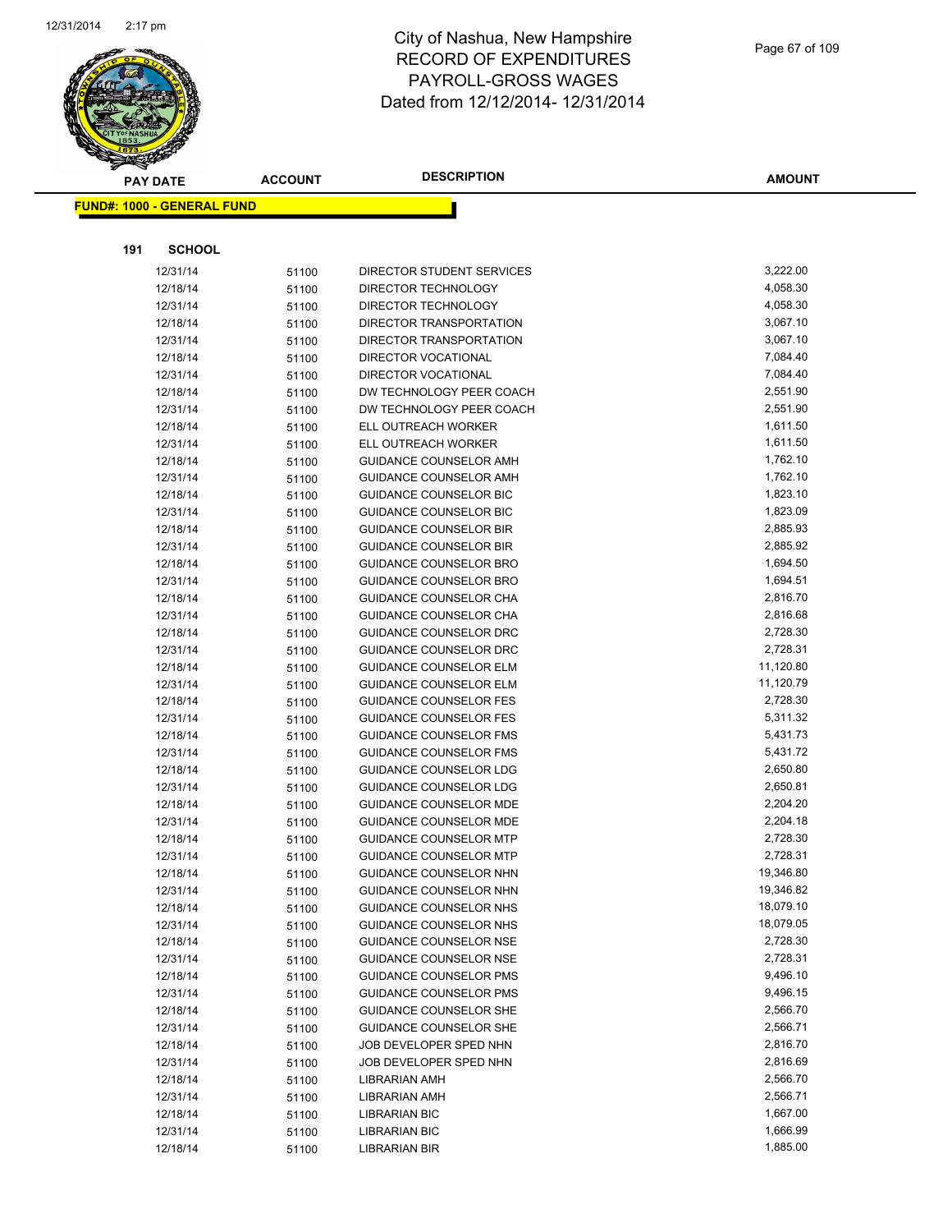# City of Nashua, New Hampshire
## RECORD OF EXPENDITURES
## PAYROLL-GROSS WAGES
## Dated from 12/12/2014- 12/31/2014

**FUND#: 1000 - GENERAL FUND**

**191 SCHOOL**

| PAY DATE | ACCOUNT | DESCRIPTION | AMOUNT |
|---|---|---|---|
| 12/31/14 | 51100 | DIRECTOR STUDENT SERVICES | 3,222.00 |
| 12/18/14 | 51100 | DIRECTOR TECHNOLOGY | 4,058.30 |
| 12/31/14 | 51100 | DIRECTOR TECHNOLOGY | 4,058.30 |
| 12/18/14 | 51100 | DIRECTOR TRANSPORTATION | 3,067.10 |
| 12/31/14 | 51100 | DIRECTOR TRANSPORTATION | 3,067.10 |
| 12/18/14 | 51100 | DIRECTOR VOCATIONAL | 7,084.40 |
| 12/31/14 | 51100 | DIRECTOR VOCATIONAL | 7,084.40 |
| 12/18/14 | 51100 | DW TECHNOLOGY PEER COACH | 2,551.90 |
| 12/31/14 | 51100 | DW TECHNOLOGY PEER COACH | 2,551.90 |
| 12/18/14 | 51100 | ELL OUTREACH WORKER | 1,611.50 |
| 12/31/14 | 51100 | ELL OUTREACH WORKER | 1,611.50 |
| 12/18/14 | 51100 | GUIDANCE COUNSELOR AMH | 1,762.10 |
| 12/31/14 | 51100 | GUIDANCE COUNSELOR AMH | 1,762.10 |
| 12/18/14 | 51100 | GUIDANCE COUNSELOR BIC | 1,823.10 |
| 12/31/14 | 51100 | GUIDANCE COUNSELOR BIC | 1,823.09 |
| 12/18/14 | 51100 | GUIDANCE COUNSELOR BIR | 2,885.93 |
| 12/31/14 | 51100 | GUIDANCE COUNSELOR BIR | 2,885.92 |
| 12/18/14 | 51100 | GUIDANCE COUNSELOR BRO | 1,694.50 |
| 12/31/14 | 51100 | GUIDANCE COUNSELOR BRO | 1,694.51 |
| 12/18/14 | 51100 | GUIDANCE COUNSELOR CHA | 2,816.70 |
| 12/31/14 | 51100 | GUIDANCE COUNSELOR CHA | 2,816.68 |
| 12/18/14 | 51100 | GUIDANCE COUNSELOR DRC | 2,728.30 |
| 12/31/14 | 51100 | GUIDANCE COUNSELOR DRC | 2,728.31 |
| 12/18/14 | 51100 | GUIDANCE COUNSELOR ELM | 11,120.80 |
| 12/31/14 | 51100 | GUIDANCE COUNSELOR ELM | 11,120.79 |
| 12/18/14 | 51100 | GUIDANCE COUNSELOR FES | 2,728.30 |
| 12/31/14 | 51100 | GUIDANCE COUNSELOR FES | 5,311.32 |
| 12/18/14 | 51100 | GUIDANCE COUNSELOR FMS | 5,431.73 |
| 12/31/14 | 51100 | GUIDANCE COUNSELOR FMS | 5,431.72 |
| 12/18/14 | 51100 | GUIDANCE COUNSELOR LDG | 2,650.80 |
| 12/31/14 | 51100 | GUIDANCE COUNSELOR LDG | 2,650.81 |
| 12/18/14 | 51100 | GUIDANCE COUNSELOR MDE | 2,204.20 |
| 12/31/14 | 51100 | GUIDANCE COUNSELOR MDE | 2,204.18 |
| 12/18/14 | 51100 | GUIDANCE COUNSELOR MTP | 2,728.30 |
| 12/31/14 | 51100 | GUIDANCE COUNSELOR MTP | 2,728.31 |
| 12/18/14 | 51100 | GUIDANCE COUNSELOR NHN | 19,346.80 |
| 12/31/14 | 51100 | GUIDANCE COUNSELOR NHN | 19,346.82 |
| 12/18/14 | 51100 | GUIDANCE COUNSELOR NHS | 18,079.10 |
| 12/31/14 | 51100 | GUIDANCE COUNSELOR NHS | 18,079.05 |
| 12/18/14 | 51100 | GUIDANCE COUNSELOR NSE | 2,728.30 |
| 12/31/14 | 51100 | GUIDANCE COUNSELOR NSE | 2,728.31 |
| 12/18/14 | 51100 | GUIDANCE COUNSELOR PMS | 9,496.10 |
| 12/31/14 | 51100 | GUIDANCE COUNSELOR PMS | 9,496.15 |
| 12/18/14 | 51100 | GUIDANCE COUNSELOR SHE | 2,566.70 |
| 12/31/14 | 51100 | GUIDANCE COUNSELOR SHE | 2,566.71 |
| 12/18/14 | 51100 | JOB DEVELOPER SPED NHN | 2,816.70 |
| 12/31/14 | 51100 | JOB DEVELOPER SPED NHN | 2,816.69 |
| 12/18/14 | 51100 | LIBRARIAN AMH | 2,566.70 |
| 12/31/14 | 51100 | LIBRARIAN AMH | 2,566.71 |
| 12/18/14 | 51100 | LIBRARIAN BIC | 1,667.00 |
| 12/31/14 | 51100 | LIBRARIAN BIC | 1,666.99 |
| 12/18/14 | 51100 | LIBRARIAN BIR | 1,885.00 |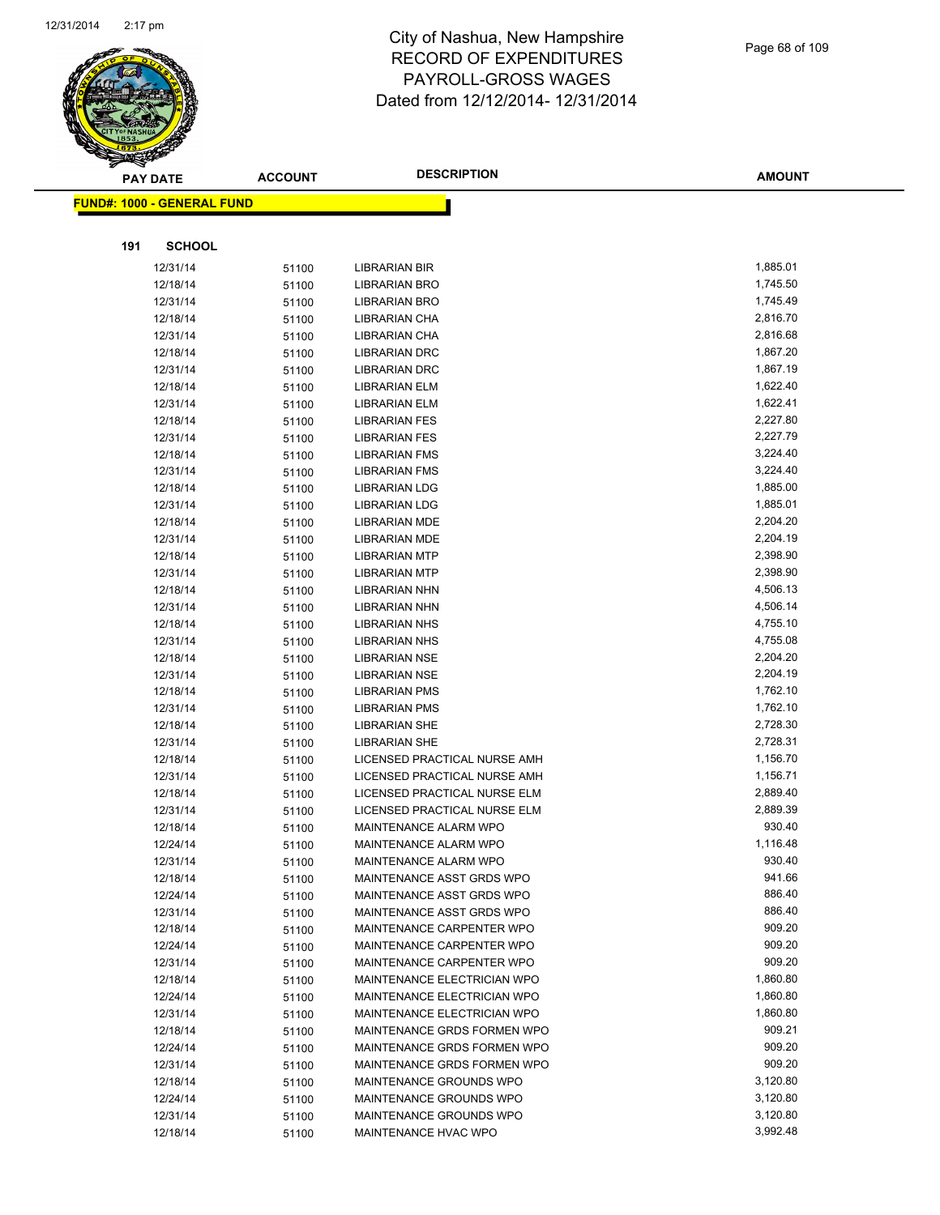# City of Nashua, New Hampshire
# RECORD OF EXPENDITURES
# PAYROLL-GROSS WAGES
# Dated from 12/12/2014- 12/31/2014

**FUND#: 1000 - GENERAL FUND**

**191 SCHOOL**

| PAY DATE | ACCOUNT | DESCRIPTION | AMOUNT |
|---|---|---|---|
| 12/31/14 | 51100 | LIBRARIAN BIR | 1,885.01 |
| 12/18/14 | 51100 | LIBRARIAN BRO | 1,745.50 |
| 12/31/14 | 51100 | LIBRARIAN BRO | 1,745.49 |
| 12/18/14 | 51100 | LIBRARIAN CHA | 2,816.70 |
| 12/31/14 | 51100 | LIBRARIAN CHA | 2,816.68 |
| 12/18/14 | 51100 | LIBRARIAN DRC | 1,867.20 |
| 12/31/14 | 51100 | LIBRARIAN DRC | 1,867.19 |
| 12/18/14 | 51100 | LIBRARIAN ELM | 1,622.40 |
| 12/31/14 | 51100 | LIBRARIAN ELM | 1,622.41 |
| 12/18/14 | 51100 | LIBRARIAN FES | 2,227.80 |
| 12/31/14 | 51100 | LIBRARIAN FES | 2,227.79 |
| 12/18/14 | 51100 | LIBRARIAN FMS | 3,224.40 |
| 12/31/14 | 51100 | LIBRARIAN FMS | 3,224.40 |
| 12/18/14 | 51100 | LIBRARIAN LDG | 1,885.00 |
| 12/31/14 | 51100 | LIBRARIAN LDG | 1,885.01 |
| 12/18/14 | 51100 | LIBRARIAN MDE | 2,204.20 |
| 12/31/14 | 51100 | LIBRARIAN MDE | 2,204.19 |
| 12/18/14 | 51100 | LIBRARIAN MTP | 2,398.90 |
| 12/31/14 | 51100 | LIBRARIAN MTP | 2,398.90 |
| 12/18/14 | 51100 | LIBRARIAN NHN | 4,506.13 |
| 12/31/14 | 51100 | LIBRARIAN NHN | 4,506.14 |
| 12/18/14 | 51100 | LIBRARIAN NHS | 4,755.10 |
| 12/31/14 | 51100 | LIBRARIAN NHS | 4,755.08 |
| 12/18/14 | 51100 | LIBRARIAN NSE | 2,204.20 |
| 12/31/14 | 51100 | LIBRARIAN NSE | 2,204.19 |
| 12/18/14 | 51100 | LIBRARIAN PMS | 1,762.10 |
| 12/31/14 | 51100 | LIBRARIAN PMS | 1,762.10 |
| 12/18/14 | 51100 | LIBRARIAN SHE | 2,728.30 |
| 12/31/14 | 51100 | LIBRARIAN SHE | 2,728.31 |
| 12/18/14 | 51100 | LICENSED PRACTICAL NURSE AMH | 1,156.70 |
| 12/31/14 | 51100 | LICENSED PRACTICAL NURSE AMH | 1,156.71 |
| 12/18/14 | 51100 | LICENSED PRACTICAL NURSE ELM | 2,889.40 |
| 12/31/14 | 51100 | LICENSED PRACTICAL NURSE ELM | 2,889.39 |
| 12/18/14 | 51100 | MAINTENANCE ALARM WPO | 930.40 |
| 12/24/14 | 51100 | MAINTENANCE ALARM WPO | 1,116.48 |
| 12/31/14 | 51100 | MAINTENANCE ALARM WPO | 930.40 |
| 12/18/14 | 51100 | MAINTENANCE ASST GRDS WPO | 941.66 |
| 12/24/14 | 51100 | MAINTENANCE ASST GRDS WPO | 886.40 |
| 12/31/14 | 51100 | MAINTENANCE ASST GRDS WPO | 886.40 |
| 12/18/14 | 51100 | MAINTENANCE CARPENTER WPO | 909.20 |
| 12/24/14 | 51100 | MAINTENANCE CARPENTER WPO | 909.20 |
| 12/31/14 | 51100 | MAINTENANCE CARPENTER WPO | 909.20 |
| 12/18/14 | 51100 | MAINTENANCE ELECTRICIAN WPO | 1,860.80 |
| 12/24/14 | 51100 | MAINTENANCE ELECTRICIAN WPO | 1,860.80 |
| 12/31/14 | 51100 | MAINTENANCE ELECTRICIAN WPO | 1,860.80 |
| 12/18/14 | 51100 | MAINTENANCE GRDS FORMEN WPO | 909.21 |
| 12/24/14 | 51100 | MAINTENANCE GRDS FORMEN WPO | 909.20 |
| 12/31/14 | 51100 | MAINTENANCE GRDS FORMEN WPO | 909.20 |
| 12/18/14 | 51100 | MAINTENANCE GROUNDS WPO | 3,120.80 |
| 12/24/14 | 51100 | MAINTENANCE GROUNDS WPO | 3,120.80 |
| 12/31/14 | 51100 | MAINTENANCE GROUNDS WPO | 3,120.80 |
| 12/18/14 | 51100 | MAINTENANCE HVAC WPO | 3,992.48 |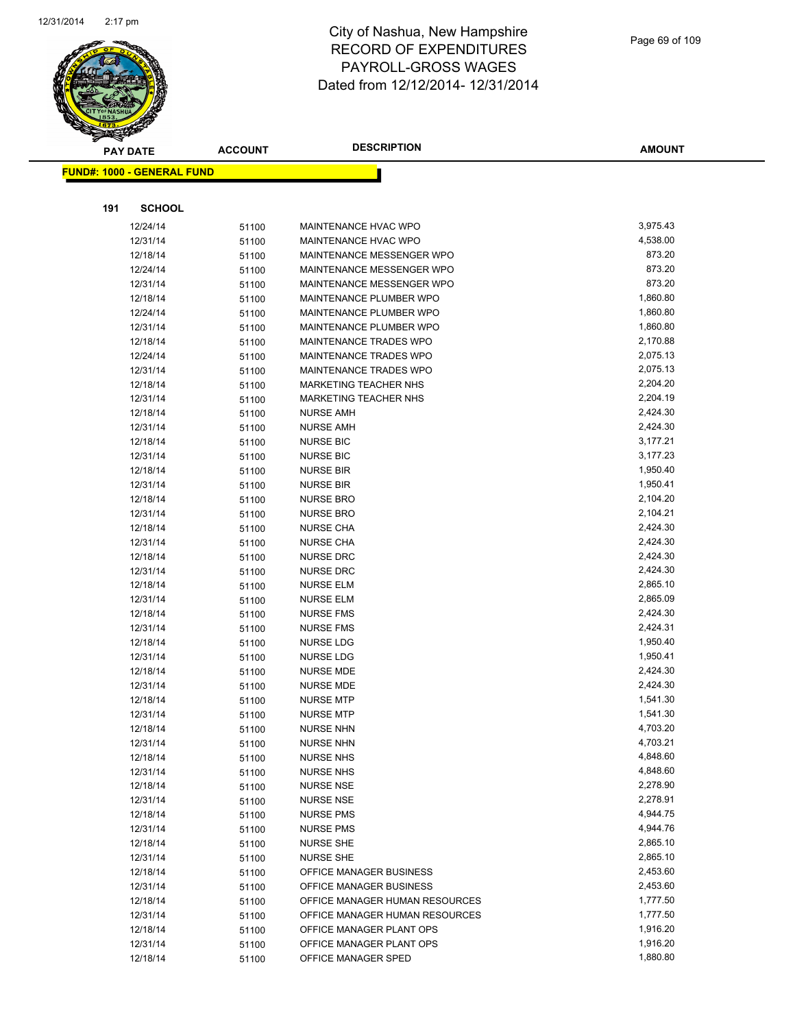# City of Nashua, New Hampshire
## RECORD OF EXPENDITURES
## PAYROLL-GROSS WAGES
## Dated from 12/12/2014- 12/31/2014

**FUND#: 1000 - GENERAL FUND**

**191 SCHOOL**

| PAY DATE | ACCOUNT | DESCRIPTION | AMOUNT |
|---|---|---|---|
| 12/24/14 | 51100 | MAINTENANCE HVAC WPO | 3,975.43 |
| 12/31/14 | 51100 | MAINTENANCE HVAC WPO | 4,538.00 |
| 12/18/14 | 51100 | MAINTENANCE MESSENGER WPO | 873.20 |
| 12/24/14 | 51100 | MAINTENANCE MESSENGER WPO | 873.20 |
| 12/31/14 | 51100 | MAINTENANCE MESSENGER WPO | 873.20 |
| 12/18/14 | 51100 | MAINTENANCE PLUMBER WPO | 1,860.80 |
| 12/24/14 | 51100 | MAINTENANCE PLUMBER WPO | 1,860.80 |
| 12/31/14 | 51100 | MAINTENANCE PLUMBER WPO | 1,860.80 |
| 12/18/14 | 51100 | MAINTENANCE TRADES WPO | 2,170.88 |
| 12/24/14 | 51100 | MAINTENANCE TRADES WPO | 2,075.13 |
| 12/31/14 | 51100 | MAINTENANCE TRADES WPO | 2,075.13 |
| 12/18/14 | 51100 | MARKETING TEACHER NHS | 2,204.20 |
| 12/31/14 | 51100 | MARKETING TEACHER NHS | 2,204.19 |
| 12/18/14 | 51100 | NURSE AMH | 2,424.30 |
| 12/31/14 | 51100 | NURSE AMH | 2,424.30 |
| 12/18/14 | 51100 | NURSE BIC | 3,177.21 |
| 12/31/14 | 51100 | NURSE BIC | 3,177.23 |
| 12/18/14 | 51100 | NURSE BIR | 1,950.40 |
| 12/31/14 | 51100 | NURSE BIR | 1,950.41 |
| 12/18/14 | 51100 | NURSE BRO | 2,104.20 |
| 12/31/14 | 51100 | NURSE BRO | 2,104.21 |
| 12/18/14 | 51100 | NURSE CHA | 2,424.30 |
| 12/31/14 | 51100 | NURSE CHA | 2,424.30 |
| 12/18/14 | 51100 | NURSE DRC | 2,424.30 |
| 12/31/14 | 51100 | NURSE DRC | 2,424.30 |
| 12/18/14 | 51100 | NURSE ELM | 2,865.10 |
| 12/31/14 | 51100 | NURSE ELM | 2,865.09 |
| 12/18/14 | 51100 | NURSE FMS | 2,424.30 |
| 12/31/14 | 51100 | NURSE FMS | 2,424.31 |
| 12/18/14 | 51100 | NURSE LDG | 1,950.40 |
| 12/31/14 | 51100 | NURSE LDG | 1,950.41 |
| 12/18/14 | 51100 | NURSE MDE | 2,424.30 |
| 12/31/14 | 51100 | NURSE MDE | 2,424.30 |
| 12/18/14 | 51100 | NURSE MTP | 1,541.30 |
| 12/31/14 | 51100 | NURSE MTP | 1,541.30 |
| 12/18/14 | 51100 | NURSE NHN | 4,703.20 |
| 12/31/14 | 51100 | NURSE NHN | 4,703.21 |
| 12/18/14 | 51100 | NURSE NHS | 4,848.60 |
| 12/31/14 | 51100 | NURSE NHS | 4,848.60 |
| 12/18/14 | 51100 | NURSE NSE | 2,278.90 |
| 12/31/14 | 51100 | NURSE NSE | 2,278.91 |
| 12/18/14 | 51100 | NURSE PMS | 4,944.75 |
| 12/31/14 | 51100 | NURSE PMS | 4,944.76 |
| 12/18/14 | 51100 | NURSE SHE | 2,865.10 |
| 12/31/14 | 51100 | NURSE SHE | 2,865.10 |
| 12/18/14 | 51100 | OFFICE MANAGER BUSINESS | 2,453.60 |
| 12/31/14 | 51100 | OFFICE MANAGER BUSINESS | 2,453.60 |
| 12/18/14 | 51100 | OFFICE MANAGER HUMAN RESOURCES | 1,777.50 |
| 12/31/14 | 51100 | OFFICE MANAGER HUMAN RESOURCES | 1,777.50 |
| 12/18/14 | 51100 | OFFICE MANAGER PLANT OPS | 1,916.20 |
| 12/31/14 | 51100 | OFFICE MANAGER PLANT OPS | 1,916.20 |
| 12/18/14 | 51100 | OFFICE MANAGER SPED | 1,880.80 |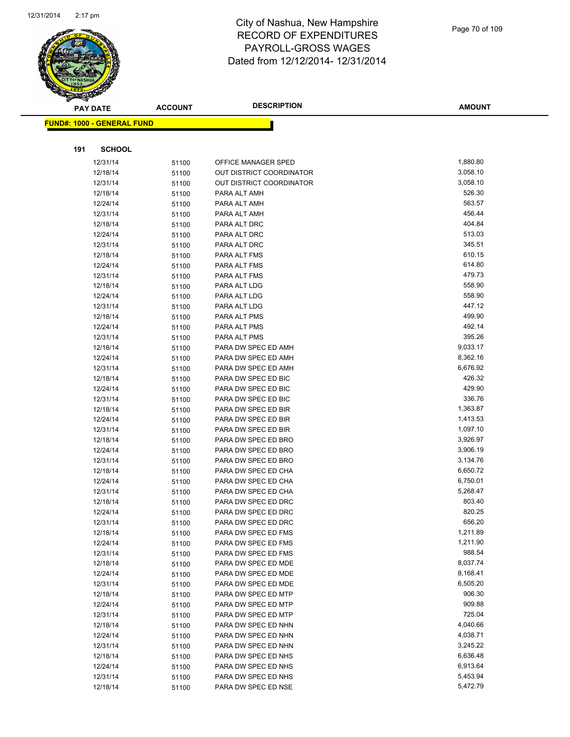# City of Nashua, New Hampshire
# RECORD OF EXPENDITURES
# PAYROLL-GROSS WAGES
# Dated from 12/12/2014- 12/31/2014

**FUND#: 1000 - GENERAL FUND**

**191 SCHOOL**

| PAY DATE | ACCOUNT | DESCRIPTION | AMOUNT |
|---|---|---|---|
| 12/31/14 | 51100 | OFFICE MANAGER SPED | 1,880.80 |
| 12/18/14 | 51100 | OUT DISTRICT COORDINATOR | 3,058.10 |
| 12/31/14 | 51100 | OUT DISTRICT COORDINATOR | 3,058.10 |
| 12/18/14 | 51100 | PARA ALT AMH | 526.30 |
| 12/24/14 | 51100 | PARA ALT AMH | 563.57 |
| 12/31/14 | 51100 | PARA ALT AMH | 456.44 |
| 12/18/14 | 51100 | PARA ALT DRC | 404.84 |
| 12/24/14 | 51100 | PARA ALT DRC | 513.03 |
| 12/31/14 | 51100 | PARA ALT DRC | 345.51 |
| 12/18/14 | 51100 | PARA ALT FMS | 610.15 |
| 12/24/14 | 51100 | PARA ALT FMS | 614.80 |
| 12/31/14 | 51100 | PARA ALT FMS | 479.73 |
| 12/18/14 | 51100 | PARA ALT LDG | 558.90 |
| 12/24/14 | 51100 | PARA ALT LDG | 558.90 |
| 12/31/14 | 51100 | PARA ALT LDG | 447.12 |
| 12/18/14 | 51100 | PARA ALT PMS | 499.90 |
| 12/24/14 | 51100 | PARA ALT PMS | 492.14 |
| 12/31/14 | 51100 | PARA ALT PMS | 395.26 |
| 12/18/14 | 51100 | PARA DW SPEC ED AMH | 9,033.17 |
| 12/24/14 | 51100 | PARA DW SPEC ED AMH | 8,362.16 |
| 12/31/14 | 51100 | PARA DW SPEC ED AMH | 6,676.92 |
| 12/18/14 | 51100 | PARA DW SPEC ED BIC | 426.32 |
| 12/24/14 | 51100 | PARA DW SPEC ED BIC | 429.90 |
| 12/31/14 | 51100 | PARA DW SPEC ED BIC | 336.76 |
| 12/18/14 | 51100 | PARA DW SPEC ED BIR | 1,363.87 |
| 12/24/14 | 51100 | PARA DW SPEC ED BIR | 1,413.53 |
| 12/31/14 | 51100 | PARA DW SPEC ED BIR | 1,097.10 |
| 12/18/14 | 51100 | PARA DW SPEC ED BRO | 3,926.97 |
| 12/24/14 | 51100 | PARA DW SPEC ED BRO | 3,906.19 |
| 12/31/14 | 51100 | PARA DW SPEC ED BRO | 3,134.76 |
| 12/18/14 | 51100 | PARA DW SPEC ED CHA | 6,650.72 |
| 12/24/14 | 51100 | PARA DW SPEC ED CHA | 6,750.01 |
| 12/31/14 | 51100 | PARA DW SPEC ED CHA | 5,268.47 |
| 12/18/14 | 51100 | PARA DW SPEC ED DRC | 803.40 |
| 12/24/14 | 51100 | PARA DW SPEC ED DRC | 820.25 |
| 12/31/14 | 51100 | PARA DW SPEC ED DRC | 656.20 |
| 12/18/14 | 51100 | PARA DW SPEC ED FMS | 1,211.89 |
| 12/24/14 | 51100 | PARA DW SPEC ED FMS | 1,211.90 |
| 12/31/14 | 51100 | PARA DW SPEC ED FMS | 988.54 |
| 12/18/14 | 51100 | PARA DW SPEC ED MDE | 8,037.74 |
| 12/24/14 | 51100 | PARA DW SPEC ED MDE | 8,168.41 |
| 12/31/14 | 51100 | PARA DW SPEC ED MDE | 6,505.20 |
| 12/18/14 | 51100 | PARA DW SPEC ED MTP | 906.30 |
| 12/24/14 | 51100 | PARA DW SPEC ED MTP | 909.88 |
| 12/31/14 | 51100 | PARA DW SPEC ED MTP | 725.04 |
| 12/18/14 | 51100 | PARA DW SPEC ED NHN | 4,040.66 |
| 12/24/14 | 51100 | PARA DW SPEC ED NHN | 4,038.71 |
| 12/31/14 | 51100 | PARA DW SPEC ED NHN | 3,245.22 |
| 12/18/14 | 51100 | PARA DW SPEC ED NHS | 6,636.48 |
| 12/24/14 | 51100 | PARA DW SPEC ED NHS | 6,913.64 |
| 12/31/14 | 51100 | PARA DW SPEC ED NHS | 5,453.94 |
| 12/18/14 | 51100 | PARA DW SPEC ED NSE | 5,472.79 |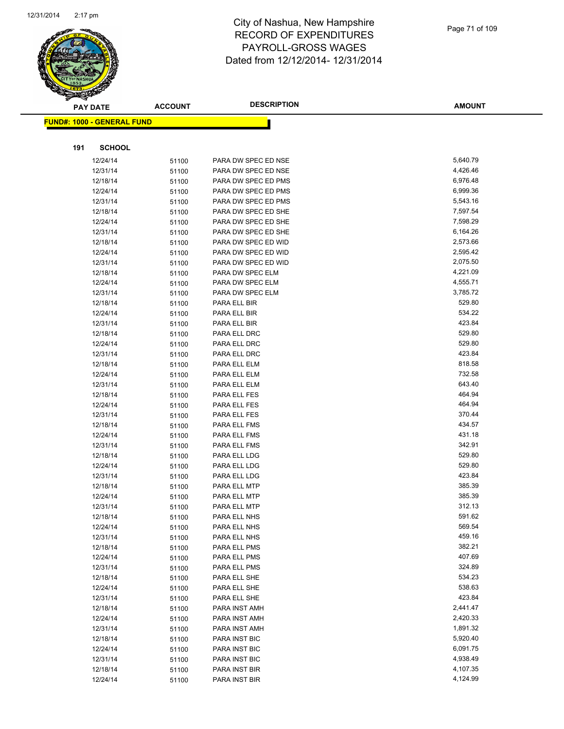# City of Nashua, New Hampshire
## RECORD OF EXPENDITURES
## PAYROLL-GROSS WAGES
## Dated from 12/12/2014- 12/31/2014

**FUND#: 1000 - GENERAL FUND**

**191 SCHOOL**

| PAY DATE | ACCOUNT | DESCRIPTION | AMOUNT |
|---|---|---|---|
| 12/24/14 | 51100 | PARA DW SPEC ED NSE | 5,640.79 |
| 12/31/14 | 51100 | PARA DW SPEC ED NSE | 4,426.46 |
| 12/18/14 | 51100 | PARA DW SPEC ED PMS | 6,976.48 |
| 12/24/14 | 51100 | PARA DW SPEC ED PMS | 6,999.36 |
| 12/31/14 | 51100 | PARA DW SPEC ED PMS | 5,543.16 |
| 12/18/14 | 51100 | PARA DW SPEC ED SHE | 7,597.54 |
| 12/24/14 | 51100 | PARA DW SPEC ED SHE | 7,598.29 |
| 12/31/14 | 51100 | PARA DW SPEC ED SHE | 6,164.26 |
| 12/18/14 | 51100 | PARA DW SPEC ED WID | 2,573.66 |
| 12/24/14 | 51100 | PARA DW SPEC ED WID | 2,595.42 |
| 12/31/14 | 51100 | PARA DW SPEC ED WID | 2,075.50 |
| 12/18/14 | 51100 | PARA DW SPEC ELM | 4,221.09 |
| 12/24/14 | 51100 | PARA DW SPEC ELM | 4,555.71 |
| 12/31/14 | 51100 | PARA DW SPEC ELM | 3,785.72 |
| 12/18/14 | 51100 | PARA ELL BIR | 529.80 |
| 12/24/14 | 51100 | PARA ELL BIR | 534.22 |
| 12/31/14 | 51100 | PARA ELL BIR | 423.84 |
| 12/18/14 | 51100 | PARA ELL DRC | 529.80 |
| 12/24/14 | 51100 | PARA ELL DRC | 529.80 |
| 12/31/14 | 51100 | PARA ELL DRC | 423.84 |
| 12/18/14 | 51100 | PARA ELL ELM | 818.58 |
| 12/24/14 | 51100 | PARA ELL ELM | 732.58 |
| 12/31/14 | 51100 | PARA ELL ELM | 643.40 |
| 12/18/14 | 51100 | PARA ELL FES | 464.94 |
| 12/24/14 | 51100 | PARA ELL FES | 464.94 |
| 12/31/14 | 51100 | PARA ELL FES | 370.44 |
| 12/18/14 | 51100 | PARA ELL FMS | 434.57 |
| 12/24/14 | 51100 | PARA ELL FMS | 431.18 |
| 12/31/14 | 51100 | PARA ELL FMS | 342.91 |
| 12/18/14 | 51100 | PARA ELL LDG | 529.80 |
| 12/24/14 | 51100 | PARA ELL LDG | 529.80 |
| 12/31/14 | 51100 | PARA ELL LDG | 423.84 |
| 12/18/14 | 51100 | PARA ELL MTP | 385.39 |
| 12/24/14 | 51100 | PARA ELL MTP | 385.39 |
| 12/31/14 | 51100 | PARA ELL MTP | 312.13 |
| 12/18/14 | 51100 | PARA ELL NHS | 591.62 |
| 12/24/14 | 51100 | PARA ELL NHS | 569.54 |
| 12/31/14 | 51100 | PARA ELL NHS | 459.16 |
| 12/18/14 | 51100 | PARA ELL PMS | 382.21 |
| 12/24/14 | 51100 | PARA ELL PMS | 407.69 |
| 12/31/14 | 51100 | PARA ELL PMS | 324.89 |
| 12/18/14 | 51100 | PARA ELL SHE | 534.23 |
| 12/24/14 | 51100 | PARA ELL SHE | 538.63 |
| 12/31/14 | 51100 | PARA ELL SHE | 423.84 |
| 12/18/14 | 51100 | PARA INST AMH | 2,441.47 |
| 12/24/14 | 51100 | PARA INST AMH | 2,420.33 |
| 12/31/14 | 51100 | PARA INST AMH | 1,891.32 |
| 12/18/14 | 51100 | PARA INST BIC | 5,920.40 |
| 12/24/14 | 51100 | PARA INST BIC | 6,091.75 |
| 12/31/14 | 51100 | PARA INST BIC | 4,938.49 |
| 12/18/14 | 51100 | PARA INST BIR | 4,107.35 |
| 12/24/14 | 51100 | PARA INST BIR | 4,124.99 |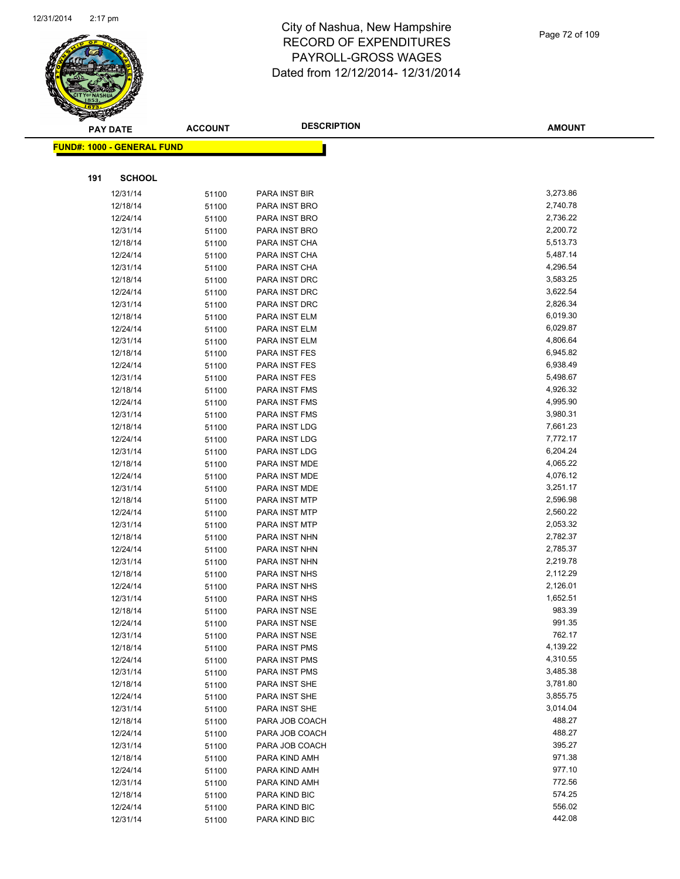# City of Nashua, New Hampshire
## RECORD OF EXPENDITURES
## PAYROLL-GROSS WAGES
## Dated from 12/12/2014- 12/31/2014

**FUND#: 1000 - GENERAL FUND**

**191 SCHOOL**

| PAY DATE | ACCOUNT | DESCRIPTION | AMOUNT |
|---|---|---|---|
| 12/31/14 | 51100 | PARA INST BIR | 3,273.86 |
| 12/18/14 | 51100 | PARA INST BRO | 2,740.78 |
| 12/24/14 | 51100 | PARA INST BRO | 2,736.22 |
| 12/31/14 | 51100 | PARA INST BRO | 2,200.72 |
| 12/18/14 | 51100 | PARA INST CHA | 5,513.73 |
| 12/24/14 | 51100 | PARA INST CHA | 5,487.14 |
| 12/31/14 | 51100 | PARA INST CHA | 4,296.54 |
| 12/18/14 | 51100 | PARA INST DRC | 3,583.25 |
| 12/24/14 | 51100 | PARA INST DRC | 3,622.54 |
| 12/31/14 | 51100 | PARA INST DRC | 2,826.34 |
| 12/18/14 | 51100 | PARA INST ELM | 6,019.30 |
| 12/24/14 | 51100 | PARA INST ELM | 6,029.87 |
| 12/31/14 | 51100 | PARA INST ELM | 4,806.64 |
| 12/18/14 | 51100 | PARA INST FES | 6,945.82 |
| 12/24/14 | 51100 | PARA INST FES | 6,938.49 |
| 12/31/14 | 51100 | PARA INST FES | 5,498.67 |
| 12/18/14 | 51100 | PARA INST FMS | 4,926.32 |
| 12/24/14 | 51100 | PARA INST FMS | 4,995.90 |
| 12/31/14 | 51100 | PARA INST FMS | 3,980.31 |
| 12/18/14 | 51100 | PARA INST LDG | 7,661.23 |
| 12/24/14 | 51100 | PARA INST LDG | 7,772.17 |
| 12/31/14 | 51100 | PARA INST LDG | 6,204.24 |
| 12/18/14 | 51100 | PARA INST MDE | 4,065.22 |
| 12/24/14 | 51100 | PARA INST MDE | 4,076.12 |
| 12/31/14 | 51100 | PARA INST MDE | 3,251.17 |
| 12/18/14 | 51100 | PARA INST MTP | 2,596.98 |
| 12/24/14 | 51100 | PARA INST MTP | 2,560.22 |
| 12/31/14 | 51100 | PARA INST MTP | 2,053.32 |
| 12/18/14 | 51100 | PARA INST NHN | 2,782.37 |
| 12/24/14 | 51100 | PARA INST NHN | 2,785.37 |
| 12/31/14 | 51100 | PARA INST NHN | 2,219.78 |
| 12/18/14 | 51100 | PARA INST NHS | 2,112.29 |
| 12/24/14 | 51100 | PARA INST NHS | 2,126.01 |
| 12/31/14 | 51100 | PARA INST NHS | 1,652.51 |
| 12/18/14 | 51100 | PARA INST NSE | 983.39 |
| 12/24/14 | 51100 | PARA INST NSE | 991.35 |
| 12/31/14 | 51100 | PARA INST NSE | 762.17 |
| 12/18/14 | 51100 | PARA INST PMS | 4,139.22 |
| 12/24/14 | 51100 | PARA INST PMS | 4,310.55 |
| 12/31/14 | 51100 | PARA INST PMS | 3,485.38 |
| 12/18/14 | 51100 | PARA INST SHE | 3,781.80 |
| 12/24/14 | 51100 | PARA INST SHE | 3,855.75 |
| 12/31/14 | 51100 | PARA INST SHE | 3,014.04 |
| 12/18/14 | 51100 | PARA JOB COACH | 488.27 |
| 12/24/14 | 51100 | PARA JOB COACH | 488.27 |
| 12/31/14 | 51100 | PARA JOB COACH | 395.27 |
| 12/18/14 | 51100 | PARA KIND AMH | 971.38 |
| 12/24/14 | 51100 | PARA KIND AMH | 977.10 |
| 12/31/14 | 51100 | PARA KIND AMH | 772.56 |
| 12/18/14 | 51100 | PARA KIND BIC | 574.25 |
| 12/24/14 | 51100 | PARA KIND BIC | 556.02 |
| 12/31/14 | 51100 | PARA KIND BIC | 442.08 |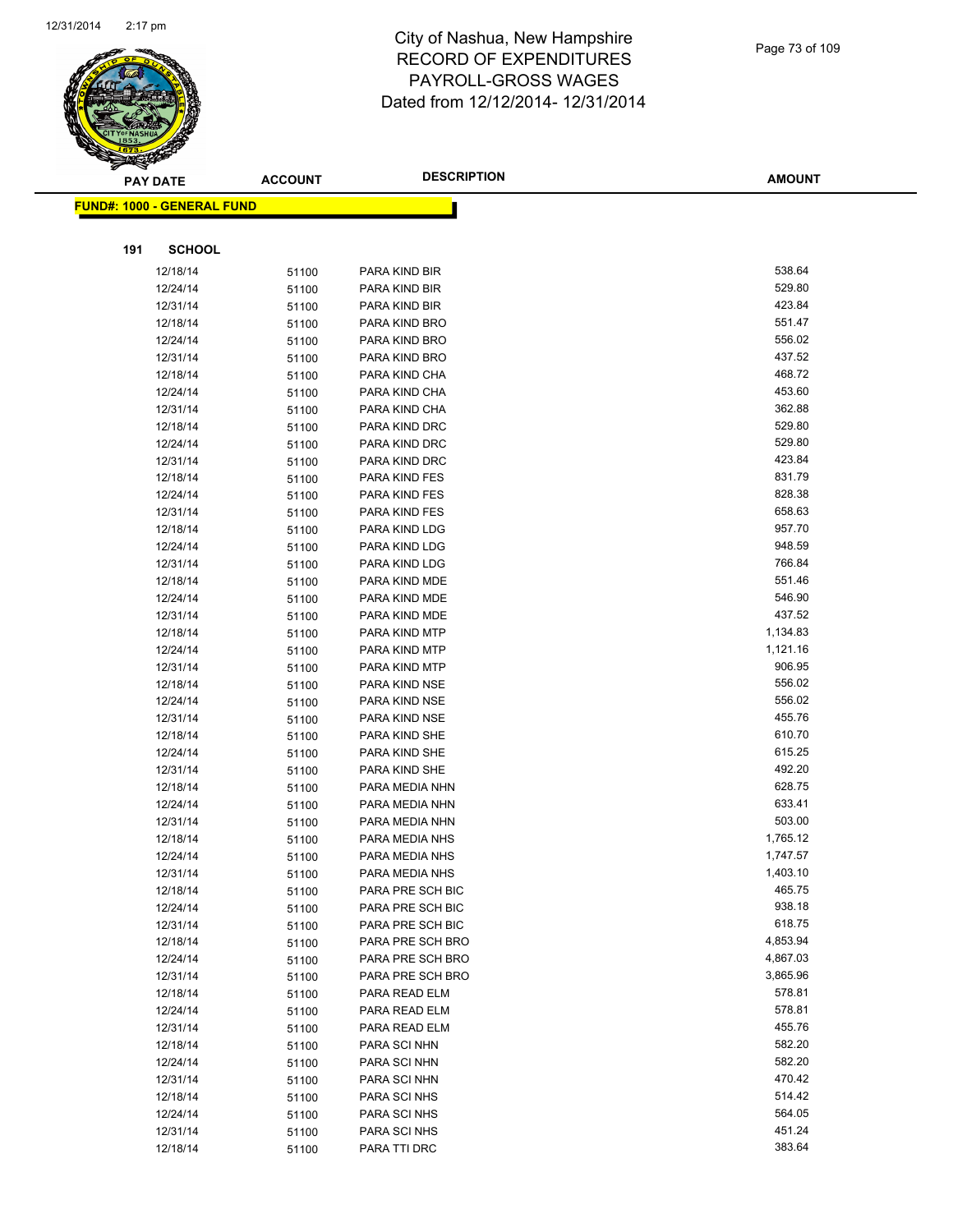# City of Nashua, New Hampshire
## RECORD OF EXPENDITURES
## PAYROLL-GROSS WAGES
## Dated from 12/12/2014- 12/31/2014

**FUND#: 1000 - GENERAL FUND**

**191 SCHOOL**

| PAY DATE | ACCOUNT | DESCRIPTION | AMOUNT |
|---|---|---|---|
| 12/18/14 | 51100 | PARA KIND BIR | 538.64 |
| 12/24/14 | 51100 | PARA KIND BIR | 529.80 |
| 12/31/14 | 51100 | PARA KIND BIR | 423.84 |
| 12/18/14 | 51100 | PARA KIND BRO | 551.47 |
| 12/24/14 | 51100 | PARA KIND BRO | 556.02 |
| 12/31/14 | 51100 | PARA KIND BRO | 437.52 |
| 12/18/14 | 51100 | PARA KIND CHA | 468.72 |
| 12/24/14 | 51100 | PARA KIND CHA | 453.60 |
| 12/31/14 | 51100 | PARA KIND CHA | 362.88 |
| 12/18/14 | 51100 | PARA KIND DRC | 529.80 |
| 12/24/14 | 51100 | PARA KIND DRC | 529.80 |
| 12/31/14 | 51100 | PARA KIND DRC | 423.84 |
| 12/18/14 | 51100 | PARA KIND FES | 831.79 |
| 12/24/14 | 51100 | PARA KIND FES | 828.38 |
| 12/31/14 | 51100 | PARA KIND FES | 658.63 |
| 12/18/14 | 51100 | PARA KIND LDG | 957.70 |
| 12/24/14 | 51100 | PARA KIND LDG | 948.59 |
| 12/31/14 | 51100 | PARA KIND LDG | 766.84 |
| 12/18/14 | 51100 | PARA KIND MDE | 551.46 |
| 12/24/14 | 51100 | PARA KIND MDE | 546.90 |
| 12/31/14 | 51100 | PARA KIND MDE | 437.52 |
| 12/18/14 | 51100 | PARA KIND MTP | 1,134.83 |
| 12/24/14 | 51100 | PARA KIND MTP | 1,121.16 |
| 12/31/14 | 51100 | PARA KIND MTP | 906.95 |
| 12/18/14 | 51100 | PARA KIND NSE | 556.02 |
| 12/24/14 | 51100 | PARA KIND NSE | 556.02 |
| 12/31/14 | 51100 | PARA KIND NSE | 455.76 |
| 12/18/14 | 51100 | PARA KIND SHE | 610.70 |
| 12/24/14 | 51100 | PARA KIND SHE | 615.25 |
| 12/31/14 | 51100 | PARA KIND SHE | 492.20 |
| 12/18/14 | 51100 | PARA MEDIA NHN | 628.75 |
| 12/24/14 | 51100 | PARA MEDIA NHN | 633.41 |
| 12/31/14 | 51100 | PARA MEDIA NHN | 503.00 |
| 12/18/14 | 51100 | PARA MEDIA NHS | 1,765.12 |
| 12/24/14 | 51100 | PARA MEDIA NHS | 1,747.57 |
| 12/31/14 | 51100 | PARA MEDIA NHS | 1,403.10 |
| 12/18/14 | 51100 | PARA PRE SCH BIC | 465.75 |
| 12/24/14 | 51100 | PARA PRE SCH BIC | 938.18 |
| 12/31/14 | 51100 | PARA PRE SCH BIC | 618.75 |
| 12/18/14 | 51100 | PARA PRE SCH BRO | 4,853.94 |
| 12/24/14 | 51100 | PARA PRE SCH BRO | 4,867.03 |
| 12/31/14 | 51100 | PARA PRE SCH BRO | 3,865.96 |
| 12/18/14 | 51100 | PARA READ ELM | 578.81 |
| 12/24/14 | 51100 | PARA READ ELM | 578.81 |
| 12/31/14 | 51100 | PARA READ ELM | 455.76 |
| 12/18/14 | 51100 | PARA SCI NHN | 582.20 |
| 12/24/14 | 51100 | PARA SCI NHN | 582.20 |
| 12/31/14 | 51100 | PARA SCI NHN | 470.42 |
| 12/18/14 | 51100 | PARA SCI NHS | 514.42 |
| 12/24/14 | 51100 | PARA SCI NHS | 564.05 |
| 12/31/14 | 51100 | PARA SCI NHS | 451.24 |
| 12/18/14 | 51100 | PARA TTI DRC | 383.64 |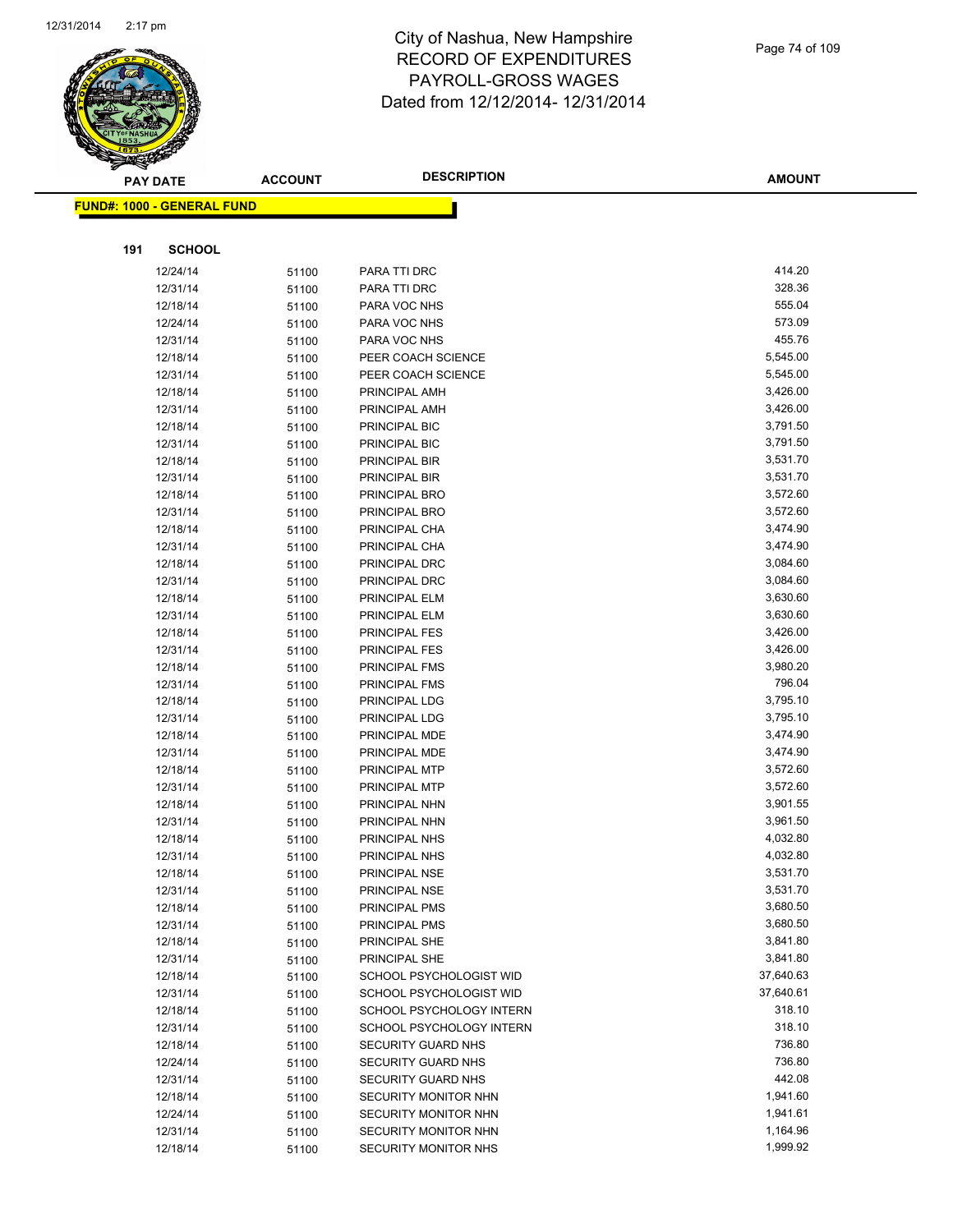# City of Nashua, New Hampshire
# RECORD OF EXPENDITURES
# PAYROLL-GROSS WAGES
# Dated from 12/12/2014- 12/31/2014

**FUND#: 1000 - GENERAL FUND**

**191 SCHOOL**

| PAY DATE | ACCOUNT | DESCRIPTION | AMOUNT |
|---|---|---|---|
| 12/24/14 | 51100 | PARA TTI DRC | 414.20 |
| 12/31/14 | 51100 | PARA TTI DRC | 328.36 |
| 12/18/14 | 51100 | PARA VOC NHS | 555.04 |
| 12/24/14 | 51100 | PARA VOC NHS | 573.09 |
| 12/31/14 | 51100 | PARA VOC NHS | 455.76 |
| 12/18/14 | 51100 | PEER COACH SCIENCE | 5,545.00 |
| 12/31/14 | 51100 | PEER COACH SCIENCE | 5,545.00 |
| 12/18/14 | 51100 | PRINCIPAL AMH | 3,426.00 |
| 12/31/14 | 51100 | PRINCIPAL AMH | 3,426.00 |
| 12/18/14 | 51100 | PRINCIPAL BIC | 3,791.50 |
| 12/31/14 | 51100 | PRINCIPAL BIC | 3,791.50 |
| 12/18/14 | 51100 | PRINCIPAL BIR | 3,531.70 |
| 12/31/14 | 51100 | PRINCIPAL BIR | 3,531.70 |
| 12/18/14 | 51100 | PRINCIPAL BRO | 3,572.60 |
| 12/31/14 | 51100 | PRINCIPAL BRO | 3,572.60 |
| 12/18/14 | 51100 | PRINCIPAL CHA | 3,474.90 |
| 12/31/14 | 51100 | PRINCIPAL CHA | 3,474.90 |
| 12/18/14 | 51100 | PRINCIPAL DRC | 3,084.60 |
| 12/31/14 | 51100 | PRINCIPAL DRC | 3,084.60 |
| 12/18/14 | 51100 | PRINCIPAL ELM | 3,630.60 |
| 12/31/14 | 51100 | PRINCIPAL ELM | 3,630.60 |
| 12/18/14 | 51100 | PRINCIPAL FES | 3,426.00 |
| 12/31/14 | 51100 | PRINCIPAL FES | 3,426.00 |
| 12/18/14 | 51100 | PRINCIPAL FMS | 3,980.20 |
| 12/31/14 | 51100 | PRINCIPAL FMS | 796.04 |
| 12/18/14 | 51100 | PRINCIPAL LDG | 3,795.10 |
| 12/31/14 | 51100 | PRINCIPAL LDG | 3,795.10 |
| 12/18/14 | 51100 | PRINCIPAL MDE | 3,474.90 |
| 12/31/14 | 51100 | PRINCIPAL MDE | 3,474.90 |
| 12/18/14 | 51100 | PRINCIPAL MTP | 3,572.60 |
| 12/31/14 | 51100 | PRINCIPAL MTP | 3,572.60 |
| 12/18/14 | 51100 | PRINCIPAL NHN | 3,901.55 |
| 12/31/14 | 51100 | PRINCIPAL NHN | 3,961.50 |
| 12/18/14 | 51100 | PRINCIPAL NHS | 4,032.80 |
| 12/31/14 | 51100 | PRINCIPAL NHS | 4,032.80 |
| 12/18/14 | 51100 | PRINCIPAL NSE | 3,531.70 |
| 12/31/14 | 51100 | PRINCIPAL NSE | 3,531.70 |
| 12/18/14 | 51100 | PRINCIPAL PMS | 3,680.50 |
| 12/31/14 | 51100 | PRINCIPAL PMS | 3,680.50 |
| 12/18/14 | 51100 | PRINCIPAL SHE | 3,841.80 |
| 12/31/14 | 51100 | PRINCIPAL SHE | 3,841.80 |
| 12/18/14 | 51100 | SCHOOL PSYCHOLOGIST WID | 37,640.63 |
| 12/31/14 | 51100 | SCHOOL PSYCHOLOGIST WID | 37,640.61 |
| 12/18/14 | 51100 | SCHOOL PSYCHOLOGY INTERN | 318.10 |
| 12/31/14 | 51100 | SCHOOL PSYCHOLOGY INTERN | 318.10 |
| 12/18/14 | 51100 | SECURITY GUARD NHS | 736.80 |
| 12/24/14 | 51100 | SECURITY GUARD NHS | 736.80 |
| 12/31/14 | 51100 | SECURITY GUARD NHS | 442.08 |
| 12/18/14 | 51100 | SECURITY MONITOR NHN | 1,941.60 |
| 12/24/14 | 51100 | SECURITY MONITOR NHN | 1,941.61 |
| 12/31/14 | 51100 | SECURITY MONITOR NHN | 1,164.96 |
| 12/18/14 | 51100 | SECURITY MONITOR NHS | 1,999.92 |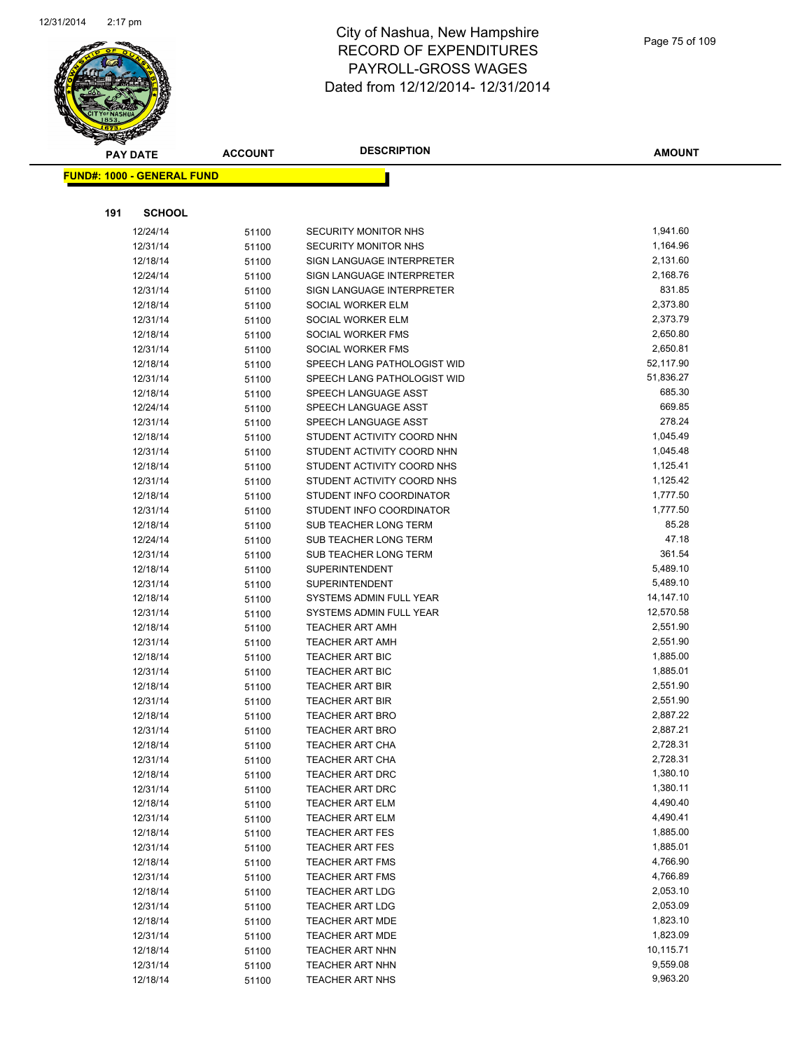# City of Nashua, New Hampshire
# RECORD OF EXPENDITURES
# PAYROLL-GROSS WAGES
# Dated from 12/12/2014- 12/31/2014

**FUND#: 1000 - GENERAL FUND**

**191 SCHOOL**

| PAY DATE | ACCOUNT | DESCRIPTION | AMOUNT |
|---|---|---|---|
| 12/24/14 | 51100 | SECURITY MONITOR NHS | 1,941.60 |
| 12/31/14 | 51100 | SECURITY MONITOR NHS | 1,164.96 |
| 12/18/14 | 51100 | SIGN LANGUAGE INTERPRETER | 2,131.60 |
| 12/24/14 | 51100 | SIGN LANGUAGE INTERPRETER | 2,168.76 |
| 12/31/14 | 51100 | SIGN LANGUAGE INTERPRETER | 831.85 |
| 12/18/14 | 51100 | SOCIAL WORKER ELM | 2,373.80 |
| 12/31/14 | 51100 | SOCIAL WORKER ELM | 2,373.79 |
| 12/18/14 | 51100 | SOCIAL WORKER FMS | 2,650.80 |
| 12/31/14 | 51100 | SOCIAL WORKER FMS | 2,650.81 |
| 12/18/14 | 51100 | SPEECH LANG PATHOLOGIST WID | 52,117.90 |
| 12/31/14 | 51100 | SPEECH LANG PATHOLOGIST WID | 51,836.27 |
| 12/18/14 | 51100 | SPEECH LANGUAGE ASST | 685.30 |
| 12/24/14 | 51100 | SPEECH LANGUAGE ASST | 669.85 |
| 12/31/14 | 51100 | SPEECH LANGUAGE ASST | 278.24 |
| 12/18/14 | 51100 | STUDENT ACTIVITY COORD NHN | 1,045.49 |
| 12/31/14 | 51100 | STUDENT ACTIVITY COORD NHN | 1,045.48 |
| 12/18/14 | 51100 | STUDENT ACTIVITY COORD NHS | 1,125.41 |
| 12/31/14 | 51100 | STUDENT ACTIVITY COORD NHS | 1,125.42 |
| 12/18/14 | 51100 | STUDENT INFO COORDINATOR | 1,777.50 |
| 12/31/14 | 51100 | STUDENT INFO COORDINATOR | 1,777.50 |
| 12/18/14 | 51100 | SUB TEACHER LONG TERM | 85.28 |
| 12/24/14 | 51100 | SUB TEACHER LONG TERM | 47.18 |
| 12/31/14 | 51100 | SUB TEACHER LONG TERM | 361.54 |
| 12/18/14 | 51100 | SUPERINTENDENT | 5,489.10 |
| 12/31/14 | 51100 | SUPERINTENDENT | 5,489.10 |
| 12/18/14 | 51100 | SYSTEMS ADMIN FULL YEAR | 14,147.10 |
| 12/31/14 | 51100 | SYSTEMS ADMIN FULL YEAR | 12,570.58 |
| 12/18/14 | 51100 | TEACHER ART AMH | 2,551.90 |
| 12/31/14 | 51100 | TEACHER ART AMH | 2,551.90 |
| 12/18/14 | 51100 | TEACHER ART BIC | 1,885.00 |
| 12/31/14 | 51100 | TEACHER ART BIC | 1,885.01 |
| 12/18/14 | 51100 | TEACHER ART BIR | 2,551.90 |
| 12/31/14 | 51100 | TEACHER ART BIR | 2,551.90 |
| 12/18/14 | 51100 | TEACHER ART BRO | 2,887.22 |
| 12/31/14 | 51100 | TEACHER ART BRO | 2,887.21 |
| 12/18/14 | 51100 | TEACHER ART CHA | 2,728.31 |
| 12/31/14 | 51100 | TEACHER ART CHA | 2,728.31 |
| 12/18/14 | 51100 | TEACHER ART DRC | 1,380.10 |
| 12/31/14 | 51100 | TEACHER ART DRC | 1,380.11 |
| 12/18/14 | 51100 | TEACHER ART ELM | 4,490.40 |
| 12/31/14 | 51100 | TEACHER ART ELM | 4,490.41 |
| 12/18/14 | 51100 | TEACHER ART FES | 1,885.00 |
| 12/31/14 | 51100 | TEACHER ART FES | 1,885.01 |
| 12/18/14 | 51100 | TEACHER ART FMS | 4,766.90 |
| 12/31/14 | 51100 | TEACHER ART FMS | 4,766.89 |
| 12/18/14 | 51100 | TEACHER ART LDG | 2,053.10 |
| 12/31/14 | 51100 | TEACHER ART LDG | 2,053.09 |
| 12/18/14 | 51100 | TEACHER ART MDE | 1,823.10 |
| 12/31/14 | 51100 | TEACHER ART MDE | 1,823.09 |
| 12/18/14 | 51100 | TEACHER ART NHN | 10,115.71 |
| 12/31/14 | 51100 | TEACHER ART NHN | 9,559.08 |
| 12/18/14 | 51100 | TEACHER ART NHS | 9,963.20 |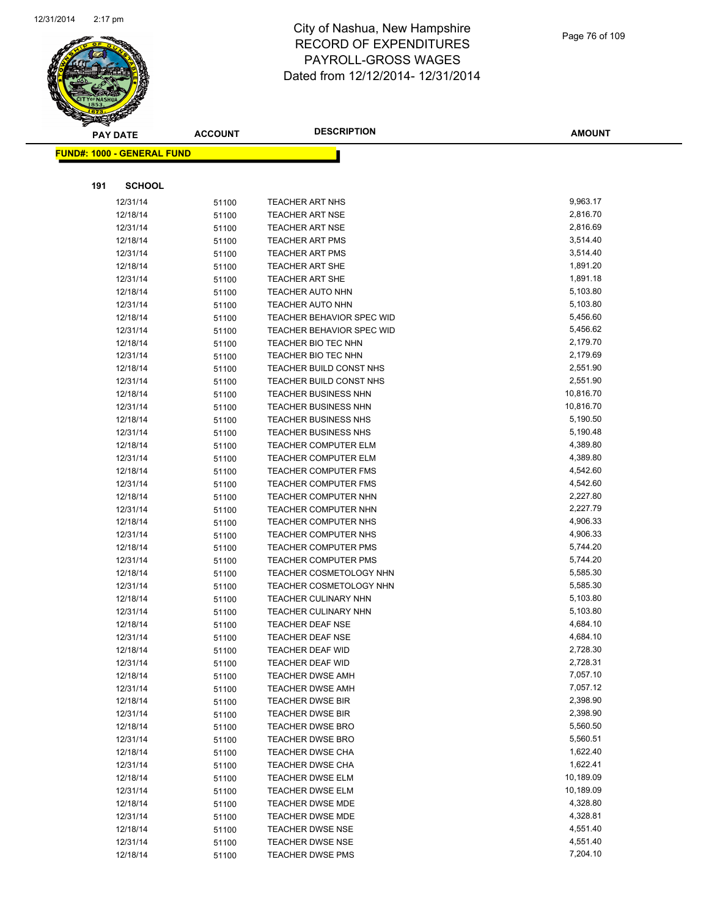# City of Nashua, New Hampshire
# RECORD OF EXPENDITURES
# PAYROLL-GROSS WAGES
# Dated from 12/12/2014- 12/31/2014

**FUND#: 1000 - GENERAL FUND**

**191 SCHOOL**

| PAY DATE | ACCOUNT | DESCRIPTION | AMOUNT |
|---|---|---|---|
| 12/31/14 | 51100 | TEACHER ART NHS | 9,963.17 |
| 12/18/14 | 51100 | TEACHER ART NSE | 2,816.70 |
| 12/31/14 | 51100 | TEACHER ART NSE | 2,816.69 |
| 12/18/14 | 51100 | TEACHER ART PMS | 3,514.40 |
| 12/31/14 | 51100 | TEACHER ART PMS | 3,514.40 |
| 12/18/14 | 51100 | TEACHER ART SHE | 1,891.20 |
| 12/31/14 | 51100 | TEACHER ART SHE | 1,891.18 |
| 12/18/14 | 51100 | TEACHER AUTO NHN | 5,103.80 |
| 12/31/14 | 51100 | TEACHER AUTO NHN | 5,103.80 |
| 12/18/14 | 51100 | TEACHER BEHAVIOR SPEC WID | 5,456.60 |
| 12/31/14 | 51100 | TEACHER BEHAVIOR SPEC WID | 5,456.62 |
| 12/18/14 | 51100 | TEACHER BIO TEC NHN | 2,179.70 |
| 12/31/14 | 51100 | TEACHER BIO TEC NHN | 2,179.69 |
| 12/18/14 | 51100 | TEACHER BUILD CONST NHS | 2,551.90 |
| 12/31/14 | 51100 | TEACHER BUILD CONST NHS | 2,551.90 |
| 12/18/14 | 51100 | TEACHER BUSINESS NHN | 10,816.70 |
| 12/31/14 | 51100 | TEACHER BUSINESS NHN | 10,816.70 |
| 12/18/14 | 51100 | TEACHER BUSINESS NHS | 5,190.50 |
| 12/31/14 | 51100 | TEACHER BUSINESS NHS | 5,190.48 |
| 12/18/14 | 51100 | TEACHER COMPUTER ELM | 4,389.80 |
| 12/31/14 | 51100 | TEACHER COMPUTER ELM | 4,389.80 |
| 12/18/14 | 51100 | TEACHER COMPUTER FMS | 4,542.60 |
| 12/31/14 | 51100 | TEACHER COMPUTER FMS | 4,542.60 |
| 12/18/14 | 51100 | TEACHER COMPUTER NHN | 2,227.80 |
| 12/31/14 | 51100 | TEACHER COMPUTER NHN | 2,227.79 |
| 12/18/14 | 51100 | TEACHER COMPUTER NHS | 4,906.33 |
| 12/31/14 | 51100 | TEACHER COMPUTER NHS | 4,906.33 |
| 12/18/14 | 51100 | TEACHER COMPUTER PMS | 5,744.20 |
| 12/31/14 | 51100 | TEACHER COMPUTER PMS | 5,744.20 |
| 12/18/14 | 51100 | TEACHER COSMETOLOGY NHN | 5,585.30 |
| 12/31/14 | 51100 | TEACHER COSMETOLOGY NHN | 5,585.30 |
| 12/18/14 | 51100 | TEACHER CULINARY NHN | 5,103.80 |
| 12/31/14 | 51100 | TEACHER CULINARY NHN | 5,103.80 |
| 12/18/14 | 51100 | TEACHER DEAF NSE | 4,684.10 |
| 12/31/14 | 51100 | TEACHER DEAF NSE | 4,684.10 |
| 12/18/14 | 51100 | TEACHER DEAF WID | 2,728.30 |
| 12/31/14 | 51100 | TEACHER DEAF WID | 2,728.31 |
| 12/18/14 | 51100 | TEACHER DWSE AMH | 7,057.10 |
| 12/31/14 | 51100 | TEACHER DWSE AMH | 7,057.12 |
| 12/18/14 | 51100 | TEACHER DWSE BIR | 2,398.90 |
| 12/31/14 | 51100 | TEACHER DWSE BIR | 2,398.90 |
| 12/18/14 | 51100 | TEACHER DWSE BRO | 5,560.50 |
| 12/31/14 | 51100 | TEACHER DWSE BRO | 5,560.51 |
| 12/18/14 | 51100 | TEACHER DWSE CHA | 1,622.40 |
| 12/31/14 | 51100 | TEACHER DWSE CHA | 1,622.41 |
| 12/18/14 | 51100 | TEACHER DWSE ELM | 10,189.09 |
| 12/31/14 | 51100 | TEACHER DWSE ELM | 10,189.09 |
| 12/18/14 | 51100 | TEACHER DWSE MDE | 4,328.80 |
| 12/31/14 | 51100 | TEACHER DWSE MDE | 4,328.81 |
| 12/18/14 | 51100 | TEACHER DWSE NSE | 4,551.40 |
| 12/31/14 | 51100 | TEACHER DWSE NSE | 4,551.40 |
| 12/18/14 | 51100 | TEACHER DWSE PMS | 7,204.10 |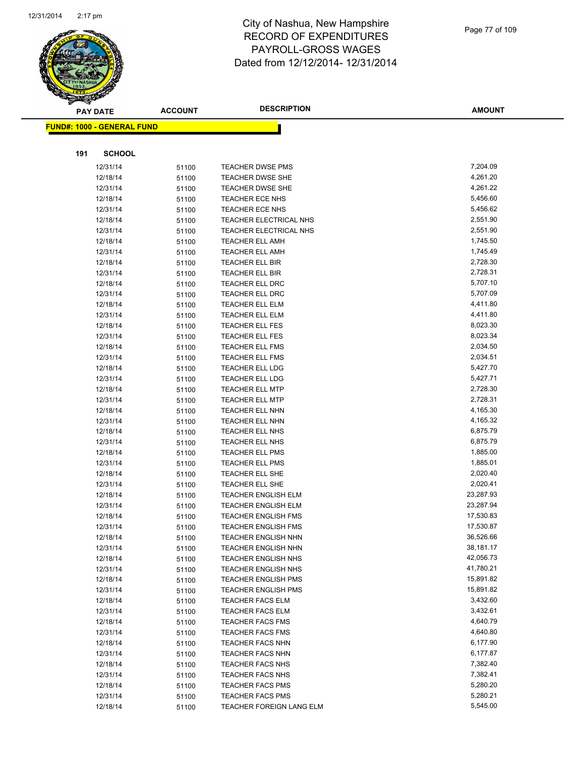# City of Nashua, New Hampshire
# RECORD OF EXPENDITURES
# PAYROLL-GROSS WAGES
# Dated from 12/12/2014- 12/31/2014

**FUND#: 1000 - GENERAL FUND**

**191 SCHOOL**

| PAY DATE | ACCOUNT | DESCRIPTION | AMOUNT |
|---|---|---|---|
| 12/31/14 | 51100 | TEACHER DWSE PMS | 7,204.09 |
| 12/18/14 | 51100 | TEACHER DWSE SHE | 4,261.20 |
| 12/31/14 | 51100 | TEACHER DWSE SHE | 4,261.22 |
| 12/18/14 | 51100 | TEACHER ECE NHS | 5,456.60 |
| 12/31/14 | 51100 | TEACHER ECE NHS | 5,456.62 |
| 12/18/14 | 51100 | TEACHER ELECTRICAL NHS | 2,551.90 |
| 12/31/14 | 51100 | TEACHER ELECTRICAL NHS | 2,551.90 |
| 12/18/14 | 51100 | TEACHER ELL AMH | 1,745.50 |
| 12/31/14 | 51100 | TEACHER ELL AMH | 1,745.49 |
| 12/18/14 | 51100 | TEACHER ELL BIR | 2,728.30 |
| 12/31/14 | 51100 | TEACHER ELL BIR | 2,728.31 |
| 12/18/14 | 51100 | TEACHER ELL DRC | 5,707.10 |
| 12/31/14 | 51100 | TEACHER ELL DRC | 5,707.09 |
| 12/18/14 | 51100 | TEACHER ELL ELM | 4,411.80 |
| 12/31/14 | 51100 | TEACHER ELL ELM | 4,411.80 |
| 12/18/14 | 51100 | TEACHER ELL FES | 8,023.30 |
| 12/31/14 | 51100 | TEACHER ELL FES | 8,023.34 |
| 12/18/14 | 51100 | TEACHER ELL FMS | 2,034.50 |
| 12/31/14 | 51100 | TEACHER ELL FMS | 2,034.51 |
| 12/18/14 | 51100 | TEACHER ELL LDG | 5,427.70 |
| 12/31/14 | 51100 | TEACHER ELL LDG | 5,427.71 |
| 12/18/14 | 51100 | TEACHER ELL MTP | 2,728.30 |
| 12/31/14 | 51100 | TEACHER ELL MTP | 2,728.31 |
| 12/18/14 | 51100 | TEACHER ELL NHN | 4,165.30 |
| 12/31/14 | 51100 | TEACHER ELL NHN | 4,165.32 |
| 12/18/14 | 51100 | TEACHER ELL NHS | 6,875.79 |
| 12/31/14 | 51100 | TEACHER ELL NHS | 6,875.79 |
| 12/18/14 | 51100 | TEACHER ELL PMS | 1,885.00 |
| 12/31/14 | 51100 | TEACHER ELL PMS | 1,885.01 |
| 12/18/14 | 51100 | TEACHER ELL SHE | 2,020.40 |
| 12/31/14 | 51100 | TEACHER ELL SHE | 2,020.41 |
| 12/18/14 | 51100 | TEACHER ENGLISH ELM | 23,287.93 |
| 12/31/14 | 51100 | TEACHER ENGLISH ELM | 23,287.94 |
| 12/18/14 | 51100 | TEACHER ENGLISH FMS | 17,530.83 |
| 12/31/14 | 51100 | TEACHER ENGLISH FMS | 17,530.87 |
| 12/18/14 | 51100 | TEACHER ENGLISH NHN | 36,526.66 |
| 12/31/14 | 51100 | TEACHER ENGLISH NHN | 38,181.17 |
| 12/18/14 | 51100 | TEACHER ENGLISH NHS | 42,056.73 |
| 12/31/14 | 51100 | TEACHER ENGLISH NHS | 41,780.21 |
| 12/18/14 | 51100 | TEACHER ENGLISH PMS | 15,891.82 |
| 12/31/14 | 51100 | TEACHER ENGLISH PMS | 15,891.82 |
| 12/18/14 | 51100 | TEACHER FACS ELM | 3,432.60 |
| 12/31/14 | 51100 | TEACHER FACS ELM | 3,432.61 |
| 12/18/14 | 51100 | TEACHER FACS FMS | 4,640.79 |
| 12/31/14 | 51100 | TEACHER FACS FMS | 4,640.80 |
| 12/18/14 | 51100 | TEACHER FACS NHN | 6,177.90 |
| 12/31/14 | 51100 | TEACHER FACS NHN | 6,177.87 |
| 12/18/14 | 51100 | TEACHER FACS NHS | 7,382.40 |
| 12/31/14 | 51100 | TEACHER FACS NHS | 7,382.41 |
| 12/18/14 | 51100 | TEACHER FACS PMS | 5,280.20 |
| 12/31/14 | 51100 | TEACHER FACS PMS | 5,280.21 |
| 12/18/14 | 51100 | TEACHER FOREIGN LANG ELM | 5,545.00 |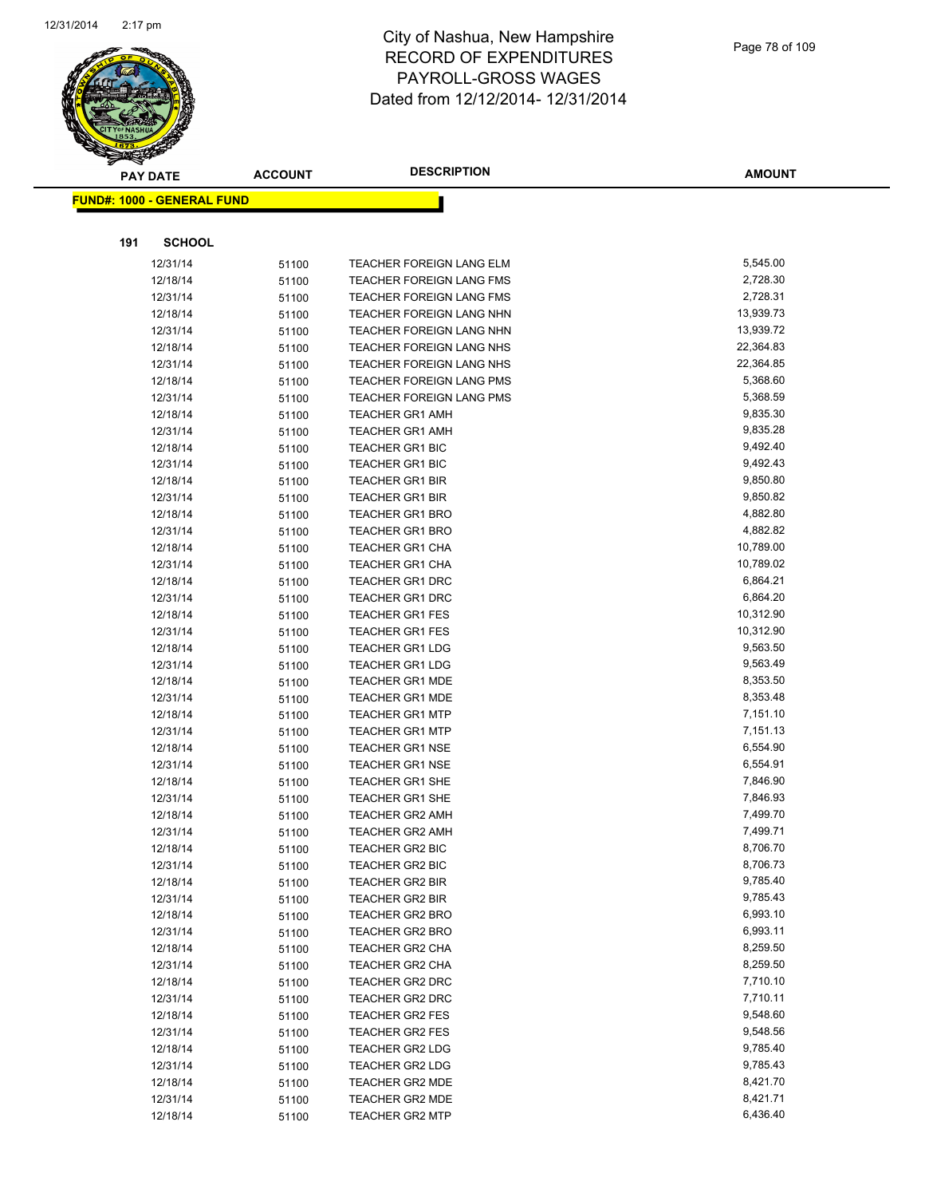# City of Nashua, New Hampshire
# RECORD OF EXPENDITURES
# PAYROLL-GROSS WAGES
# Dated from 12/12/2014- 12/31/2014

**FUND#: 1000 - GENERAL FUND**

**191 SCHOOL**

| PAY DATE | ACCOUNT | DESCRIPTION | AMOUNT |
|---|---|---|---|
| 12/31/14 | 51100 | TEACHER FOREIGN LANG ELM | 5,545.00 |
| 12/18/14 | 51100 | TEACHER FOREIGN LANG FMS | 2,728.30 |
| 12/31/14 | 51100 | TEACHER FOREIGN LANG FMS | 2,728.31 |
| 12/18/14 | 51100 | TEACHER FOREIGN LANG NHN | 13,939.73 |
| 12/31/14 | 51100 | TEACHER FOREIGN LANG NHN | 13,939.72 |
| 12/18/14 | 51100 | TEACHER FOREIGN LANG NHS | 22,364.83 |
| 12/31/14 | 51100 | TEACHER FOREIGN LANG NHS | 22,364.85 |
| 12/18/14 | 51100 | TEACHER FOREIGN LANG PMS | 5,368.60 |
| 12/31/14 | 51100 | TEACHER FOREIGN LANG PMS | 5,368.59 |
| 12/18/14 | 51100 | TEACHER GR1 AMH | 9,835.30 |
| 12/31/14 | 51100 | TEACHER GR1 AMH | 9,835.28 |
| 12/18/14 | 51100 | TEACHER GR1 BIC | 9,492.40 |
| 12/31/14 | 51100 | TEACHER GR1 BIC | 9,492.43 |
| 12/18/14 | 51100 | TEACHER GR1 BIR | 9,850.80 |
| 12/31/14 | 51100 | TEACHER GR1 BIR | 9,850.82 |
| 12/18/14 | 51100 | TEACHER GR1 BRO | 4,882.80 |
| 12/31/14 | 51100 | TEACHER GR1 BRO | 4,882.82 |
| 12/18/14 | 51100 | TEACHER GR1 CHA | 10,789.00 |
| 12/31/14 | 51100 | TEACHER GR1 CHA | 10,789.02 |
| 12/18/14 | 51100 | TEACHER GR1 DRC | 6,864.21 |
| 12/31/14 | 51100 | TEACHER GR1 DRC | 6,864.20 |
| 12/18/14 | 51100 | TEACHER GR1 FES | 10,312.90 |
| 12/31/14 | 51100 | TEACHER GR1 FES | 10,312.90 |
| 12/18/14 | 51100 | TEACHER GR1 LDG | 9,563.50 |
| 12/31/14 | 51100 | TEACHER GR1 LDG | 9,563.49 |
| 12/18/14 | 51100 | TEACHER GR1 MDE | 8,353.50 |
| 12/31/14 | 51100 | TEACHER GR1 MDE | 8,353.48 |
| 12/18/14 | 51100 | TEACHER GR1 MTP | 7,151.10 |
| 12/31/14 | 51100 | TEACHER GR1 MTP | 7,151.13 |
| 12/18/14 | 51100 | TEACHER GR1 NSE | 6,554.90 |
| 12/31/14 | 51100 | TEACHER GR1 NSE | 6,554.91 |
| 12/18/14 | 51100 | TEACHER GR1 SHE | 7,846.90 |
| 12/31/14 | 51100 | TEACHER GR1 SHE | 7,846.93 |
| 12/18/14 | 51100 | TEACHER GR2 AMH | 7,499.70 |
| 12/31/14 | 51100 | TEACHER GR2 AMH | 7,499.71 |
| 12/18/14 | 51100 | TEACHER GR2 BIC | 8,706.70 |
| 12/31/14 | 51100 | TEACHER GR2 BIC | 8,706.73 |
| 12/18/14 | 51100 | TEACHER GR2 BIR | 9,785.40 |
| 12/31/14 | 51100 | TEACHER GR2 BIR | 9,785.43 |
| 12/18/14 | 51100 | TEACHER GR2 BRO | 6,993.10 |
| 12/31/14 | 51100 | TEACHER GR2 BRO | 6,993.11 |
| 12/18/14 | 51100 | TEACHER GR2 CHA | 8,259.50 |
| 12/31/14 | 51100 | TEACHER GR2 CHA | 8,259.50 |
| 12/18/14 | 51100 | TEACHER GR2 DRC | 7,710.10 |
| 12/31/14 | 51100 | TEACHER GR2 DRC | 7,710.11 |
| 12/18/14 | 51100 | TEACHER GR2 FES | 9,548.60 |
| 12/31/14 | 51100 | TEACHER GR2 FES | 9,548.56 |
| 12/18/14 | 51100 | TEACHER GR2 LDG | 9,785.40 |
| 12/31/14 | 51100 | TEACHER GR2 LDG | 9,785.43 |
| 12/18/14 | 51100 | TEACHER GR2 MDE | 8,421.70 |
| 12/31/14 | 51100 | TEACHER GR2 MDE | 8,421.71 |
| 12/18/14 | 51100 | TEACHER GR2 MTP | 6,436.40 |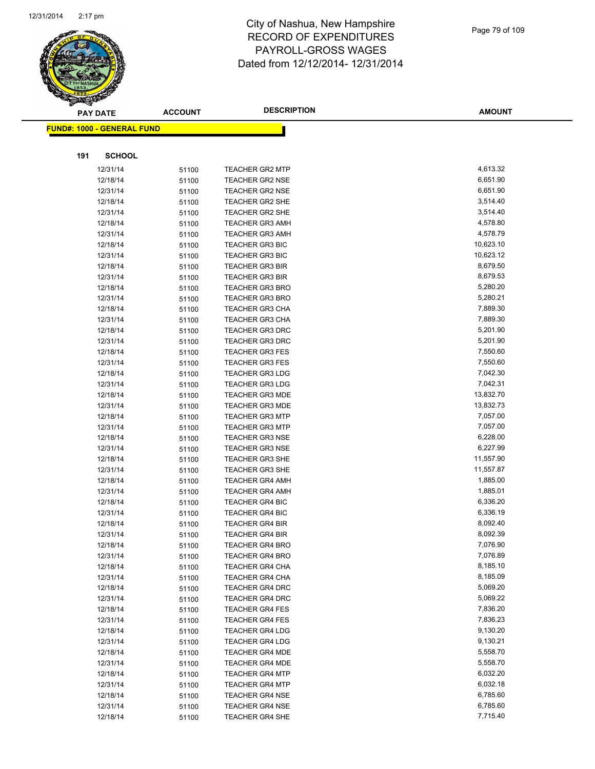# City of Nashua, New Hampshire
## RECORD OF EXPENDITURES
## PAYROLL-GROSS WAGES
## Dated from 12/12/2014- 12/31/2014

**FUND#: 1000 - GENERAL FUND**

**191 SCHOOL**

| PAY DATE | ACCOUNT | DESCRIPTION | AMOUNT |
|---|---|---|---|
| 12/31/14 | 51100 | TEACHER GR2 MTP | 4,613.32 |
| 12/18/14 | 51100 | TEACHER GR2 NSE | 6,651.90 |
| 12/31/14 | 51100 | TEACHER GR2 NSE | 6,651.90 |
| 12/18/14 | 51100 | TEACHER GR2 SHE | 3,514.40 |
| 12/31/14 | 51100 | TEACHER GR2 SHE | 3,514.40 |
| 12/18/14 | 51100 | TEACHER GR3 AMH | 4,578.80 |
| 12/31/14 | 51100 | TEACHER GR3 AMH | 4,578.79 |
| 12/18/14 | 51100 | TEACHER GR3 BIC | 10,623.10 |
| 12/31/14 | 51100 | TEACHER GR3 BIC | 10,623.12 |
| 12/18/14 | 51100 | TEACHER GR3 BIR | 8,679.50 |
| 12/31/14 | 51100 | TEACHER GR3 BIR | 8,679.53 |
| 12/18/14 | 51100 | TEACHER GR3 BRO | 5,280.20 |
| 12/31/14 | 51100 | TEACHER GR3 BRO | 5,280.21 |
| 12/18/14 | 51100 | TEACHER GR3 CHA | 7,889.30 |
| 12/31/14 | 51100 | TEACHER GR3 CHA | 7,889.30 |
| 12/18/14 | 51100 | TEACHER GR3 DRC | 5,201.90 |
| 12/31/14 | 51100 | TEACHER GR3 DRC | 5,201.90 |
| 12/18/14 | 51100 | TEACHER GR3 FES | 7,550.60 |
| 12/31/14 | 51100 | TEACHER GR3 FES | 7,550.60 |
| 12/18/14 | 51100 | TEACHER GR3 LDG | 7,042.30 |
| 12/31/14 | 51100 | TEACHER GR3 LDG | 7,042.31 |
| 12/18/14 | 51100 | TEACHER GR3 MDE | 13,832.70 |
| 12/31/14 | 51100 | TEACHER GR3 MDE | 13,832.73 |
| 12/18/14 | 51100 | TEACHER GR3 MTP | 7,057.00 |
| 12/31/14 | 51100 | TEACHER GR3 MTP | 7,057.00 |
| 12/18/14 | 51100 | TEACHER GR3 NSE | 6,228.00 |
| 12/31/14 | 51100 | TEACHER GR3 NSE | 6,227.99 |
| 12/18/14 | 51100 | TEACHER GR3 SHE | 11,557.90 |
| 12/31/14 | 51100 | TEACHER GR3 SHE | 11,557.87 |
| 12/18/14 | 51100 | TEACHER GR4 AMH | 1,885.00 |
| 12/31/14 | 51100 | TEACHER GR4 AMH | 1,885.01 |
| 12/18/14 | 51100 | TEACHER GR4 BIC | 6,336.20 |
| 12/31/14 | 51100 | TEACHER GR4 BIC | 6,336.19 |
| 12/18/14 | 51100 | TEACHER GR4 BIR | 8,092.40 |
| 12/31/14 | 51100 | TEACHER GR4 BIR | 8,092.39 |
| 12/18/14 | 51100 | TEACHER GR4 BRO | 7,076.90 |
| 12/31/14 | 51100 | TEACHER GR4 BRO | 7,076.89 |
| 12/18/14 | 51100 | TEACHER GR4 CHA | 8,185.10 |
| 12/31/14 | 51100 | TEACHER GR4 CHA | 8,185.09 |
| 12/18/14 | 51100 | TEACHER GR4 DRC | 5,069.20 |
| 12/31/14 | 51100 | TEACHER GR4 DRC | 5,069.22 |
| 12/18/14 | 51100 | TEACHER GR4 FES | 7,836.20 |
| 12/31/14 | 51100 | TEACHER GR4 FES | 7,836.23 |
| 12/18/14 | 51100 | TEACHER GR4 LDG | 9,130.20 |
| 12/31/14 | 51100 | TEACHER GR4 LDG | 9,130.21 |
| 12/18/14 | 51100 | TEACHER GR4 MDE | 5,558.70 |
| 12/31/14 | 51100 | TEACHER GR4 MDE | 5,558.70 |
| 12/18/14 | 51100 | TEACHER GR4 MTP | 6,032.20 |
| 12/31/14 | 51100 | TEACHER GR4 MTP | 6,032.18 |
| 12/18/14 | 51100 | TEACHER GR4 NSE | 6,785.60 |
| 12/31/14 | 51100 | TEACHER GR4 NSE | 6,785.60 |
| 12/18/14 | 51100 | TEACHER GR4 SHE | 7,715.40 |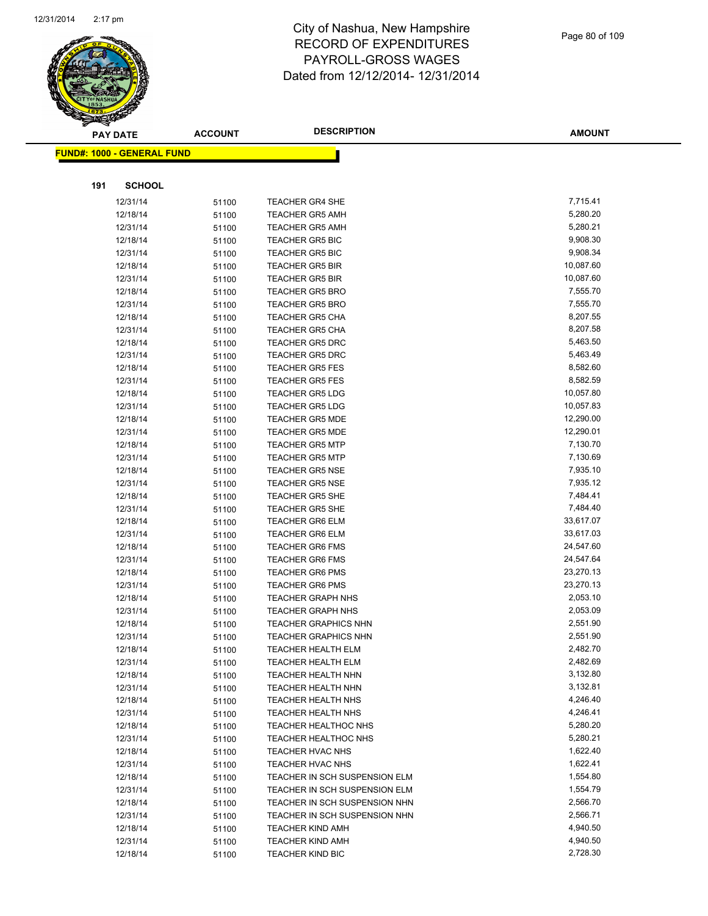# City of Nashua, New Hampshire
# RECORD OF EXPENDITURES
# PAYROLL-GROSS WAGES
# Dated from 12/12/2014- 12/31/2014

**FUND#: 1000 - GENERAL FUND**

**191 SCHOOL**

| PAY DATE | ACCOUNT | DESCRIPTION | AMOUNT |
|---|---|---|---|
| 12/31/14 | 51100 | TEACHER GR4 SHE | 7,715.41 |
| 12/18/14 | 51100 | TEACHER GR5 AMH | 5,280.20 |
| 12/31/14 | 51100 | TEACHER GR5 AMH | 5,280.21 |
| 12/18/14 | 51100 | TEACHER GR5 BIC | 9,908.30 |
| 12/31/14 | 51100 | TEACHER GR5 BIC | 9,908.34 |
| 12/18/14 | 51100 | TEACHER GR5 BIR | 10,087.60 |
| 12/31/14 | 51100 | TEACHER GR5 BIR | 10,087.60 |
| 12/18/14 | 51100 | TEACHER GR5 BRO | 7,555.70 |
| 12/31/14 | 51100 | TEACHER GR5 BRO | 7,555.70 |
| 12/18/14 | 51100 | TEACHER GR5 CHA | 8,207.55 |
| 12/31/14 | 51100 | TEACHER GR5 CHA | 8,207.58 |
| 12/18/14 | 51100 | TEACHER GR5 DRC | 5,463.50 |
| 12/31/14 | 51100 | TEACHER GR5 DRC | 5,463.49 |
| 12/18/14 | 51100 | TEACHER GR5 FES | 8,582.60 |
| 12/31/14 | 51100 | TEACHER GR5 FES | 8,582.59 |
| 12/18/14 | 51100 | TEACHER GR5 LDG | 10,057.80 |
| 12/31/14 | 51100 | TEACHER GR5 LDG | 10,057.83 |
| 12/18/14 | 51100 | TEACHER GR5 MDE | 12,290.00 |
| 12/31/14 | 51100 | TEACHER GR5 MDE | 12,290.01 |
| 12/18/14 | 51100 | TEACHER GR5 MTP | 7,130.70 |
| 12/31/14 | 51100 | TEACHER GR5 MTP | 7,130.69 |
| 12/18/14 | 51100 | TEACHER GR5 NSE | 7,935.10 |
| 12/31/14 | 51100 | TEACHER GR5 NSE | 7,935.12 |
| 12/18/14 | 51100 | TEACHER GR5 SHE | 7,484.41 |
| 12/31/14 | 51100 | TEACHER GR5 SHE | 7,484.40 |
| 12/18/14 | 51100 | TEACHER GR6 ELM | 33,617.07 |
| 12/31/14 | 51100 | TEACHER GR6 ELM | 33,617.03 |
| 12/18/14 | 51100 | TEACHER GR6 FMS | 24,547.60 |
| 12/31/14 | 51100 | TEACHER GR6 FMS | 24,547.64 |
| 12/18/14 | 51100 | TEACHER GR6 PMS | 23,270.13 |
| 12/31/14 | 51100 | TEACHER GR6 PMS | 23,270.13 |
| 12/18/14 | 51100 | TEACHER GRAPH NHS | 2,053.10 |
| 12/31/14 | 51100 | TEACHER GRAPH NHS | 2,053.09 |
| 12/18/14 | 51100 | TEACHER GRAPHICS NHN | 2,551.90 |
| 12/31/14 | 51100 | TEACHER GRAPHICS NHN | 2,551.90 |
| 12/18/14 | 51100 | TEACHER HEALTH ELM | 2,482.70 |
| 12/31/14 | 51100 | TEACHER HEALTH ELM | 2,482.69 |
| 12/18/14 | 51100 | TEACHER HEALTH NHN | 3,132.80 |
| 12/31/14 | 51100 | TEACHER HEALTH NHN | 3,132.81 |
| 12/18/14 | 51100 | TEACHER HEALTH NHS | 4,246.40 |
| 12/31/14 | 51100 | TEACHER HEALTH NHS | 4,246.41 |
| 12/18/14 | 51100 | TEACHER HEALTHOC NHS | 5,280.20 |
| 12/31/14 | 51100 | TEACHER HEALTHOC NHS | 5,280.21 |
| 12/18/14 | 51100 | TEACHER HVAC NHS | 1,622.40 |
| 12/31/14 | 51100 | TEACHER HVAC NHS | 1,622.41 |
| 12/18/14 | 51100 | TEACHER IN SCH SUSPENSION ELM | 1,554.80 |
| 12/31/14 | 51100 | TEACHER IN SCH SUSPENSION ELM | 1,554.79 |
| 12/18/14 | 51100 | TEACHER IN SCH SUSPENSION NHN | 2,566.70 |
| 12/31/14 | 51100 | TEACHER IN SCH SUSPENSION NHN | 2,566.71 |
| 12/18/14 | 51100 | TEACHER KIND AMH | 4,940.50 |
| 12/31/14 | 51100 | TEACHER KIND AMH | 4,940.50 |
| 12/18/14 | 51100 | TEACHER KIND BIC | 2,728.30 |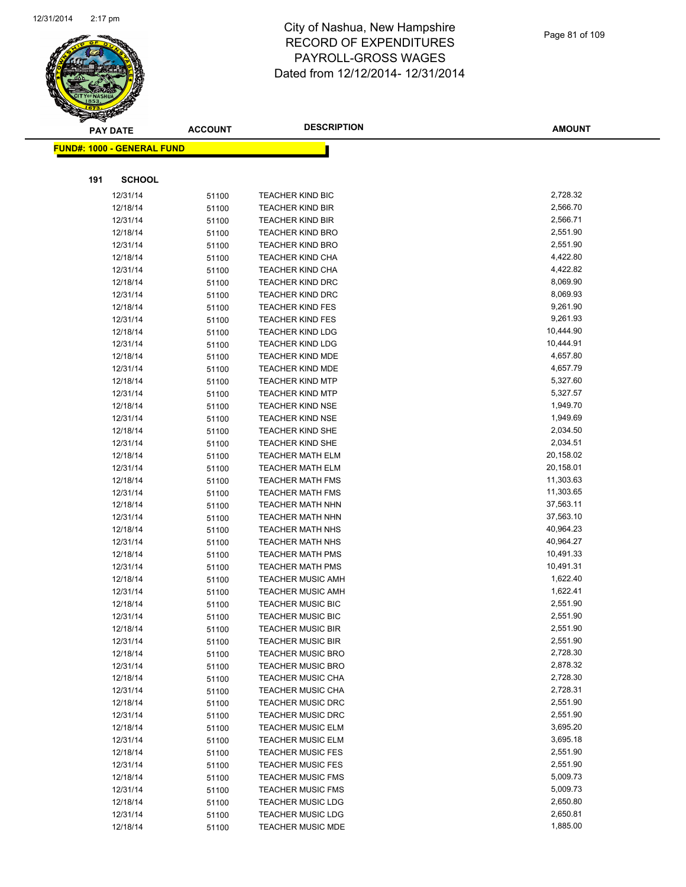# City of Nashua, New Hampshire
# RECORD OF EXPENDITURES
# PAYROLL-GROSS WAGES
# Dated from 12/12/2014- 12/31/2014

**FUND#: 1000 - GENERAL FUND**

**191 SCHOOL**

| PAY DATE | ACCOUNT | DESCRIPTION | AMOUNT |
|---|---|---|---|
| 12/31/14 | 51100 | TEACHER KIND BIC | 2,728.32 |
| 12/18/14 | 51100 | TEACHER KIND BIR | 2,566.70 |
| 12/31/14 | 51100 | TEACHER KIND BIR | 2,566.71 |
| 12/18/14 | 51100 | TEACHER KIND BRO | 2,551.90 |
| 12/31/14 | 51100 | TEACHER KIND BRO | 2,551.90 |
| 12/18/14 | 51100 | TEACHER KIND CHA | 4,422.80 |
| 12/31/14 | 51100 | TEACHER KIND CHA | 4,422.82 |
| 12/18/14 | 51100 | TEACHER KIND DRC | 8,069.90 |
| 12/31/14 | 51100 | TEACHER KIND DRC | 8,069.93 |
| 12/18/14 | 51100 | TEACHER KIND FES | 9,261.90 |
| 12/31/14 | 51100 | TEACHER KIND FES | 9,261.93 |
| 12/18/14 | 51100 | TEACHER KIND LDG | 10,444.90 |
| 12/31/14 | 51100 | TEACHER KIND LDG | 10,444.91 |
| 12/18/14 | 51100 | TEACHER KIND MDE | 4,657.80 |
| 12/31/14 | 51100 | TEACHER KIND MDE | 4,657.79 |
| 12/18/14 | 51100 | TEACHER KIND MTP | 5,327.60 |
| 12/31/14 | 51100 | TEACHER KIND MTP | 5,327.57 |
| 12/18/14 | 51100 | TEACHER KIND NSE | 1,949.70 |
| 12/31/14 | 51100 | TEACHER KIND NSE | 1,949.69 |
| 12/18/14 | 51100 | TEACHER KIND SHE | 2,034.50 |
| 12/31/14 | 51100 | TEACHER KIND SHE | 2,034.51 |
| 12/18/14 | 51100 | TEACHER MATH ELM | 20,158.02 |
| 12/31/14 | 51100 | TEACHER MATH ELM | 20,158.01 |
| 12/18/14 | 51100 | TEACHER MATH FMS | 11,303.63 |
| 12/31/14 | 51100 | TEACHER MATH FMS | 11,303.65 |
| 12/18/14 | 51100 | TEACHER MATH NHN | 37,563.11 |
| 12/31/14 | 51100 | TEACHER MATH NHN | 37,563.10 |
| 12/18/14 | 51100 | TEACHER MATH NHS | 40,964.23 |
| 12/31/14 | 51100 | TEACHER MATH NHS | 40,964.27 |
| 12/18/14 | 51100 | TEACHER MATH PMS | 10,491.33 |
| 12/31/14 | 51100 | TEACHER MATH PMS | 10,491.31 |
| 12/18/14 | 51100 | TEACHER MUSIC AMH | 1,622.40 |
| 12/31/14 | 51100 | TEACHER MUSIC AMH | 1,622.41 |
| 12/18/14 | 51100 | TEACHER MUSIC BIC | 2,551.90 |
| 12/31/14 | 51100 | TEACHER MUSIC BIC | 2,551.90 |
| 12/18/14 | 51100 | TEACHER MUSIC BIR | 2,551.90 |
| 12/31/14 | 51100 | TEACHER MUSIC BIR | 2,551.90 |
| 12/18/14 | 51100 | TEACHER MUSIC BRO | 2,728.30 |
| 12/31/14 | 51100 | TEACHER MUSIC BRO | 2,878.32 |
| 12/18/14 | 51100 | TEACHER MUSIC CHA | 2,728.30 |
| 12/31/14 | 51100 | TEACHER MUSIC CHA | 2,728.31 |
| 12/18/14 | 51100 | TEACHER MUSIC DRC | 2,551.90 |
| 12/31/14 | 51100 | TEACHER MUSIC DRC | 2,551.90 |
| 12/18/14 | 51100 | TEACHER MUSIC ELM | 3,695.20 |
| 12/31/14 | 51100 | TEACHER MUSIC ELM | 3,695.18 |
| 12/18/14 | 51100 | TEACHER MUSIC FES | 2,551.90 |
| 12/31/14 | 51100 | TEACHER MUSIC FES | 2,551.90 |
| 12/18/14 | 51100 | TEACHER MUSIC FMS | 5,009.73 |
| 12/31/14 | 51100 | TEACHER MUSIC FMS | 5,009.73 |
| 12/18/14 | 51100 | TEACHER MUSIC LDG | 2,650.80 |
| 12/31/14 | 51100 | TEACHER MUSIC LDG | 2,650.81 |
| 12/18/14 | 51100 | TEACHER MUSIC MDE | 1,885.00 |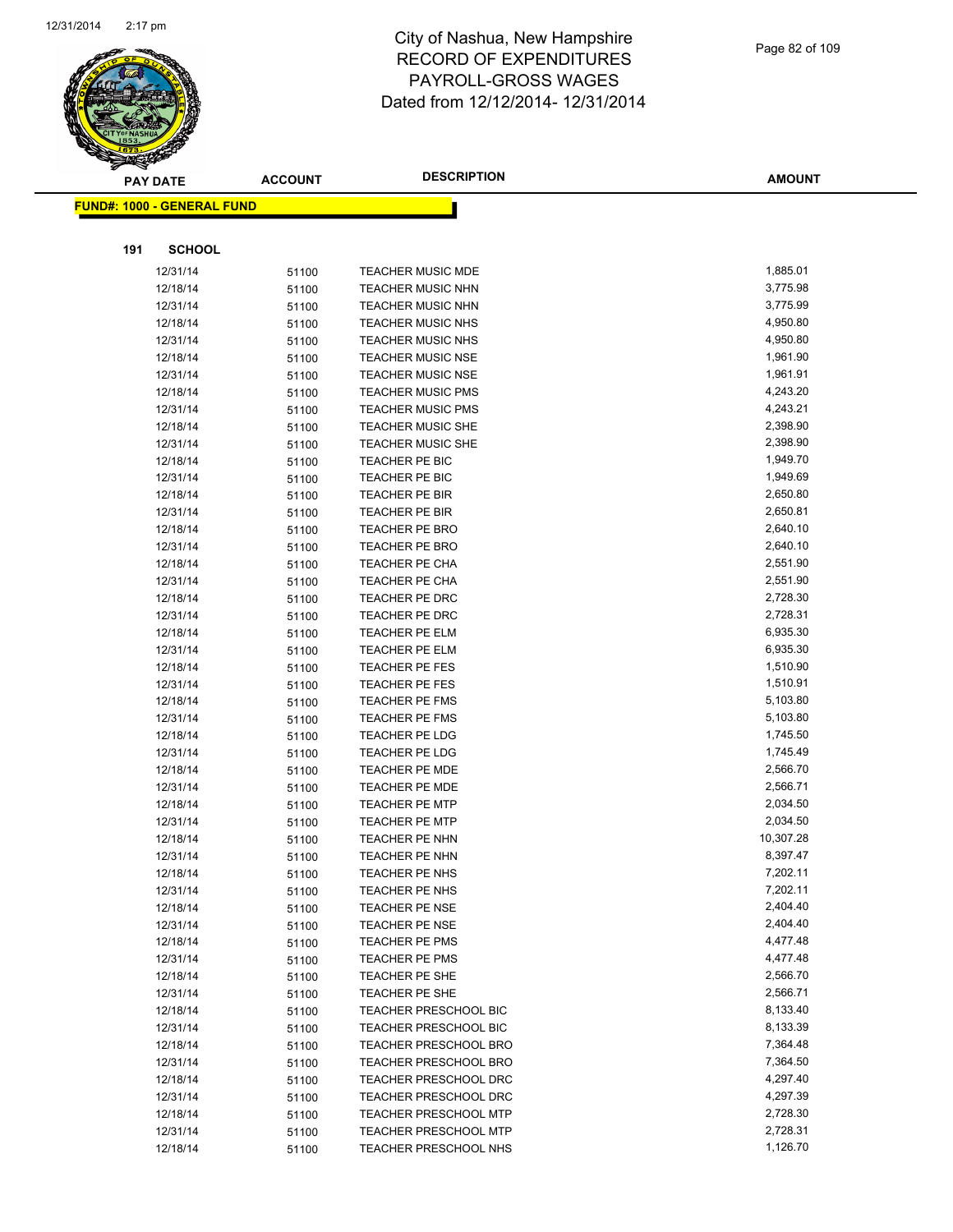# City of Nashua, New Hampshire
# RECORD OF EXPENDITURES
# PAYROLL-GROSS WAGES
# Dated from 12/12/2014- 12/31/2014

**FUND#: 1000 - GENERAL FUND**

**191 SCHOOL**

| PAY DATE | ACCOUNT | DESCRIPTION | AMOUNT |
|---|---|---|---|
| 12/31/14 | 51100 | TEACHER MUSIC MDE | 1,885.01 |
| 12/18/14 | 51100 | TEACHER MUSIC NHN | 3,775.98 |
| 12/31/14 | 51100 | TEACHER MUSIC NHN | 3,775.99 |
| 12/18/14 | 51100 | TEACHER MUSIC NHS | 4,950.80 |
| 12/31/14 | 51100 | TEACHER MUSIC NHS | 4,950.80 |
| 12/18/14 | 51100 | TEACHER MUSIC NSE | 1,961.90 |
| 12/31/14 | 51100 | TEACHER MUSIC NSE | 1,961.91 |
| 12/18/14 | 51100 | TEACHER MUSIC PMS | 4,243.20 |
| 12/31/14 | 51100 | TEACHER MUSIC PMS | 4,243.21 |
| 12/18/14 | 51100 | TEACHER MUSIC SHE | 2,398.90 |
| 12/31/14 | 51100 | TEACHER MUSIC SHE | 2,398.90 |
| 12/18/14 | 51100 | TEACHER PE BIC | 1,949.70 |
| 12/31/14 | 51100 | TEACHER PE BIC | 1,949.69 |
| 12/18/14 | 51100 | TEACHER PE BIR | 2,650.80 |
| 12/31/14 | 51100 | TEACHER PE BIR | 2,650.81 |
| 12/18/14 | 51100 | TEACHER PE BRO | 2,640.10 |
| 12/31/14 | 51100 | TEACHER PE BRO | 2,640.10 |
| 12/18/14 | 51100 | TEACHER PE CHA | 2,551.90 |
| 12/31/14 | 51100 | TEACHER PE CHA | 2,551.90 |
| 12/18/14 | 51100 | TEACHER PE DRC | 2,728.30 |
| 12/31/14 | 51100 | TEACHER PE DRC | 2,728.31 |
| 12/18/14 | 51100 | TEACHER PE ELM | 6,935.30 |
| 12/31/14 | 51100 | TEACHER PE ELM | 6,935.30 |
| 12/18/14 | 51100 | TEACHER PE FES | 1,510.90 |
| 12/31/14 | 51100 | TEACHER PE FES | 1,510.91 |
| 12/18/14 | 51100 | TEACHER PE FMS | 5,103.80 |
| 12/31/14 | 51100 | TEACHER PE FMS | 5,103.80 |
| 12/18/14 | 51100 | TEACHER PE LDG | 1,745.50 |
| 12/31/14 | 51100 | TEACHER PE LDG | 1,745.49 |
| 12/18/14 | 51100 | TEACHER PE MDE | 2,566.70 |
| 12/31/14 | 51100 | TEACHER PE MDE | 2,566.71 |
| 12/18/14 | 51100 | TEACHER PE MTP | 2,034.50 |
| 12/31/14 | 51100 | TEACHER PE MTP | 2,034.50 |
| 12/18/14 | 51100 | TEACHER PE NHN | 10,307.28 |
| 12/31/14 | 51100 | TEACHER PE NHN | 8,397.47 |
| 12/18/14 | 51100 | TEACHER PE NHS | 7,202.11 |
| 12/31/14 | 51100 | TEACHER PE NHS | 7,202.11 |
| 12/18/14 | 51100 | TEACHER PE NSE | 2,404.40 |
| 12/31/14 | 51100 | TEACHER PE NSE | 2,404.40 |
| 12/18/14 | 51100 | TEACHER PE PMS | 4,477.48 |
| 12/31/14 | 51100 | TEACHER PE PMS | 4,477.48 |
| 12/18/14 | 51100 | TEACHER PE SHE | 2,566.70 |
| 12/31/14 | 51100 | TEACHER PE SHE | 2,566.71 |
| 12/18/14 | 51100 | TEACHER PRESCHOOL BIC | 8,133.40 |
| 12/31/14 | 51100 | TEACHER PRESCHOOL BIC | 8,133.39 |
| 12/18/14 | 51100 | TEACHER PRESCHOOL BRO | 7,364.48 |
| 12/31/14 | 51100 | TEACHER PRESCHOOL BRO | 7,364.50 |
| 12/18/14 | 51100 | TEACHER PRESCHOOL DRC | 4,297.40 |
| 12/31/14 | 51100 | TEACHER PRESCHOOL DRC | 4,297.39 |
| 12/18/14 | 51100 | TEACHER PRESCHOOL MTP | 2,728.30 |
| 12/31/14 | 51100 | TEACHER PRESCHOOL MTP | 2,728.31 |
| 12/18/14 | 51100 | TEACHER PRESCHOOL NHS | 1,126.70 |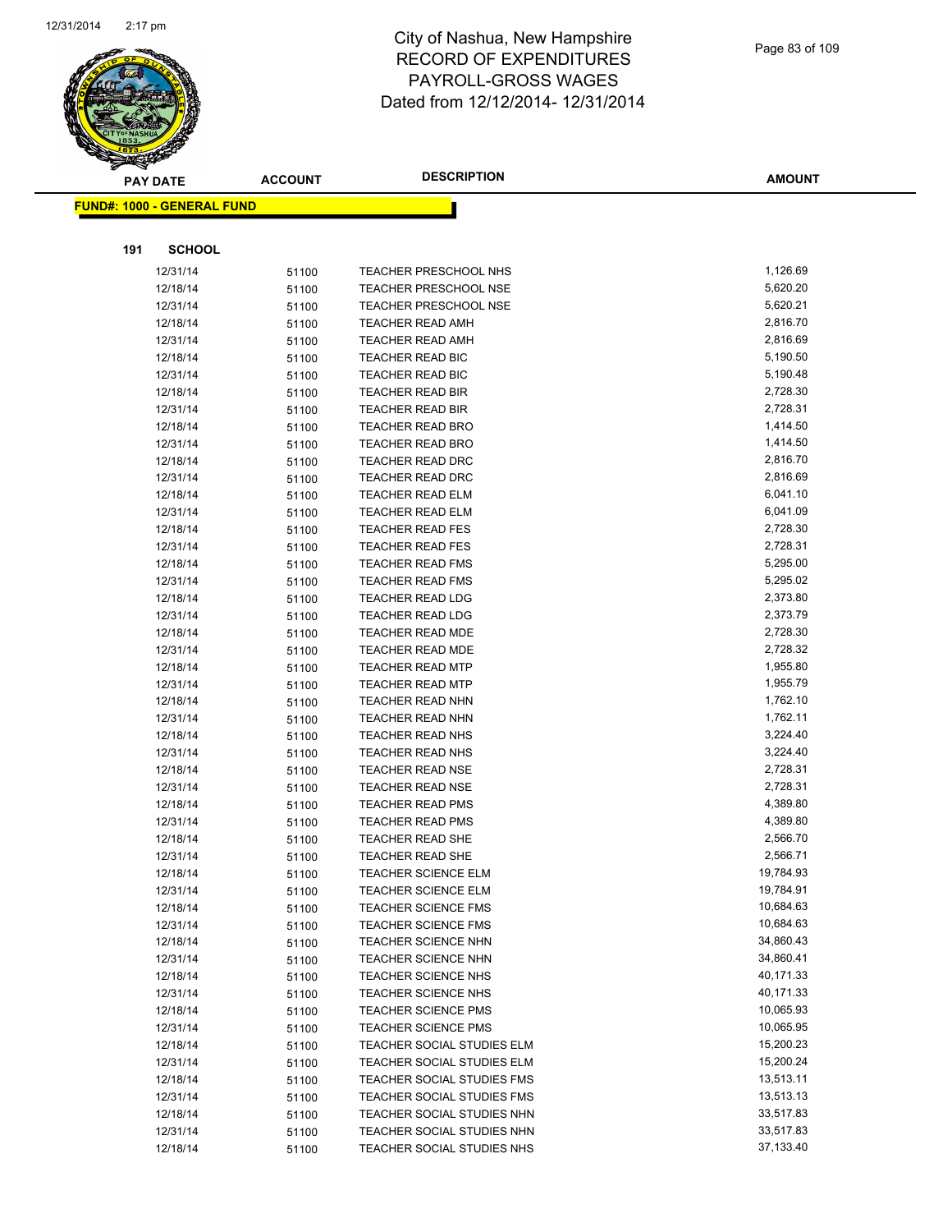# City of Nashua, New Hampshire
# RECORD OF EXPENDITURES
# PAYROLL-GROSS WAGES
# Dated from 12/12/2014- 12/31/2014

**FUND#: 1000 - GENERAL FUND**

**191 SCHOOL**

| PAY DATE | ACCOUNT | DESCRIPTION | AMOUNT |
|---|---|---|---|
| 12/31/14 | 51100 | TEACHER PRESCHOOL NHS | 1,126.69 |
| 12/18/14 | 51100 | TEACHER PRESCHOOL NSE | 5,620.20 |
| 12/31/14 | 51100 | TEACHER PRESCHOOL NSE | 5,620.21 |
| 12/18/14 | 51100 | TEACHER READ AMH | 2,816.70 |
| 12/31/14 | 51100 | TEACHER READ AMH | 2,816.69 |
| 12/18/14 | 51100 | TEACHER READ BIC | 5,190.50 |
| 12/31/14 | 51100 | TEACHER READ BIC | 5,190.48 |
| 12/18/14 | 51100 | TEACHER READ BIR | 2,728.30 |
| 12/31/14 | 51100 | TEACHER READ BIR | 2,728.31 |
| 12/18/14 | 51100 | TEACHER READ BRO | 1,414.50 |
| 12/31/14 | 51100 | TEACHER READ BRO | 1,414.50 |
| 12/18/14 | 51100 | TEACHER READ DRC | 2,816.70 |
| 12/31/14 | 51100 | TEACHER READ DRC | 2,816.69 |
| 12/18/14 | 51100 | TEACHER READ ELM | 6,041.10 |
| 12/31/14 | 51100 | TEACHER READ ELM | 6,041.09 |
| 12/18/14 | 51100 | TEACHER READ FES | 2,728.30 |
| 12/31/14 | 51100 | TEACHER READ FES | 2,728.31 |
| 12/18/14 | 51100 | TEACHER READ FMS | 5,295.00 |
| 12/31/14 | 51100 | TEACHER READ FMS | 5,295.02 |
| 12/18/14 | 51100 | TEACHER READ LDG | 2,373.80 |
| 12/31/14 | 51100 | TEACHER READ LDG | 2,373.79 |
| 12/18/14 | 51100 | TEACHER READ MDE | 2,728.30 |
| 12/31/14 | 51100 | TEACHER READ MDE | 2,728.32 |
| 12/18/14 | 51100 | TEACHER READ MTP | 1,955.80 |
| 12/31/14 | 51100 | TEACHER READ MTP | 1,955.79 |
| 12/18/14 | 51100 | TEACHER READ NHN | 1,762.10 |
| 12/31/14 | 51100 | TEACHER READ NHN | 1,762.11 |
| 12/18/14 | 51100 | TEACHER READ NHS | 3,224.40 |
| 12/31/14 | 51100 | TEACHER READ NHS | 3,224.40 |
| 12/18/14 | 51100 | TEACHER READ NSE | 2,728.31 |
| 12/31/14 | 51100 | TEACHER READ NSE | 2,728.31 |
| 12/18/14 | 51100 | TEACHER READ PMS | 4,389.80 |
| 12/31/14 | 51100 | TEACHER READ PMS | 4,389.80 |
| 12/18/14 | 51100 | TEACHER READ SHE | 2,566.70 |
| 12/31/14 | 51100 | TEACHER READ SHE | 2,566.71 |
| 12/18/14 | 51100 | TEACHER SCIENCE ELM | 19,784.93 |
| 12/31/14 | 51100 | TEACHER SCIENCE ELM | 19,784.91 |
| 12/18/14 | 51100 | TEACHER SCIENCE FMS | 10,684.63 |
| 12/31/14 | 51100 | TEACHER SCIENCE FMS | 10,684.63 |
| 12/18/14 | 51100 | TEACHER SCIENCE NHN | 34,860.43 |
| 12/31/14 | 51100 | TEACHER SCIENCE NHN | 34,860.41 |
| 12/18/14 | 51100 | TEACHER SCIENCE NHS | 40,171.33 |
| 12/31/14 | 51100 | TEACHER SCIENCE NHS | 40,171.33 |
| 12/18/14 | 51100 | TEACHER SCIENCE PMS | 10,065.93 |
| 12/31/14 | 51100 | TEACHER SCIENCE PMS | 10,065.95 |
| 12/18/14 | 51100 | TEACHER SOCIAL STUDIES ELM | 15,200.23 |
| 12/31/14 | 51100 | TEACHER SOCIAL STUDIES ELM | 15,200.24 |
| 12/18/14 | 51100 | TEACHER SOCIAL STUDIES FMS | 13,513.11 |
| 12/31/14 | 51100 | TEACHER SOCIAL STUDIES FMS | 13,513.13 |
| 12/18/14 | 51100 | TEACHER SOCIAL STUDIES NHN | 33,517.83 |
| 12/31/14 | 51100 | TEACHER SOCIAL STUDIES NHN | 33,517.83 |
| 12/18/14 | 51100 | TEACHER SOCIAL STUDIES NHS | 37,133.40 |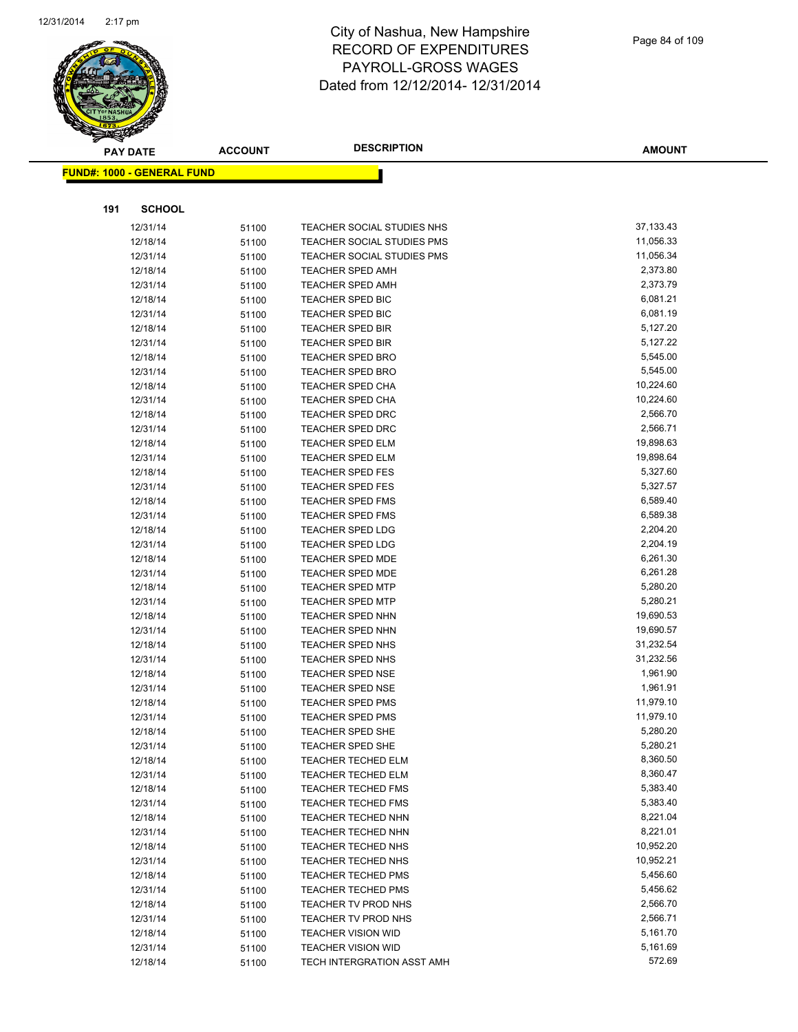# City of Nashua, New Hampshire
# RECORD OF EXPENDITURES
# PAYROLL-GROSS WAGES
# Dated from 12/12/2014- 12/31/2014

**FUND#: 1000 - GENERAL FUND**

**191 SCHOOL**

| PAY DATE | ACCOUNT | DESCRIPTION | AMOUNT |
|---|---|---|---|
| 12/31/14 | 51100 | TEACHER SOCIAL STUDIES NHS | 37,133.43 |
| 12/18/14 | 51100 | TEACHER SOCIAL STUDIES PMS | 11,056.33 |
| 12/31/14 | 51100 | TEACHER SOCIAL STUDIES PMS | 11,056.34 |
| 12/18/14 | 51100 | TEACHER SPED AMH | 2,373.80 |
| 12/31/14 | 51100 | TEACHER SPED AMH | 2,373.79 |
| 12/18/14 | 51100 | TEACHER SPED BIC | 6,081.21 |
| 12/31/14 | 51100 | TEACHER SPED BIC | 6,081.19 |
| 12/18/14 | 51100 | TEACHER SPED BIR | 5,127.20 |
| 12/31/14 | 51100 | TEACHER SPED BIR | 5,127.22 |
| 12/18/14 | 51100 | TEACHER SPED BRO | 5,545.00 |
| 12/31/14 | 51100 | TEACHER SPED BRO | 5,545.00 |
| 12/18/14 | 51100 | TEACHER SPED CHA | 10,224.60 |
| 12/31/14 | 51100 | TEACHER SPED CHA | 10,224.60 |
| 12/18/14 | 51100 | TEACHER SPED DRC | 2,566.70 |
| 12/31/14 | 51100 | TEACHER SPED DRC | 2,566.71 |
| 12/18/14 | 51100 | TEACHER SPED ELM | 19,898.63 |
| 12/31/14 | 51100 | TEACHER SPED ELM | 19,898.64 |
| 12/18/14 | 51100 | TEACHER SPED FES | 5,327.60 |
| 12/31/14 | 51100 | TEACHER SPED FES | 5,327.57 |
| 12/18/14 | 51100 | TEACHER SPED FMS | 6,589.40 |
| 12/31/14 | 51100 | TEACHER SPED FMS | 6,589.38 |
| 12/18/14 | 51100 | TEACHER SPED LDG | 2,204.20 |
| 12/31/14 | 51100 | TEACHER SPED LDG | 2,204.19 |
| 12/18/14 | 51100 | TEACHER SPED MDE | 6,261.30 |
| 12/31/14 | 51100 | TEACHER SPED MDE | 6,261.28 |
| 12/18/14 | 51100 | TEACHER SPED MTP | 5,280.20 |
| 12/31/14 | 51100 | TEACHER SPED MTP | 5,280.21 |
| 12/18/14 | 51100 | TEACHER SPED NHN | 19,690.53 |
| 12/31/14 | 51100 | TEACHER SPED NHN | 19,690.57 |
| 12/18/14 | 51100 | TEACHER SPED NHS | 31,232.54 |
| 12/31/14 | 51100 | TEACHER SPED NHS | 31,232.56 |
| 12/18/14 | 51100 | TEACHER SPED NSE | 1,961.90 |
| 12/31/14 | 51100 | TEACHER SPED NSE | 1,961.91 |
| 12/18/14 | 51100 | TEACHER SPED PMS | 11,979.10 |
| 12/31/14 | 51100 | TEACHER SPED PMS | 11,979.10 |
| 12/18/14 | 51100 | TEACHER SPED SHE | 5,280.20 |
| 12/31/14 | 51100 | TEACHER SPED SHE | 5,280.21 |
| 12/18/14 | 51100 | TEACHER TECHED ELM | 8,360.50 |
| 12/31/14 | 51100 | TEACHER TECHED ELM | 8,360.47 |
| 12/18/14 | 51100 | TEACHER TECHED FMS | 5,383.40 |
| 12/31/14 | 51100 | TEACHER TECHED FMS | 5,383.40 |
| 12/18/14 | 51100 | TEACHER TECHED NHN | 8,221.04 |
| 12/31/14 | 51100 | TEACHER TECHED NHN | 8,221.01 |
| 12/18/14 | 51100 | TEACHER TECHED NHS | 10,952.20 |
| 12/31/14 | 51100 | TEACHER TECHED NHS | 10,952.21 |
| 12/18/14 | 51100 | TEACHER TECHED PMS | 5,456.60 |
| 12/31/14 | 51100 | TEACHER TECHED PMS | 5,456.62 |
| 12/18/14 | 51100 | TEACHER TV PROD NHS | 2,566.70 |
| 12/31/14 | 51100 | TEACHER TV PROD NHS | 2,566.71 |
| 12/18/14 | 51100 | TEACHER VISION WID | 5,161.70 |
| 12/31/14 | 51100 | TEACHER VISION WID | 5,161.69 |
| 12/18/14 | 51100 | TECH INTERGRATION ASST AMH | 572.69 |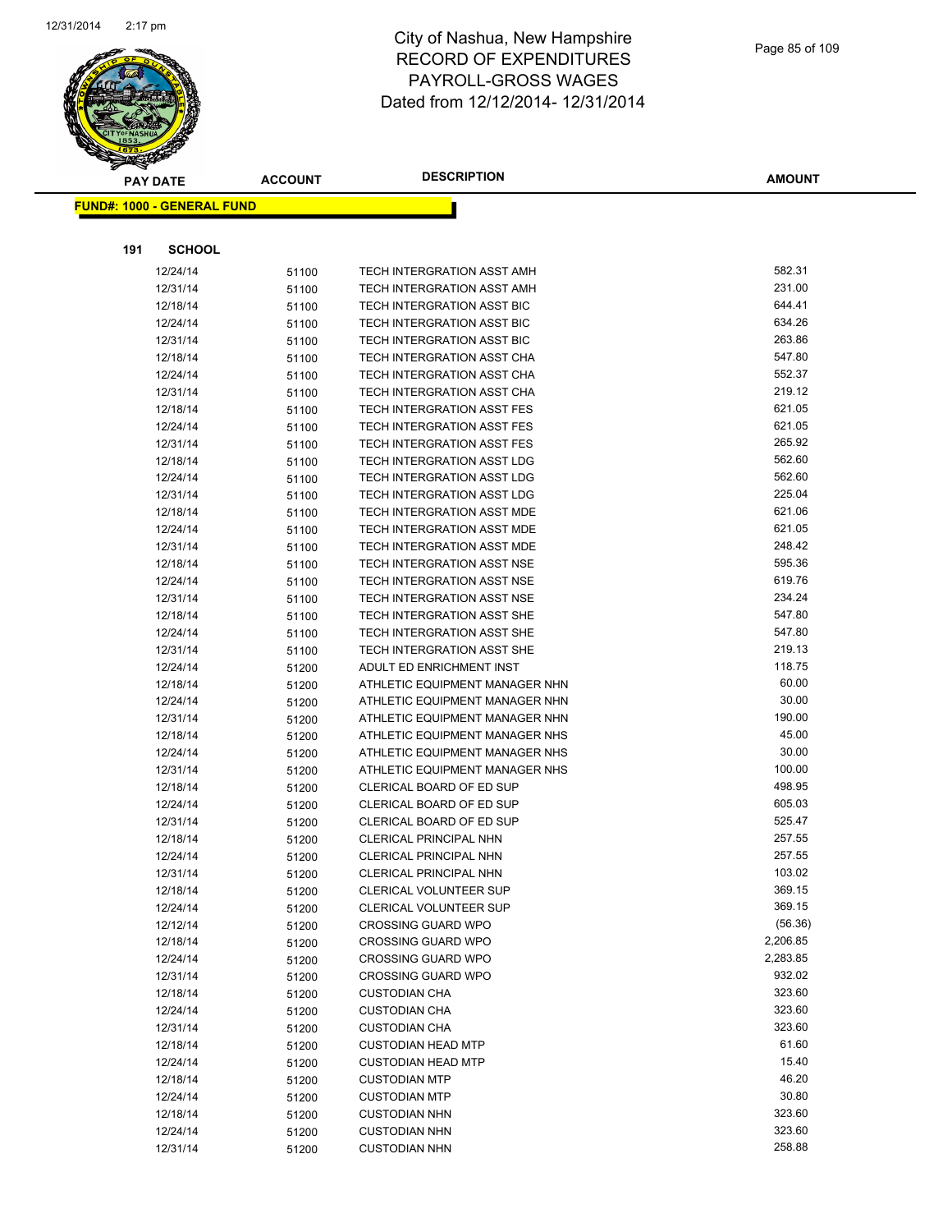# City of Nashua, New Hampshire
## RECORD OF EXPENDITURES
## PAYROLL-GROSS WAGES
## Dated from 12/12/2014- 12/31/2014

**FUND#: 1000 - GENERAL FUND**

**191 SCHOOL**

| PAY DATE | ACCOUNT | DESCRIPTION | AMOUNT |
|---|---|---|---|
| 12/24/14 | 51100 | TECH INTERGRATION ASST AMH | 582.31 |
| 12/31/14 | 51100 | TECH INTERGRATION ASST AMH | 231.00 |
| 12/18/14 | 51100 | TECH INTERGRATION ASST BIC | 644.41 |
| 12/24/14 | 51100 | TECH INTERGRATION ASST BIC | 634.26 |
| 12/31/14 | 51100 | TECH INTERGRATION ASST BIC | 263.86 |
| 12/18/14 | 51100 | TECH INTERGRATION ASST CHA | 547.80 |
| 12/24/14 | 51100 | TECH INTERGRATION ASST CHA | 552.37 |
| 12/31/14 | 51100 | TECH INTERGRATION ASST CHA | 219.12 |
| 12/18/14 | 51100 | TECH INTERGRATION ASST FES | 621.05 |
| 12/24/14 | 51100 | TECH INTERGRATION ASST FES | 621.05 |
| 12/31/14 | 51100 | TECH INTERGRATION ASST FES | 265.92 |
| 12/18/14 | 51100 | TECH INTERGRATION ASST LDG | 562.60 |
| 12/24/14 | 51100 | TECH INTERGRATION ASST LDG | 562.60 |
| 12/31/14 | 51100 | TECH INTERGRATION ASST LDG | 225.04 |
| 12/18/14 | 51100 | TECH INTERGRATION ASST MDE | 621.06 |
| 12/24/14 | 51100 | TECH INTERGRATION ASST MDE | 621.05 |
| 12/31/14 | 51100 | TECH INTERGRATION ASST MDE | 248.42 |
| 12/18/14 | 51100 | TECH INTERGRATION ASST NSE | 595.36 |
| 12/24/14 | 51100 | TECH INTERGRATION ASST NSE | 619.76 |
| 12/31/14 | 51100 | TECH INTERGRATION ASST NSE | 234.24 |
| 12/18/14 | 51100 | TECH INTERGRATION ASST SHE | 547.80 |
| 12/24/14 | 51100 | TECH INTERGRATION ASST SHE | 547.80 |
| 12/31/14 | 51100 | TECH INTERGRATION ASST SHE | 219.13 |
| 12/24/14 | 51200 | ADULT ED ENRICHMENT INST | 118.75 |
| 12/18/14 | 51200 | ATHLETIC EQUIPMENT MANAGER NHN | 60.00 |
| 12/24/14 | 51200 | ATHLETIC EQUIPMENT MANAGER NHN | 30.00 |
| 12/31/14 | 51200 | ATHLETIC EQUIPMENT MANAGER NHN | 190.00 |
| 12/18/14 | 51200 | ATHLETIC EQUIPMENT MANAGER NHS | 45.00 |
| 12/24/14 | 51200 | ATHLETIC EQUIPMENT MANAGER NHS | 30.00 |
| 12/31/14 | 51200 | ATHLETIC EQUIPMENT MANAGER NHS | 100.00 |
| 12/18/14 | 51200 | CLERICAL BOARD OF ED SUP | 498.95 |
| 12/24/14 | 51200 | CLERICAL BOARD OF ED SUP | 605.03 |
| 12/31/14 | 51200 | CLERICAL BOARD OF ED SUP | 525.47 |
| 12/18/14 | 51200 | CLERICAL PRINCIPAL NHN | 257.55 |
| 12/24/14 | 51200 | CLERICAL PRINCIPAL NHN | 257.55 |
| 12/31/14 | 51200 | CLERICAL PRINCIPAL NHN | 103.02 |
| 12/18/14 | 51200 | CLERICAL VOLUNTEER SUP | 369.15 |
| 12/24/14 | 51200 | CLERICAL VOLUNTEER SUP | 369.15 |
| 12/12/14 | 51200 | CROSSING GUARD WPO | (56.36) |
| 12/18/14 | 51200 | CROSSING GUARD WPO | 2,206.85 |
| 12/24/14 | 51200 | CROSSING GUARD WPO | 2,283.85 |
| 12/31/14 | 51200 | CROSSING GUARD WPO | 932.02 |
| 12/18/14 | 51200 | CUSTODIAN CHA | 323.60 |
| 12/24/14 | 51200 | CUSTODIAN CHA | 323.60 |
| 12/31/14 | 51200 | CUSTODIAN CHA | 323.60 |
| 12/18/14 | 51200 | CUSTODIAN HEAD MTP | 61.60 |
| 12/24/14 | 51200 | CUSTODIAN HEAD MTP | 15.40 |
| 12/18/14 | 51200 | CUSTODIAN MTP | 46.20 |
| 12/24/14 | 51200 | CUSTODIAN MTP | 30.80 |
| 12/18/14 | 51200 | CUSTODIAN NHN | 323.60 |
| 12/24/14 | 51200 | CUSTODIAN NHN | 323.60 |
| 12/31/14 | 51200 | CUSTODIAN NHN | 258.88 |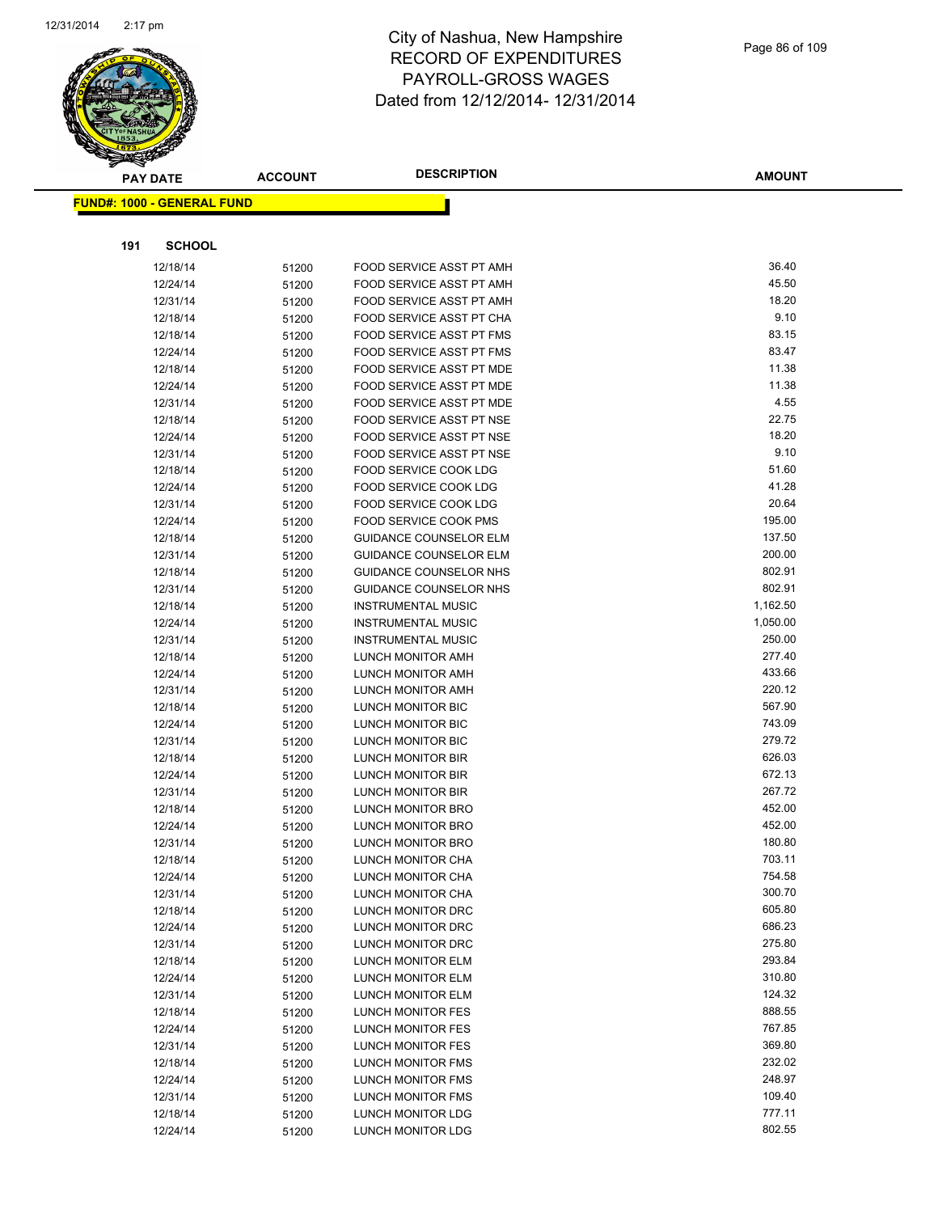# City of Nashua, New Hampshire
## RECORD OF EXPENDITURES
## PAYROLL-GROSS WAGES
## Dated from 12/12/2014- 12/31/2014

**FUND#: 1000 - GENERAL FUND**

**191 SCHOOL**

| PAY DATE | ACCOUNT | DESCRIPTION | AMOUNT |
|---|---|---|---|
| 12/18/14 | 51200 | FOOD SERVICE ASST PT AMH | 36.40 |
| 12/24/14 | 51200 | FOOD SERVICE ASST PT AMH | 45.50 |
| 12/31/14 | 51200 | FOOD SERVICE ASST PT AMH | 18.20 |
| 12/18/14 | 51200 | FOOD SERVICE ASST PT CHA | 9.10 |
| 12/18/14 | 51200 | FOOD SERVICE ASST PT FMS | 83.15 |
| 12/24/14 | 51200 | FOOD SERVICE ASST PT FMS | 83.47 |
| 12/18/14 | 51200 | FOOD SERVICE ASST PT MDE | 11.38 |
| 12/24/14 | 51200 | FOOD SERVICE ASST PT MDE | 11.38 |
| 12/31/14 | 51200 | FOOD SERVICE ASST PT MDE | 4.55 |
| 12/18/14 | 51200 | FOOD SERVICE ASST PT NSE | 22.75 |
| 12/24/14 | 51200 | FOOD SERVICE ASST PT NSE | 18.20 |
| 12/31/14 | 51200 | FOOD SERVICE ASST PT NSE | 9.10 |
| 12/18/14 | 51200 | FOOD SERVICE COOK LDG | 51.60 |
| 12/24/14 | 51200 | FOOD SERVICE COOK LDG | 41.28 |
| 12/31/14 | 51200 | FOOD SERVICE COOK LDG | 20.64 |
| 12/24/14 | 51200 | FOOD SERVICE COOK PMS | 195.00 |
| 12/18/14 | 51200 | GUIDANCE COUNSELOR ELM | 137.50 |
| 12/31/14 | 51200 | GUIDANCE COUNSELOR ELM | 200.00 |
| 12/18/14 | 51200 | GUIDANCE COUNSELOR NHS | 802.91 |
| 12/31/14 | 51200 | GUIDANCE COUNSELOR NHS | 802.91 |
| 12/18/14 | 51200 | INSTRUMENTAL MUSIC | 1,162.50 |
| 12/24/14 | 51200 | INSTRUMENTAL MUSIC | 1,050.00 |
| 12/31/14 | 51200 | INSTRUMENTAL MUSIC | 250.00 |
| 12/18/14 | 51200 | LUNCH MONITOR AMH | 277.40 |
| 12/24/14 | 51200 | LUNCH MONITOR AMH | 433.66 |
| 12/31/14 | 51200 | LUNCH MONITOR AMH | 220.12 |
| 12/18/14 | 51200 | LUNCH MONITOR BIC | 567.90 |
| 12/24/14 | 51200 | LUNCH MONITOR BIC | 743.09 |
| 12/31/14 | 51200 | LUNCH MONITOR BIC | 279.72 |
| 12/18/14 | 51200 | LUNCH MONITOR BIR | 626.03 |
| 12/24/14 | 51200 | LUNCH MONITOR BIR | 672.13 |
| 12/31/14 | 51200 | LUNCH MONITOR BIR | 267.72 |
| 12/18/14 | 51200 | LUNCH MONITOR BRO | 452.00 |
| 12/24/14 | 51200 | LUNCH MONITOR BRO | 452.00 |
| 12/31/14 | 51200 | LUNCH MONITOR BRO | 180.80 |
| 12/18/14 | 51200 | LUNCH MONITOR CHA | 703.11 |
| 12/24/14 | 51200 | LUNCH MONITOR CHA | 754.58 |
| 12/31/14 | 51200 | LUNCH MONITOR CHA | 300.70 |
| 12/18/14 | 51200 | LUNCH MONITOR DRC | 605.80 |
| 12/24/14 | 51200 | LUNCH MONITOR DRC | 686.23 |
| 12/31/14 | 51200 | LUNCH MONITOR DRC | 275.80 |
| 12/18/14 | 51200 | LUNCH MONITOR ELM | 293.84 |
| 12/24/14 | 51200 | LUNCH MONITOR ELM | 310.80 |
| 12/31/14 | 51200 | LUNCH MONITOR ELM | 124.32 |
| 12/18/14 | 51200 | LUNCH MONITOR FES | 888.55 |
| 12/24/14 | 51200 | LUNCH MONITOR FES | 767.85 |
| 12/31/14 | 51200 | LUNCH MONITOR FES | 369.80 |
| 12/18/14 | 51200 | LUNCH MONITOR FMS | 232.02 |
| 12/24/14 | 51200 | LUNCH MONITOR FMS | 248.97 |
| 12/31/14 | 51200 | LUNCH MONITOR FMS | 109.40 |
| 12/18/14 | 51200 | LUNCH MONITOR LDG | 777.11 |
| 12/24/14 | 51200 | LUNCH MONITOR LDG | 802.55 |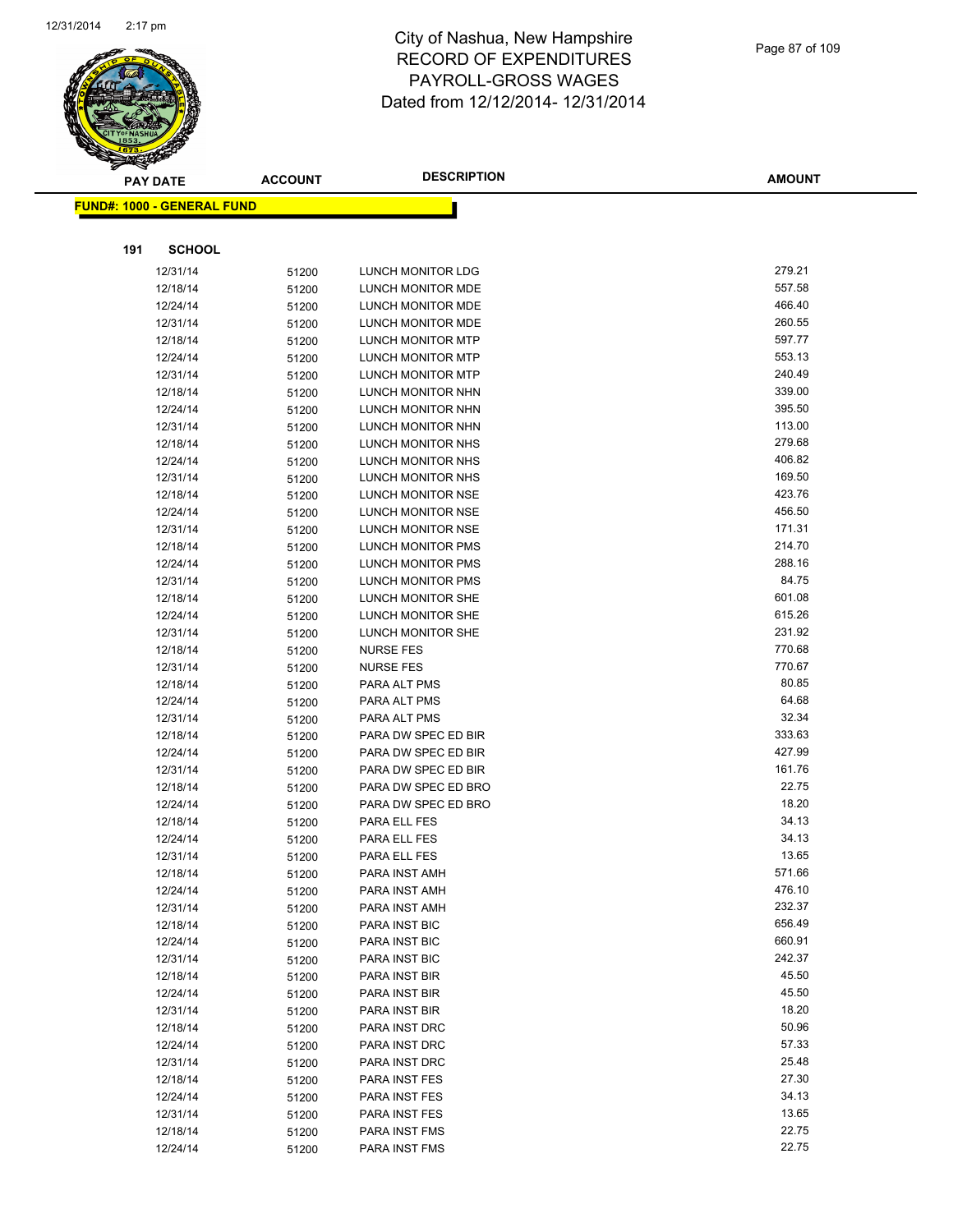# City of Nashua, New Hampshire
## RECORD OF EXPENDITURES
## PAYROLL-GROSS WAGES
## Dated from 12/12/2014- 12/31/2014

**FUND#: 1000 - GENERAL FUND**

**191 SCHOOL**

| PAY DATE | ACCOUNT | DESCRIPTION | AMOUNT |
|---|---|---|---|
| 12/31/14 | 51200 | LUNCH MONITOR LDG | 279.21 |
| 12/18/14 | 51200 | LUNCH MONITOR MDE | 557.58 |
| 12/24/14 | 51200 | LUNCH MONITOR MDE | 466.40 |
| 12/31/14 | 51200 | LUNCH MONITOR MDE | 260.55 |
| 12/18/14 | 51200 | LUNCH MONITOR MTP | 597.77 |
| 12/24/14 | 51200 | LUNCH MONITOR MTP | 553.13 |
| 12/31/14 | 51200 | LUNCH MONITOR MTP | 240.49 |
| 12/18/14 | 51200 | LUNCH MONITOR NHN | 339.00 |
| 12/24/14 | 51200 | LUNCH MONITOR NHN | 395.50 |
| 12/31/14 | 51200 | LUNCH MONITOR NHN | 113.00 |
| 12/18/14 | 51200 | LUNCH MONITOR NHS | 279.68 |
| 12/24/14 | 51200 | LUNCH MONITOR NHS | 406.82 |
| 12/31/14 | 51200 | LUNCH MONITOR NHS | 169.50 |
| 12/18/14 | 51200 | LUNCH MONITOR NSE | 423.76 |
| 12/24/14 | 51200 | LUNCH MONITOR NSE | 456.50 |
| 12/31/14 | 51200 | LUNCH MONITOR NSE | 171.31 |
| 12/18/14 | 51200 | LUNCH MONITOR PMS | 214.70 |
| 12/24/14 | 51200 | LUNCH MONITOR PMS | 288.16 |
| 12/31/14 | 51200 | LUNCH MONITOR PMS | 84.75 |
| 12/18/14 | 51200 | LUNCH MONITOR SHE | 601.08 |
| 12/24/14 | 51200 | LUNCH MONITOR SHE | 615.26 |
| 12/31/14 | 51200 | LUNCH MONITOR SHE | 231.92 |
| 12/18/14 | 51200 | NURSE FES | 770.68 |
| 12/31/14 | 51200 | NURSE FES | 770.67 |
| 12/18/14 | 51200 | PARA ALT PMS | 80.85 |
| 12/24/14 | 51200 | PARA ALT PMS | 64.68 |
| 12/31/14 | 51200 | PARA ALT PMS | 32.34 |
| 12/18/14 | 51200 | PARA DW SPEC ED BIR | 333.63 |
| 12/24/14 | 51200 | PARA DW SPEC ED BIR | 427.99 |
| 12/31/14 | 51200 | PARA DW SPEC ED BIR | 161.76 |
| 12/18/14 | 51200 | PARA DW SPEC ED BRO | 22.75 |
| 12/24/14 | 51200 | PARA DW SPEC ED BRO | 18.20 |
| 12/18/14 | 51200 | PARA ELL FES | 34.13 |
| 12/24/14 | 51200 | PARA ELL FES | 34.13 |
| 12/31/14 | 51200 | PARA ELL FES | 13.65 |
| 12/18/14 | 51200 | PARA INST AMH | 571.66 |
| 12/24/14 | 51200 | PARA INST AMH | 476.10 |
| 12/31/14 | 51200 | PARA INST AMH | 232.37 |
| 12/18/14 | 51200 | PARA INST BIC | 656.49 |
| 12/24/14 | 51200 | PARA INST BIC | 660.91 |
| 12/31/14 | 51200 | PARA INST BIC | 242.37 |
| 12/18/14 | 51200 | PARA INST BIR | 45.50 |
| 12/24/14 | 51200 | PARA INST BIR | 45.50 |
| 12/31/14 | 51200 | PARA INST BIR | 18.20 |
| 12/18/14 | 51200 | PARA INST DRC | 50.96 |
| 12/24/14 | 51200 | PARA INST DRC | 57.33 |
| 12/31/14 | 51200 | PARA INST DRC | 25.48 |
| 12/18/14 | 51200 | PARA INST FES | 27.30 |
| 12/24/14 | 51200 | PARA INST FES | 34.13 |
| 12/31/14 | 51200 | PARA INST FES | 13.65 |
| 12/18/14 | 51200 | PARA INST FMS | 22.75 |
| 12/24/14 | 51200 | PARA INST FMS | 22.75 |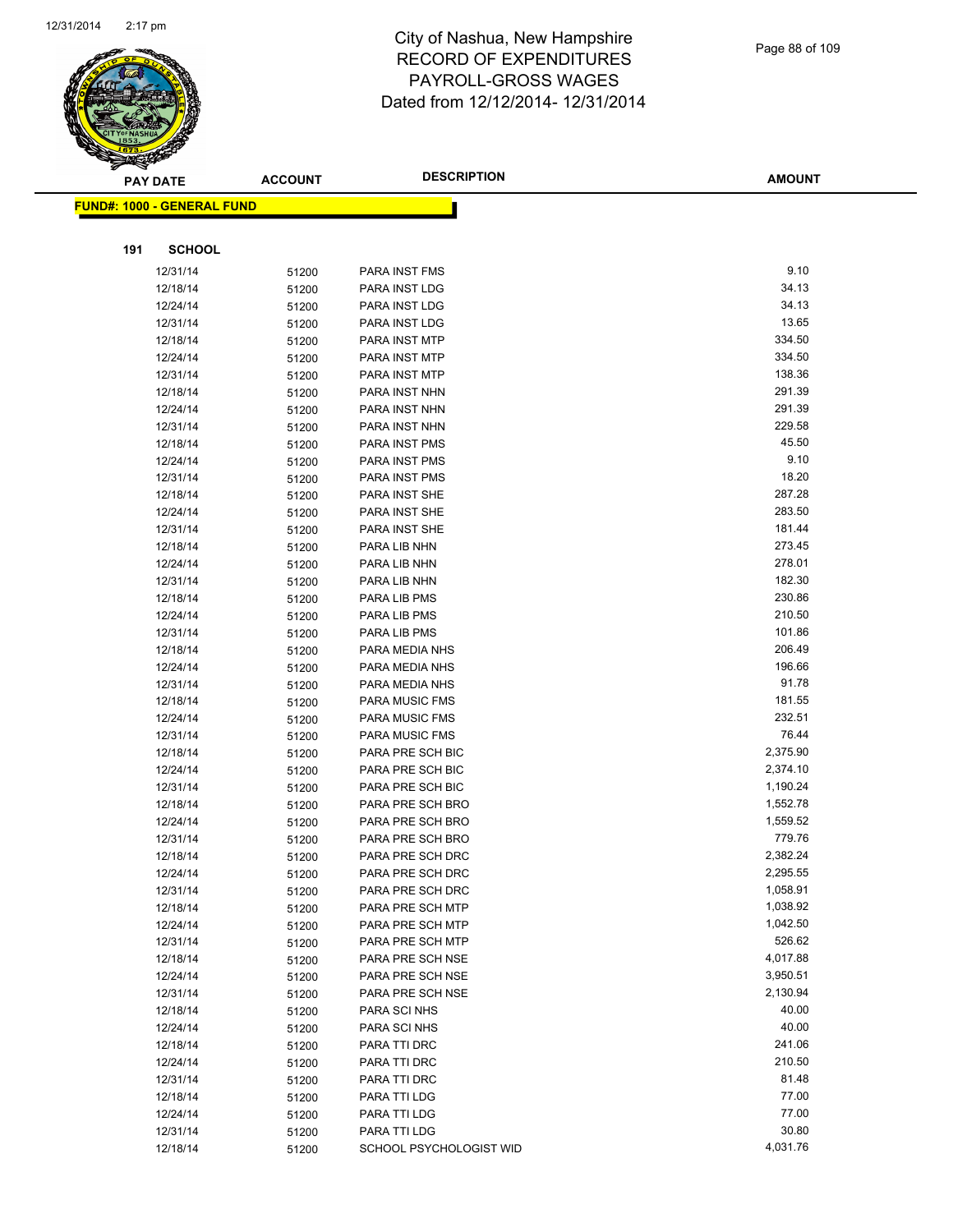# City of Nashua, New Hampshire
## RECORD OF EXPENDITURES
## PAYROLL-GROSS WAGES
## Dated from 12/12/2014- 12/31/2014

**FUND#: 1000 - GENERAL FUND**

**191 SCHOOL**

| PAY DATE | ACCOUNT | DESCRIPTION | AMOUNT |
|---|---|---|---|
| 12/31/14 | 51200 | PARA INST FMS | 9.10 |
| 12/18/14 | 51200 | PARA INST LDG | 34.13 |
| 12/24/14 | 51200 | PARA INST LDG | 34.13 |
| 12/31/14 | 51200 | PARA INST LDG | 13.65 |
| 12/18/14 | 51200 | PARA INST MTP | 334.50 |
| 12/24/14 | 51200 | PARA INST MTP | 334.50 |
| 12/31/14 | 51200 | PARA INST MTP | 138.36 |
| 12/18/14 | 51200 | PARA INST NHN | 291.39 |
| 12/24/14 | 51200 | PARA INST NHN | 291.39 |
| 12/31/14 | 51200 | PARA INST NHN | 229.58 |
| 12/18/14 | 51200 | PARA INST PMS | 45.50 |
| 12/24/14 | 51200 | PARA INST PMS | 9.10 |
| 12/31/14 | 51200 | PARA INST PMS | 18.20 |
| 12/18/14 | 51200 | PARA INST SHE | 287.28 |
| 12/24/14 | 51200 | PARA INST SHE | 283.50 |
| 12/31/14 | 51200 | PARA INST SHE | 181.44 |
| 12/18/14 | 51200 | PARA LIB NHN | 273.45 |
| 12/24/14 | 51200 | PARA LIB NHN | 278.01 |
| 12/31/14 | 51200 | PARA LIB NHN | 182.30 |
| 12/18/14 | 51200 | PARA LIB PMS | 230.86 |
| 12/24/14 | 51200 | PARA LIB PMS | 210.50 |
| 12/31/14 | 51200 | PARA LIB PMS | 101.86 |
| 12/18/14 | 51200 | PARA MEDIA NHS | 206.49 |
| 12/24/14 | 51200 | PARA MEDIA NHS | 196.66 |
| 12/31/14 | 51200 | PARA MEDIA NHS | 91.78 |
| 12/18/14 | 51200 | PARA MUSIC FMS | 181.55 |
| 12/24/14 | 51200 | PARA MUSIC FMS | 232.51 |
| 12/31/14 | 51200 | PARA MUSIC FMS | 76.44 |
| 12/18/14 | 51200 | PARA PRE SCH BIC | 2,375.90 |
| 12/24/14 | 51200 | PARA PRE SCH BIC | 2,374.10 |
| 12/31/14 | 51200 | PARA PRE SCH BIC | 1,190.24 |
| 12/18/14 | 51200 | PARA PRE SCH BRO | 1,552.78 |
| 12/24/14 | 51200 | PARA PRE SCH BRO | 1,559.52 |
| 12/31/14 | 51200 | PARA PRE SCH BRO | 779.76 |
| 12/18/14 | 51200 | PARA PRE SCH DRC | 2,382.24 |
| 12/24/14 | 51200 | PARA PRE SCH DRC | 2,295.55 |
| 12/31/14 | 51200 | PARA PRE SCH DRC | 1,058.91 |
| 12/18/14 | 51200 | PARA PRE SCH MTP | 1,038.92 |
| 12/24/14 | 51200 | PARA PRE SCH MTP | 1,042.50 |
| 12/31/14 | 51200 | PARA PRE SCH MTP | 526.62 |
| 12/18/14 | 51200 | PARA PRE SCH NSE | 4,017.88 |
| 12/24/14 | 51200 | PARA PRE SCH NSE | 3,950.51 |
| 12/31/14 | 51200 | PARA PRE SCH NSE | 2,130.94 |
| 12/18/14 | 51200 | PARA SCI NHS | 40.00 |
| 12/24/14 | 51200 | PARA SCI NHS | 40.00 |
| 12/18/14 | 51200 | PARA TTI DRC | 241.06 |
| 12/24/14 | 51200 | PARA TTI DRC | 210.50 |
| 12/31/14 | 51200 | PARA TTI DRC | 81.48 |
| 12/18/14 | 51200 | PARA TTI LDG | 77.00 |
| 12/24/14 | 51200 | PARA TTI LDG | 77.00 |
| 12/31/14 | 51200 | PARA TTI LDG | 30.80 |
| 12/18/14 | 51200 | SCHOOL PSYCHOLOGIST WID | 4,031.76 |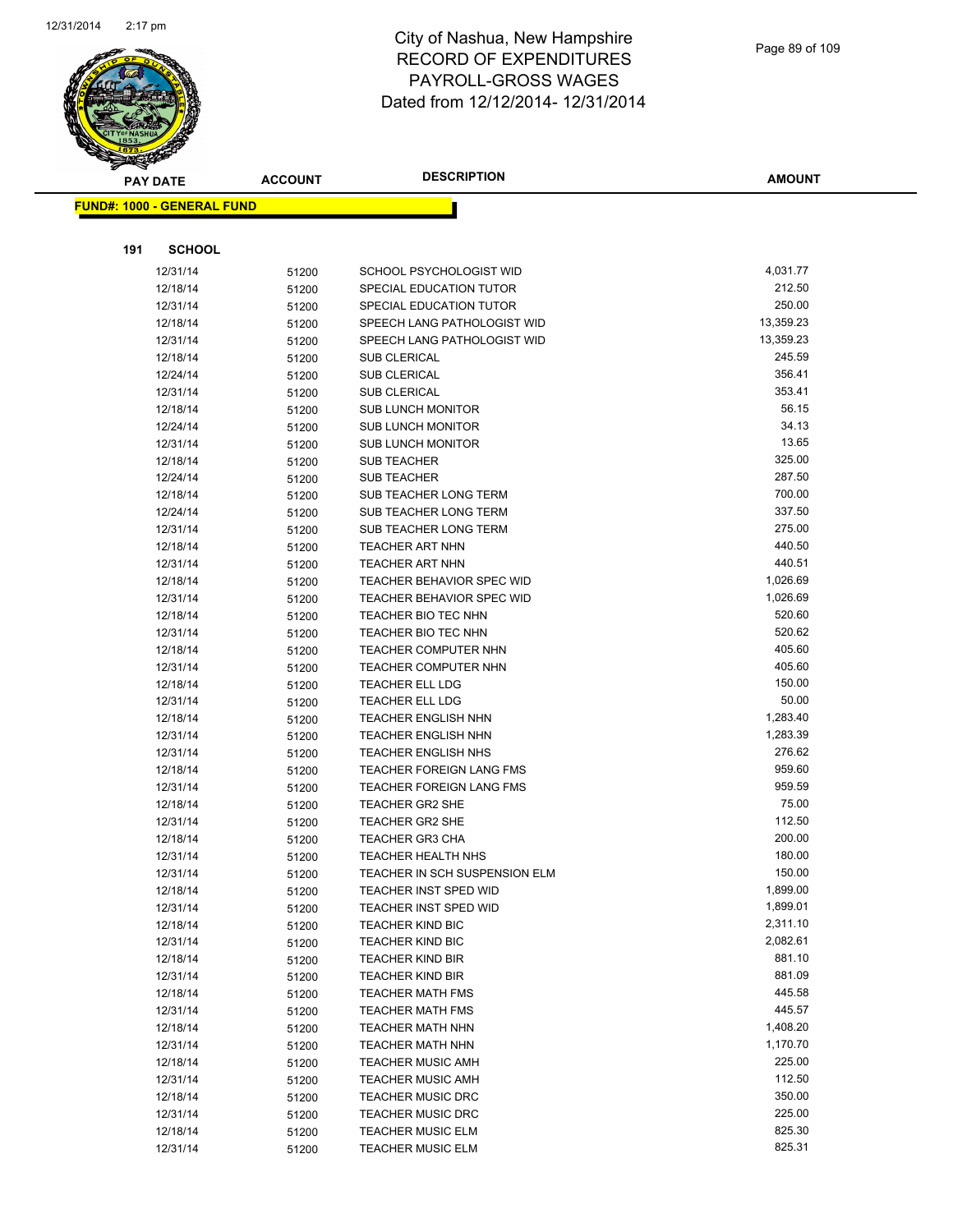# City of Nashua, New Hampshire
# RECORD OF EXPENDITURES
# PAYROLL-GROSS WAGES
# Dated from 12/12/2014- 12/31/2014

**FUND#: 1000 - GENERAL FUND**

**191 SCHOOL**

| PAY DATE | ACCOUNT | DESCRIPTION | AMOUNT |
|---|---|---|---|
| 12/31/14 | 51200 | SCHOOL PSYCHOLOGIST WID | 4,031.77 |
| 12/18/14 | 51200 | SPECIAL EDUCATION TUTOR | 212.50 |
| 12/31/14 | 51200 | SPECIAL EDUCATION TUTOR | 250.00 |
| 12/18/14 | 51200 | SPEECH LANG PATHOLOGIST WID | 13,359.23 |
| 12/31/14 | 51200 | SPEECH LANG PATHOLOGIST WID | 13,359.23 |
| 12/18/14 | 51200 | SUB CLERICAL | 245.59 |
| 12/24/14 | 51200 | SUB CLERICAL | 356.41 |
| 12/31/14 | 51200 | SUB CLERICAL | 353.41 |
| 12/18/14 | 51200 | SUB LUNCH MONITOR | 56.15 |
| 12/24/14 | 51200 | SUB LUNCH MONITOR | 34.13 |
| 12/31/14 | 51200 | SUB LUNCH MONITOR | 13.65 |
| 12/18/14 | 51200 | SUB TEACHER | 325.00 |
| 12/24/14 | 51200 | SUB TEACHER | 287.50 |
| 12/18/14 | 51200 | SUB TEACHER LONG TERM | 700.00 |
| 12/24/14 | 51200 | SUB TEACHER LONG TERM | 337.50 |
| 12/31/14 | 51200 | SUB TEACHER LONG TERM | 275.00 |
| 12/18/14 | 51200 | TEACHER ART NHN | 440.50 |
| 12/31/14 | 51200 | TEACHER ART NHN | 440.51 |
| 12/18/14 | 51200 | TEACHER BEHAVIOR SPEC WID | 1,026.69 |
| 12/31/14 | 51200 | TEACHER BEHAVIOR SPEC WID | 1,026.69 |
| 12/18/14 | 51200 | TEACHER BIO TEC NHN | 520.60 |
| 12/31/14 | 51200 | TEACHER BIO TEC NHN | 520.62 |
| 12/18/14 | 51200 | TEACHER COMPUTER NHN | 405.60 |
| 12/31/14 | 51200 | TEACHER COMPUTER NHN | 405.60 |
| 12/18/14 | 51200 | TEACHER ELL LDG | 150.00 |
| 12/31/14 | 51200 | TEACHER ELL LDG | 50.00 |
| 12/18/14 | 51200 | TEACHER ENGLISH NHN | 1,283.40 |
| 12/31/14 | 51200 | TEACHER ENGLISH NHN | 1,283.39 |
| 12/31/14 | 51200 | TEACHER ENGLISH NHS | 276.62 |
| 12/18/14 | 51200 | TEACHER FOREIGN LANG FMS | 959.60 |
| 12/31/14 | 51200 | TEACHER FOREIGN LANG FMS | 959.59 |
| 12/18/14 | 51200 | TEACHER GR2 SHE | 75.00 |
| 12/31/14 | 51200 | TEACHER GR2 SHE | 112.50 |
| 12/18/14 | 51200 | TEACHER GR3 CHA | 200.00 |
| 12/31/14 | 51200 | TEACHER HEALTH NHS | 180.00 |
| 12/31/14 | 51200 | TEACHER IN SCH SUSPENSION ELM | 150.00 |
| 12/18/14 | 51200 | TEACHER INST SPED WID | 1,899.00 |
| 12/31/14 | 51200 | TEACHER INST SPED WID | 1,899.01 |
| 12/18/14 | 51200 | TEACHER KIND BIC | 2,311.10 |
| 12/31/14 | 51200 | TEACHER KIND BIC | 2,082.61 |
| 12/18/14 | 51200 | TEACHER KIND BIR | 881.10 |
| 12/31/14 | 51200 | TEACHER KIND BIR | 881.09 |
| 12/18/14 | 51200 | TEACHER MATH FMS | 445.58 |
| 12/31/14 | 51200 | TEACHER MATH FMS | 445.57 |
| 12/18/14 | 51200 | TEACHER MATH NHN | 1,408.20 |
| 12/31/14 | 51200 | TEACHER MATH NHN | 1,170.70 |
| 12/18/14 | 51200 | TEACHER MUSIC AMH | 225.00 |
| 12/31/14 | 51200 | TEACHER MUSIC AMH | 112.50 |
| 12/18/14 | 51200 | TEACHER MUSIC DRC | 350.00 |
| 12/31/14 | 51200 | TEACHER MUSIC DRC | 225.00 |
| 12/18/14 | 51200 | TEACHER MUSIC ELM | 825.30 |
| 12/31/14 | 51200 | TEACHER MUSIC ELM | 825.31 |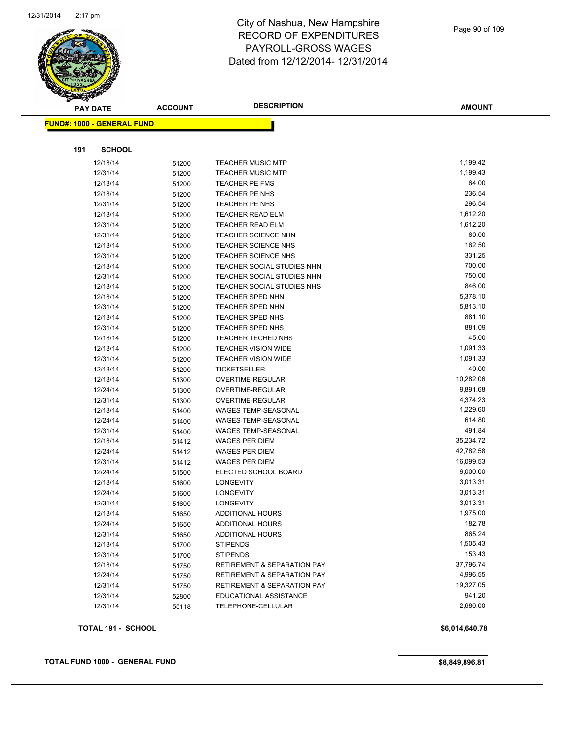# City of Nashua, New Hampshire
# RECORD OF EXPENDITURES
# PAYROLL-GROSS WAGES
# Dated from 12/12/2014- 12/31/2014

| PAY DATE | ACCOUNT | DESCRIPTION | AMOUNT |
|---|---|---|---|
| **FUND#: 1000 - GENERAL FUND** | | | |
| **191 SCHOOL** | | | |
| 12/18/14 | 51200 | TEACHER MUSIC MTP | 1,199.42 |
| 12/31/14 | 51200 | TEACHER MUSIC MTP | 1,199.43 |
| 12/18/14 | 51200 | TEACHER PE FMS | 64.00 |
| 12/18/14 | 51200 | TEACHER PE NHS | 236.54 |
| 12/31/14 | 51200 | TEACHER PE NHS | 296.54 |
| 12/18/14 | 51200 | TEACHER READ ELM | 1,612.20 |
| 12/31/14 | 51200 | TEACHER READ ELM | 1,612.20 |
| 12/31/14 | 51200 | TEACHER SCIENCE NHN | 60.00 |
| 12/18/14 | 51200 | TEACHER SCIENCE NHS | 162.50 |
| 12/31/14 | 51200 | TEACHER SCIENCE NHS | 331.25 |
| 12/18/14 | 51200 | TEACHER SOCIAL STUDIES NHN | 700.00 |
| 12/31/14 | 51200 | TEACHER SOCIAL STUDIES NHN | 750.00 |
| 12/18/14 | 51200 | TEACHER SOCIAL STUDIES NHS | 846.00 |
| 12/18/14 | 51200 | TEACHER SPED NHN | 5,378.10 |
| 12/31/14 | 51200 | TEACHER SPED NHN | 5,813.10 |
| 12/18/14 | 51200 | TEACHER SPED NHS | 881.10 |
| 12/31/14 | 51200 | TEACHER SPED NHS | 881.09 |
| 12/18/14 | 51200 | TEACHER TECHED NHS | 45.00 |
| 12/18/14 | 51200 | TEACHER VISION WIDE | 1,091.33 |
| 12/31/14 | 51200 | TEACHER VISION WIDE | 1,091.33 |
| 12/18/14 | 51200 | TICKETSELLER | 40.00 |
| 12/18/14 | 51300 | OVERTIME-REGULAR | 10,282.06 |
| 12/24/14 | 51300 | OVERTIME-REGULAR | 9,891.68 |
| 12/31/14 | 51300 | OVERTIME-REGULAR | 4,374.23 |
| 12/18/14 | 51400 | WAGES TEMP-SEASONAL | 1,229.60 |
| 12/24/14 | 51400 | WAGES TEMP-SEASONAL | 614.80 |
| 12/31/14 | 51400 | WAGES TEMP-SEASONAL | 491.84 |
| 12/18/14 | 51412 | WAGES PER DIEM | 35,234.72 |
| 12/24/14 | 51412 | WAGES PER DIEM | 42,782.58 |
| 12/31/14 | 51412 | WAGES PER DIEM | 16,099.53 |
| 12/24/14 | 51500 | ELECTED SCHOOL BOARD | 9,000.00 |
| 12/18/14 | 51600 | LONGEVITY | 3,013.31 |
| 12/24/14 | 51600 | LONGEVITY | 3,013.31 |
| 12/31/14 | 51600 | LONGEVITY | 3,013.31 |
| 12/18/14 | 51650 | ADDITIONAL HOURS | 1,975.00 |
| 12/24/14 | 51650 | ADDITIONAL HOURS | 182.78 |
| 12/31/14 | 51650 | ADDITIONAL HOURS | 865.24 |
| 12/18/14 | 51700 | STIPENDS | 1,505.43 |
| 12/31/14 | 51700 | STIPENDS | 153.43 |
| 12/18/14 | 51750 | RETIREMENT & SEPARATION PAY | 37,796.74 |
| 12/24/14 | 51750 | RETIREMENT & SEPARATION PAY | 4,996.55 |
| 12/31/14 | 51750 | RETIREMENT & SEPARATION PAY | 19,327.05 |
| 12/31/14 | 52800 | EDUCATIONAL ASSISTANCE | 941.20 |
| 12/31/14 | 55118 | TELEPHONE-CELLULAR | 2,680.00 |
| **TOTAL 191 - SCHOOL** | | | **$6,014,640.78** |
| **TOTAL FUND 1000 - GENERAL FUND** | | | **$8,849,896.81** |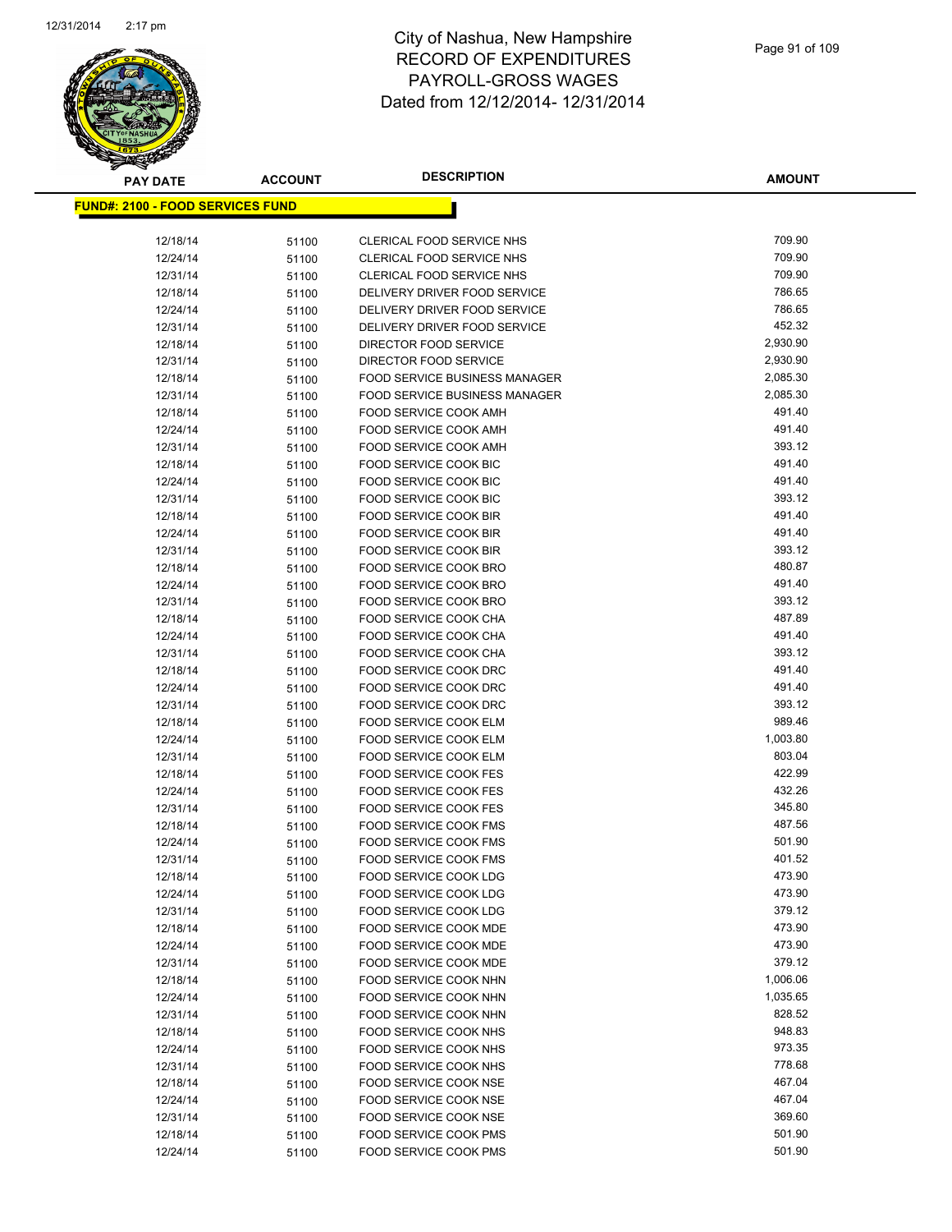# City of Nashua, New Hampshire
## RECORD OF EXPENDITURES
## PAYROLL-GROSS WAGES
## Dated from 12/12/2014- 12/31/2014

**FUND#: 2100 - FOOD SERVICES FUND**

| PAY DATE | ACCOUNT | DESCRIPTION | AMOUNT |
|---|---|---|---|
| 12/18/14 | 51100 | CLERICAL FOOD SERVICE NHS | 709.90 |
| 12/24/14 | 51100 | CLERICAL FOOD SERVICE NHS | 709.90 |
| 12/31/14 | 51100 | CLERICAL FOOD SERVICE NHS | 709.90 |
| 12/18/14 | 51100 | DELIVERY DRIVER FOOD SERVICE | 786.65 |
| 12/24/14 | 51100 | DELIVERY DRIVER FOOD SERVICE | 786.65 |
| 12/31/14 | 51100 | DELIVERY DRIVER FOOD SERVICE | 452.32 |
| 12/18/14 | 51100 | DIRECTOR FOOD SERVICE | 2,930.90 |
| 12/31/14 | 51100 | DIRECTOR FOOD SERVICE | 2,930.90 |
| 12/18/14 | 51100 | FOOD SERVICE BUSINESS MANAGER | 2,085.30 |
| 12/31/14 | 51100 | FOOD SERVICE BUSINESS MANAGER | 2,085.30 |
| 12/18/14 | 51100 | FOOD SERVICE COOK AMH | 491.40 |
| 12/24/14 | 51100 | FOOD SERVICE COOK AMH | 491.40 |
| 12/31/14 | 51100 | FOOD SERVICE COOK AMH | 393.12 |
| 12/18/14 | 51100 | FOOD SERVICE COOK BIC | 491.40 |
| 12/24/14 | 51100 | FOOD SERVICE COOK BIC | 491.40 |
| 12/31/14 | 51100 | FOOD SERVICE COOK BIC | 393.12 |
| 12/18/14 | 51100 | FOOD SERVICE COOK BIR | 491.40 |
| 12/24/14 | 51100 | FOOD SERVICE COOK BIR | 491.40 |
| 12/31/14 | 51100 | FOOD SERVICE COOK BIR | 393.12 |
| 12/18/14 | 51100 | FOOD SERVICE COOK BRO | 480.87 |
| 12/24/14 | 51100 | FOOD SERVICE COOK BRO | 491.40 |
| 12/31/14 | 51100 | FOOD SERVICE COOK BRO | 393.12 |
| 12/18/14 | 51100 | FOOD SERVICE COOK CHA | 487.89 |
| 12/24/14 | 51100 | FOOD SERVICE COOK CHA | 491.40 |
| 12/31/14 | 51100 | FOOD SERVICE COOK CHA | 393.12 |
| 12/18/14 | 51100 | FOOD SERVICE COOK DRC | 491.40 |
| 12/24/14 | 51100 | FOOD SERVICE COOK DRC | 491.40 |
| 12/31/14 | 51100 | FOOD SERVICE COOK DRC | 393.12 |
| 12/18/14 | 51100 | FOOD SERVICE COOK ELM | 989.46 |
| 12/24/14 | 51100 | FOOD SERVICE COOK ELM | 1,003.80 |
| 12/31/14 | 51100 | FOOD SERVICE COOK ELM | 803.04 |
| 12/18/14 | 51100 | FOOD SERVICE COOK FES | 422.99 |
| 12/24/14 | 51100 | FOOD SERVICE COOK FES | 432.26 |
| 12/31/14 | 51100 | FOOD SERVICE COOK FES | 345.80 |
| 12/18/14 | 51100 | FOOD SERVICE COOK FMS | 487.56 |
| 12/24/14 | 51100 | FOOD SERVICE COOK FMS | 501.90 |
| 12/31/14 | 51100 | FOOD SERVICE COOK FMS | 401.52 |
| 12/18/14 | 51100 | FOOD SERVICE COOK LDG | 473.90 |
| 12/24/14 | 51100 | FOOD SERVICE COOK LDG | 473.90 |
| 12/31/14 | 51100 | FOOD SERVICE COOK LDG | 379.12 |
| 12/18/14 | 51100 | FOOD SERVICE COOK MDE | 473.90 |
| 12/24/14 | 51100 | FOOD SERVICE COOK MDE | 473.90 |
| 12/31/14 | 51100 | FOOD SERVICE COOK MDE | 379.12 |
| 12/18/14 | 51100 | FOOD SERVICE COOK NHN | 1,006.06 |
| 12/24/14 | 51100 | FOOD SERVICE COOK NHN | 1,035.65 |
| 12/31/14 | 51100 | FOOD SERVICE COOK NHN | 828.52 |
| 12/18/14 | 51100 | FOOD SERVICE COOK NHS | 948.83 |
| 12/24/14 | 51100 | FOOD SERVICE COOK NHS | 973.35 |
| 12/31/14 | 51100 | FOOD SERVICE COOK NHS | 778.68 |
| 12/18/14 | 51100 | FOOD SERVICE COOK NSE | 467.04 |
| 12/24/14 | 51100 | FOOD SERVICE COOK NSE | 467.04 |
| 12/31/14 | 51100 | FOOD SERVICE COOK NSE | 369.60 |
| 12/18/14 | 51100 | FOOD SERVICE COOK PMS | 501.90 |
| 12/24/14 | 51100 | FOOD SERVICE COOK PMS | 501.90 |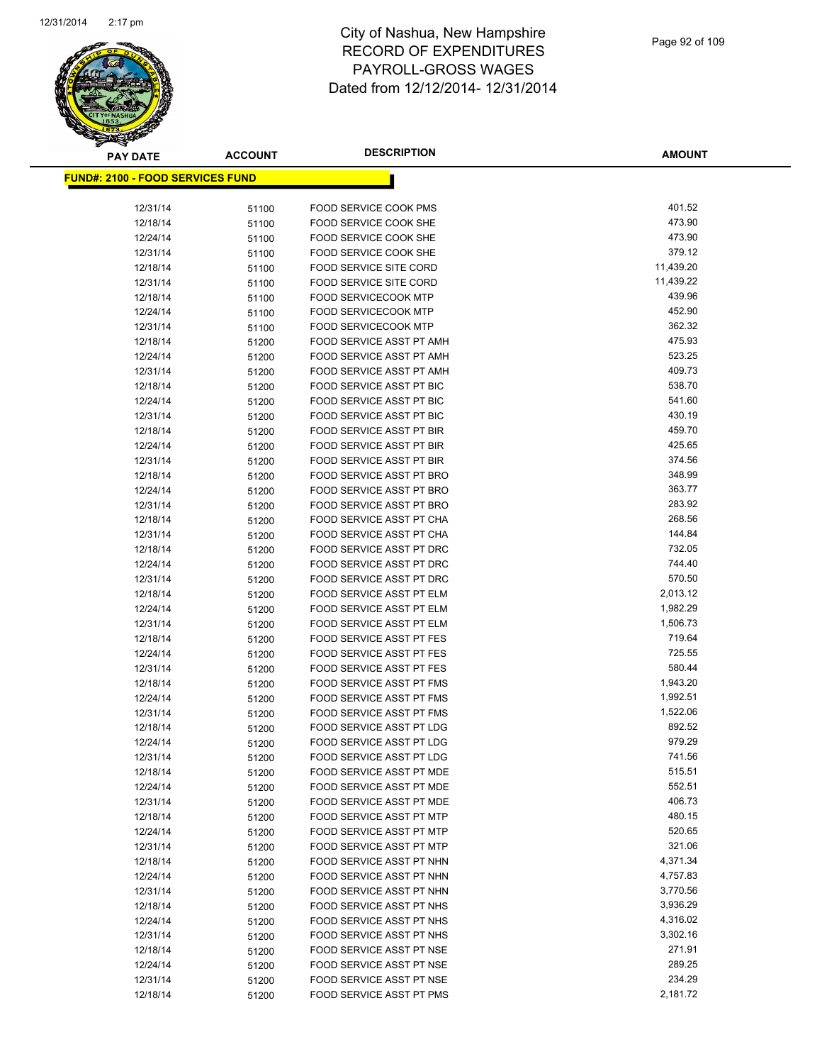# City of Nashua, New Hampshire
## RECORD OF EXPENDITURES
## PAYROLL-GROSS WAGES
## Dated from 12/12/2014- 12/31/2014

| PAY DATE | ACCOUNT | DESCRIPTION | AMOUNT |
|---|---|---|---|
| **FUND#: 2100 - FOOD SERVICES FUND** | | | |
| 12/31/14 | 51100 | FOOD SERVICE COOK PMS | 401.52 |
| 12/18/14 | 51100 | FOOD SERVICE COOK SHE | 473.90 |
| 12/24/14 | 51100 | FOOD SERVICE COOK SHE | 473.90 |
| 12/31/14 | 51100 | FOOD SERVICE COOK SHE | 379.12 |
| 12/18/14 | 51100 | FOOD SERVICE SITE CORD | 11,439.20 |
| 12/31/14 | 51100 | FOOD SERVICE SITE CORD | 11,439.22 |
| 12/18/14 | 51100 | FOOD SERVICECOOK MTP | 439.96 |
| 12/24/14 | 51100 | FOOD SERVICECOOK MTP | 452.90 |
| 12/31/14 | 51100 | FOOD SERVICECOOK MTP | 362.32 |
| 12/18/14 | 51200 | FOOD SERVICE ASST PT AMH | 475.93 |
| 12/24/14 | 51200 | FOOD SERVICE ASST PT AMH | 523.25 |
| 12/31/14 | 51200 | FOOD SERVICE ASST PT AMH | 409.73 |
| 12/18/14 | 51200 | FOOD SERVICE ASST PT BIC | 538.70 |
| 12/24/14 | 51200 | FOOD SERVICE ASST PT BIC | 541.60 |
| 12/31/14 | 51200 | FOOD SERVICE ASST PT BIC | 430.19 |
| 12/18/14 | 51200 | FOOD SERVICE ASST PT BIR | 459.70 |
| 12/24/14 | 51200 | FOOD SERVICE ASST PT BIR | 425.65 |
| 12/31/14 | 51200 | FOOD SERVICE ASST PT BIR | 374.56 |
| 12/18/14 | 51200 | FOOD SERVICE ASST PT BRO | 348.99 |
| 12/24/14 | 51200 | FOOD SERVICE ASST PT BRO | 363.77 |
| 12/31/14 | 51200 | FOOD SERVICE ASST PT BRO | 283.92 |
| 12/18/14 | 51200 | FOOD SERVICE ASST PT CHA | 268.56 |
| 12/31/14 | 51200 | FOOD SERVICE ASST PT CHA | 144.84 |
| 12/18/14 | 51200 | FOOD SERVICE ASST PT DRC | 732.05 |
| 12/24/14 | 51200 | FOOD SERVICE ASST PT DRC | 744.40 |
| 12/31/14 | 51200 | FOOD SERVICE ASST PT DRC | 570.50 |
| 12/18/14 | 51200 | FOOD SERVICE ASST PT ELM | 2,013.12 |
| 12/24/14 | 51200 | FOOD SERVICE ASST PT ELM | 1,982.29 |
| 12/31/14 | 51200 | FOOD SERVICE ASST PT ELM | 1,506.73 |
| 12/18/14 | 51200 | FOOD SERVICE ASST PT FES | 719.64 |
| 12/24/14 | 51200 | FOOD SERVICE ASST PT FES | 725.55 |
| 12/31/14 | 51200 | FOOD SERVICE ASST PT FES | 580.44 |
| 12/18/14 | 51200 | FOOD SERVICE ASST PT FMS | 1,943.20 |
| 12/24/14 | 51200 | FOOD SERVICE ASST PT FMS | 1,992.51 |
| 12/31/14 | 51200 | FOOD SERVICE ASST PT FMS | 1,522.06 |
| 12/18/14 | 51200 | FOOD SERVICE ASST PT LDG | 892.52 |
| 12/24/14 | 51200 | FOOD SERVICE ASST PT LDG | 979.29 |
| 12/31/14 | 51200 | FOOD SERVICE ASST PT LDG | 741.56 |
| 12/18/14 | 51200 | FOOD SERVICE ASST PT MDE | 515.51 |
| 12/24/14 | 51200 | FOOD SERVICE ASST PT MDE | 552.51 |
| 12/31/14 | 51200 | FOOD SERVICE ASST PT MDE | 406.73 |
| 12/18/14 | 51200 | FOOD SERVICE ASST PT MTP | 480.15 |
| 12/24/14 | 51200 | FOOD SERVICE ASST PT MTP | 520.65 |
| 12/31/14 | 51200 | FOOD SERVICE ASST PT MTP | 321.06 |
| 12/18/14 | 51200 | FOOD SERVICE ASST PT NHN | 4,371.34 |
| 12/24/14 | 51200 | FOOD SERVICE ASST PT NHN | 4,757.83 |
| 12/31/14 | 51200 | FOOD SERVICE ASST PT NHN | 3,770.56 |
| 12/18/14 | 51200 | FOOD SERVICE ASST PT NHS | 3,936.29 |
| 12/24/14 | 51200 | FOOD SERVICE ASST PT NHS | 4,316.02 |
| 12/31/14 | 51200 | FOOD SERVICE ASST PT NHS | 3,302.16 |
| 12/18/14 | 51200 | FOOD SERVICE ASST PT NSE | 271.91 |
| 12/24/14 | 51200 | FOOD SERVICE ASST PT NSE | 289.25 |
| 12/31/14 | 51200 | FOOD SERVICE ASST PT NSE | 234.29 |
| 12/18/14 | 51200 | FOOD SERVICE ASST PT PMS | 2,181.72 |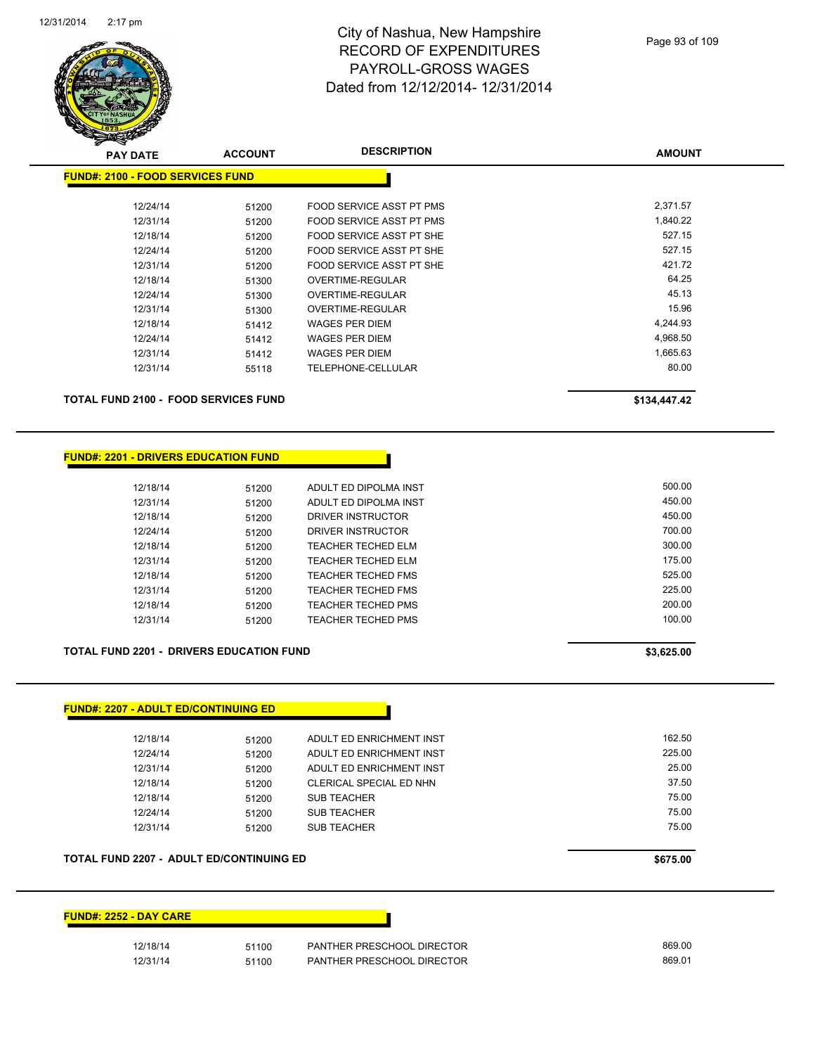# City of Nashua, New Hampshire
# RECORD OF EXPENDITURES
# PAYROLL-GROSS WAGES
# Dated from 12/12/2014- 12/31/2014

## FUND#: 2100 - FOOD SERVICES FUND

| PAY DATE | ACCOUNT | DESCRIPTION | AMOUNT |
|---|---|---|---|
| 12/24/14 | 51200 | FOOD SERVICE ASST PT PMS | 2,371.57 |
| 12/31/14 | 51200 | FOOD SERVICE ASST PT PMS | 1,840.22 |
| 12/18/14 | 51200 | FOOD SERVICE ASST PT SHE | 527.15 |
| 12/24/14 | 51200 | FOOD SERVICE ASST PT SHE | 527.15 |
| 12/31/14 | 51200 | FOOD SERVICE ASST PT SHE | 421.72 |
| 12/18/14 | 51300 | OVERTIME-REGULAR | 64.25 |
| 12/24/14 | 51300 | OVERTIME-REGULAR | 45.13 |
| 12/31/14 | 51300 | OVERTIME-REGULAR | 15.96 |
| 12/18/14 | 51412 | WAGES PER DIEM | 4,244.93 |
| 12/24/14 | 51412 | WAGES PER DIEM | 4,968.50 |
| 12/31/14 | 51412 | WAGES PER DIEM | 1,665.63 |
| 12/31/14 | 55118 | TELEPHONE-CELLULAR | 80.00 |

**TOTAL FUND 2100 - FOOD SERVICES FUND** **$134,447.42**

## FUND#: 2201 - DRIVERS EDUCATION FUND

| PAY DATE | ACCOUNT | DESCRIPTION | AMOUNT |
|---|---|---|---|
| 12/18/14 | 51200 | ADULT ED DIPOLMA INST | 500.00 |
| 12/31/14 | 51200 | ADULT ED DIPOLMA INST | 450.00 |
| 12/18/14 | 51200 | DRIVER INSTRUCTOR | 450.00 |
| 12/24/14 | 51200 | DRIVER INSTRUCTOR | 700.00 |
| 12/18/14 | 51200 | TEACHER TECHED ELM | 300.00 |
| 12/31/14 | 51200 | TEACHER TECHED ELM | 175.00 |
| 12/18/14 | 51200 | TEACHER TECHED FMS | 525.00 |
| 12/31/14 | 51200 | TEACHER TECHED FMS | 225.00 |
| 12/18/14 | 51200 | TEACHER TECHED PMS | 200.00 |
| 12/31/14 | 51200 | TEACHER TECHED PMS | 100.00 |

**TOTAL FUND 2201 - DRIVERS EDUCATION FUND** **$3,625.00**

## FUND#: 2207 - ADULT ED/CONTINUING ED

| PAY DATE | ACCOUNT | DESCRIPTION | AMOUNT |
|---|---|---|---|
| 12/18/14 | 51200 | ADULT ED ENRICHMENT INST | 162.50 |
| 12/24/14 | 51200 | ADULT ED ENRICHMENT INST | 225.00 |
| 12/31/14 | 51200 | ADULT ED ENRICHMENT INST | 25.00 |
| 12/18/14 | 51200 | CLERICAL SPECIAL ED NHN | 37.50 |
| 12/18/14 | 51200 | SUB TEACHER | 75.00 |
| 12/24/14 | 51200 | SUB TEACHER | 75.00 |
| 12/31/14 | 51200 | SUB TEACHER | 75.00 |

**TOTAL FUND 2207 - ADULT ED/CONTINUING ED** **$675.00**

## FUND#: 2252 - DAY CARE

| PAY DATE | ACCOUNT | DESCRIPTION | AMOUNT |
|---|---|---|---|
| 12/18/14 | 51100 | PANTHER PRESCHOOL DIRECTOR | 869.00 |
| 12/31/14 | 51100 | PANTHER PRESCHOOL DIRECTOR | 869.01 |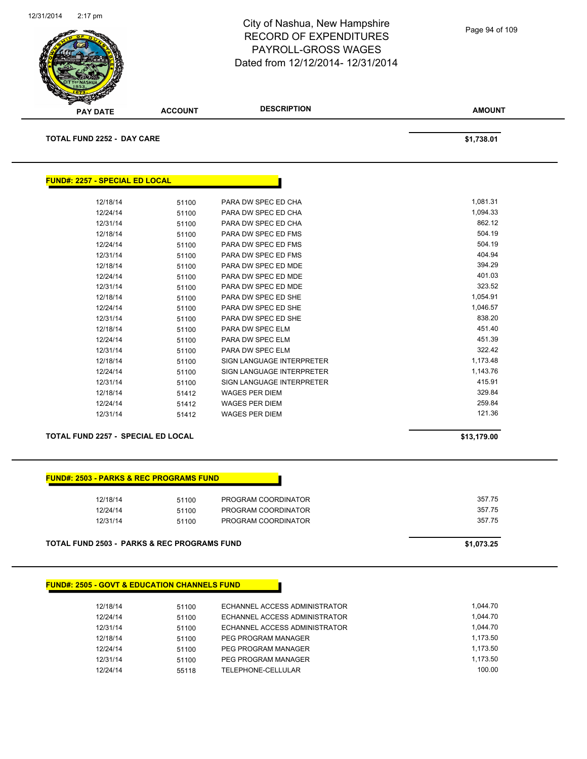# City of Nashua, New Hampshire
## RECORD OF EXPENDITURES
## PAYROLL-GROSS WAGES
## Dated from 12/12/2014- 12/31/2014

| PAY DATE | ACCOUNT | DESCRIPTION | AMOUNT |
|---|---|---|---|
| **TOTAL FUND 2252 - DAY CARE** | | | **$1,738.01** |

**FUND#: 2257 - SPECIAL ED LOCAL**

| PAY DATE | ACCOUNT | DESCRIPTION | AMOUNT |
|---|---|---|---|
| 12/18/14 | 51100 | PARA DW SPEC ED CHA | 1,081.31 |
| 12/24/14 | 51100 | PARA DW SPEC ED CHA | 1,094.33 |
| 12/31/14 | 51100 | PARA DW SPEC ED CHA | 862.12 |
| 12/18/14 | 51100 | PARA DW SPEC ED FMS | 504.19 |
| 12/24/14 | 51100 | PARA DW SPEC ED FMS | 504.19 |
| 12/31/14 | 51100 | PARA DW SPEC ED FMS | 404.94 |
| 12/18/14 | 51100 | PARA DW SPEC ED MDE | 394.29 |
| 12/24/14 | 51100 | PARA DW SPEC ED MDE | 401.03 |
| 12/31/14 | 51100 | PARA DW SPEC ED MDE | 323.52 |
| 12/18/14 | 51100 | PARA DW SPEC ED SHE | 1,054.91 |
| 12/24/14 | 51100 | PARA DW SPEC ED SHE | 1,046.57 |
| 12/31/14 | 51100 | PARA DW SPEC ED SHE | 838.20 |
| 12/18/14 | 51100 | PARA DW SPEC ELM | 451.40 |
| 12/24/14 | 51100 | PARA DW SPEC ELM | 451.39 |
| 12/31/14 | 51100 | PARA DW SPEC ELM | 322.42 |
| 12/18/14 | 51100 | SIGN LANGUAGE INTERPRETER | 1,173.48 |
| 12/24/14 | 51100 | SIGN LANGUAGE INTERPRETER | 1,143.76 |
| 12/31/14 | 51100 | SIGN LANGUAGE INTERPRETER | 415.91 |
| 12/18/14 | 51412 | WAGES PER DIEM | 329.84 |
| 12/24/14 | 51412 | WAGES PER DIEM | 259.84 |
| 12/31/14 | 51412 | WAGES PER DIEM | 121.36 |
| **TOTAL FUND 2257 - SPECIAL ED LOCAL** | | | **$13,179.00** |

**FUND#: 2503 - PARKS & REC PROGRAMS FUND**

| PAY DATE | ACCOUNT | DESCRIPTION | AMOUNT |
|---|---|---|---|
| 12/18/14 | 51100 | PROGRAM COORDINATOR | 357.75 |
| 12/24/14 | 51100 | PROGRAM COORDINATOR | 357.75 |
| 12/31/14 | 51100 | PROGRAM COORDINATOR | 357.75 |
| **TOTAL FUND 2503 - PARKS & REC PROGRAMS FUND** | | | **$1,073.25** |

**FUND#: 2505 - GOVT & EDUCATION CHANNELS FUND**

| PAY DATE | ACCOUNT | DESCRIPTION | AMOUNT |
|---|---|---|---|
| 12/18/14 | 51100 | ECHANNEL ACCESS ADMINISTRATOR | 1,044.70 |
| 12/24/14 | 51100 | ECHANNEL ACCESS ADMINISTRATOR | 1,044.70 |
| 12/31/14 | 51100 | ECHANNEL ACCESS ADMINISTRATOR | 1,044.70 |
| 12/18/14 | 51100 | PEG PROGRAM MANAGER | 1,173.50 |
| 12/24/14 | 51100 | PEG PROGRAM MANAGER | 1,173.50 |
| 12/31/14 | 51100 | PEG PROGRAM MANAGER | 1,173.50 |
| 12/24/14 | 55118 | TELEPHONE-CELLULAR | 100.00 |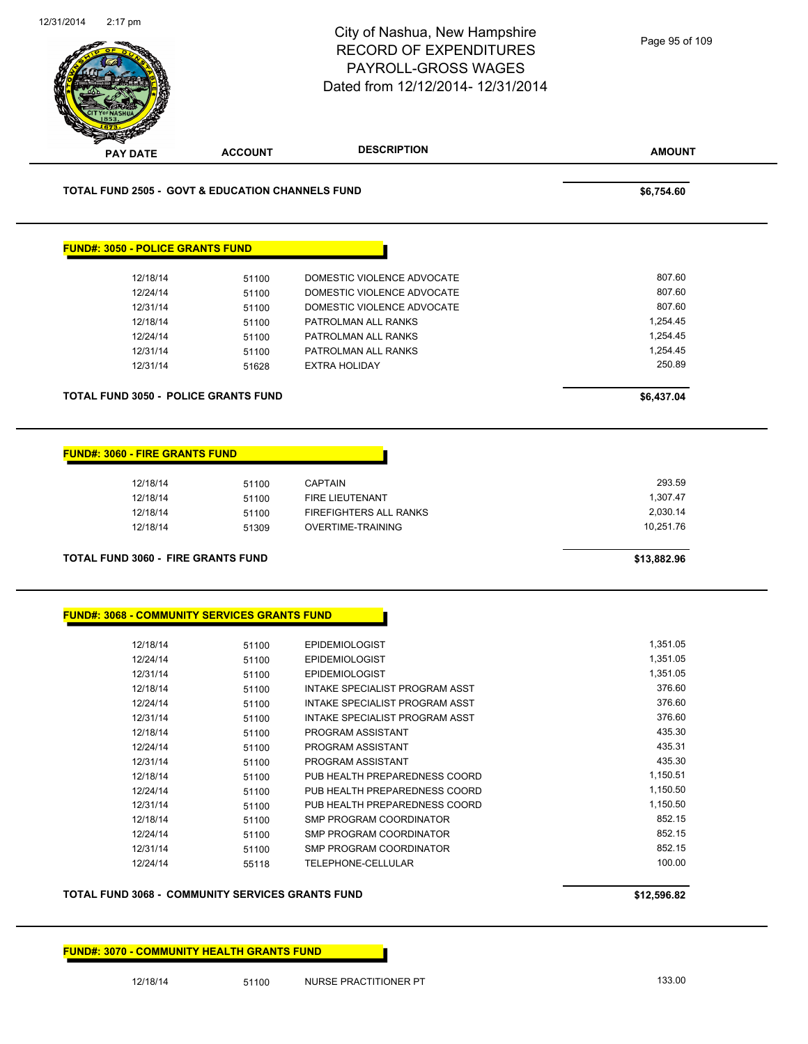# City of Nashua, New Hampshire
## RECORD OF EXPENDITURES
## PAYROLL-GROSS WAGES
## Dated from 12/12/2014- 12/31/2014

| PAY DATE | ACCOUNT | DESCRIPTION | AMOUNT |
|---|---|---|---|

**TOTAL FUND 2505 - GOVT & EDUCATION CHANNELS FUND** **$6,754.60**

### FUND#: 3050 - POLICE GRANTS FUND

| PAY DATE | ACCOUNT | DESCRIPTION | AMOUNT |
|---|---|---|---|
| 12/18/14 | 51100 | DOMESTIC VIOLENCE ADVOCATE | 807.60 |
| 12/24/14 | 51100 | DOMESTIC VIOLENCE ADVOCATE | 807.60 |
| 12/31/14 | 51100 | DOMESTIC VIOLENCE ADVOCATE | 807.60 |
| 12/18/14 | 51100 | PATROLMAN ALL RANKS | 1,254.45 |
| 12/24/14 | 51100 | PATROLMAN ALL RANKS | 1,254.45 |
| 12/31/14 | 51100 | PATROLMAN ALL RANKS | 1,254.45 |
| 12/31/14 | 51628 | EXTRA HOLIDAY | 250.89 |

**TOTAL FUND 3050 - POLICE GRANTS FUND** **$6,437.04**

### FUND#: 3060 - FIRE GRANTS FUND

| PAY DATE | ACCOUNT | DESCRIPTION | AMOUNT |
|---|---|---|---|
| 12/18/14 | 51100 | CAPTAIN | 293.59 |
| 12/18/14 | 51100 | FIRE LIEUTENANT | 1,307.47 |
| 12/18/14 | 51100 | FIREFIGHTERS ALL RANKS | 2,030.14 |
| 12/18/14 | 51309 | OVERTIME-TRAINING | 10,251.76 |

**TOTAL FUND 3060 - FIRE GRANTS FUND** **$13,882.96**

### FUND#: 3068 - COMMUNITY SERVICES GRANTS FUND

| PAY DATE | ACCOUNT | DESCRIPTION | AMOUNT |
|---|---|---|---|
| 12/18/14 | 51100 | EPIDEMIOLOGIST | 1,351.05 |
| 12/24/14 | 51100 | EPIDEMIOLOGIST | 1,351.05 |
| 12/31/14 | 51100 | EPIDEMIOLOGIST | 1,351.05 |
| 12/18/14 | 51100 | INTAKE SPECIALIST PROGRAM ASST | 376.60 |
| 12/24/14 | 51100 | INTAKE SPECIALIST PROGRAM ASST | 376.60 |
| 12/31/14 | 51100 | INTAKE SPECIALIST PROGRAM ASST | 376.60 |
| 12/18/14 | 51100 | PROGRAM ASSISTANT | 435.30 |
| 12/24/14 | 51100 | PROGRAM ASSISTANT | 435.31 |
| 12/31/14 | 51100 | PROGRAM ASSISTANT | 435.30 |
| 12/18/14 | 51100 | PUB HEALTH PREPAREDNESS COORD | 1,150.51 |
| 12/24/14 | 51100 | PUB HEALTH PREPAREDNESS COORD | 1,150.50 |
| 12/31/14 | 51100 | PUB HEALTH PREPAREDNESS COORD | 1,150.50 |
| 12/18/14 | 51100 | SMP PROGRAM COORDINATOR | 852.15 |
| 12/24/14 | 51100 | SMP PROGRAM COORDINATOR | 852.15 |
| 12/31/14 | 51100 | SMP PROGRAM COORDINATOR | 852.15 |
| 12/24/14 | 55118 | TELEPHONE-CELLULAR | 100.00 |

**TOTAL FUND 3068 - COMMUNITY SERVICES GRANTS FUND** **$12,596.82**

### FUND#: 3070 - COMMUNITY HEALTH GRANTS FUND

| PAY DATE | ACCOUNT | DESCRIPTION | AMOUNT |
|---|---|---|---|
| 12/18/14 | 51100 | NURSE PRACTITIONER PT | 133.00 |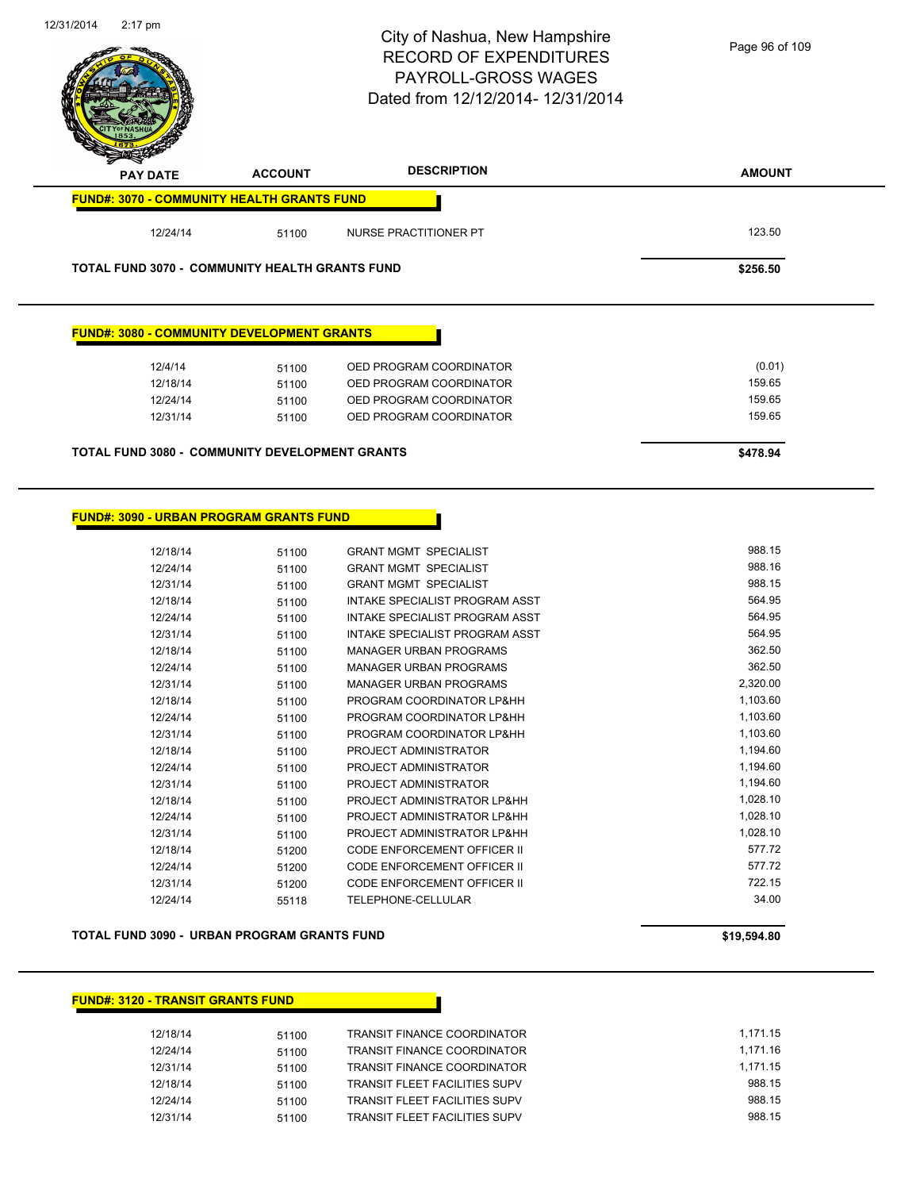# City of Nashua, New Hampshire
## RECORD OF EXPENDITURES
## PAYROLL-GROSS WAGES
## Dated from 12/12/2014- 12/31/2014

| PAY DATE | ACCOUNT | DESCRIPTION | AMOUNT |
|---|---|---|---|
| **FUND#: 3070 - COMMUNITY HEALTH GRANTS FUND** | | | |
| 12/24/14 | 51100 | NURSE PRACTITIONER PT | 123.50 |
| **TOTAL FUND 3070 - COMMUNITY HEALTH GRANTS FUND** | | | **$256.50** |

| PAY DATE | ACCOUNT | DESCRIPTION | AMOUNT |
|---|---|---|---|
| **FUND#: 3080 - COMMUNITY DEVELOPMENT GRANTS** | | | |
| 12/4/14 | 51100 | OED PROGRAM COORDINATOR | (0.01) |
| 12/18/14 | 51100 | OED PROGRAM COORDINATOR | 159.65 |
| 12/24/14 | 51100 | OED PROGRAM COORDINATOR | 159.65 |
| 12/31/14 | 51100 | OED PROGRAM COORDINATOR | 159.65 |
| **TOTAL FUND 3080 - COMMUNITY DEVELOPMENT GRANTS** | | | **$478.94** |

| PAY DATE | ACCOUNT | DESCRIPTION | AMOUNT |
|---|---|---|---|
| **FUND#: 3090 - URBAN PROGRAM GRANTS FUND** | | | |
| 12/18/14 | 51100 | GRANT MGMT SPECIALIST | 988.15 |
| 12/24/14 | 51100 | GRANT MGMT SPECIALIST | 988.16 |
| 12/31/14 | 51100 | GRANT MGMT SPECIALIST | 988.15 |
| 12/18/14 | 51100 | INTAKE SPECIALIST PROGRAM ASST | 564.95 |
| 12/24/14 | 51100 | INTAKE SPECIALIST PROGRAM ASST | 564.95 |
| 12/31/14 | 51100 | INTAKE SPECIALIST PROGRAM ASST | 564.95 |
| 12/18/14 | 51100 | MANAGER URBAN PROGRAMS | 362.50 |
| 12/24/14 | 51100 | MANAGER URBAN PROGRAMS | 362.50 |
| 12/31/14 | 51100 | MANAGER URBAN PROGRAMS | 2,320.00 |
| 12/18/14 | 51100 | PROGRAM COORDINATOR LP&HH | 1,103.60 |
| 12/24/14 | 51100 | PROGRAM COORDINATOR LP&HH | 1,103.60 |
| 12/31/14 | 51100 | PROGRAM COORDINATOR LP&HH | 1,103.60 |
| 12/18/14 | 51100 | PROJECT ADMINISTRATOR | 1,194.60 |
| 12/24/14 | 51100 | PROJECT ADMINISTRATOR | 1,194.60 |
| 12/31/14 | 51100 | PROJECT ADMINISTRATOR | 1,194.60 |
| 12/18/14 | 51100 | PROJECT ADMINISTRATOR LP&HH | 1,028.10 |
| 12/24/14 | 51100 | PROJECT ADMINISTRATOR LP&HH | 1,028.10 |
| 12/31/14 | 51100 | PROJECT ADMINISTRATOR LP&HH | 1,028.10 |
| 12/18/14 | 51200 | CODE ENFORCEMENT OFFICER II | 577.72 |
| 12/24/14 | 51200 | CODE ENFORCEMENT OFFICER II | 577.72 |
| 12/31/14 | 51200 | CODE ENFORCEMENT OFFICER II | 722.15 |
| 12/24/14 | 55118 | TELEPHONE-CELLULAR | 34.00 |
| **TOTAL FUND 3090 - URBAN PROGRAM GRANTS FUND** | | | **$19,594.80** |

| PAY DATE | ACCOUNT | DESCRIPTION | AMOUNT |
|---|---|---|---|
| **FUND#: 3120 - TRANSIT GRANTS FUND** | | | |
| 12/18/14 | 51100 | TRANSIT FINANCE COORDINATOR | 1,171.15 |
| 12/24/14 | 51100 | TRANSIT FINANCE COORDINATOR | 1,171.16 |
| 12/31/14 | 51100 | TRANSIT FINANCE COORDINATOR | 1,171.15 |
| 12/18/14 | 51100 | TRANSIT FLEET FACILITIES SUPV | 988.15 |
| 12/24/14 | 51100 | TRANSIT FLEET FACILITIES SUPV | 988.15 |
| 12/31/14 | 51100 | TRANSIT FLEET FACILITIES SUPV | 988.15 |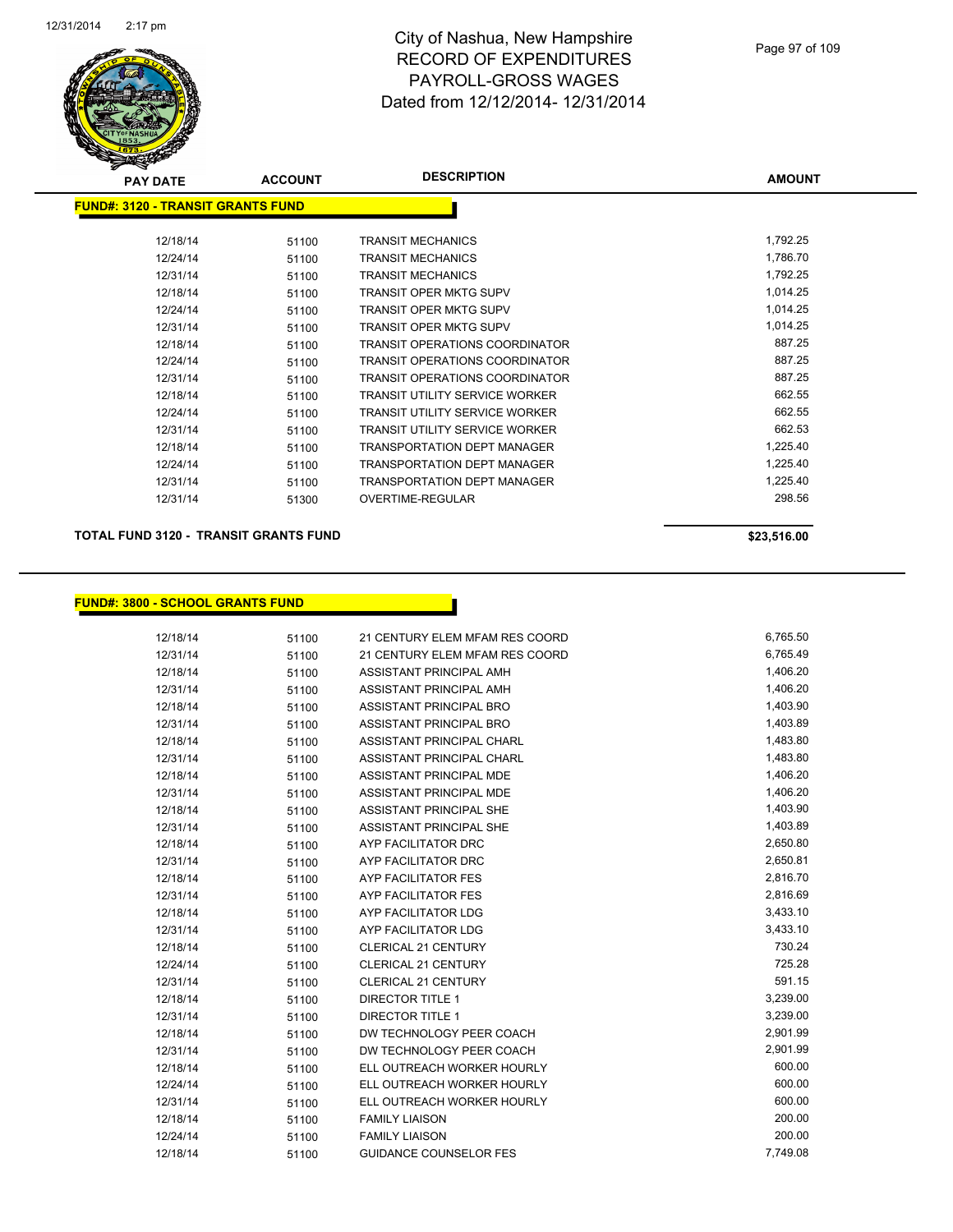# City of Nashua, New Hampshire
## RECORD OF EXPENDITURES
## PAYROLL-GROSS WAGES
## Dated from 12/12/2014- 12/31/2014

| PAY DATE | ACCOUNT | DESCRIPTION | AMOUNT |
|---|---|---|---|
| **FUND#: 3120 - TRANSIT GRANTS FUND** | | | |
| 12/18/14 | 51100 | TRANSIT MECHANICS | 1,792.25 |
| 12/24/14 | 51100 | TRANSIT MECHANICS | 1,786.70 |
| 12/31/14 | 51100 | TRANSIT MECHANICS | 1,792.25 |
| 12/18/14 | 51100 | TRANSIT OPER MKTG SUPV | 1,014.25 |
| 12/24/14 | 51100 | TRANSIT OPER MKTG SUPV | 1,014.25 |
| 12/31/14 | 51100 | TRANSIT OPER MKTG SUPV | 1,014.25 |
| 12/18/14 | 51100 | TRANSIT OPERATIONS COORDINATOR | 887.25 |
| 12/24/14 | 51100 | TRANSIT OPERATIONS COORDINATOR | 887.25 |
| 12/31/14 | 51100 | TRANSIT OPERATIONS COORDINATOR | 887.25 |
| 12/18/14 | 51100 | TRANSIT UTILITY SERVICE WORKER | 662.55 |
| 12/24/14 | 51100 | TRANSIT UTILITY SERVICE WORKER | 662.55 |
| 12/31/14 | 51100 | TRANSIT UTILITY SERVICE WORKER | 662.53 |
| 12/18/14 | 51100 | TRANSPORTATION DEPT MANAGER | 1,225.40 |
| 12/24/14 | 51100 | TRANSPORTATION DEPT MANAGER | 1,225.40 |
| 12/31/14 | 51100 | TRANSPORTATION DEPT MANAGER | 1,225.40 |
| 12/31/14 | 51300 | OVERTIME-REGULAR | 298.56 |
| **TOTAL FUND 3120 - TRANSIT GRANTS FUND** | | | **$23,516.00** |

| PAY DATE | ACCOUNT | DESCRIPTION | AMOUNT |
|---|---|---|---|
| **FUND#: 3800 - SCHOOL GRANTS FUND** | | | |
| 12/18/14 | 51100 | 21 CENTURY ELEM MFAM RES COORD | 6,765.50 |
| 12/31/14 | 51100 | 21 CENTURY ELEM MFAM RES COORD | 6,765.49 |
| 12/18/14 | 51100 | ASSISTANT PRINCIPAL AMH | 1,406.20 |
| 12/31/14 | 51100 | ASSISTANT PRINCIPAL AMH | 1,406.20 |
| 12/18/14 | 51100 | ASSISTANT PRINCIPAL BRO | 1,403.90 |
| 12/31/14 | 51100 | ASSISTANT PRINCIPAL BRO | 1,403.89 |
| 12/18/14 | 51100 | ASSISTANT PRINCIPAL CHARL | 1,483.80 |
| 12/31/14 | 51100 | ASSISTANT PRINCIPAL CHARL | 1,483.80 |
| 12/18/14 | 51100 | ASSISTANT PRINCIPAL MDE | 1,406.20 |
| 12/31/14 | 51100 | ASSISTANT PRINCIPAL MDE | 1,406.20 |
| 12/18/14 | 51100 | ASSISTANT PRINCIPAL SHE | 1,403.90 |
| 12/31/14 | 51100 | ASSISTANT PRINCIPAL SHE | 1,403.89 |
| 12/18/14 | 51100 | AYP FACILITATOR DRC | 2,650.80 |
| 12/31/14 | 51100 | AYP FACILITATOR DRC | 2,650.81 |
| 12/18/14 | 51100 | AYP FACILITATOR FES | 2,816.70 |
| 12/31/14 | 51100 | AYP FACILITATOR FES | 2,816.69 |
| 12/18/14 | 51100 | AYP FACILITATOR LDG | 3,433.10 |
| 12/31/14 | 51100 | AYP FACILITATOR LDG | 3,433.10 |
| 12/18/14 | 51100 | CLERICAL 21 CENTURY | 730.24 |
| 12/24/14 | 51100 | CLERICAL 21 CENTURY | 725.28 |
| 12/31/14 | 51100 | CLERICAL 21 CENTURY | 591.15 |
| 12/18/14 | 51100 | DIRECTOR TITLE 1 | 3,239.00 |
| 12/31/14 | 51100 | DIRECTOR TITLE 1 | 3,239.00 |
| 12/18/14 | 51100 | DW TECHNOLOGY PEER COACH | 2,901.99 |
| 12/31/14 | 51100 | DW TECHNOLOGY PEER COACH | 2,901.99 |
| 12/18/14 | 51100 | ELL OUTREACH WORKER HOURLY | 600.00 |
| 12/24/14 | 51100 | ELL OUTREACH WORKER HOURLY | 600.00 |
| 12/31/14 | 51100 | ELL OUTREACH WORKER HOURLY | 600.00 |
| 12/18/14 | 51100 | FAMILY LIAISON | 200.00 |
| 12/24/14 | 51100 | FAMILY LIAISON | 200.00 |
| 12/18/14 | 51100 | GUIDANCE COUNSELOR FES | 7,749.08 |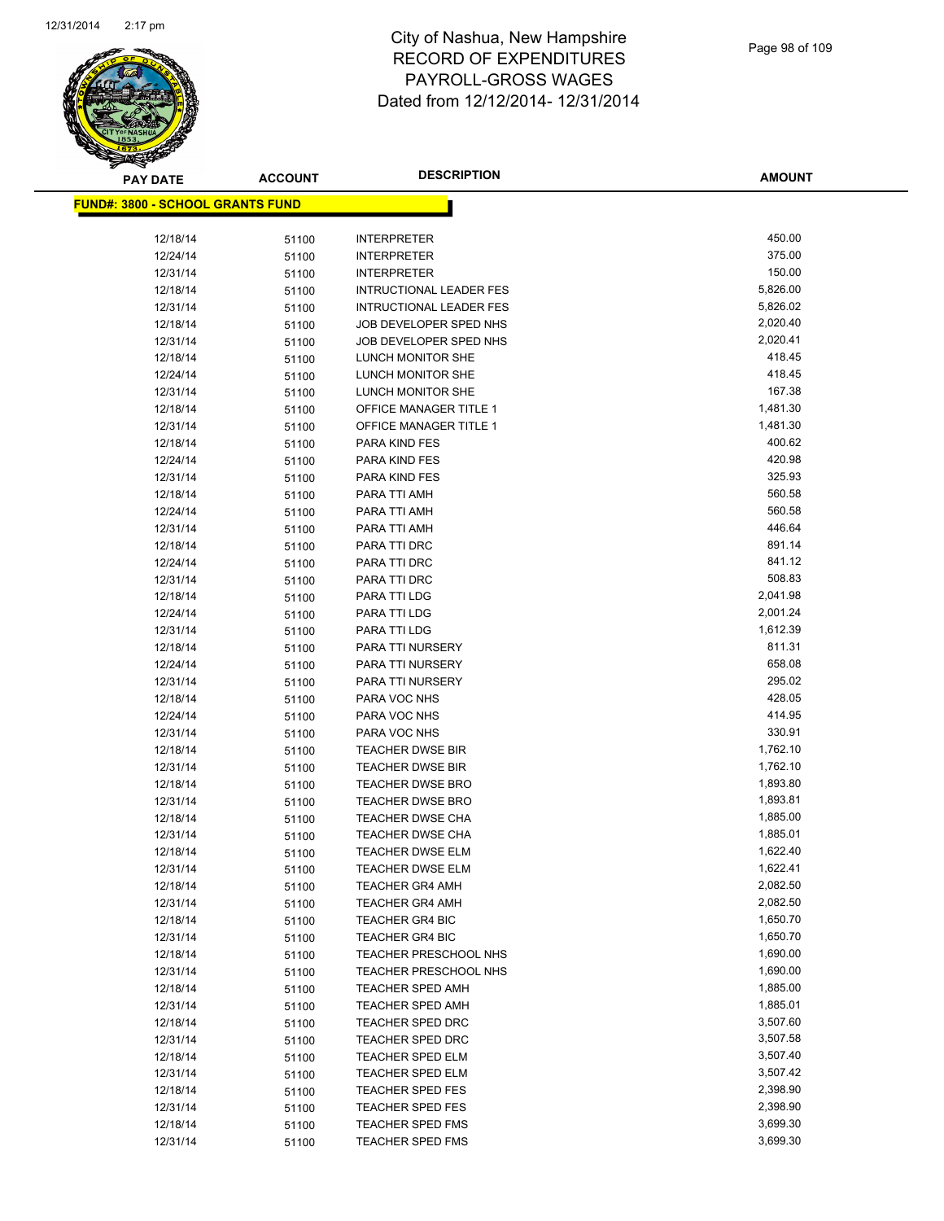# City of Nashua, New Hampshire
# RECORD OF EXPENDITURES
# PAYROLL-GROSS WAGES
# Dated from 12/12/2014- 12/31/2014

| PAY DATE | ACCOUNT | DESCRIPTION | AMOUNT |
|---|---|---|---|

**FUND#: 3800 - SCHOOL GRANTS FUND**

| PAY DATE | ACCOUNT | DESCRIPTION | AMOUNT |
|---|---|---|---|
| 12/18/14 | 51100 | INTERPRETER | 450.00 |
| 12/24/14 | 51100 | INTERPRETER | 375.00 |
| 12/31/14 | 51100 | INTERPRETER | 150.00 |
| 12/18/14 | 51100 | INTRUCTIONAL LEADER FES | 5,826.00 |
| 12/31/14 | 51100 | INTRUCTIONAL LEADER FES | 5,826.02 |
| 12/18/14 | 51100 | JOB DEVELOPER SPED NHS | 2,020.40 |
| 12/31/14 | 51100 | JOB DEVELOPER SPED NHS | 2,020.41 |
| 12/18/14 | 51100 | LUNCH MONITOR SHE | 418.45 |
| 12/24/14 | 51100 | LUNCH MONITOR SHE | 418.45 |
| 12/31/14 | 51100 | LUNCH MONITOR SHE | 167.38 |
| 12/18/14 | 51100 | OFFICE MANAGER TITLE 1 | 1,481.30 |
| 12/31/14 | 51100 | OFFICE MANAGER TITLE 1 | 1,481.30 |
| 12/18/14 | 51100 | PARA KIND FES | 400.62 |
| 12/24/14 | 51100 | PARA KIND FES | 420.98 |
| 12/31/14 | 51100 | PARA KIND FES | 325.93 |
| 12/18/14 | 51100 | PARA TTI AMH | 560.58 |
| 12/24/14 | 51100 | PARA TTI AMH | 560.58 |
| 12/31/14 | 51100 | PARA TTI AMH | 446.64 |
| 12/18/14 | 51100 | PARA TTI DRC | 891.14 |
| 12/24/14 | 51100 | PARA TTI DRC | 841.12 |
| 12/31/14 | 51100 | PARA TTI DRC | 508.83 |
| 12/18/14 | 51100 | PARA TTI LDG | 2,041.98 |
| 12/24/14 | 51100 | PARA TTI LDG | 2,001.24 |
| 12/31/14 | 51100 | PARA TTI LDG | 1,612.39 |
| 12/18/14 | 51100 | PARA TTI NURSERY | 811.31 |
| 12/24/14 | 51100 | PARA TTI NURSERY | 658.08 |
| 12/31/14 | 51100 | PARA TTI NURSERY | 295.02 |
| 12/18/14 | 51100 | PARA VOC NHS | 428.05 |
| 12/24/14 | 51100 | PARA VOC NHS | 414.95 |
| 12/31/14 | 51100 | PARA VOC NHS | 330.91 |
| 12/18/14 | 51100 | TEACHER DWSE BIR | 1,762.10 |
| 12/31/14 | 51100 | TEACHER DWSE BIR | 1,762.10 |
| 12/18/14 | 51100 | TEACHER DWSE BRO | 1,893.80 |
| 12/31/14 | 51100 | TEACHER DWSE BRO | 1,893.81 |
| 12/18/14 | 51100 | TEACHER DWSE CHA | 1,885.00 |
| 12/31/14 | 51100 | TEACHER DWSE CHA | 1,885.01 |
| 12/18/14 | 51100 | TEACHER DWSE ELM | 1,622.40 |
| 12/31/14 | 51100 | TEACHER DWSE ELM | 1,622.41 |
| 12/18/14 | 51100 | TEACHER GR4 AMH | 2,082.50 |
| 12/31/14 | 51100 | TEACHER GR4 AMH | 2,082.50 |
| 12/18/14 | 51100 | TEACHER GR4 BIC | 1,650.70 |
| 12/31/14 | 51100 | TEACHER GR4 BIC | 1,650.70 |
| 12/18/14 | 51100 | TEACHER PRESCHOOL NHS | 1,690.00 |
| 12/31/14 | 51100 | TEACHER PRESCHOOL NHS | 1,690.00 |
| 12/18/14 | 51100 | TEACHER SPED AMH | 1,885.00 |
| 12/31/14 | 51100 | TEACHER SPED AMH | 1,885.01 |
| 12/18/14 | 51100 | TEACHER SPED DRC | 3,507.60 |
| 12/31/14 | 51100 | TEACHER SPED DRC | 3,507.58 |
| 12/18/14 | 51100 | TEACHER SPED ELM | 3,507.40 |
| 12/31/14 | 51100 | TEACHER SPED ELM | 3,507.42 |
| 12/18/14 | 51100 | TEACHER SPED FES | 2,398.90 |
| 12/31/14 | 51100 | TEACHER SPED FES | 2,398.90 |
| 12/18/14 | 51100 | TEACHER SPED FMS | 3,699.30 |
| 12/31/14 | 51100 | TEACHER SPED FMS | 3,699.30 |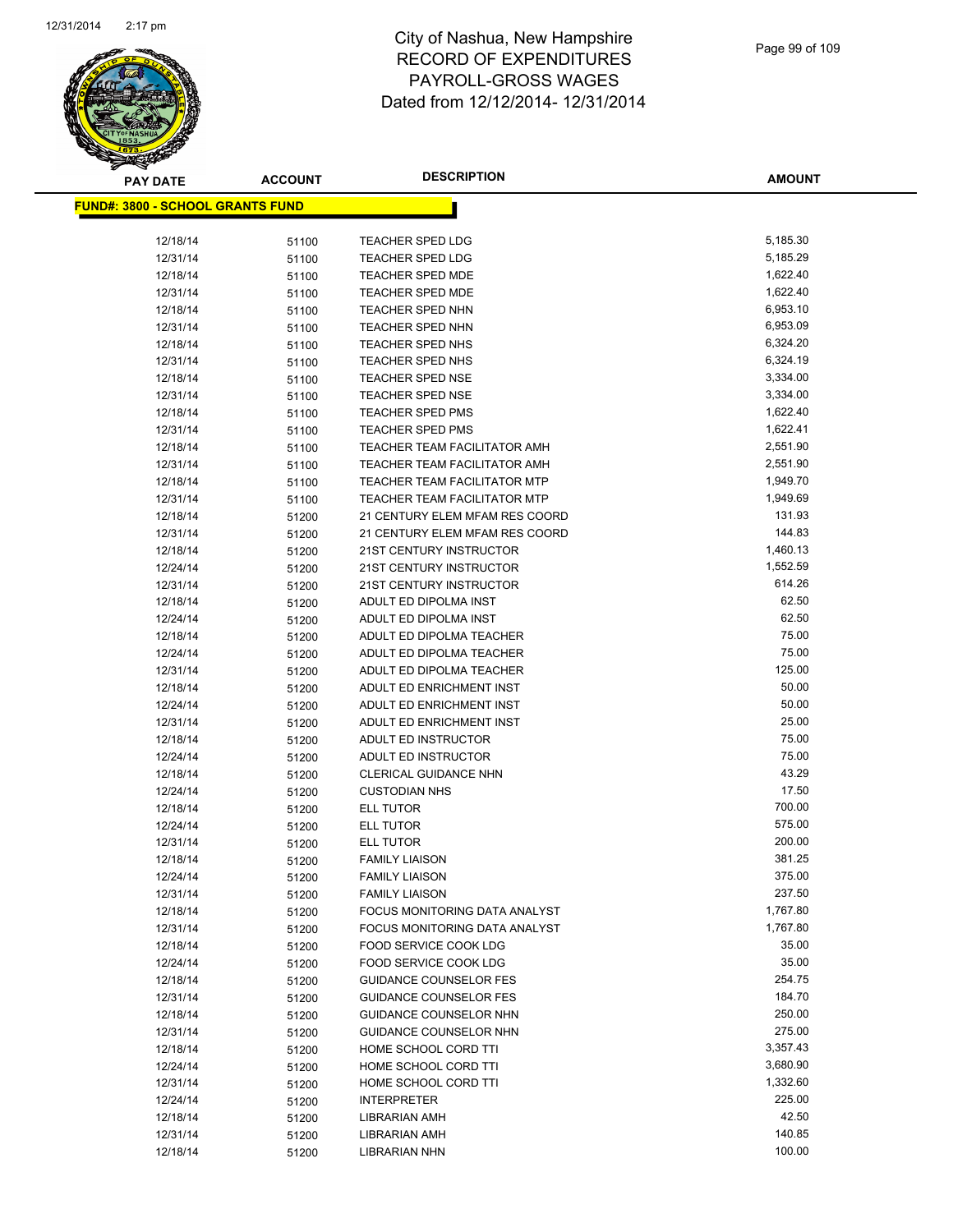# City of Nashua, New Hampshire
# RECORD OF EXPENDITURES
# PAYROLL-GROSS WAGES
# Dated from 12/12/2014- 12/31/2014

| PAY DATE | ACCOUNT | DESCRIPTION | AMOUNT |
|---|---|---|---|
| **FUND#: 3800 - SCHOOL GRANTS FUND** | | | |
| 12/18/14 | 51100 | TEACHER SPED LDG | 5,185.30 |
| 12/31/14 | 51100 | TEACHER SPED LDG | 5,185.29 |
| 12/18/14 | 51100 | TEACHER SPED MDE | 1,622.40 |
| 12/31/14 | 51100 | TEACHER SPED MDE | 1,622.40 |
| 12/18/14 | 51100 | TEACHER SPED NHN | 6,953.10 |
| 12/31/14 | 51100 | TEACHER SPED NHN | 6,953.09 |
| 12/18/14 | 51100 | TEACHER SPED NHS | 6,324.20 |
| 12/31/14 | 51100 | TEACHER SPED NHS | 6,324.19 |
| 12/18/14 | 51100 | TEACHER SPED NSE | 3,334.00 |
| 12/31/14 | 51100 | TEACHER SPED NSE | 3,334.00 |
| 12/18/14 | 51100 | TEACHER SPED PMS | 1,622.40 |
| 12/31/14 | 51100 | TEACHER SPED PMS | 1,622.41 |
| 12/18/14 | 51100 | TEACHER TEAM FACILITATOR AMH | 2,551.90 |
| 12/31/14 | 51100 | TEACHER TEAM FACILITATOR AMH | 2,551.90 |
| 12/18/14 | 51100 | TEACHER TEAM FACILITATOR MTP | 1,949.70 |
| 12/31/14 | 51100 | TEACHER TEAM FACILITATOR MTP | 1,949.69 |
| 12/18/14 | 51200 | 21 CENTURY ELEM MFAM RES COORD | 131.93 |
| 12/31/14 | 51200 | 21 CENTURY ELEM MFAM RES COORD | 144.83 |
| 12/18/14 | 51200 | 21ST CENTURY INSTRUCTOR | 1,460.13 |
| 12/24/14 | 51200 | 21ST CENTURY INSTRUCTOR | 1,552.59 |
| 12/31/14 | 51200 | 21ST CENTURY INSTRUCTOR | 614.26 |
| 12/18/14 | 51200 | ADULT ED DIPOLMA INST | 62.50 |
| 12/24/14 | 51200 | ADULT ED DIPOLMA INST | 62.50 |
| 12/18/14 | 51200 | ADULT ED DIPOLMA TEACHER | 75.00 |
| 12/24/14 | 51200 | ADULT ED DIPOLMA TEACHER | 75.00 |
| 12/31/14 | 51200 | ADULT ED DIPOLMA TEACHER | 125.00 |
| 12/18/14 | 51200 | ADULT ED ENRICHMENT INST | 50.00 |
| 12/24/14 | 51200 | ADULT ED ENRICHMENT INST | 50.00 |
| 12/31/14 | 51200 | ADULT ED ENRICHMENT INST | 25.00 |
| 12/18/14 | 51200 | ADULT ED INSTRUCTOR | 75.00 |
| 12/24/14 | 51200 | ADULT ED INSTRUCTOR | 75.00 |
| 12/18/14 | 51200 | CLERICAL GUIDANCE NHN | 43.29 |
| 12/24/14 | 51200 | CUSTODIAN NHS | 17.50 |
| 12/18/14 | 51200 | ELL TUTOR | 700.00 |
| 12/24/14 | 51200 | ELL TUTOR | 575.00 |
| 12/31/14 | 51200 | ELL TUTOR | 200.00 |
| 12/18/14 | 51200 | FAMILY LIAISON | 381.25 |
| 12/24/14 | 51200 | FAMILY LIAISON | 375.00 |
| 12/31/14 | 51200 | FAMILY LIAISON | 237.50 |
| 12/18/14 | 51200 | FOCUS MONITORING DATA ANALYST | 1,767.80 |
| 12/31/14 | 51200 | FOCUS MONITORING DATA ANALYST | 1,767.80 |
| 12/18/14 | 51200 | FOOD SERVICE COOK LDG | 35.00 |
| 12/24/14 | 51200 | FOOD SERVICE COOK LDG | 35.00 |
| 12/18/14 | 51200 | GUIDANCE COUNSELOR FES | 254.75 |
| 12/31/14 | 51200 | GUIDANCE COUNSELOR FES | 184.70 |
| 12/18/14 | 51200 | GUIDANCE COUNSELOR NHN | 250.00 |
| 12/31/14 | 51200 | GUIDANCE COUNSELOR NHN | 275.00 |
| 12/18/14 | 51200 | HOME SCHOOL CORD TTI | 3,357.43 |
| 12/24/14 | 51200 | HOME SCHOOL CORD TTI | 3,680.90 |
| 12/31/14 | 51200 | HOME SCHOOL CORD TTI | 1,332.60 |
| 12/24/14 | 51200 | INTERPRETER | 225.00 |
| 12/18/14 | 51200 | LIBRARIAN AMH | 42.50 |
| 12/31/14 | 51200 | LIBRARIAN AMH | 140.85 |
| 12/18/14 | 51200 | LIBRARIAN NHN | 100.00 |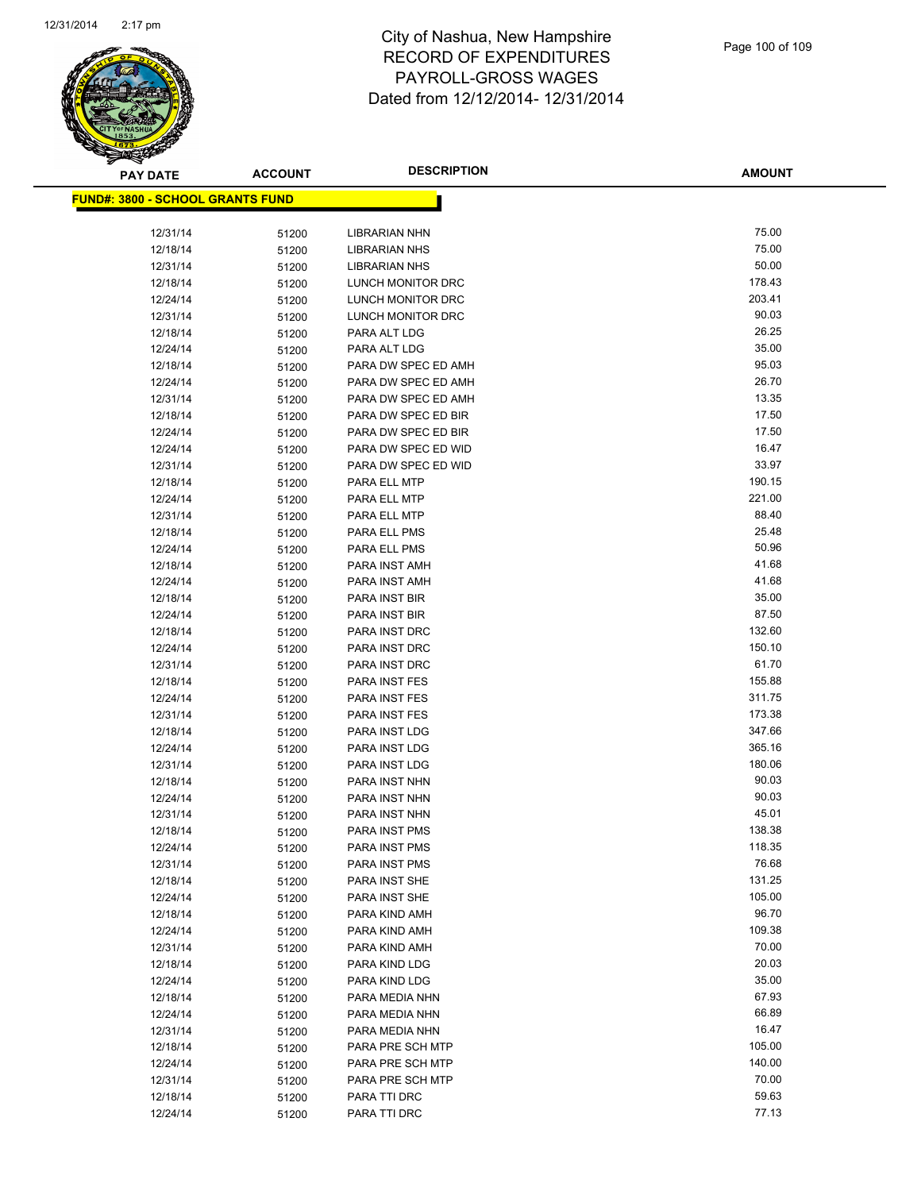# City of Nashua, New Hampshire
## RECORD OF EXPENDITURES
## PAYROLL-GROSS WAGES
## Dated from 12/12/2014- 12/31/2014

**FUND#: 3800 - SCHOOL GRANTS FUND**

| PAY DATE | ACCOUNT | DESCRIPTION | AMOUNT |
|---|---|---|---|
| 12/31/14 | 51200 | LIBRARIAN NHN | 75.00 |
| 12/18/14 | 51200 | LIBRARIAN NHS | 75.00 |
| 12/31/14 | 51200 | LIBRARIAN NHS | 50.00 |
| 12/18/14 | 51200 | LUNCH MONITOR DRC | 178.43 |
| 12/24/14 | 51200 | LUNCH MONITOR DRC | 203.41 |
| 12/31/14 | 51200 | LUNCH MONITOR DRC | 90.03 |
| 12/18/14 | 51200 | PARA ALT LDG | 26.25 |
| 12/24/14 | 51200 | PARA ALT LDG | 35.00 |
| 12/18/14 | 51200 | PARA DW SPEC ED AMH | 95.03 |
| 12/24/14 | 51200 | PARA DW SPEC ED AMH | 26.70 |
| 12/31/14 | 51200 | PARA DW SPEC ED AMH | 13.35 |
| 12/18/14 | 51200 | PARA DW SPEC ED BIR | 17.50 |
| 12/24/14 | 51200 | PARA DW SPEC ED BIR | 17.50 |
| 12/24/14 | 51200 | PARA DW SPEC ED WID | 16.47 |
| 12/31/14 | 51200 | PARA DW SPEC ED WID | 33.97 |
| 12/18/14 | 51200 | PARA ELL MTP | 190.15 |
| 12/24/14 | 51200 | PARA ELL MTP | 221.00 |
| 12/31/14 | 51200 | PARA ELL MTP | 88.40 |
| 12/18/14 | 51200 | PARA ELL PMS | 25.48 |
| 12/24/14 | 51200 | PARA ELL PMS | 50.96 |
| 12/18/14 | 51200 | PARA INST AMH | 41.68 |
| 12/24/14 | 51200 | PARA INST AMH | 41.68 |
| 12/18/14 | 51200 | PARA INST BIR | 35.00 |
| 12/24/14 | 51200 | PARA INST BIR | 87.50 |
| 12/18/14 | 51200 | PARA INST DRC | 132.60 |
| 12/24/14 | 51200 | PARA INST DRC | 150.10 |
| 12/31/14 | 51200 | PARA INST DRC | 61.70 |
| 12/18/14 | 51200 | PARA INST FES | 155.88 |
| 12/24/14 | 51200 | PARA INST FES | 311.75 |
| 12/31/14 | 51200 | PARA INST FES | 173.38 |
| 12/18/14 | 51200 | PARA INST LDG | 347.66 |
| 12/24/14 | 51200 | PARA INST LDG | 365.16 |
| 12/31/14 | 51200 | PARA INST LDG | 180.06 |
| 12/18/14 | 51200 | PARA INST NHN | 90.03 |
| 12/24/14 | 51200 | PARA INST NHN | 90.03 |
| 12/31/14 | 51200 | PARA INST NHN | 45.01 |
| 12/18/14 | 51200 | PARA INST PMS | 138.38 |
| 12/24/14 | 51200 | PARA INST PMS | 118.35 |
| 12/31/14 | 51200 | PARA INST PMS | 76.68 |
| 12/18/14 | 51200 | PARA INST SHE | 131.25 |
| 12/24/14 | 51200 | PARA INST SHE | 105.00 |
| 12/18/14 | 51200 | PARA KIND AMH | 96.70 |
| 12/24/14 | 51200 | PARA KIND AMH | 109.38 |
| 12/31/14 | 51200 | PARA KIND AMH | 70.00 |
| 12/18/14 | 51200 | PARA KIND LDG | 20.03 |
| 12/24/14 | 51200 | PARA KIND LDG | 35.00 |
| 12/18/14 | 51200 | PARA MEDIA NHN | 67.93 |
| 12/24/14 | 51200 | PARA MEDIA NHN | 66.89 |
| 12/31/14 | 51200 | PARA MEDIA NHN | 16.47 |
| 12/18/14 | 51200 | PARA PRE SCH MTP | 105.00 |
| 12/24/14 | 51200 | PARA PRE SCH MTP | 140.00 |
| 12/31/14 | 51200 | PARA PRE SCH MTP | 70.00 |
| 12/18/14 | 51200 | PARA TTI DRC | 59.63 |
| 12/24/14 | 51200 | PARA TTI DRC | 77.13 |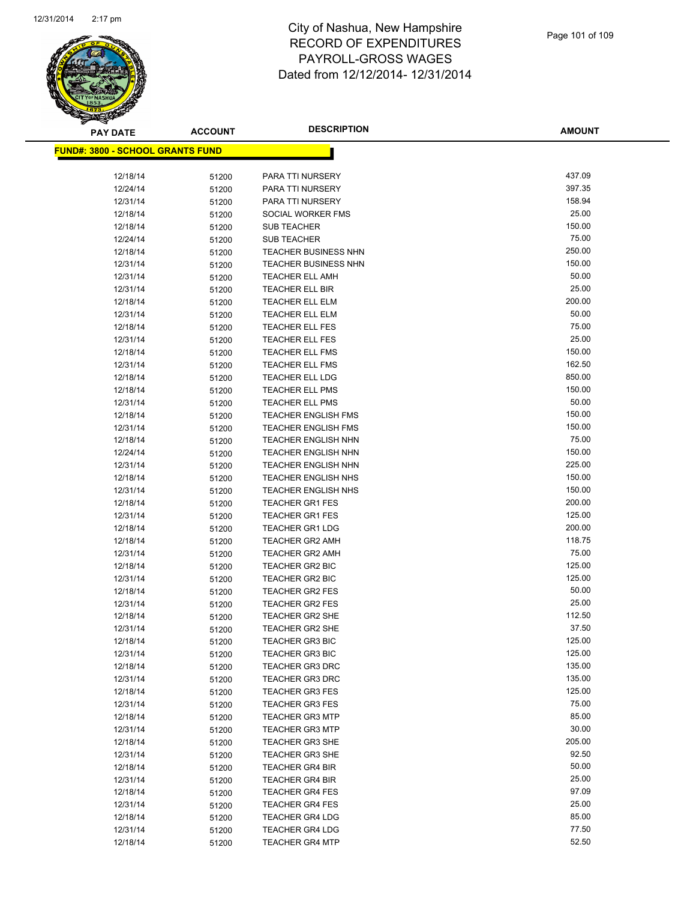# City of Nashua, New Hampshire
# RECORD OF EXPENDITURES
# PAYROLL-GROSS WAGES
# Dated from 12/12/2014- 12/31/2014

| PAY DATE | ACCOUNT | DESCRIPTION | AMOUNT |
|---|---|---|---|
| **FUND#: 3800 - SCHOOL GRANTS FUND** | | | |
| 12/18/14 | 51200 | PARA TTI NURSERY | 437.09 |
| 12/24/14 | 51200 | PARA TTI NURSERY | 397.35 |
| 12/31/14 | 51200 | PARA TTI NURSERY | 158.94 |
| 12/18/14 | 51200 | SOCIAL WORKER FMS | 25.00 |
| 12/18/14 | 51200 | SUB TEACHER | 150.00 |
| 12/24/14 | 51200 | SUB TEACHER | 75.00 |
| 12/18/14 | 51200 | TEACHER BUSINESS NHN | 250.00 |
| 12/31/14 | 51200 | TEACHER BUSINESS NHN | 150.00 |
| 12/31/14 | 51200 | TEACHER ELL AMH | 50.00 |
| 12/31/14 | 51200 | TEACHER ELL BIR | 25.00 |
| 12/18/14 | 51200 | TEACHER ELL ELM | 200.00 |
| 12/31/14 | 51200 | TEACHER ELL ELM | 50.00 |
| 12/18/14 | 51200 | TEACHER ELL FES | 75.00 |
| 12/31/14 | 51200 | TEACHER ELL FES | 25.00 |
| 12/18/14 | 51200 | TEACHER ELL FMS | 150.00 |
| 12/31/14 | 51200 | TEACHER ELL FMS | 162.50 |
| 12/18/14 | 51200 | TEACHER ELL LDG | 850.00 |
| 12/18/14 | 51200 | TEACHER ELL PMS | 150.00 |
| 12/31/14 | 51200 | TEACHER ELL PMS | 50.00 |
| 12/18/14 | 51200 | TEACHER ENGLISH FMS | 150.00 |
| 12/31/14 | 51200 | TEACHER ENGLISH FMS | 150.00 |
| 12/18/14 | 51200 | TEACHER ENGLISH NHN | 75.00 |
| 12/24/14 | 51200 | TEACHER ENGLISH NHN | 150.00 |
| 12/31/14 | 51200 | TEACHER ENGLISH NHN | 225.00 |
| 12/18/14 | 51200 | TEACHER ENGLISH NHS | 150.00 |
| 12/31/14 | 51200 | TEACHER ENGLISH NHS | 150.00 |
| 12/18/14 | 51200 | TEACHER GR1 FES | 200.00 |
| 12/31/14 | 51200 | TEACHER GR1 FES | 125.00 |
| 12/18/14 | 51200 | TEACHER GR1 LDG | 200.00 |
| 12/18/14 | 51200 | TEACHER GR2 AMH | 118.75 |
| 12/31/14 | 51200 | TEACHER GR2 AMH | 75.00 |
| 12/18/14 | 51200 | TEACHER GR2 BIC | 125.00 |
| 12/31/14 | 51200 | TEACHER GR2 BIC | 125.00 |
| 12/18/14 | 51200 | TEACHER GR2 FES | 50.00 |
| 12/31/14 | 51200 | TEACHER GR2 FES | 25.00 |
| 12/18/14 | 51200 | TEACHER GR2 SHE | 112.50 |
| 12/31/14 | 51200 | TEACHER GR2 SHE | 37.50 |
| 12/18/14 | 51200 | TEACHER GR3 BIC | 125.00 |
| 12/31/14 | 51200 | TEACHER GR3 BIC | 125.00 |
| 12/18/14 | 51200 | TEACHER GR3 DRC | 135.00 |
| 12/31/14 | 51200 | TEACHER GR3 DRC | 135.00 |
| 12/18/14 | 51200 | TEACHER GR3 FES | 125.00 |
| 12/31/14 | 51200 | TEACHER GR3 FES | 75.00 |
| 12/18/14 | 51200 | TEACHER GR3 MTP | 85.00 |
| 12/31/14 | 51200 | TEACHER GR3 MTP | 30.00 |
| 12/18/14 | 51200 | TEACHER GR3 SHE | 205.00 |
| 12/31/14 | 51200 | TEACHER GR3 SHE | 92.50 |
| 12/18/14 | 51200 | TEACHER GR4 BIR | 50.00 |
| 12/31/14 | 51200 | TEACHER GR4 BIR | 25.00 |
| 12/18/14 | 51200 | TEACHER GR4 FES | 97.09 |
| 12/31/14 | 51200 | TEACHER GR4 FES | 25.00 |
| 12/18/14 | 51200 | TEACHER GR4 LDG | 85.00 |
| 12/31/14 | 51200 | TEACHER GR4 LDG | 77.50 |
| 12/18/14 | 51200 | TEACHER GR4 MTP | 52.50 |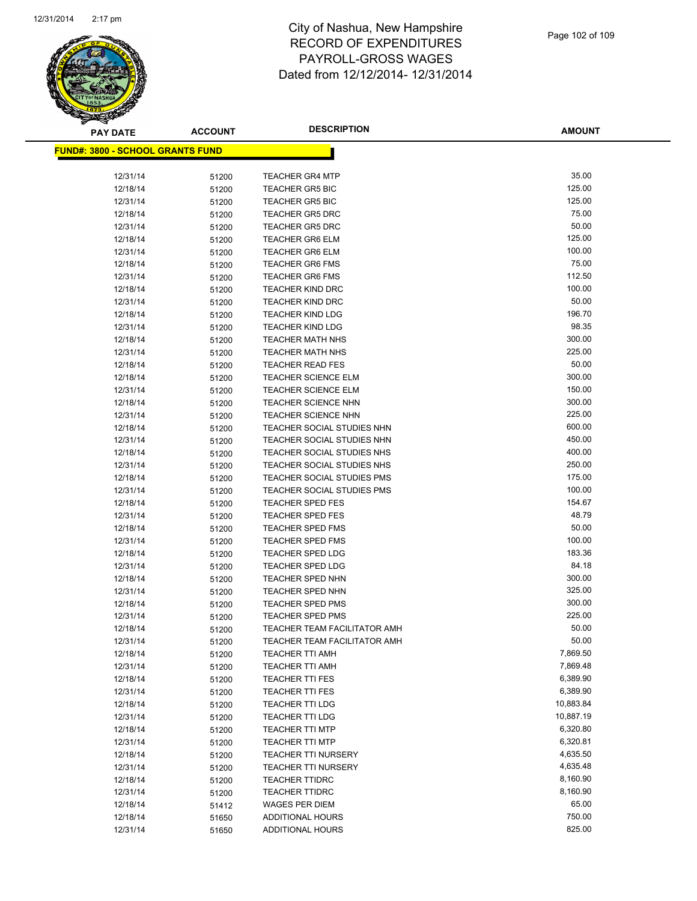# City of Nashua, New Hampshire
## RECORD OF EXPENDITURES
## PAYROLL-GROSS WAGES
## Dated from 12/12/2014- 12/31/2014

**FUND#: 3800 - SCHOOL GRANTS FUND**

| PAY DATE | ACCOUNT | DESCRIPTION | AMOUNT |
|---|---|---|---|
| 12/31/14 | 51200 | TEACHER GR4 MTP | 35.00 |
| 12/18/14 | 51200 | TEACHER GR5 BIC | 125.00 |
| 12/31/14 | 51200 | TEACHER GR5 BIC | 125.00 |
| 12/18/14 | 51200 | TEACHER GR5 DRC | 75.00 |
| 12/31/14 | 51200 | TEACHER GR5 DRC | 50.00 |
| 12/18/14 | 51200 | TEACHER GR6 ELM | 125.00 |
| 12/31/14 | 51200 | TEACHER GR6 ELM | 100.00 |
| 12/18/14 | 51200 | TEACHER GR6 FMS | 75.00 |
| 12/31/14 | 51200 | TEACHER GR6 FMS | 112.50 |
| 12/18/14 | 51200 | TEACHER KIND DRC | 100.00 |
| 12/31/14 | 51200 | TEACHER KIND DRC | 50.00 |
| 12/18/14 | 51200 | TEACHER KIND LDG | 196.70 |
| 12/31/14 | 51200 | TEACHER KIND LDG | 98.35 |
| 12/18/14 | 51200 | TEACHER MATH NHS | 300.00 |
| 12/31/14 | 51200 | TEACHER MATH NHS | 225.00 |
| 12/18/14 | 51200 | TEACHER READ FES | 50.00 |
| 12/18/14 | 51200 | TEACHER SCIENCE ELM | 300.00 |
| 12/31/14 | 51200 | TEACHER SCIENCE ELM | 150.00 |
| 12/18/14 | 51200 | TEACHER SCIENCE NHN | 300.00 |
| 12/31/14 | 51200 | TEACHER SCIENCE NHN | 225.00 |
| 12/18/14 | 51200 | TEACHER SOCIAL STUDIES NHN | 600.00 |
| 12/31/14 | 51200 | TEACHER SOCIAL STUDIES NHN | 450.00 |
| 12/18/14 | 51200 | TEACHER SOCIAL STUDIES NHS | 400.00 |
| 12/31/14 | 51200 | TEACHER SOCIAL STUDIES NHS | 250.00 |
| 12/18/14 | 51200 | TEACHER SOCIAL STUDIES PMS | 175.00 |
| 12/31/14 | 51200 | TEACHER SOCIAL STUDIES PMS | 100.00 |
| 12/18/14 | 51200 | TEACHER SPED FES | 154.67 |
| 12/31/14 | 51200 | TEACHER SPED FES | 48.79 |
| 12/18/14 | 51200 | TEACHER SPED FMS | 50.00 |
| 12/31/14 | 51200 | TEACHER SPED FMS | 100.00 |
| 12/18/14 | 51200 | TEACHER SPED LDG | 183.36 |
| 12/31/14 | 51200 | TEACHER SPED LDG | 84.18 |
| 12/18/14 | 51200 | TEACHER SPED NHN | 300.00 |
| 12/31/14 | 51200 | TEACHER SPED NHN | 325.00 |
| 12/18/14 | 51200 | TEACHER SPED PMS | 300.00 |
| 12/31/14 | 51200 | TEACHER SPED PMS | 225.00 |
| 12/18/14 | 51200 | TEACHER TEAM FACILITATOR AMH | 50.00 |
| 12/31/14 | 51200 | TEACHER TEAM FACILITATOR AMH | 50.00 |
| 12/18/14 | 51200 | TEACHER TTI AMH | 7,869.50 |
| 12/31/14 | 51200 | TEACHER TTI AMH | 7,869.48 |
| 12/18/14 | 51200 | TEACHER TTI FES | 6,389.90 |
| 12/31/14 | 51200 | TEACHER TTI FES | 6,389.90 |
| 12/18/14 | 51200 | TEACHER TTI LDG | 10,883.84 |
| 12/31/14 | 51200 | TEACHER TTI LDG | 10,887.19 |
| 12/18/14 | 51200 | TEACHER TTI MTP | 6,320.80 |
| 12/31/14 | 51200 | TEACHER TTI MTP | 6,320.81 |
| 12/18/14 | 51200 | TEACHER TTI NURSERY | 4,635.50 |
| 12/31/14 | 51200 | TEACHER TTI NURSERY | 4,635.48 |
| 12/18/14 | 51200 | TEACHER TTIDRC | 8,160.90 |
| 12/31/14 | 51200 | TEACHER TTIDRC | 8,160.90 |
| 12/18/14 | 51412 | WAGES PER DIEM | 65.00 |
| 12/18/14 | 51650 | ADDITIONAL HOURS | 750.00 |
| 12/31/14 | 51650 | ADDITIONAL HOURS | 825.00 |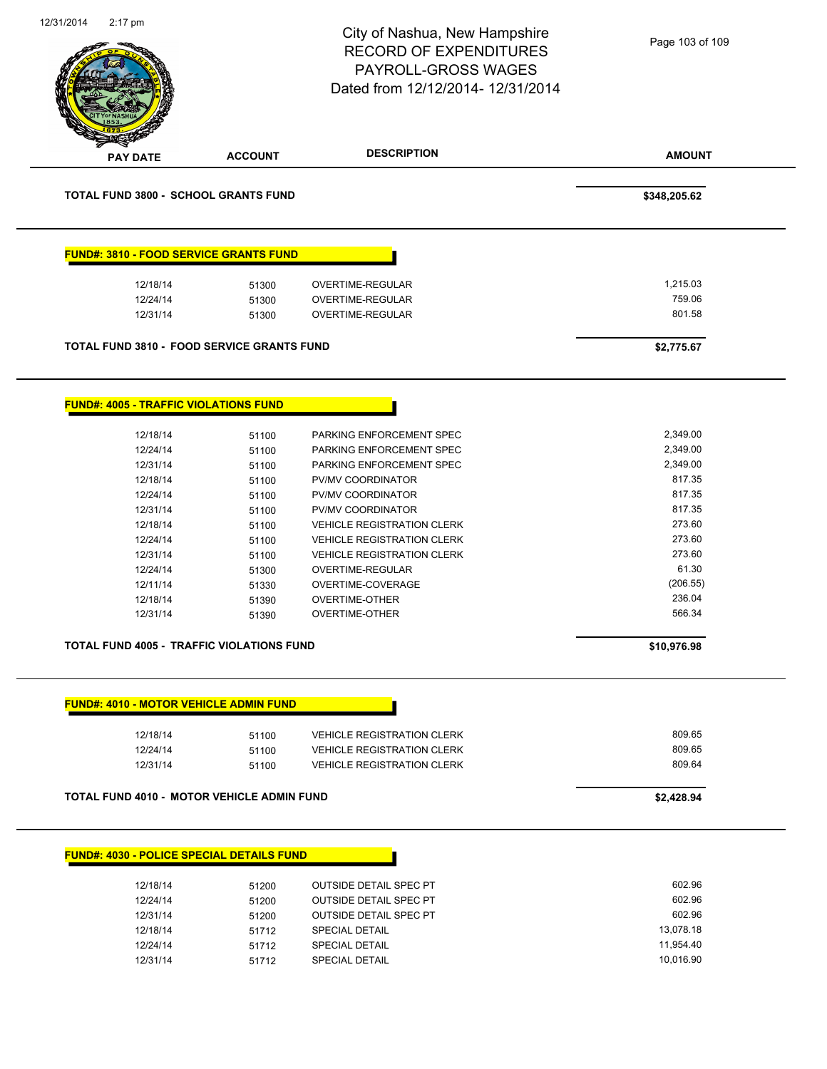# City of Nashua, New Hampshire
## RECORD OF EXPENDITURES
## PAYROLL-GROSS WAGES
## Dated from 12/12/2014- 12/31/2014

| PAY DATE | ACCOUNT | DESCRIPTION | AMOUNT |
|---|---|---|---|
| **TOTAL FUND 3800 - SCHOOL GRANTS FUND** | | | **$348,205.62** |

**FUND#: 3810 - FOOD SERVICE GRANTS FUND**

| PAY DATE | ACCOUNT | DESCRIPTION | AMOUNT |
|---|---|---|---|
| 12/18/14 | 51300 | OVERTIME-REGULAR | 1,215.03 |
| 12/24/14 | 51300 | OVERTIME-REGULAR | 759.06 |
| 12/31/14 | 51300 | OVERTIME-REGULAR | 801.58 |
| **TOTAL FUND 3810 - FOOD SERVICE GRANTS FUND** | | | **$2,775.67** |

**FUND#: 4005 - TRAFFIC VIOLATIONS FUND**

| PAY DATE | ACCOUNT | DESCRIPTION | AMOUNT |
|---|---|---|---|
| 12/18/14 | 51100 | PARKING ENFORCEMENT SPEC | 2,349.00 |
| 12/24/14 | 51100 | PARKING ENFORCEMENT SPEC | 2,349.00 |
| 12/31/14 | 51100 | PARKING ENFORCEMENT SPEC | 2,349.00 |
| 12/18/14 | 51100 | PV/MV COORDINATOR | 817.35 |
| 12/24/14 | 51100 | PV/MV COORDINATOR | 817.35 |
| 12/31/14 | 51100 | PV/MV COORDINATOR | 817.35 |
| 12/18/14 | 51100 | VEHICLE REGISTRATION CLERK | 273.60 |
| 12/24/14 | 51100 | VEHICLE REGISTRATION CLERK | 273.60 |
| 12/31/14 | 51100 | VEHICLE REGISTRATION CLERK | 273.60 |
| 12/24/14 | 51300 | OVERTIME-REGULAR | 61.30 |
| 12/11/14 | 51330 | OVERTIME-COVERAGE | (206.55) |
| 12/18/14 | 51390 | OVERTIME-OTHER | 236.04 |
| 12/31/14 | 51390 | OVERTIME-OTHER | 566.34 |
| **TOTAL FUND 4005 - TRAFFIC VIOLATIONS FUND** | | | **$10,976.98** |

**FUND#: 4010 - MOTOR VEHICLE ADMIN FUND**

| PAY DATE | ACCOUNT | DESCRIPTION | AMOUNT |
|---|---|---|---|
| 12/18/14 | 51100 | VEHICLE REGISTRATION CLERK | 809.65 |
| 12/24/14 | 51100 | VEHICLE REGISTRATION CLERK | 809.65 |
| 12/31/14 | 51100 | VEHICLE REGISTRATION CLERK | 809.64 |
| **TOTAL FUND 4010 - MOTOR VEHICLE ADMIN FUND** | | | **$2,428.94** |

**FUND#: 4030 - POLICE SPECIAL DETAILS FUND**

| PAY DATE | ACCOUNT | DESCRIPTION | AMOUNT |
|---|---|---|---|
| 12/18/14 | 51200 | OUTSIDE DETAIL SPEC PT | 602.96 |
| 12/24/14 | 51200 | OUTSIDE DETAIL SPEC PT | 602.96 |
| 12/31/14 | 51200 | OUTSIDE DETAIL SPEC PT | 602.96 |
| 12/18/14 | 51712 | SPECIAL DETAIL | 13,078.18 |
| 12/24/14 | 51712 | SPECIAL DETAIL | 11,954.40 |
| 12/31/14 | 51712 | SPECIAL DETAIL | 10,016.90 |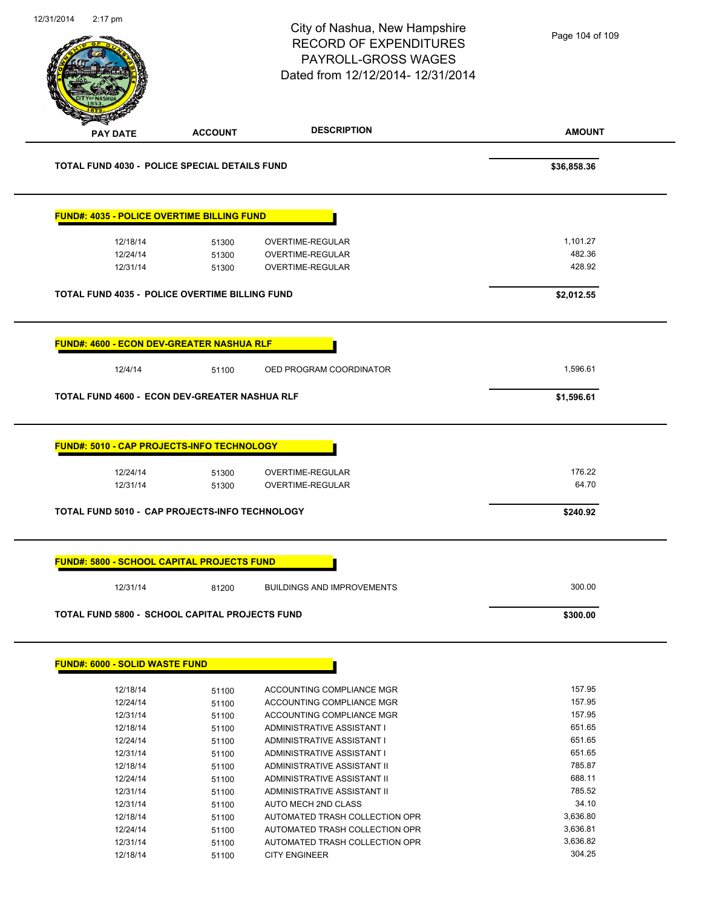City of Nashua, New Hampshire
RECORD OF EXPENDITURES
PAYROLL-GROSS WAGES
Dated from 12/12/2014- 12/31/2014

| PAY DATE | ACCOUNT | DESCRIPTION | AMOUNT |
|---|---|---|---|
| **TOTAL FUND 4030 - POLICE SPECIAL DETAILS FUND** | | | **$36,858.36** |

**FUND#: 4035 - POLICE OVERTIME BILLING FUND**

| PAY DATE | ACCOUNT | DESCRIPTION | AMOUNT |
|---|---|---|---|
| 12/18/14 | 51300 | OVERTIME-REGULAR | 1,101.27 |
| 12/24/14 | 51300 | OVERTIME-REGULAR | 482.36 |
| 12/31/14 | 51300 | OVERTIME-REGULAR | 428.92 |
| **TOTAL FUND 4035 - POLICE OVERTIME BILLING FUND** | | | **$2,012.55** |

**FUND#: 4600 - ECON DEV-GREATER NASHUA RLF**

| PAY DATE | ACCOUNT | DESCRIPTION | AMOUNT |
|---|---|---|---|
| 12/4/14 | 51100 | OED PROGRAM COORDINATOR | 1,596.61 |
| **TOTAL FUND 4600 - ECON DEV-GREATER NASHUA RLF** | | | **$1,596.61** |

**FUND#: 5010 - CAP PROJECTS-INFO TECHNOLOGY**

| PAY DATE | ACCOUNT | DESCRIPTION | AMOUNT |
|---|---|---|---|
| 12/24/14 | 51300 | OVERTIME-REGULAR | 176.22 |
| 12/31/14 | 51300 | OVERTIME-REGULAR | 64.70 |
| **TOTAL FUND 5010 - CAP PROJECTS-INFO TECHNOLOGY** | | | **$240.92** |

**FUND#: 5800 - SCHOOL CAPITAL PROJECTS FUND**

| PAY DATE | ACCOUNT | DESCRIPTION | AMOUNT |
|---|---|---|---|
| 12/31/14 | 81200 | BUILDINGS AND IMPROVEMENTS | 300.00 |
| **TOTAL FUND 5800 - SCHOOL CAPITAL PROJECTS FUND** | | | **$300.00** |

**FUND#: 6000 - SOLID WASTE FUND**

| PAY DATE | ACCOUNT | DESCRIPTION | AMOUNT |
|---|---|---|---|
| 12/18/14 | 51100 | ACCOUNTING COMPLIANCE MGR | 157.95 |
| 12/24/14 | 51100 | ACCOUNTING COMPLIANCE MGR | 157.95 |
| 12/31/14 | 51100 | ACCOUNTING COMPLIANCE MGR | 157.95 |
| 12/18/14 | 51100 | ADMINISTRATIVE ASSISTANT I | 651.65 |
| 12/24/14 | 51100 | ADMINISTRATIVE ASSISTANT I | 651.65 |
| 12/31/14 | 51100 | ADMINISTRATIVE ASSISTANT I | 651.65 |
| 12/18/14 | 51100 | ADMINISTRATIVE ASSISTANT II | 785.87 |
| 12/24/14 | 51100 | ADMINISTRATIVE ASSISTANT II | 688.11 |
| 12/31/14 | 51100 | ADMINISTRATIVE ASSISTANT II | 785.52 |
| 12/31/14 | 51100 | AUTO MECH 2ND CLASS | 34.10 |
| 12/18/14 | 51100 | AUTOMATED TRASH COLLECTION OPR | 3,636.80 |
| 12/24/14 | 51100 | AUTOMATED TRASH COLLECTION OPR | 3,636.81 |
| 12/31/14 | 51100 | AUTOMATED TRASH COLLECTION OPR | 3,636.82 |
| 12/18/14 | 51100 | CITY ENGINEER | 304.25 |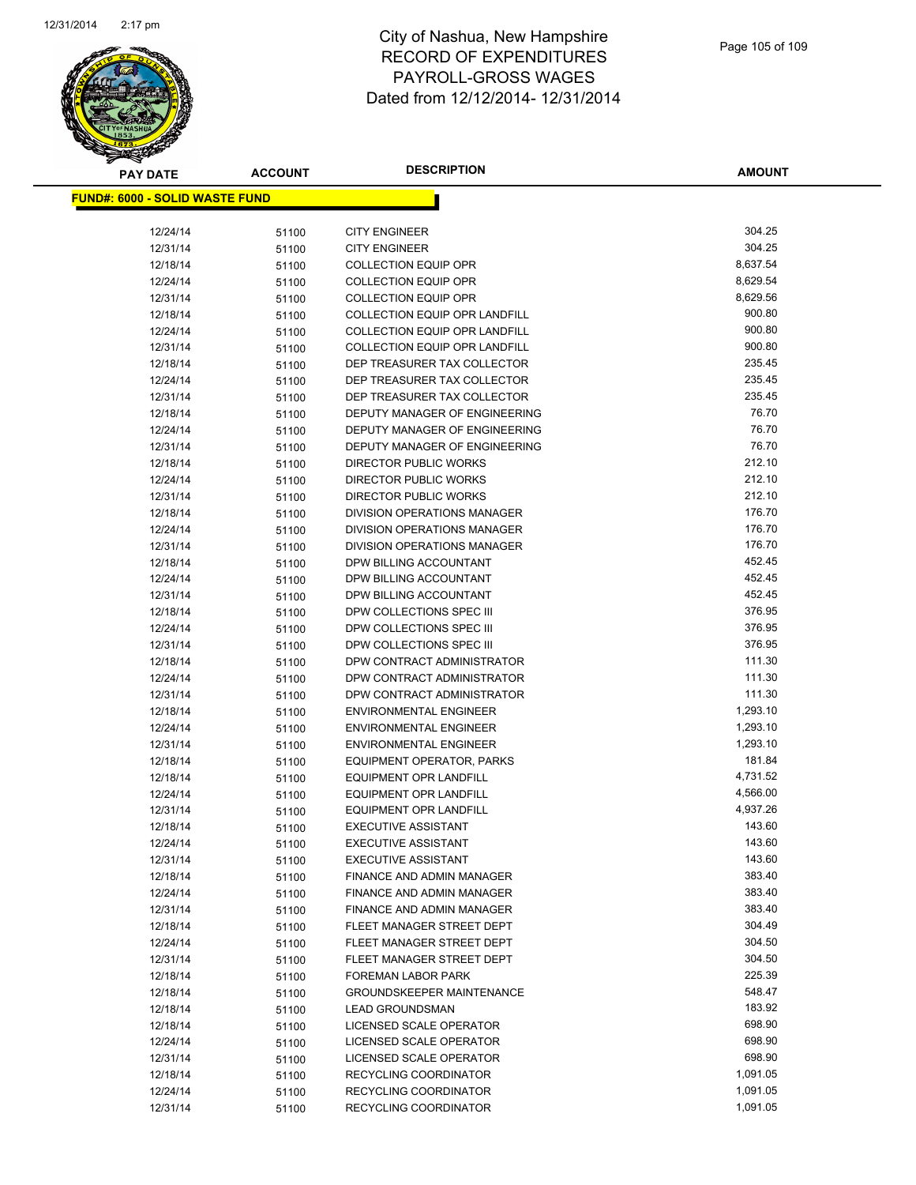# City of Nashua, New Hampshire
## RECORD OF EXPENDITURES
## PAYROLL-GROSS WAGES
## Dated from 12/12/2014- 12/31/2014

| PAY DATE | ACCOUNT | DESCRIPTION | AMOUNT |
|---|---|---|---|
| **FUND#: 6000 - SOLID WASTE FUND** | | | |
| 12/24/14 | 51100 | CITY ENGINEER | 304.25 |
| 12/31/14 | 51100 | CITY ENGINEER | 304.25 |
| 12/18/14 | 51100 | COLLECTION EQUIP OPR | 8,637.54 |
| 12/24/14 | 51100 | COLLECTION EQUIP OPR | 8,629.54 |
| 12/31/14 | 51100 | COLLECTION EQUIP OPR | 8,629.56 |
| 12/18/14 | 51100 | COLLECTION EQUIP OPR LANDFILL | 900.80 |
| 12/24/14 | 51100 | COLLECTION EQUIP OPR LANDFILL | 900.80 |
| 12/31/14 | 51100 | COLLECTION EQUIP OPR LANDFILL | 900.80 |
| 12/18/14 | 51100 | DEP TREASURER TAX COLLECTOR | 235.45 |
| 12/24/14 | 51100 | DEP TREASURER TAX COLLECTOR | 235.45 |
| 12/31/14 | 51100 | DEP TREASURER TAX COLLECTOR | 235.45 |
| 12/18/14 | 51100 | DEPUTY MANAGER OF ENGINEERING | 76.70 |
| 12/24/14 | 51100 | DEPUTY MANAGER OF ENGINEERING | 76.70 |
| 12/31/14 | 51100 | DEPUTY MANAGER OF ENGINEERING | 76.70 |
| 12/18/14 | 51100 | DIRECTOR PUBLIC WORKS | 212.10 |
| 12/24/14 | 51100 | DIRECTOR PUBLIC WORKS | 212.10 |
| 12/31/14 | 51100 | DIRECTOR PUBLIC WORKS | 212.10 |
| 12/18/14 | 51100 | DIVISION OPERATIONS MANAGER | 176.70 |
| 12/24/14 | 51100 | DIVISION OPERATIONS MANAGER | 176.70 |
| 12/31/14 | 51100 | DIVISION OPERATIONS MANAGER | 176.70 |
| 12/18/14 | 51100 | DPW BILLING ACCOUNTANT | 452.45 |
| 12/24/14 | 51100 | DPW BILLING ACCOUNTANT | 452.45 |
| 12/31/14 | 51100 | DPW BILLING ACCOUNTANT | 452.45 |
| 12/18/14 | 51100 | DPW COLLECTIONS SPEC III | 376.95 |
| 12/24/14 | 51100 | DPW COLLECTIONS SPEC III | 376.95 |
| 12/31/14 | 51100 | DPW COLLECTIONS SPEC III | 376.95 |
| 12/18/14 | 51100 | DPW CONTRACT ADMINISTRATOR | 111.30 |
| 12/24/14 | 51100 | DPW CONTRACT ADMINISTRATOR | 111.30 |
| 12/31/14 | 51100 | DPW CONTRACT ADMINISTRATOR | 111.30 |
| 12/18/14 | 51100 | ENVIRONMENTAL ENGINEER | 1,293.10 |
| 12/24/14 | 51100 | ENVIRONMENTAL ENGINEER | 1,293.10 |
| 12/31/14 | 51100 | ENVIRONMENTAL ENGINEER | 1,293.10 |
| 12/18/14 | 51100 | EQUIPMENT OPERATOR, PARKS | 181.84 |
| 12/18/14 | 51100 | EQUIPMENT OPR LANDFILL | 4,731.52 |
| 12/24/14 | 51100 | EQUIPMENT OPR LANDFILL | 4,566.00 |
| 12/31/14 | 51100 | EQUIPMENT OPR LANDFILL | 4,937.26 |
| 12/18/14 | 51100 | EXECUTIVE ASSISTANT | 143.60 |
| 12/24/14 | 51100 | EXECUTIVE ASSISTANT | 143.60 |
| 12/31/14 | 51100 | EXECUTIVE ASSISTANT | 143.60 |
| 12/18/14 | 51100 | FINANCE AND ADMIN MANAGER | 383.40 |
| 12/24/14 | 51100 | FINANCE AND ADMIN MANAGER | 383.40 |
| 12/31/14 | 51100 | FINANCE AND ADMIN MANAGER | 383.40 |
| 12/18/14 | 51100 | FLEET MANAGER STREET DEPT | 304.49 |
| 12/24/14 | 51100 | FLEET MANAGER STREET DEPT | 304.50 |
| 12/31/14 | 51100 | FLEET MANAGER STREET DEPT | 304.50 |
| 12/18/14 | 51100 | FOREMAN LABOR PARK | 225.39 |
| 12/18/14 | 51100 | GROUNDSKEEPER MAINTENANCE | 548.47 |
| 12/18/14 | 51100 | LEAD GROUNDSMAN | 183.92 |
| 12/18/14 | 51100 | LICENSED SCALE OPERATOR | 698.90 |
| 12/24/14 | 51100 | LICENSED SCALE OPERATOR | 698.90 |
| 12/31/14 | 51100 | LICENSED SCALE OPERATOR | 698.90 |
| 12/18/14 | 51100 | RECYCLING COORDINATOR | 1,091.05 |
| 12/24/14 | 51100 | RECYCLING COORDINATOR | 1,091.05 |
| 12/31/14 | 51100 | RECYCLING COORDINATOR | 1,091.05 |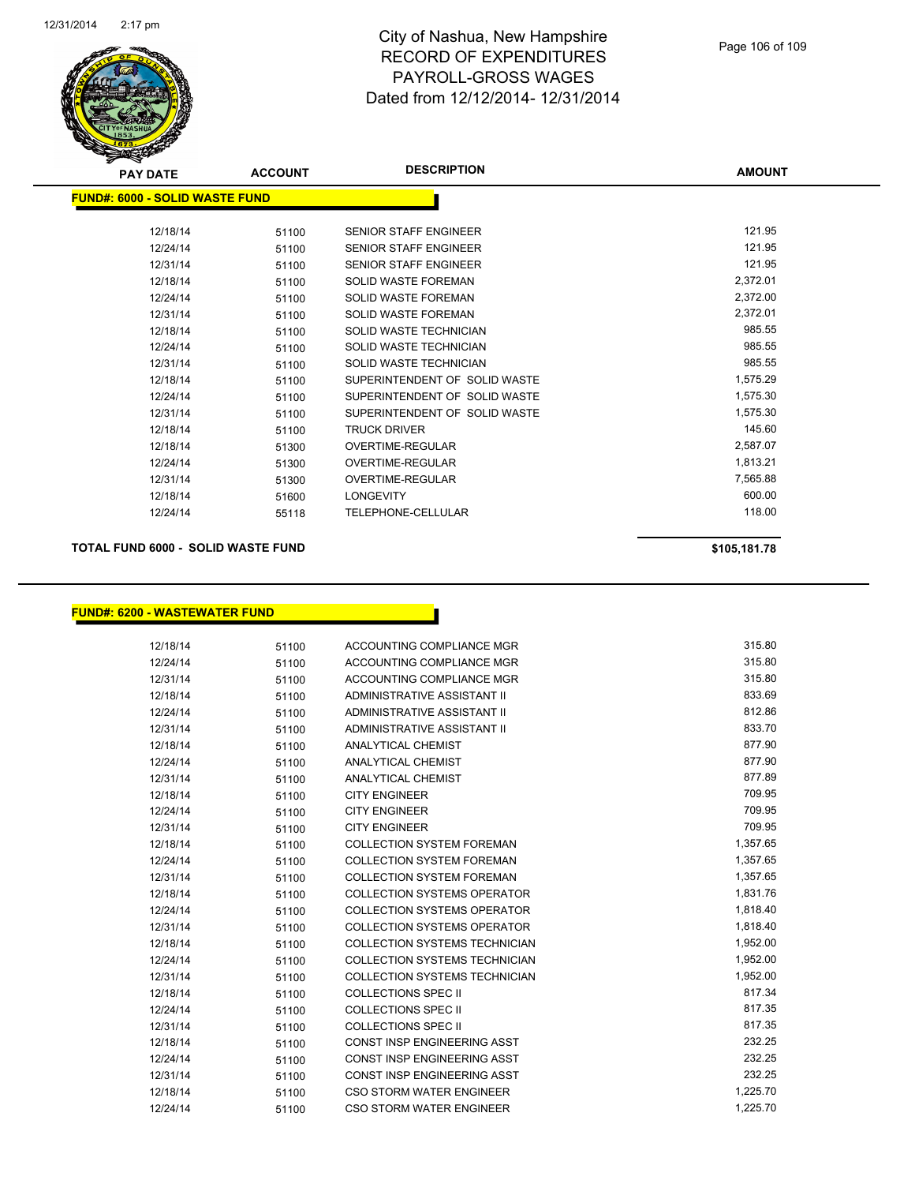# City of Nashua, New Hampshire
## RECORD OF EXPENDITURES
## PAYROLL-GROSS WAGES
## Dated from 12/12/2014- 12/31/2014

**FUND#: 6000 - SOLID WASTE FUND**

| PAY DATE | ACCOUNT | DESCRIPTION | AMOUNT |
|---|---|---|---|
| 12/18/14 | 51100 | SENIOR STAFF ENGINEER | 121.95 |
| 12/24/14 | 51100 | SENIOR STAFF ENGINEER | 121.95 |
| 12/31/14 | 51100 | SENIOR STAFF ENGINEER | 121.95 |
| 12/18/14 | 51100 | SOLID WASTE FOREMAN | 2,372.01 |
| 12/24/14 | 51100 | SOLID WASTE FOREMAN | 2,372.00 |
| 12/31/14 | 51100 | SOLID WASTE FOREMAN | 2,372.01 |
| 12/18/14 | 51100 | SOLID WASTE TECHNICIAN | 985.55 |
| 12/24/14 | 51100 | SOLID WASTE TECHNICIAN | 985.55 |
| 12/31/14 | 51100 | SOLID WASTE TECHNICIAN | 985.55 |
| 12/18/14 | 51100 | SUPERINTENDENT OF SOLID WASTE | 1,575.29 |
| 12/24/14 | 51100 | SUPERINTENDENT OF SOLID WASTE | 1,575.30 |
| 12/31/14 | 51100 | SUPERINTENDENT OF SOLID WASTE | 1,575.30 |
| 12/18/14 | 51100 | TRUCK DRIVER | 145.60 |
| 12/18/14 | 51300 | OVERTIME-REGULAR | 2,587.07 |
| 12/24/14 | 51300 | OVERTIME-REGULAR | 1,813.21 |
| 12/31/14 | 51300 | OVERTIME-REGULAR | 7,565.88 |
| 12/18/14 | 51600 | LONGEVITY | 600.00 |
| 12/24/14 | 55118 | TELEPHONE-CELLULAR | 118.00 |

**TOTAL FUND 6000 - SOLID WASTE FUND** **$105,181.78**

**FUND#: 6200 - WASTEWATER FUND**

| PAY DATE | ACCOUNT | DESCRIPTION | AMOUNT |
|---|---|---|---|
| 12/18/14 | 51100 | ACCOUNTING COMPLIANCE MGR | 315.80 |
| 12/24/14 | 51100 | ACCOUNTING COMPLIANCE MGR | 315.80 |
| 12/31/14 | 51100 | ACCOUNTING COMPLIANCE MGR | 315.80 |
| 12/18/14 | 51100 | ADMINISTRATIVE ASSISTANT II | 833.69 |
| 12/24/14 | 51100 | ADMINISTRATIVE ASSISTANT II | 812.86 |
| 12/31/14 | 51100 | ADMINISTRATIVE ASSISTANT II | 833.70 |
| 12/18/14 | 51100 | ANALYTICAL CHEMIST | 877.90 |
| 12/24/14 | 51100 | ANALYTICAL CHEMIST | 877.90 |
| 12/31/14 | 51100 | ANALYTICAL CHEMIST | 877.89 |
| 12/18/14 | 51100 | CITY ENGINEER | 709.95 |
| 12/24/14 | 51100 | CITY ENGINEER | 709.95 |
| 12/31/14 | 51100 | CITY ENGINEER | 709.95 |
| 12/18/14 | 51100 | COLLECTION SYSTEM FOREMAN | 1,357.65 |
| 12/24/14 | 51100 | COLLECTION SYSTEM FOREMAN | 1,357.65 |
| 12/31/14 | 51100 | COLLECTION SYSTEM FOREMAN | 1,357.65 |
| 12/18/14 | 51100 | COLLECTION SYSTEMS OPERATOR | 1,831.76 |
| 12/24/14 | 51100 | COLLECTION SYSTEMS OPERATOR | 1,818.40 |
| 12/31/14 | 51100 | COLLECTION SYSTEMS OPERATOR | 1,818.40 |
| 12/18/14 | 51100 | COLLECTION SYSTEMS TECHNICIAN | 1,952.00 |
| 12/24/14 | 51100 | COLLECTION SYSTEMS TECHNICIAN | 1,952.00 |
| 12/31/14 | 51100 | COLLECTION SYSTEMS TECHNICIAN | 1,952.00 |
| 12/18/14 | 51100 | COLLECTIONS SPEC II | 817.34 |
| 12/24/14 | 51100 | COLLECTIONS SPEC II | 817.35 |
| 12/31/14 | 51100 | COLLECTIONS SPEC II | 817.35 |
| 12/18/14 | 51100 | CONST INSP ENGINEERING ASST | 232.25 |
| 12/24/14 | 51100 | CONST INSP ENGINEERING ASST | 232.25 |
| 12/31/14 | 51100 | CONST INSP ENGINEERING ASST | 232.25 |
| 12/18/14 | 51100 | CSO STORM WATER ENGINEER | 1,225.70 |
| 12/24/14 | 51100 | CSO STORM WATER ENGINEER | 1,225.70 |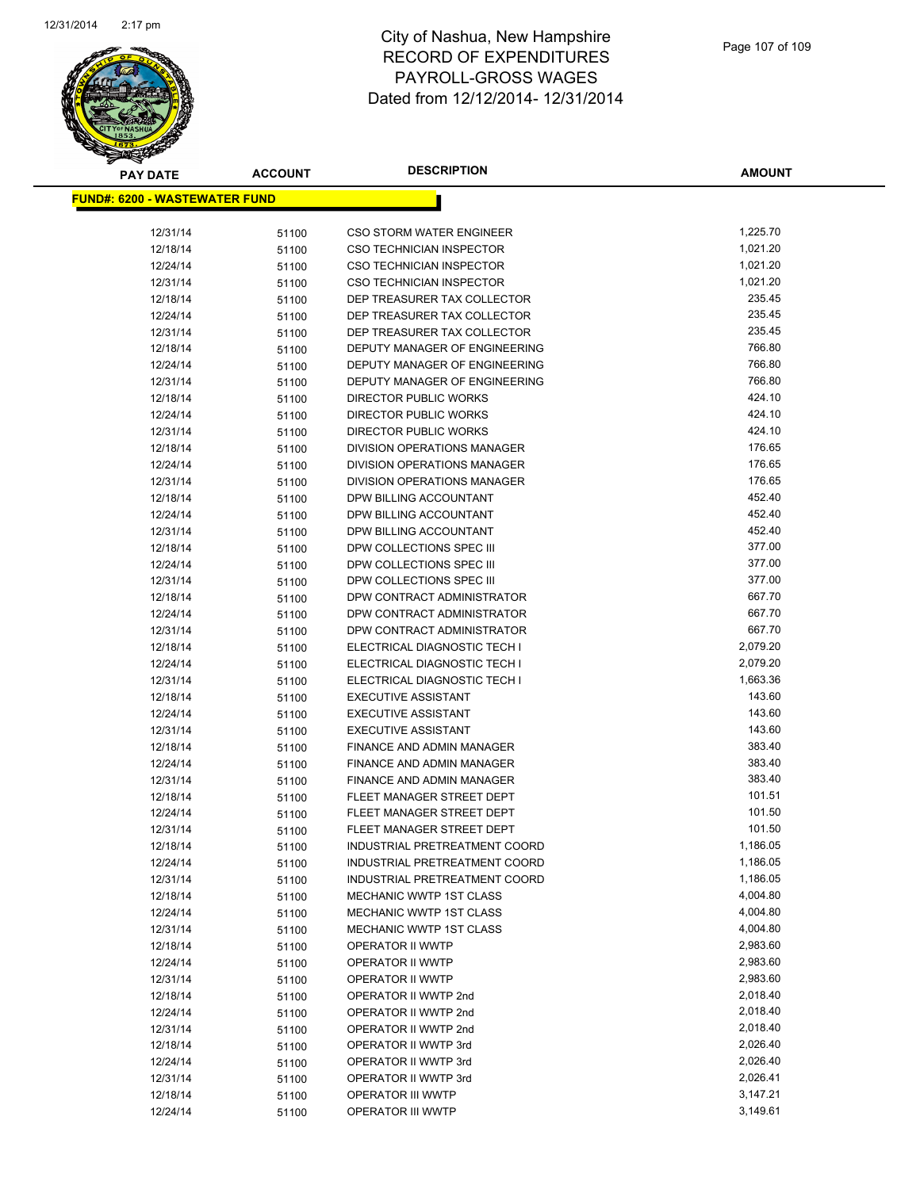# City of Nashua, New Hampshire
# RECORD OF EXPENDITURES
# PAYROLL-GROSS WAGES
# Dated from 12/12/2014- 12/31/2014

**FUND#: 6200 - WASTEWATER FUND**

| PAY DATE | ACCOUNT | DESCRIPTION | AMOUNT |
|---|---|---|---|
| 12/31/14 | 51100 | CSO STORM WATER ENGINEER | 1,225.70 |
| 12/18/14 | 51100 | CSO TECHNICIAN INSPECTOR | 1,021.20 |
| 12/24/14 | 51100 | CSO TECHNICIAN INSPECTOR | 1,021.20 |
| 12/31/14 | 51100 | CSO TECHNICIAN INSPECTOR | 1,021.20 |
| 12/18/14 | 51100 | DEP TREASURER TAX COLLECTOR | 235.45 |
| 12/24/14 | 51100 | DEP TREASURER TAX COLLECTOR | 235.45 |
| 12/31/14 | 51100 | DEP TREASURER TAX COLLECTOR | 235.45 |
| 12/18/14 | 51100 | DEPUTY MANAGER OF ENGINEERING | 766.80 |
| 12/24/14 | 51100 | DEPUTY MANAGER OF ENGINEERING | 766.80 |
| 12/31/14 | 51100 | DEPUTY MANAGER OF ENGINEERING | 766.80 |
| 12/18/14 | 51100 | DIRECTOR PUBLIC WORKS | 424.10 |
| 12/24/14 | 51100 | DIRECTOR PUBLIC WORKS | 424.10 |
| 12/31/14 | 51100 | DIRECTOR PUBLIC WORKS | 424.10 |
| 12/18/14 | 51100 | DIVISION OPERATIONS MANAGER | 176.65 |
| 12/24/14 | 51100 | DIVISION OPERATIONS MANAGER | 176.65 |
| 12/31/14 | 51100 | DIVISION OPERATIONS MANAGER | 176.65 |
| 12/18/14 | 51100 | DPW BILLING ACCOUNTANT | 452.40 |
| 12/24/14 | 51100 | DPW BILLING ACCOUNTANT | 452.40 |
| 12/31/14 | 51100 | DPW BILLING ACCOUNTANT | 452.40 |
| 12/18/14 | 51100 | DPW COLLECTIONS SPEC III | 377.00 |
| 12/24/14 | 51100 | DPW COLLECTIONS SPEC III | 377.00 |
| 12/31/14 | 51100 | DPW COLLECTIONS SPEC III | 377.00 |
| 12/18/14 | 51100 | DPW CONTRACT ADMINISTRATOR | 667.70 |
| 12/24/14 | 51100 | DPW CONTRACT ADMINISTRATOR | 667.70 |
| 12/31/14 | 51100 | DPW CONTRACT ADMINISTRATOR | 667.70 |
| 12/18/14 | 51100 | ELECTRICAL DIAGNOSTIC TECH I | 2,079.20 |
| 12/24/14 | 51100 | ELECTRICAL DIAGNOSTIC TECH I | 2,079.20 |
| 12/31/14 | 51100 | ELECTRICAL DIAGNOSTIC TECH I | 1,663.36 |
| 12/18/14 | 51100 | EXECUTIVE ASSISTANT | 143.60 |
| 12/24/14 | 51100 | EXECUTIVE ASSISTANT | 143.60 |
| 12/31/14 | 51100 | EXECUTIVE ASSISTANT | 143.60 |
| 12/18/14 | 51100 | FINANCE AND ADMIN MANAGER | 383.40 |
| 12/24/14 | 51100 | FINANCE AND ADMIN MANAGER | 383.40 |
| 12/31/14 | 51100 | FINANCE AND ADMIN MANAGER | 383.40 |
| 12/18/14 | 51100 | FLEET MANAGER STREET DEPT | 101.51 |
| 12/24/14 | 51100 | FLEET MANAGER STREET DEPT | 101.50 |
| 12/31/14 | 51100 | FLEET MANAGER STREET DEPT | 101.50 |
| 12/18/14 | 51100 | INDUSTRIAL PRETREATMENT COORD | 1,186.05 |
| 12/24/14 | 51100 | INDUSTRIAL PRETREATMENT COORD | 1,186.05 |
| 12/31/14 | 51100 | INDUSTRIAL PRETREATMENT COORD | 1,186.05 |
| 12/18/14 | 51100 | MECHANIC WWTP 1ST CLASS | 4,004.80 |
| 12/24/14 | 51100 | MECHANIC WWTP 1ST CLASS | 4,004.80 |
| 12/31/14 | 51100 | MECHANIC WWTP 1ST CLASS | 4,004.80 |
| 12/18/14 | 51100 | OPERATOR II WWTP | 2,983.60 |
| 12/24/14 | 51100 | OPERATOR II WWTP | 2,983.60 |
| 12/31/14 | 51100 | OPERATOR II WWTP | 2,983.60 |
| 12/18/14 | 51100 | OPERATOR II WWTP 2nd | 2,018.40 |
| 12/24/14 | 51100 | OPERATOR II WWTP 2nd | 2,018.40 |
| 12/31/14 | 51100 | OPERATOR II WWTP 2nd | 2,018.40 |
| 12/18/14 | 51100 | OPERATOR II WWTP 3rd | 2,026.40 |
| 12/24/14 | 51100 | OPERATOR II WWTP 3rd | 2,026.40 |
| 12/31/14 | 51100 | OPERATOR II WWTP 3rd | 2,026.41 |
| 12/18/14 | 51100 | OPERATOR III WWTP | 3,147.21 |
| 12/24/14 | 51100 | OPERATOR III WWTP | 3,149.61 |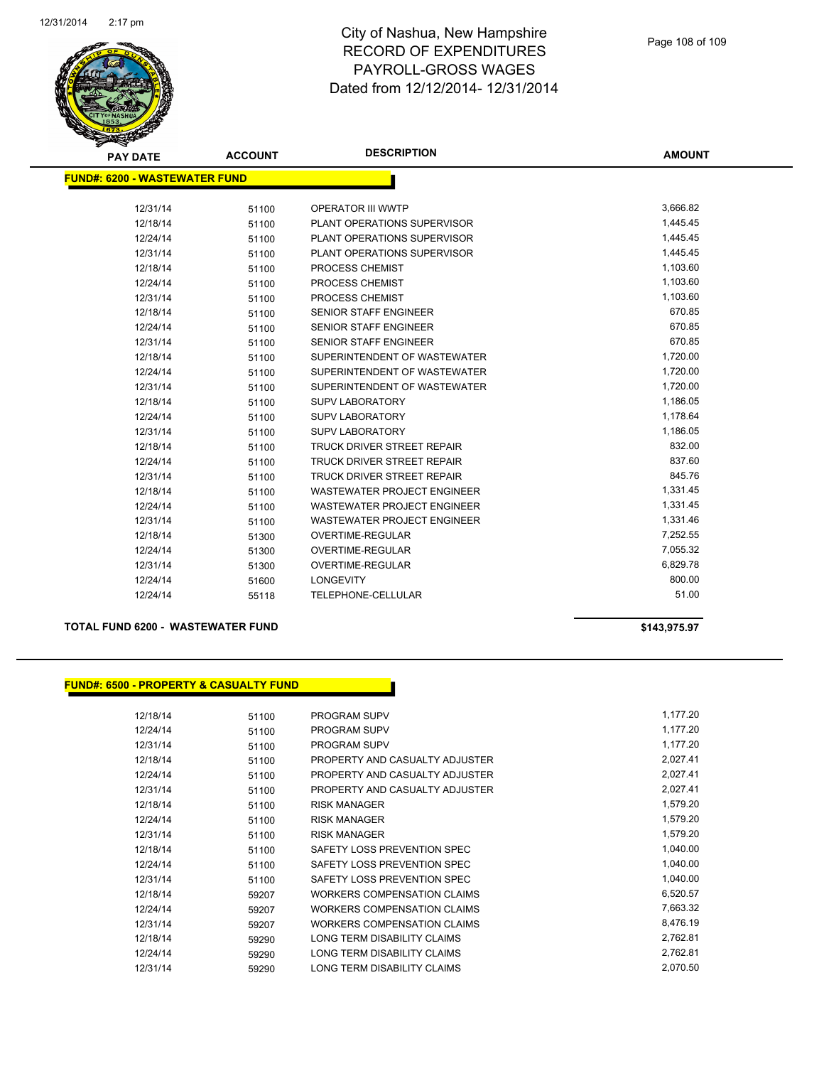# City of Nashua, New Hampshire
# RECORD OF EXPENDITURES
# PAYROLL-GROSS WAGES
# Dated from 12/12/2014- 12/31/2014

| PAY DATE | ACCOUNT | DESCRIPTION | AMOUNT |
|---|---|---|---|
| **FUND#: 6200 - WASTEWATER FUND** | | | |
| 12/31/14 | 51100 | OPERATOR III WWTP | 3,666.82 |
| 12/18/14 | 51100 | PLANT OPERATIONS SUPERVISOR | 1,445.45 |
| 12/24/14 | 51100 | PLANT OPERATIONS SUPERVISOR | 1,445.45 |
| 12/31/14 | 51100 | PLANT OPERATIONS SUPERVISOR | 1,445.45 |
| 12/18/14 | 51100 | PROCESS CHEMIST | 1,103.60 |
| 12/24/14 | 51100 | PROCESS CHEMIST | 1,103.60 |
| 12/31/14 | 51100 | PROCESS CHEMIST | 1,103.60 |
| 12/18/14 | 51100 | SENIOR STAFF ENGINEER | 670.85 |
| 12/24/14 | 51100 | SENIOR STAFF ENGINEER | 670.85 |
| 12/31/14 | 51100 | SENIOR STAFF ENGINEER | 670.85 |
| 12/18/14 | 51100 | SUPERINTENDENT OF WASTEWATER | 1,720.00 |
| 12/24/14 | 51100 | SUPERINTENDENT OF WASTEWATER | 1,720.00 |
| 12/31/14 | 51100 | SUPERINTENDENT OF WASTEWATER | 1,720.00 |
| 12/18/14 | 51100 | SUPV LABORATORY | 1,186.05 |
| 12/24/14 | 51100 | SUPV LABORATORY | 1,178.64 |
| 12/31/14 | 51100 | SUPV LABORATORY | 1,186.05 |
| 12/18/14 | 51100 | TRUCK DRIVER STREET REPAIR | 832.00 |
| 12/24/14 | 51100 | TRUCK DRIVER STREET REPAIR | 837.60 |
| 12/31/14 | 51100 | TRUCK DRIVER STREET REPAIR | 845.76 |
| 12/18/14 | 51100 | WASTEWATER PROJECT ENGINEER | 1,331.45 |
| 12/24/14 | 51100 | WASTEWATER PROJECT ENGINEER | 1,331.45 |
| 12/31/14 | 51100 | WASTEWATER PROJECT ENGINEER | 1,331.46 |
| 12/18/14 | 51300 | OVERTIME-REGULAR | 7,252.55 |
| 12/24/14 | 51300 | OVERTIME-REGULAR | 7,055.32 |
| 12/31/14 | 51300 | OVERTIME-REGULAR | 6,829.78 |
| 12/24/14 | 51600 | LONGEVITY | 800.00 |
| 12/24/14 | 55118 | TELEPHONE-CELLULAR | 51.00 |
| **TOTAL FUND 6200 - WASTEWATER FUND** | | | **$143,975.97** |

| PAY DATE | ACCOUNT | DESCRIPTION | AMOUNT |
|---|---|---|---|
| **FUND#: 6500 - PROPERTY & CASUALTY FUND** | | | |
| 12/18/14 | 51100 | PROGRAM SUPV | 1,177.20 |
| 12/24/14 | 51100 | PROGRAM SUPV | 1,177.20 |
| 12/31/14 | 51100 | PROGRAM SUPV | 1,177.20 |
| 12/18/14 | 51100 | PROPERTY AND CASUALTY ADJUSTER | 2,027.41 |
| 12/24/14 | 51100 | PROPERTY AND CASUALTY ADJUSTER | 2,027.41 |
| 12/31/14 | 51100 | PROPERTY AND CASUALTY ADJUSTER | 2,027.41 |
| 12/18/14 | 51100 | RISK MANAGER | 1,579.20 |
| 12/24/14 | 51100 | RISK MANAGER | 1,579.20 |
| 12/31/14 | 51100 | RISK MANAGER | 1,579.20 |
| 12/18/14 | 51100 | SAFETY LOSS PREVENTION SPEC | 1,040.00 |
| 12/24/14 | 51100 | SAFETY LOSS PREVENTION SPEC | 1,040.00 |
| 12/31/14 | 51100 | SAFETY LOSS PREVENTION SPEC | 1,040.00 |
| 12/18/14 | 59207 | WORKERS COMPENSATION CLAIMS | 6,520.57 |
| 12/24/14 | 59207 | WORKERS COMPENSATION CLAIMS | 7,663.32 |
| 12/31/14 | 59207 | WORKERS COMPENSATION CLAIMS | 8,476.19 |
| 12/18/14 | 59290 | LONG TERM DISABILITY CLAIMS | 2,762.81 |
| 12/24/14 | 59290 | LONG TERM DISABILITY CLAIMS | 2,762.81 |
| 12/31/14 | 59290 | LONG TERM DISABILITY CLAIMS | 2,070.50 |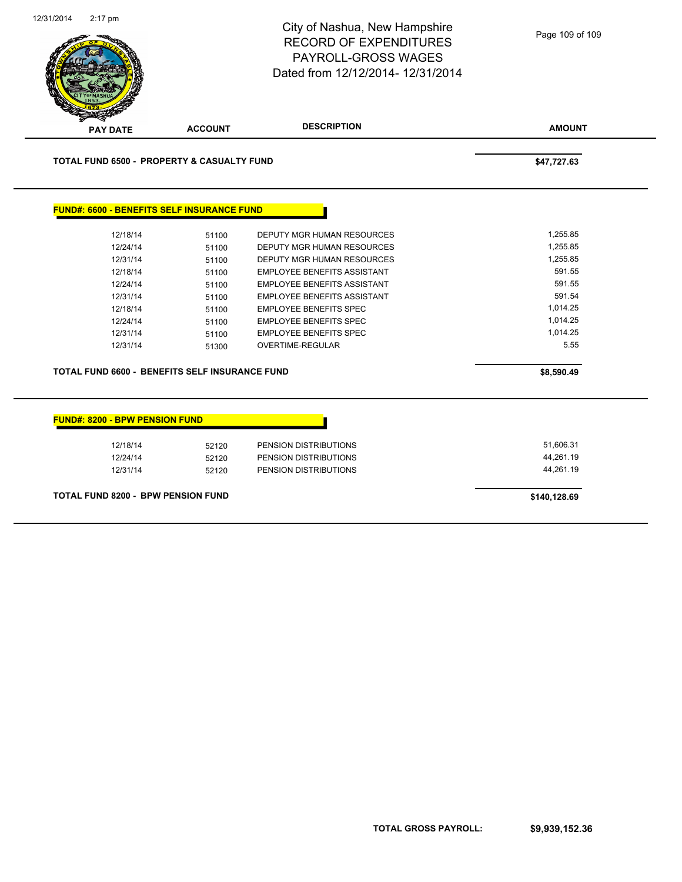# City of Nashua, New Hampshire
## RECORD OF EXPENDITURES
## PAYROLL-GROSS WAGES
## Dated from 12/12/2014- 12/31/2014

| PAY DATE | ACCOUNT | DESCRIPTION | AMOUNT |
|---|---|---|---|

**TOTAL FUND 6500 - PROPERTY & CASUALTY FUND** **$47,727.63**

**FUND#: 6600 - BENEFITS SELF INSURANCE FUND**

| PAY DATE | ACCOUNT | DESCRIPTION | AMOUNT |
|---|---|---|---|
| 12/18/14 | 51100 | DEPUTY MGR HUMAN RESOURCES | 1,255.85 |
| 12/24/14 | 51100 | DEPUTY MGR HUMAN RESOURCES | 1,255.85 |
| 12/31/14 | 51100 | DEPUTY MGR HUMAN RESOURCES | 1,255.85 |
| 12/18/14 | 51100 | EMPLOYEE BENEFITS ASSISTANT | 591.55 |
| 12/24/14 | 51100 | EMPLOYEE BENEFITS ASSISTANT | 591.55 |
| 12/31/14 | 51100 | EMPLOYEE BENEFITS ASSISTANT | 591.54 |
| 12/18/14 | 51100 | EMPLOYEE BENEFITS SPEC | 1,014.25 |
| 12/24/14 | 51100 | EMPLOYEE BENEFITS SPEC | 1,014.25 |
| 12/31/14 | 51100 | EMPLOYEE BENEFITS SPEC | 1,014.25 |
| 12/31/14 | 51300 | OVERTIME-REGULAR | 5.55 |

**TOTAL FUND 6600 - BENEFITS SELF INSURANCE FUND** **$8,590.49**

**FUND#: 8200 - BPW PENSION FUND**

| PAY DATE | ACCOUNT | DESCRIPTION | AMOUNT |
|---|---|---|---|
| 12/18/14 | 52120 | PENSION DISTRIBUTIONS | 51,606.31 |
| 12/24/14 | 52120 | PENSION DISTRIBUTIONS | 44,261.19 |
| 12/31/14 | 52120 | PENSION DISTRIBUTIONS | 44,261.19 |

**TOTAL FUND 8200 - BPW PENSION FUND** **$140,128.69**

**TOTAL GROSS PAYROLL:** **$9,939,152.36**